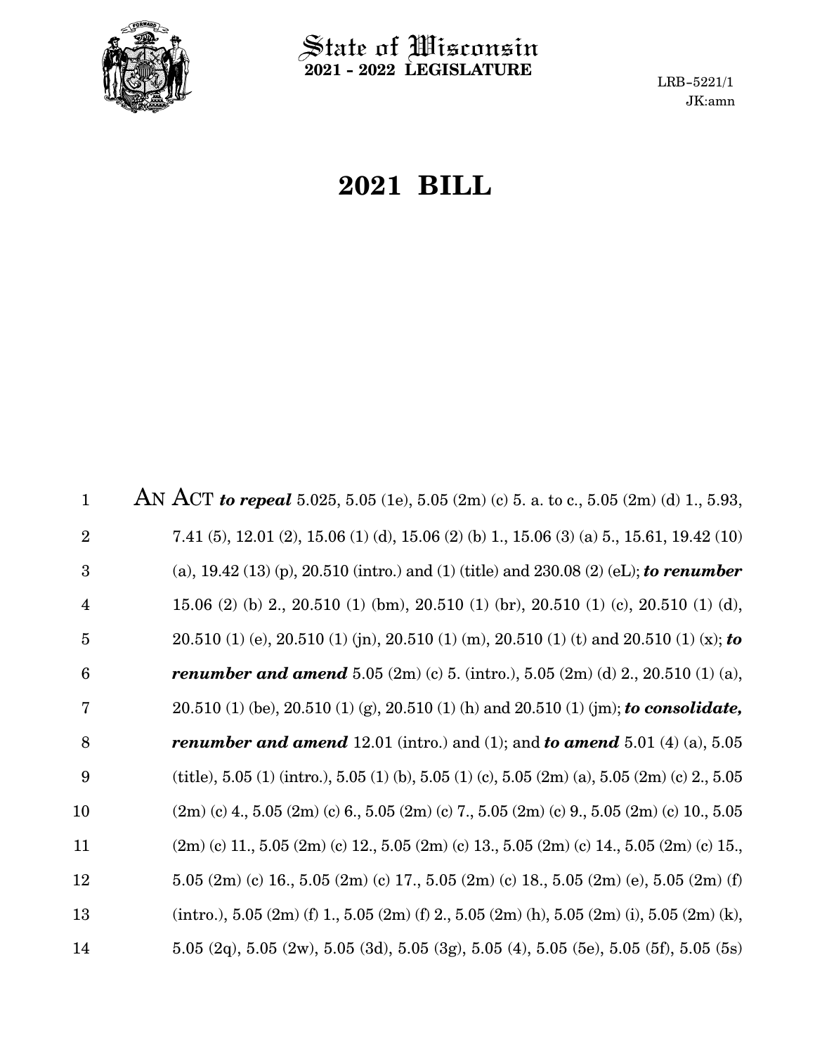State of Wisconsin
**2021 - 2022 LEGISLATURE**

LRB-5221/1
JK:amn

# 2021 BILL

AN ACT ***to repeal*** 5.025, 5.05 (1e), 5.05 (2m) (c) 5. a. to c., 5.05 (2m) (d) 1., 5.93, 7.41 (5), 12.01 (2), 15.06 (1) (d), 15.06 (2) (b) 1., 15.06 (3) (a) 5., 15.61, 19.42 (10) (a), 19.42 (13) (p), 20.510 (intro.) and (1) (title) and 230.08 (2) (eL); ***to renumber*** 15.06 (2) (b) 2., 20.510 (1) (bm), 20.510 (1) (br), 20.510 (1) (c), 20.510 (1) (d), 20.510 (1) (e), 20.510 (1) (jn), 20.510 (1) (m), 20.510 (1) (t) and 20.510 (1) (x); ***to renumber and amend*** 5.05 (2m) (c) 5. (intro.), 5.05 (2m) (d) 2., 20.510 (1) (a), 20.510 (1) (be), 20.510 (1) (g), 20.510 (1) (h) and 20.510 (1) (jm); ***to consolidate, renumber and amend*** 12.01 (intro.) and (1); and ***to amend*** 5.01 (4) (a), 5.05 (title), 5.05 (1) (intro.), 5.05 (1) (b), 5.05 (1) (c), 5.05 (2m) (a), 5.05 (2m) (c) 2., 5.05 (2m) (c) 4., 5.05 (2m) (c) 6., 5.05 (2m) (c) 7., 5.05 (2m) (c) 9., 5.05 (2m) (c) 10., 5.05 (2m) (c) 11., 5.05 (2m) (c) 12., 5.05 (2m) (c) 13., 5.05 (2m) (c) 14., 5.05 (2m) (c) 15., 5.05 (2m) (c) 16., 5.05 (2m) (c) 17., 5.05 (2m) (c) 18., 5.05 (2m) (e), 5.05 (2m) (f) (intro.), 5.05 (2m) (f) 1., 5.05 (2m) (f) 2., 5.05 (2m) (h), 5.05 (2m) (i), 5.05 (2m) (k), 5.05 (2q), 5.05 (2w), 5.05 (3d), 5.05 (3g), 5.05 (4), 5.05 (5e), 5.05 (5f), 5.05 (5s)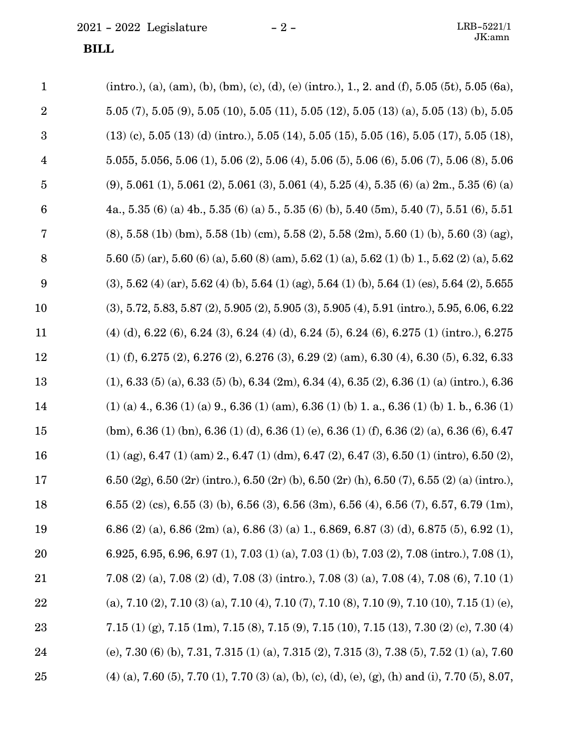(intro.), (a), (am), (b), (bm), (c), (d), (e) (intro.), 1., 2. and (f), 5.05 (5t), 5.05 (6a), 5.05 (7), 5.05 (9), 5.05 (10), 5.05 (11), 5.05 (12), 5.05 (13) (a), 5.05 (13) (b), 5.05 (13) (c), 5.05 (13) (d) (intro.), 5.05 (14), 5.05 (15), 5.05 (16), 5.05 (17), 5.05 (18), 5.055, 5.056, 5.06 (1), 5.06 (2), 5.06 (4), 5.06 (5), 5.06 (6), 5.06 (7), 5.06 (8), 5.06 (9), 5.061 (1), 5.061 (2), 5.061 (3), 5.061 (4), 5.25 (4), 5.35 (6) (a) 2m., 5.35 (6) (a) 4a., 5.35 (6) (a) 4b., 5.35 (6) (a) 5., 5.35 (6) (b), 5.40 (5m), 5.40 (7), 5.51 (6), 5.51 (8), 5.58 (1b) (bm), 5.58 (1b) (cm), 5.58 (2), 5.58 (2m), 5.60 (1) (b), 5.60 (3) (ag), 5.60 (5) (ar), 5.60 (6) (a), 5.60 (8) (am), 5.62 (1) (a), 5.62 (1) (b) 1., 5.62 (2) (a), 5.62 (3), 5.62 (4) (ar), 5.62 (4) (b), 5.64 (1) (ag), 5.64 (1) (b), 5.64 (1) (es), 5.64 (2), 5.655 (3), 5.72, 5.83, 5.87 (2), 5.905 (2), 5.905 (3), 5.905 (4), 5.91 (intro.), 5.95, 6.06, 6.22 (4) (d), 6.22 (6), 6.24 (3), 6.24 (4) (d), 6.24 (5), 6.24 (6), 6.275 (1) (intro.), 6.275 (1) (f), 6.275 (2), 6.276 (2), 6.276 (3), 6.29 (2) (am), 6.30 (4), 6.30 (5), 6.32, 6.33 (1), 6.33 (5) (a), 6.33 (5) (b), 6.34 (2m), 6.34 (4), 6.35 (2), 6.36 (1) (a) (intro.), 6.36 (1) (a) 4., 6.36 (1) (a) 9., 6.36 (1) (am), 6.36 (1) (b) 1. a., 6.36 (1) (b) 1. b., 6.36 (1) (bm), 6.36 (1) (bn), 6.36 (1) (d), 6.36 (1) (e), 6.36 (1) (f), 6.36 (2) (a), 6.36 (6), 6.47 (1) (ag), 6.47 (1) (am) 2., 6.47 (1) (dm), 6.47 (2), 6.47 (3), 6.50 (1) (intro), 6.50 (2), 6.50 (2g), 6.50 (2r) (intro.), 6.50 (2r) (b), 6.50 (2r) (h), 6.50 (7), 6.55 (2) (a) (intro.), 6.55 (2) (cs), 6.55 (3) (b), 6.56 (3), 6.56 (3m), 6.56 (4), 6.56 (7), 6.57, 6.79 (1m), 6.86 (2) (a), 6.86 (2m) (a), 6.86 (3) (a) 1., 6.869, 6.87 (3) (d), 6.875 (5), 6.92 (1), 6.925, 6.95, 6.96, 6.97 (1), 7.03 (1) (a), 7.03 (1) (b), 7.03 (2), 7.08 (intro.), 7.08 (1), 7.08 (2) (a), 7.08 (2) (d), 7.08 (3) (intro.), 7.08 (3) (a), 7.08 (4), 7.08 (6), 7.10 (1) (a), 7.10 (2), 7.10 (3) (a), 7.10 (4), 7.10 (7), 7.10 (8), 7.10 (9), 7.10 (10), 7.15 (1) (e), 7.15 (1) (g), 7.15 (1m), 7.15 (8), 7.15 (9), 7.15 (10), 7.15 (13), 7.30 (2) (c), 7.30 (4) (e), 7.30 (6) (b), 7.31, 7.315 (1) (a), 7.315 (2), 7.315 (3), 7.38 (5), 7.52 (1) (a), 7.60 (4) (a), 7.60 (5), 7.70 (1), 7.70 (3) (a), (b), (c), (d), (e), (g), (h) and (i), 7.70 (5), 8.07,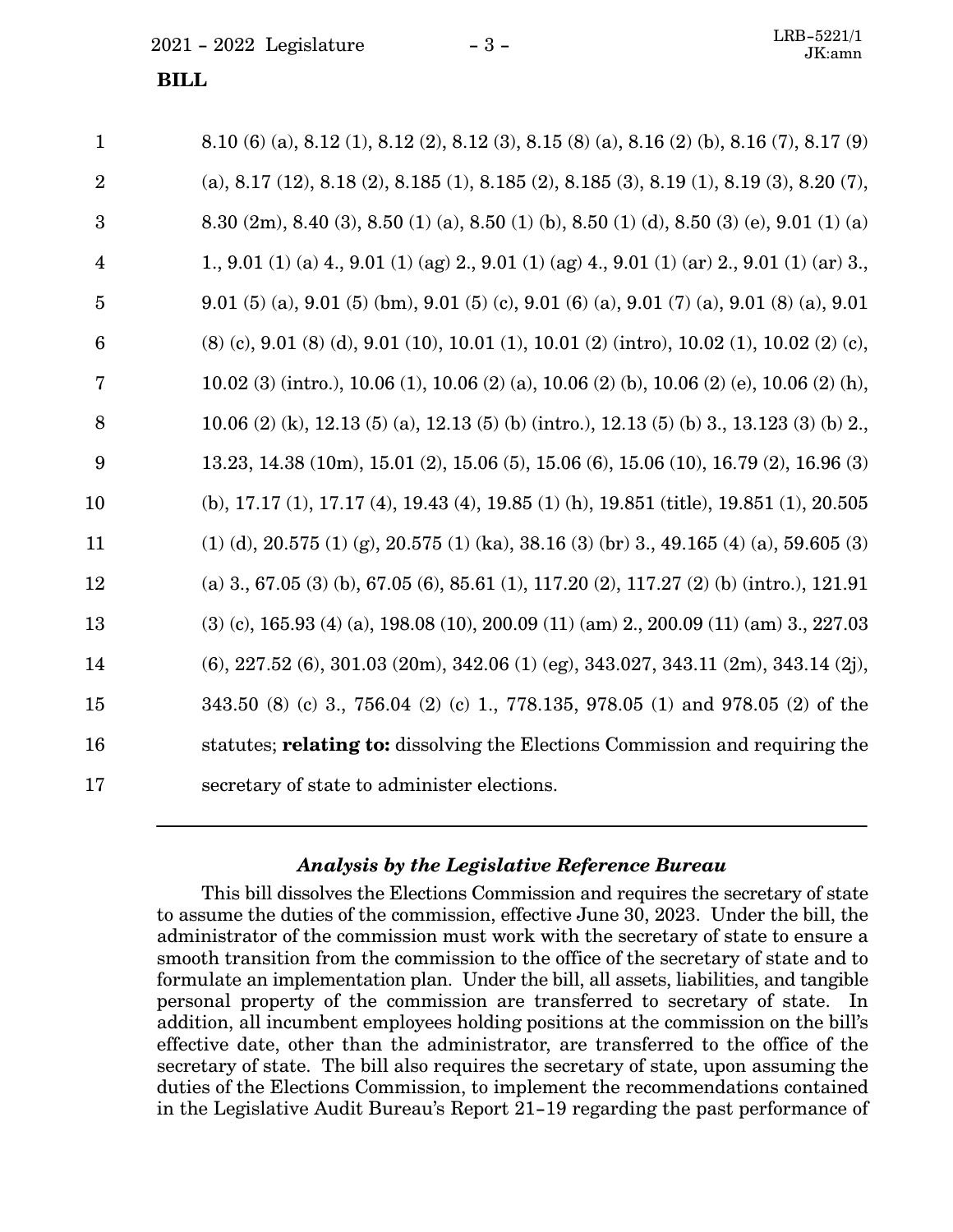8.10 (6) (a), 8.12 (1), 8.12 (2), 8.12 (3), 8.15 (8) (a), 8.16 (2) (b), 8.16 (7), 8.17 (9) (a), 8.17 (12), 8.18 (2), 8.185 (1), 8.185 (2), 8.185 (3), 8.19 (1), 8.19 (3), 8.20 (7), 8.30 (2m), 8.40 (3), 8.50 (1) (a), 8.50 (1) (b), 8.50 (1) (d), 8.50 (3) (e), 9.01 (1) (a) 1., 9.01 (1) (a) 4., 9.01 (1) (ag) 2., 9.01 (1) (ag) 4., 9.01 (1) (ar) 2., 9.01 (1) (ar) 3., 9.01 (5) (a), 9.01 (5) (bm), 9.01 (5) (c), 9.01 (6) (a), 9.01 (7) (a), 9.01 (8) (a), 9.01 (8) (c), 9.01 (8) (d), 9.01 (10), 10.01 (1), 10.01 (2) (intro), 10.02 (1), 10.02 (2) (c), 10.02 (3) (intro.), 10.06 (1), 10.06 (2) (a), 10.06 (2) (b), 10.06 (2) (e), 10.06 (2) (h), 10.06 (2) (k), 12.13 (5) (a), 12.13 (5) (b) (intro.), 12.13 (5) (b) 3., 13.123 (3) (b) 2., 13.23, 14.38 (10m), 15.01 (2), 15.06 (5), 15.06 (6), 15.06 (10), 16.79 (2), 16.96 (3) (b), 17.17 (1), 17.17 (4), 19.43 (4), 19.85 (1) (h), 19.851 (title), 19.851 (1), 20.505 (1) (d), 20.575 (1) (g), 20.575 (1) (ka), 38.16 (3) (br) 3., 49.165 (4) (a), 59.605 (3) (a) 3., 67.05 (3) (b), 67.05 (6), 85.61 (1), 117.20 (2), 117.27 (2) (b) (intro.), 121.91 (3) (c), 165.93 (4) (a), 198.08 (10), 200.09 (11) (am) 2., 200.09 (11) (am) 3., 227.03 (6), 227.52 (6), 301.03 (20m), 342.06 (1) (eg), 343.027, 343.11 (2m), 343.14 (2j), 343.50 (8) (c) 3., 756.04 (2) (c) 1., 778.135, 978.05 (1) and 978.05 (2) of the statutes; **relating to:** dissolving the Elections Commission and requiring the secretary of state to administer elections.

---

### *Analysis by the Legislative Reference Bureau*

This bill dissolves the Elections Commission and requires the secretary of state to assume the duties of the commission, effective June 30, 2023. Under the bill, the administrator of the commission must work with the secretary of state to ensure a smooth transition from the commission to the office of the secretary of state and to formulate an implementation plan. Under the bill, all assets, liabilities, and tangible personal property of the commission are transferred to secretary of state. In addition, all incumbent employees holding positions at the commission on the bill's effective date, other than the administrator, are transferred to the office of the secretary of state. The bill also requires the secretary of state, upon assuming the duties of the Elections Commission, to implement the recommendations contained in the Legislative Audit Bureau's Report 21-19 regarding the past performance of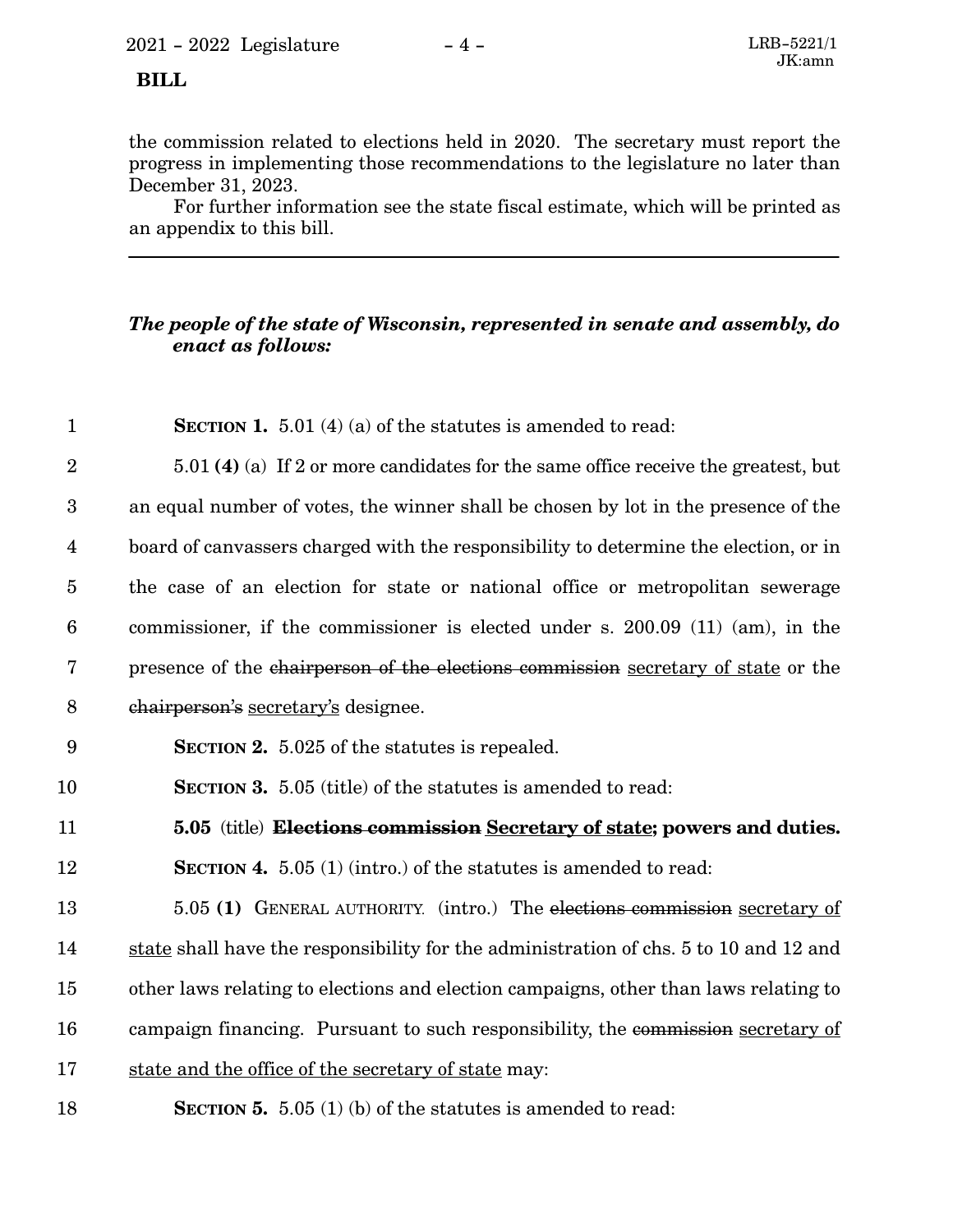the commission related to elections held in 2020. The secretary must report the progress in implementing those recommendations to the legislature no later than December 31, 2023.

For further information see the state fiscal estimate, which will be printed as an appendix to this bill.

---

***The people of the state of Wisconsin, represented in senate and assembly, do enact as follows:***

1 **SECTION 1.** 5.01 (4) (a) of the statutes is amended to read:

2 5.01 **(4)** (a) If 2 or more candidates for the same office receive the greatest, but
3 an equal number of votes, the winner shall be chosen by lot in the presence of the
4 board of canvassers charged with the responsibility to determine the election, or in
5 the case of an election for state or national office or metropolitan sewerage
6 commissioner, if the commissioner is elected under s. 200.09 (11) (am), in the
7 presence of the ~~chairperson of the elections commission~~ <u>secretary of state</u> or the
8 ~~chairperson's~~ <u>secretary's</u> designee.

9 **SECTION 2.** 5.025 of the statutes is repealed.

10 **SECTION 3.** 5.05 (title) of the statutes is amended to read:

11 **5.05** (title) **~~Elections commission~~ <u>Secretary of state</u>; powers and duties.**

12 **SECTION 4.** 5.05 (1) (intro.) of the statutes is amended to read:

13 5.05 **(1)** GENERAL AUTHORITY. (intro.) The ~~elections commission~~ <u>secretary of</u>
14 <u>state</u> shall have the responsibility for the administration of chs. 5 to 10 and 12 and
15 other laws relating to elections and election campaigns, other than laws relating to
16 campaign financing. Pursuant to such responsibility, the ~~commission~~ <u>secretary of</u>
17 <u>state and the office of the secretary of state</u> may:

18 **SECTION 5.** 5.05 (1) (b) of the statutes is amended to read: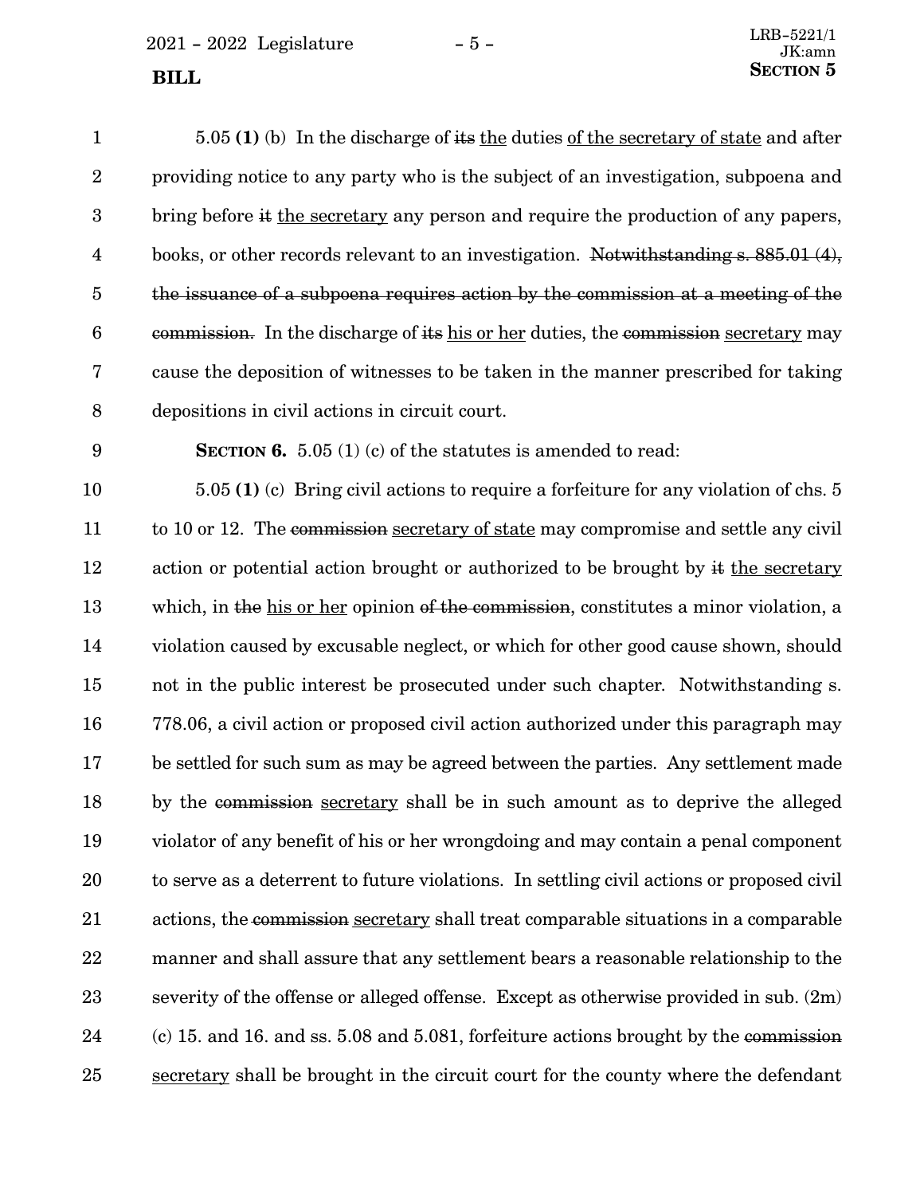5.05 **(1)** (b) In the discharge of ~~its~~ <u>the</u> duties <u>of the secretary of state</u> and after providing notice to any party who is the subject of an investigation, subpoena and bring before ~~it~~ <u>the secretary</u> any person and require the production of any papers, books, or other records relevant to an investigation. ~~Notwithstanding s. 885.01 (4), the issuance of a subpoena requires action by the commission at a meeting of the commission.~~ In the discharge of ~~its~~ <u>his or her</u> duties, the ~~commission~~ <u>secretary</u> may cause the deposition of witnesses to be taken in the manner prescribed for taking depositions in civil actions in circuit court.

**SECTION 6.** 5.05 (1) (c) of the statutes is amended to read:

5.05 **(1)** (c) Bring civil actions to require a forfeiture for any violation of chs. 5 to 10 or 12. The ~~commission~~ <u>secretary of state</u> may compromise and settle any civil action or potential action brought or authorized to be brought by ~~it~~ <u>the secretary</u> which, in ~~the~~ <u>his or her</u> opinion ~~of the commission~~, constitutes a minor violation, a violation caused by excusable neglect, or which for other good cause shown, should not in the public interest be prosecuted under such chapter. Notwithstanding s. 778.06, a civil action or proposed civil action authorized under this paragraph may be settled for such sum as may be agreed between the parties. Any settlement made by the ~~commission~~ <u>secretary</u> shall be in such amount as to deprive the alleged violator of any benefit of his or her wrongdoing and may contain a penal component to serve as a deterrent to future violations. In settling civil actions or proposed civil actions, the ~~commission~~ <u>secretary</u> shall treat comparable situations in a comparable manner and shall assure that any settlement bears a reasonable relationship to the severity of the offense or alleged offense. Except as otherwise provided in sub. (2m) (c) 15. and 16. and ss. 5.08 and 5.081, forfeiture actions brought by the ~~commission~~ <u>secretary</u> shall be brought in the circuit court for the county where the defendant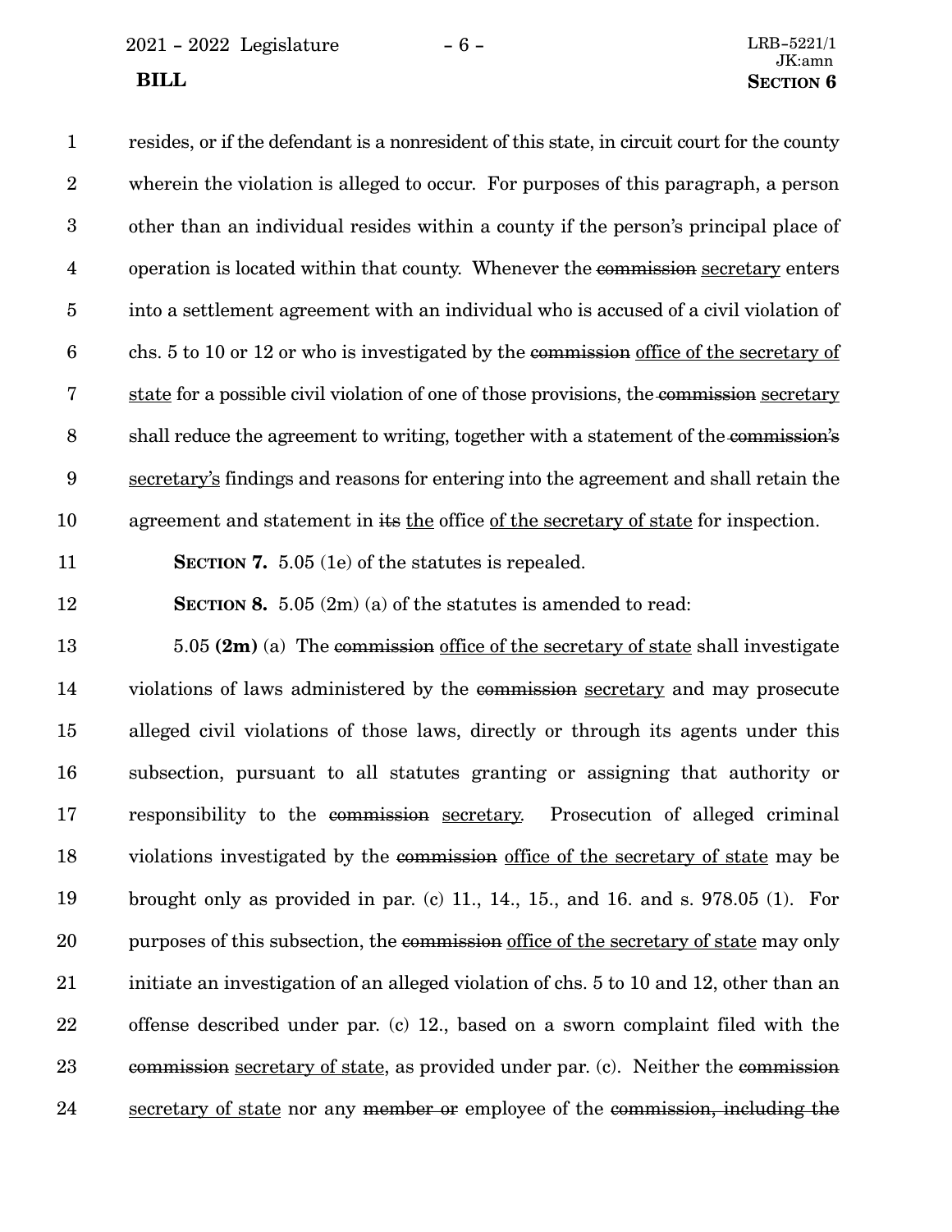resides, or if the defendant is a nonresident of this state, in circuit court for the county wherein the violation is alleged to occur. For purposes of this paragraph, a person other than an individual resides within a county if the person's principal place of operation is located within that county. Whenever the ~~commission~~ <u>secretary</u> enters into a settlement agreement with an individual who is accused of a civil violation of chs. 5 to 10 or 12 or who is investigated by the ~~commission~~ <u>office of the secretary of state</u> for a possible civil violation of one of those provisions, the ~~commission~~ <u>secretary</u> shall reduce the agreement to writing, together with a statement of the ~~commission's~~ <u>secretary's</u> findings and reasons for entering into the agreement and shall retain the agreement and statement in ~~its~~ <u>the</u> office <u>of the secretary of state</u> for inspection.

**SECTION 7.** 5.05 (1e) of the statutes is repealed.

**SECTION 8.** 5.05 (2m) (a) of the statutes is amended to read:

5.05 **(2m)** (a) The ~~commission~~ <u>office of the secretary of state</u> shall investigate violations of laws administered by the ~~commission~~ <u>secretary</u> and may prosecute alleged civil violations of those laws, directly or through its agents under this subsection, pursuant to all statutes granting or assigning that authority or responsibility to the ~~commission~~ <u>secretary</u>. Prosecution of alleged criminal violations investigated by the ~~commission~~ <u>office of the secretary of state</u> may be brought only as provided in par. (c) 11., 14., 15., and 16. and s. 978.05 (1). For purposes of this subsection, the ~~commission~~ <u>office of the secretary of state</u> may only initiate an investigation of an alleged violation of chs. 5 to 10 and 12, other than an offense described under par. (c) 12., based on a sworn complaint filed with the ~~commission~~ <u>secretary of state</u>, as provided under par. (c). Neither the ~~commission~~ <u>secretary of state</u> nor any ~~member or~~ employee of the ~~commission, including the~~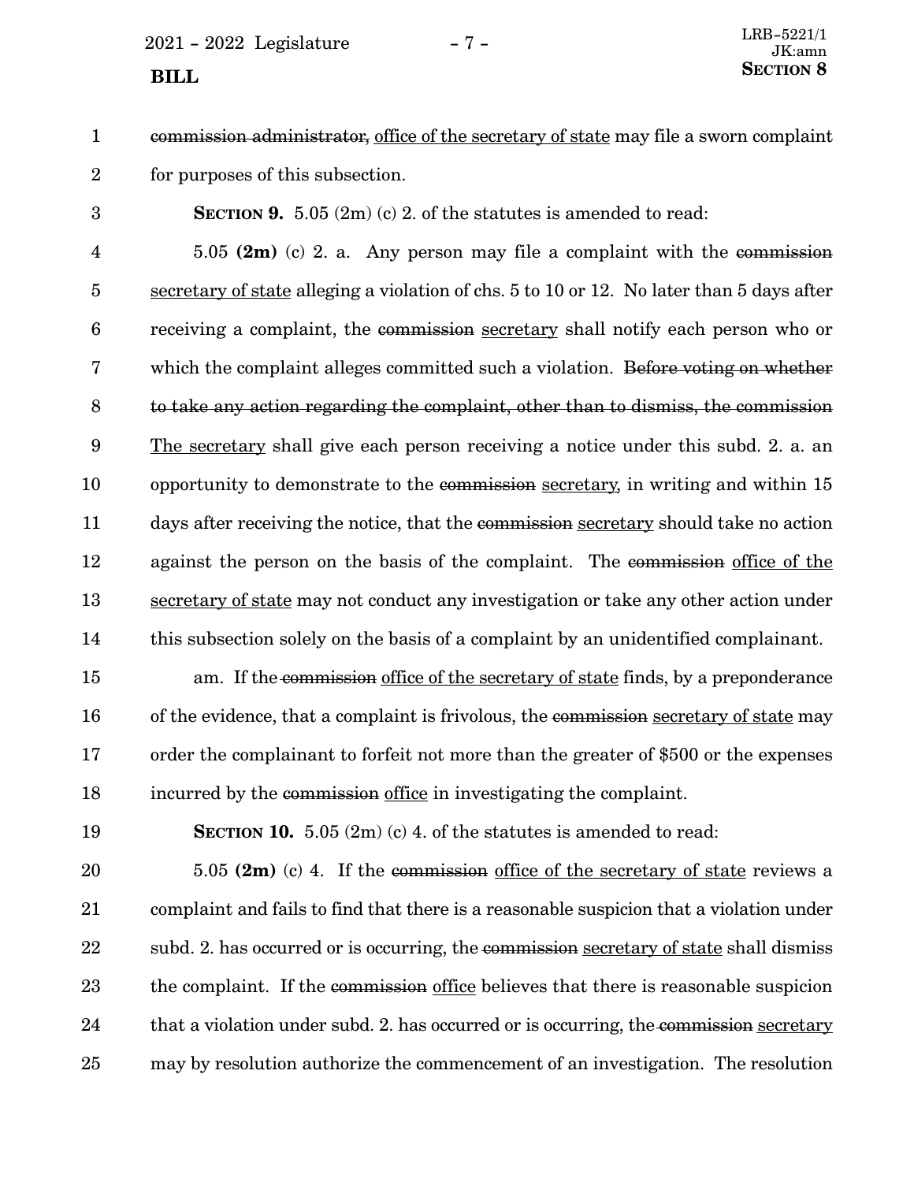~~commission administrator,~~ <u>office of the secretary of state</u> may file a sworn complaint for purposes of this subsection.

**SECTION 9.** 5.05 (2m) (c) 2. of the statutes is amended to read:

5.05 **(2m)** (c) 2. a. Any person may file a complaint with the ~~commission~~ <u>secretary of state</u> alleging a violation of chs. 5 to 10 or 12. No later than 5 days after receiving a complaint, the ~~commission~~ <u>secretary</u> shall notify each person who or which the complaint alleges committed such a violation. ~~Before voting on whether to take any action regarding the complaint, other than to dismiss, the commission~~ <u>The secretary</u> shall give each person receiving a notice under this subd. 2. a. an opportunity to demonstrate to the ~~commission~~ <u>secretary</u>, in writing and within 15 days after receiving the notice, that the ~~commission~~ <u>secretary</u> should take no action against the person on the basis of the complaint. The ~~commission~~ <u>office of the secretary of state</u> may not conduct any investigation or take any other action under this subsection solely on the basis of a complaint by an unidentified complainant.

am. If the ~~commission~~ <u>office of the secretary of state</u> finds, by a preponderance of the evidence, that a complaint is frivolous, the ~~commission~~ <u>secretary of state</u> may order the complainant to forfeit not more than the greater of $500 or the expenses incurred by the ~~commission~~ <u>office</u> in investigating the complaint.

**SECTION 10.** 5.05 (2m) (c) 4. of the statutes is amended to read:

5.05 **(2m)** (c) 4. If the ~~commission~~ <u>office of the secretary of state</u> reviews a complaint and fails to find that there is a reasonable suspicion that a violation under subd. 2. has occurred or is occurring, the ~~commission~~ <u>secretary of state</u> shall dismiss the complaint. If the ~~commission~~ <u>office</u> believes that there is reasonable suspicion that a violation under subd. 2. has occurred or is occurring, the ~~commission~~ <u>secretary</u> may by resolution authorize the commencement of an investigation. The resolution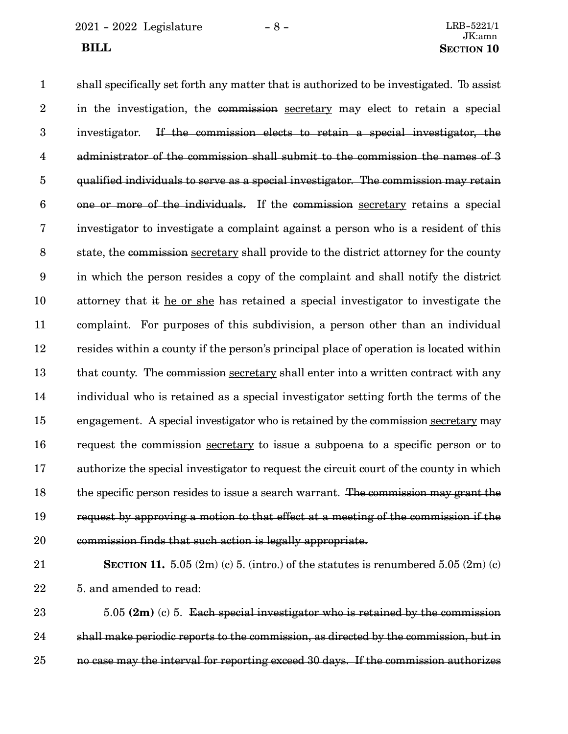shall specifically set forth any matter that is authorized to be investigated. To assist in the investigation, the ~~commission~~ secretary may elect to retain a special investigator. ~~If the commission elects to retain a special investigator, the administrator of the commission shall submit to the commission the names of 3 qualified individuals to serve as a special investigator. The commission may retain one or more of the individuals.~~ If the ~~commission~~ secretary retains a special investigator to investigate a complaint against a person who is a resident of this state, the ~~commission~~ secretary shall provide to the district attorney for the county in which the person resides a copy of the complaint and shall notify the district attorney that ~~it~~ he or she has retained a special investigator to investigate the complaint. For purposes of this subdivision, a person other than an individual resides within a county if the person's principal place of operation is located within that county. The ~~commission~~ secretary shall enter into a written contract with any individual who is retained as a special investigator setting forth the terms of the engagement. A special investigator who is retained by the ~~commission~~ secretary may request the ~~commission~~ secretary to issue a subpoena to a specific person or to authorize the special investigator to request the circuit court of the county in which the specific person resides to issue a search warrant. ~~The commission may grant the request by approving a motion to that effect at a meeting of the commission if the commission finds that such action is legally appropriate.~~

**SECTION 11.** 5.05 (2m) (c) 5. (intro.) of the statutes is renumbered 5.05 (2m) (c) 5. and amended to read:

5.05 **(2m)** (c) 5. ~~Each special investigator who is retained by the commission shall make periodic reports to the commission, as directed by the commission, but in no case may the interval for reporting exceed 30 days. If the commission authorizes~~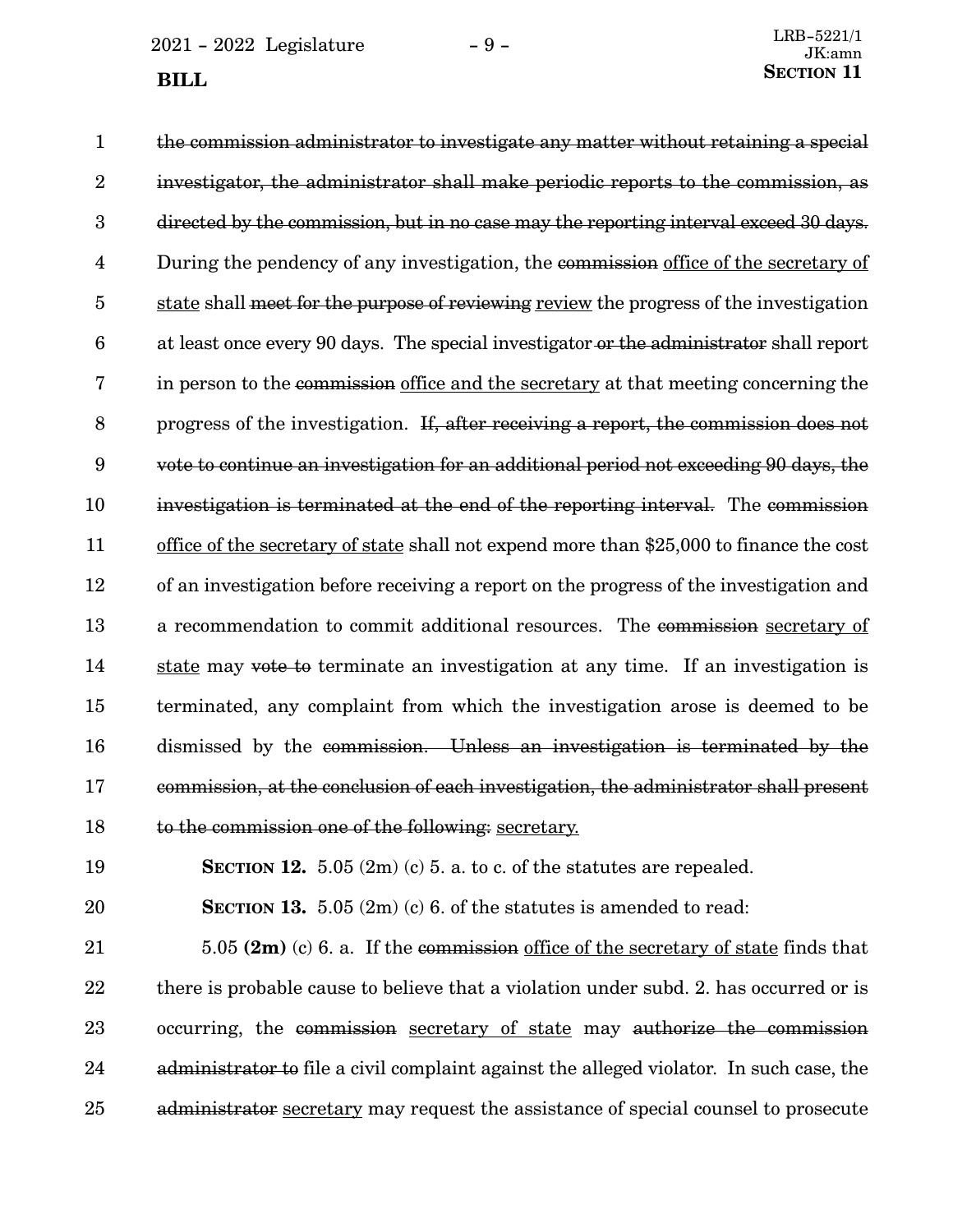~~the commission administrator to investigate any matter without retaining a special investigator, the administrator shall make periodic reports to the commission, as directed by the commission, but in no case may the reporting interval exceed 30 days.~~ During the pendency of any investigation, the ~~commission~~ <u>office of the secretary of state</u> shall ~~meet for the purpose of reviewing~~ <u>review</u> the progress of the investigation at least once every 90 days. The special investigator ~~or the administrator~~ shall report in person to the ~~commission~~ <u>office and the secretary</u> at that meeting concerning the progress of the investigation. ~~If, after receiving a report, the commission does not vote to continue an investigation for an additional period not exceeding 90 days, the investigation is terminated at the end of the reporting interval.~~ The ~~commission~~ <u>office of the secretary of state</u> shall not expend more than $25,000 to finance the cost of an investigation before receiving a report on the progress of the investigation and a recommendation to commit additional resources. The ~~commission~~ <u>secretary of state</u> may ~~vote to~~ terminate an investigation at any time. If an investigation is terminated, any complaint from which the investigation arose is deemed to be dismissed by the ~~commission. Unless an investigation is terminated by the commission, at the conclusion of each investigation, the administrator shall present to the commission one of the following:~~ <u>secretary.</u>

**SECTION 12.** 5.05 (2m) (c) 5. a. to c. of the statutes are repealed.

**SECTION 13.** 5.05 (2m) (c) 6. of the statutes is amended to read:

5.05 **(2m)** (c) 6. a. If the ~~commission~~ <u>office of the secretary of state</u> finds that there is probable cause to believe that a violation under subd. 2. has occurred or is occurring, the ~~commission~~ <u>secretary of state</u> may ~~authorize the commission administrator to~~ file a civil complaint against the alleged violator. In such case, the ~~administrator~~ <u>secretary</u> may request the assistance of special counsel to prosecute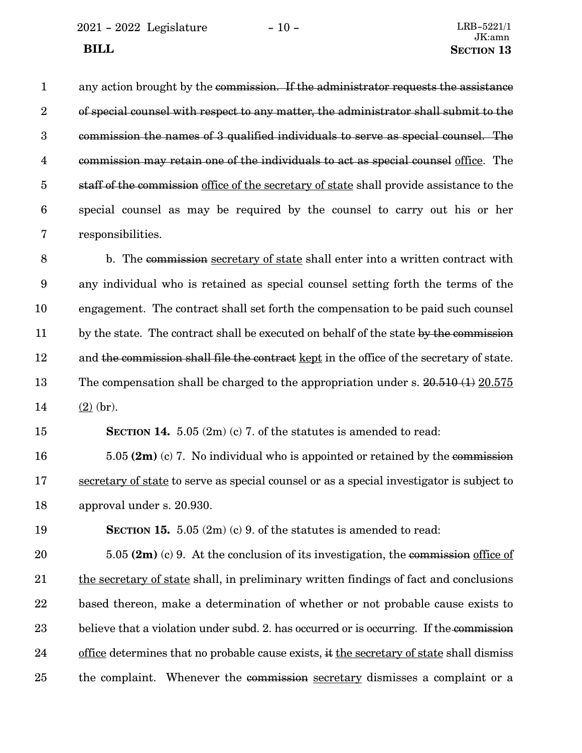any action brought by the ~~commission. If the administrator requests the assistance of special counsel with respect to any matter, the administrator shall submit to the commission the names of 3 qualified individuals to serve as special counsel. The commission may retain one of the individuals to act as special counsel~~ <u>office</u>. The ~~staff of the commission~~ <u>office of the secretary of state</u> shall provide assistance to the special counsel as may be required by the counsel to carry out his or her responsibilities.

b. The ~~commission~~ <u>secretary of state</u> shall enter into a written contract with any individual who is retained as special counsel setting forth the terms of the engagement. The contract shall set forth the compensation to be paid such counsel by the state. The contract shall be executed on behalf of the state ~~by the commission~~ and ~~the commission shall file the contract~~ <u>kept</u> in the office of the secretary of state. The compensation shall be charged to the appropriation under s. ~~20.510 (1)~~ <u>20.575 (2)</u> (br).

**SECTION 14.** 5.05 (2m) (c) 7. of the statutes is amended to read:

5.05 **(2m)** (c) 7. No individual who is appointed or retained by the ~~commission~~ <u>secretary of state</u> to serve as special counsel or as a special investigator is subject to approval under s. 20.930.

**SECTION 15.** 5.05 (2m) (c) 9. of the statutes is amended to read:

5.05 **(2m)** (c) 9. At the conclusion of its investigation, the ~~commission~~ <u>office of the secretary of state</u> shall, in preliminary written findings of fact and conclusions based thereon, make a determination of whether or not probable cause exists to believe that a violation under subd. 2. has occurred or is occurring. If the ~~commission~~ <u>office</u> determines that no probable cause exists, ~~it~~ <u>the secretary of state</u> shall dismiss the complaint. Whenever the ~~commission~~ <u>secretary</u> dismisses a complaint or a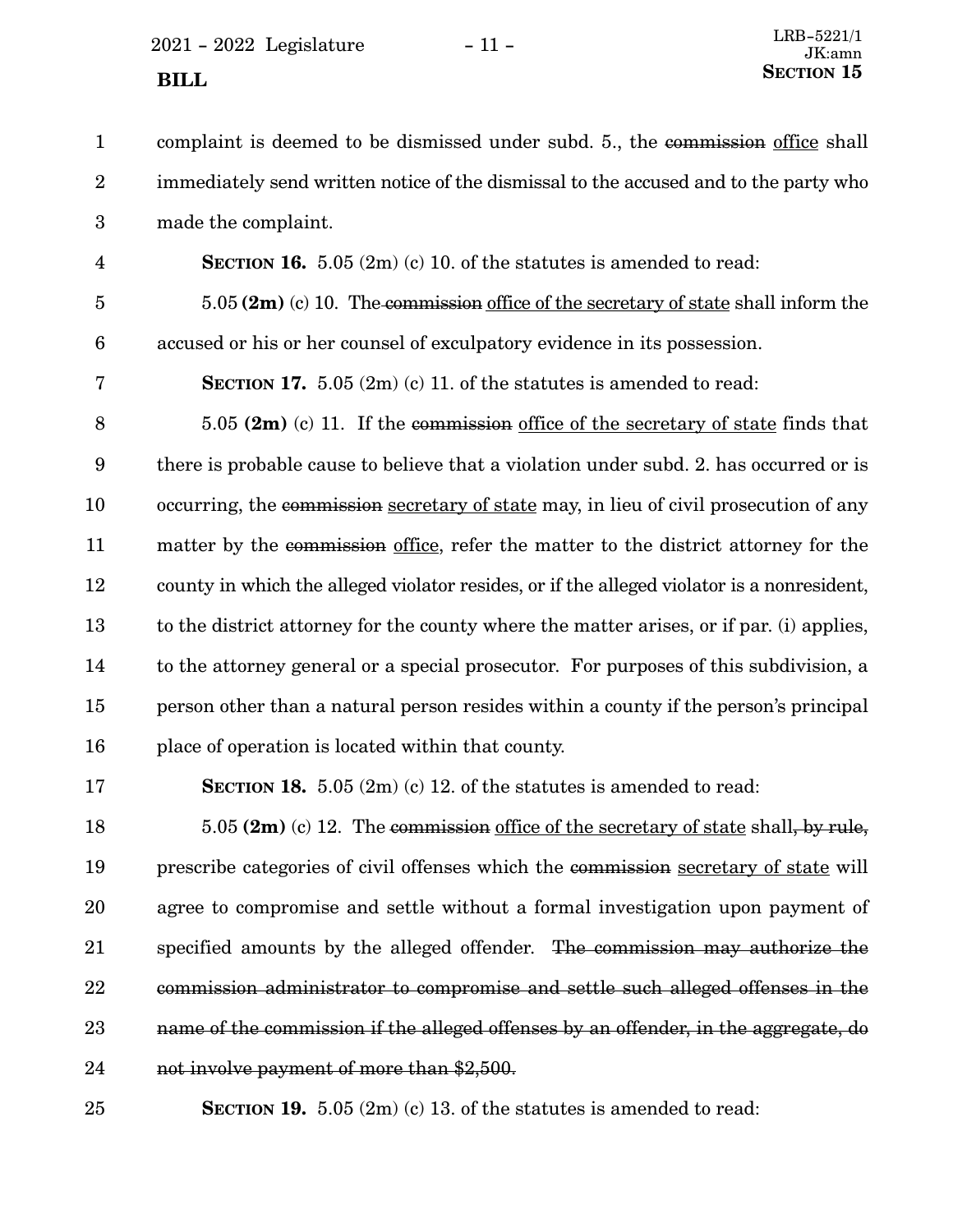complaint is deemed to be dismissed under subd. 5., the ~~commission~~ office shall immediately send written notice of the dismissal to the accused and to the party who made the complaint.

**SECTION 16.** 5.05 (2m) (c) 10. of the statutes is amended to read:

5.05 **(2m)** (c) 10. The ~~commission~~ office of the secretary of state shall inform the accused or his or her counsel of exculpatory evidence in its possession.

**SECTION 17.** 5.05 (2m) (c) 11. of the statutes is amended to read:

5.05 **(2m)** (c) 11. If the ~~commission~~ office of the secretary of state finds that there is probable cause to believe that a violation under subd. 2. has occurred or is occurring, the ~~commission~~ secretary of state may, in lieu of civil prosecution of any matter by the ~~commission~~ office, refer the matter to the district attorney for the county in which the alleged violator resides, or if the alleged violator is a nonresident, to the district attorney for the county where the matter arises, or if par. (i) applies, to the attorney general or a special prosecutor. For purposes of this subdivision, a person other than a natural person resides within a county if the person's principal place of operation is located within that county.

**SECTION 18.** 5.05 (2m) (c) 12. of the statutes is amended to read:

5.05 **(2m)** (c) 12. The ~~commission~~ office of the secretary of state shall~~, by rule,~~ prescribe categories of civil offenses which the ~~commission~~ secretary of state will agree to compromise and settle without a formal investigation upon payment of specified amounts by the alleged offender. ~~The commission may authorize the commission administrator to compromise and settle such alleged offenses in the name of the commission if the alleged offenses by an offender, in the aggregate, do not involve payment of more than $2,500.~~

**SECTION 19.** 5.05 (2m) (c) 13. of the statutes is amended to read: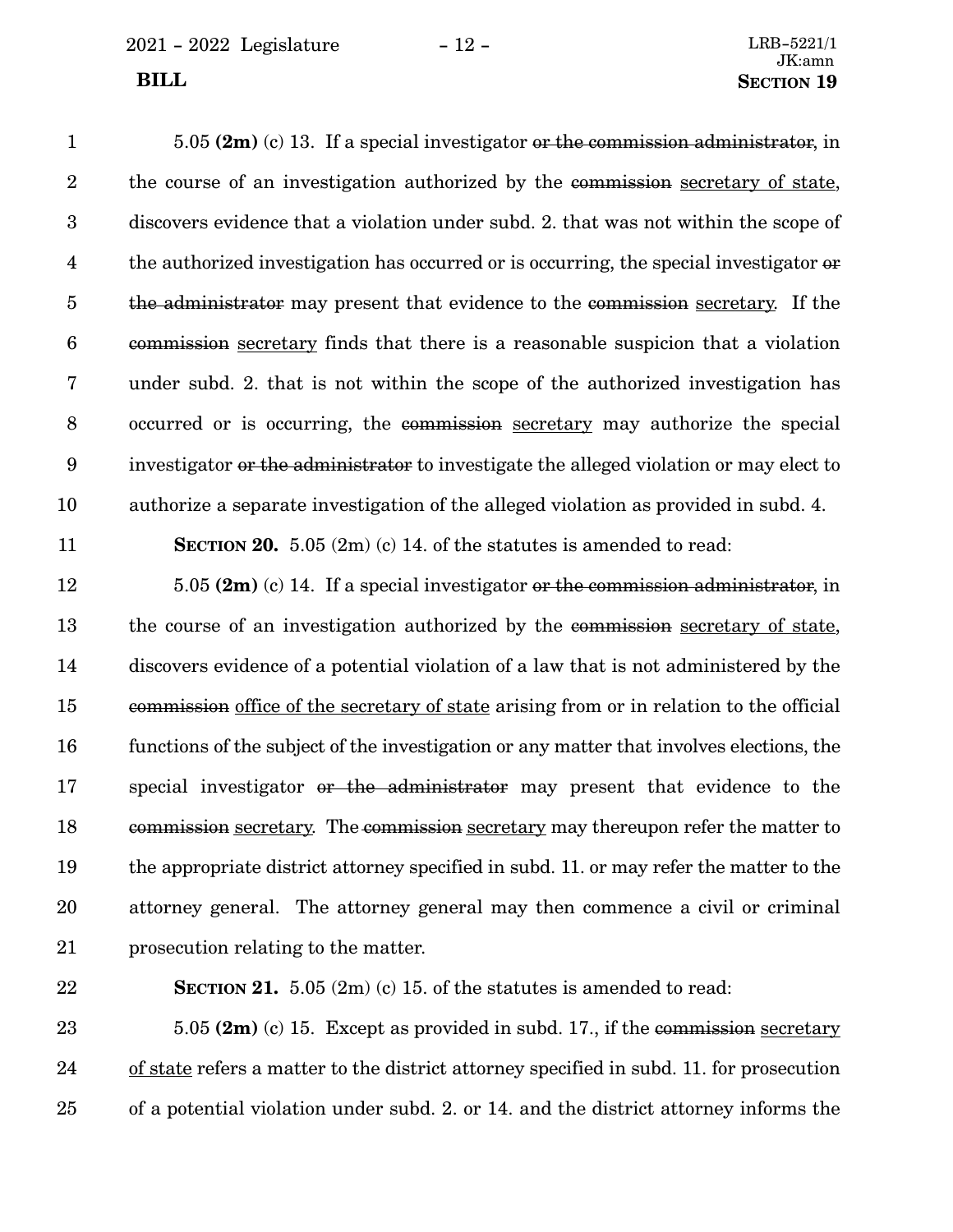5.05 **(2m)** (c) 13. If a special investigator ~~or the commission administrator~~, in the course of an investigation authorized by the ~~commission~~ secretary of state, discovers evidence that a violation under subd. 2. that was not within the scope of the authorized investigation has occurred or is occurring, the special investigator ~~or the administrator~~ may present that evidence to the ~~commission~~ secretary. If the ~~commission~~ secretary finds that there is a reasonable suspicion that a violation under subd. 2. that is not within the scope of the authorized investigation has occurred or is occurring, the ~~commission~~ secretary may authorize the special investigator ~~or the administrator~~ to investigate the alleged violation or may elect to authorize a separate investigation of the alleged violation as provided in subd. 4.

**SECTION 20.** 5.05 (2m) (c) 14. of the statutes is amended to read:

5.05 **(2m)** (c) 14. If a special investigator ~~or the commission administrator~~, in the course of an investigation authorized by the ~~commission~~ secretary of state, discovers evidence of a potential violation of a law that is not administered by the ~~commission~~ office of the secretary of state arising from or in relation to the official functions of the subject of the investigation or any matter that involves elections, the special investigator ~~or the administrator~~ may present that evidence to the ~~commission~~ secretary. The ~~commission~~ secretary may thereupon refer the matter to the appropriate district attorney specified in subd. 11. or may refer the matter to the attorney general. The attorney general may then commence a civil or criminal prosecution relating to the matter.

**SECTION 21.** 5.05 (2m) (c) 15. of the statutes is amended to read:

5.05 **(2m)** (c) 15. Except as provided in subd. 17., if the ~~commission~~ secretary of state refers a matter to the district attorney specified in subd. 11. for prosecution of a potential violation under subd. 2. or 14. and the district attorney informs the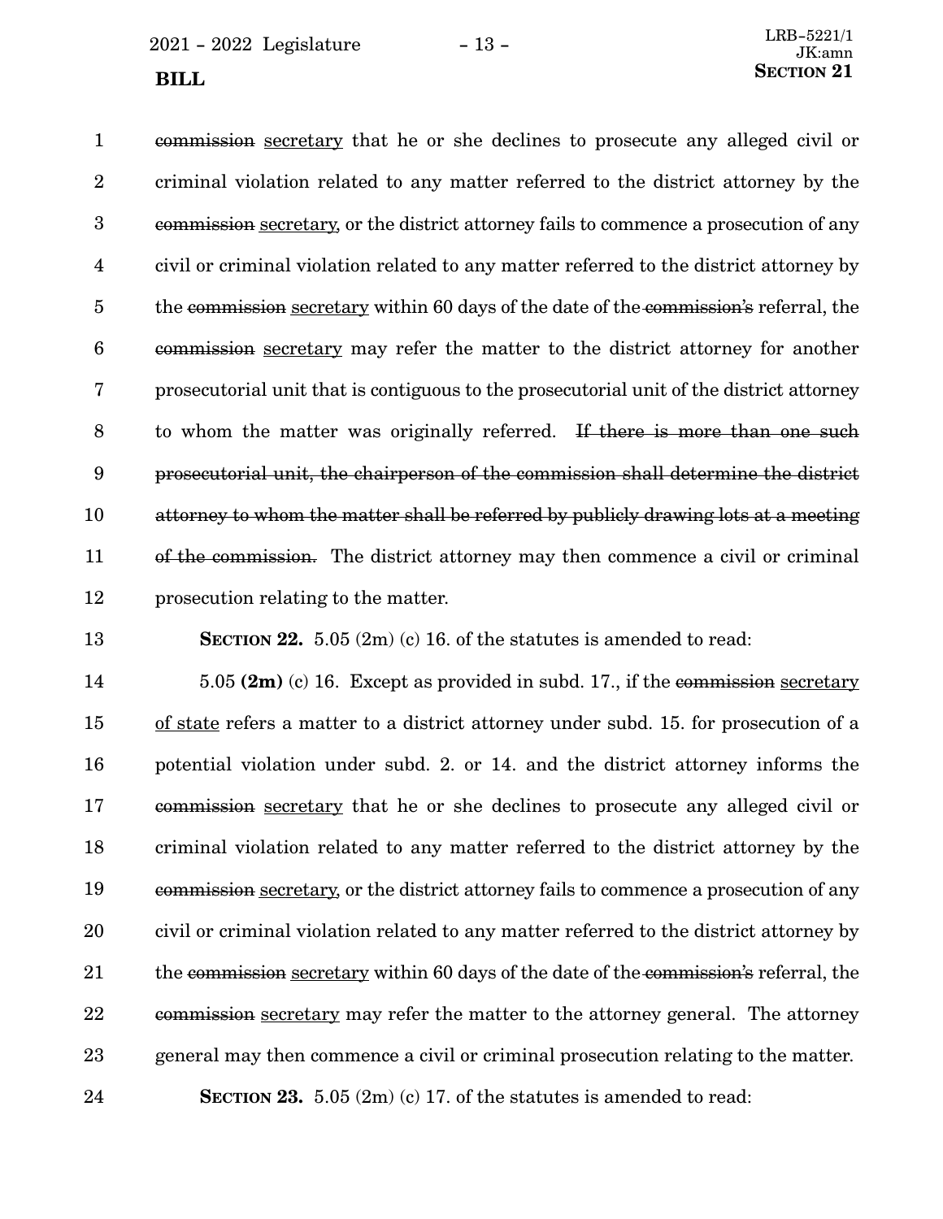~~commission~~ secretary that he or she declines to prosecute any alleged civil or criminal violation related to any matter referred to the district attorney by the ~~commission~~ secretary, or the district attorney fails to commence a prosecution of any civil or criminal violation related to any matter referred to the district attorney by the ~~commission~~ secretary within 60 days of the date of the ~~commission's~~ referral, the ~~commission~~ secretary may refer the matter to the district attorney for another prosecutorial unit that is contiguous to the prosecutorial unit of the district attorney to whom the matter was originally referred. ~~If there is more than one such prosecutorial unit, the chairperson of the commission shall determine the district attorney to whom the matter shall be referred by publicly drawing lots at a meeting of the commission.~~ The district attorney may then commence a civil or criminal prosecution relating to the matter.

**SECTION 22.** 5.05 (2m) (c) 16. of the statutes is amended to read:

5.05 **(2m)** (c) 16. Except as provided in subd. 17., if the ~~commission~~ secretary of state refers a matter to a district attorney under subd. 15. for prosecution of a potential violation under subd. 2. or 14. and the district attorney informs the ~~commission~~ secretary that he or she declines to prosecute any alleged civil or criminal violation related to any matter referred to the district attorney by the ~~commission~~ secretary, or the district attorney fails to commence a prosecution of any civil or criminal violation related to any matter referred to the district attorney by the ~~commission~~ secretary within 60 days of the date of the ~~commission's~~ referral, the ~~commission~~ secretary may refer the matter to the attorney general. The attorney general may then commence a civil or criminal prosecution relating to the matter.

**SECTION 23.** 5.05 (2m) (c) 17. of the statutes is amended to read: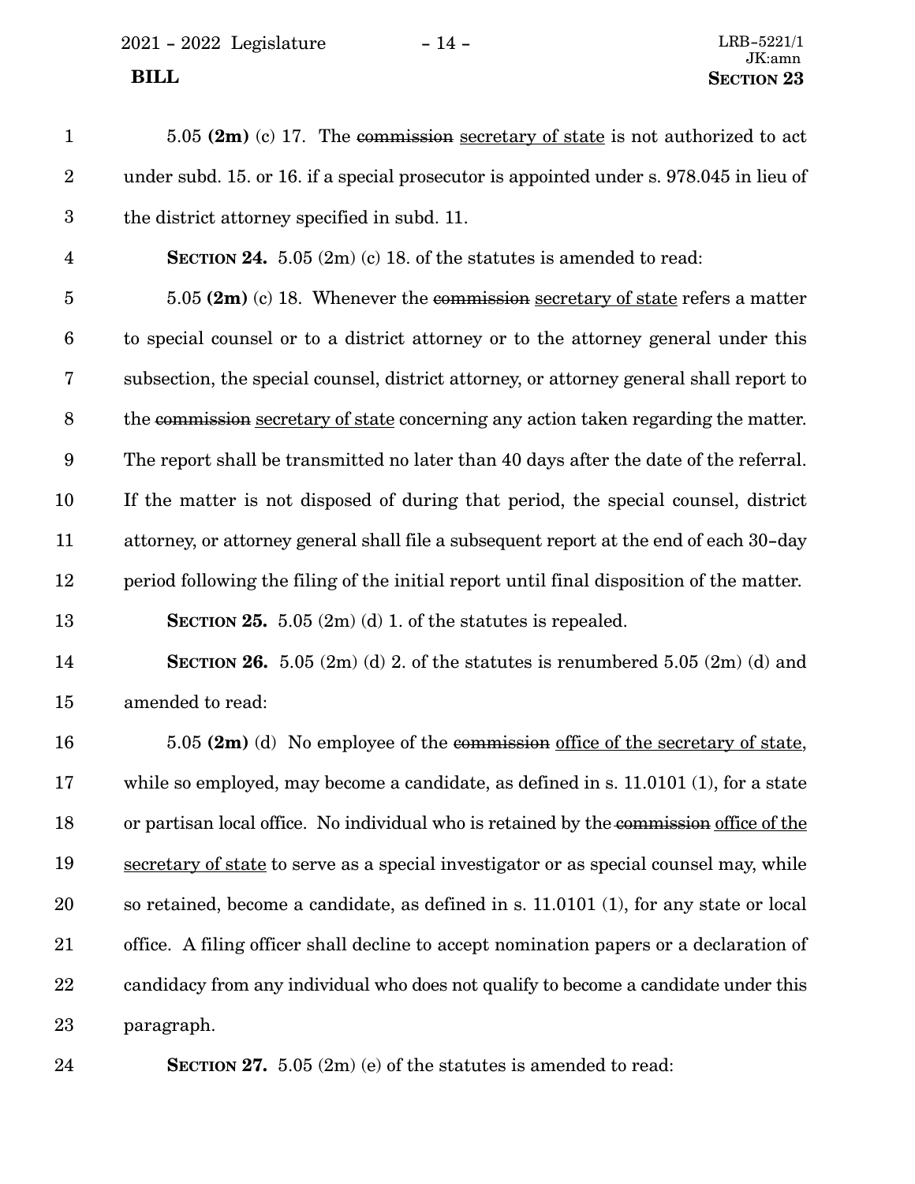5.05 **(2m)** (c) 17. The ~~commission~~ secretary of state is not authorized to act under subd. 15. or 16. if a special prosecutor is appointed under s. 978.045 in lieu of the district attorney specified in subd. 11.

**SECTION 24.** 5.05 (2m) (c) 18. of the statutes is amended to read:

5.05 **(2m)** (c) 18. Whenever the ~~commission~~ secretary of state refers a matter to special counsel or to a district attorney or to the attorney general under this subsection, the special counsel, district attorney, or attorney general shall report to the ~~commission~~ secretary of state concerning any action taken regarding the matter. The report shall be transmitted no later than 40 days after the date of the referral. If the matter is not disposed of during that period, the special counsel, district attorney, or attorney general shall file a subsequent report at the end of each 30-day period following the filing of the initial report until final disposition of the matter.

**SECTION 25.** 5.05 (2m) (d) 1. of the statutes is repealed.

**SECTION 26.** 5.05 (2m) (d) 2. of the statutes is renumbered 5.05 (2m) (d) and amended to read:

5.05 **(2m)** (d) No employee of the ~~commission~~ office of the secretary of state, while so employed, may become a candidate, as defined in s. 11.0101 (1), for a state or partisan local office. No individual who is retained by the ~~commission~~ office of the secretary of state to serve as a special investigator or as special counsel may, while so retained, become a candidate, as defined in s. 11.0101 (1), for any state or local office. A filing officer shall decline to accept nomination papers or a declaration of candidacy from any individual who does not qualify to become a candidate under this paragraph.

**SECTION 27.** 5.05 (2m) (e) of the statutes is amended to read: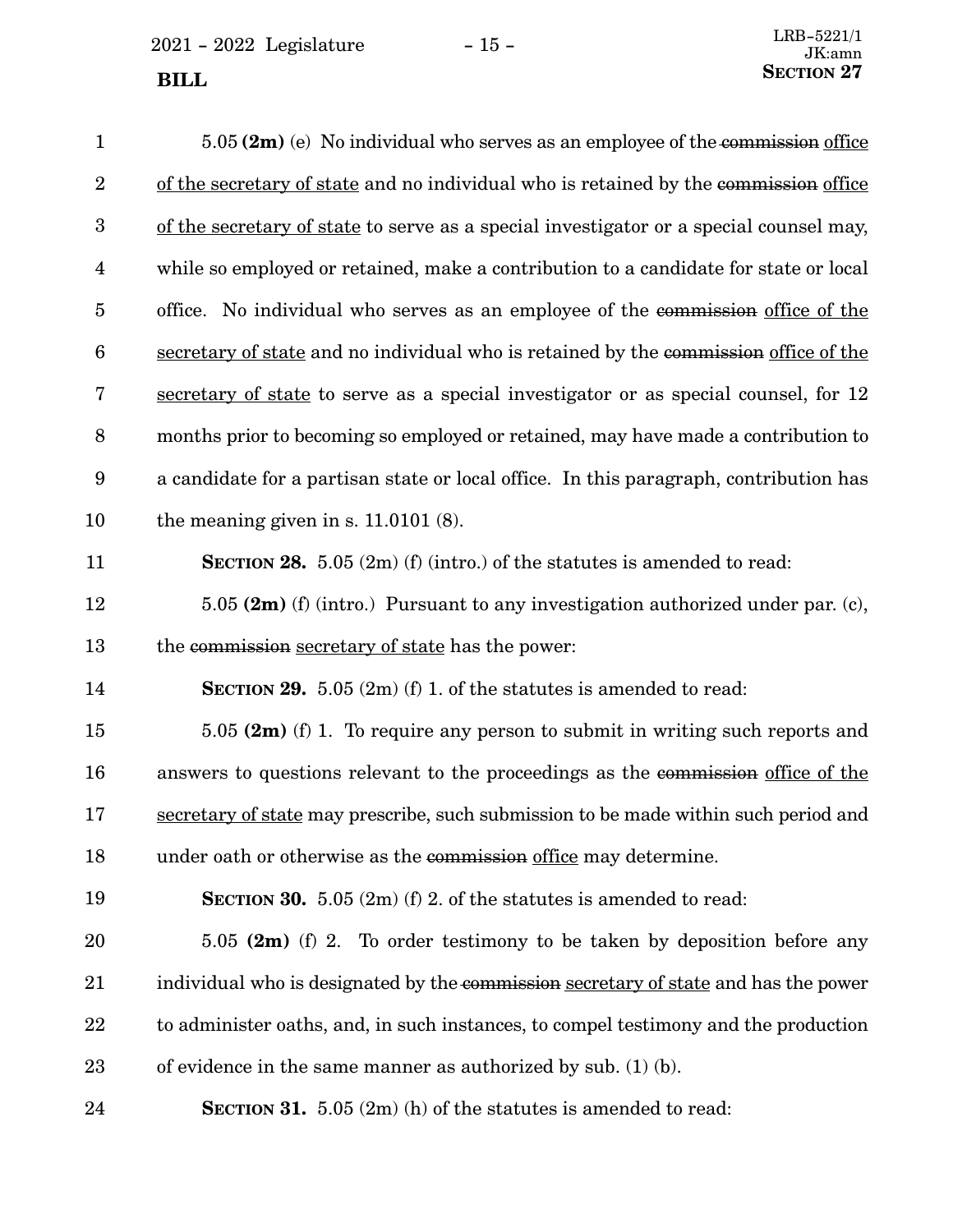5.05 **(2m)** (e) No individual who serves as an employee of the ~~commission~~ office of the secretary of state and no individual who is retained by the ~~commission~~ office of the secretary of state to serve as a special investigator or a special counsel may, while so employed or retained, make a contribution to a candidate for state or local office. No individual who serves as an employee of the ~~commission~~ office of the secretary of state and no individual who is retained by the ~~commission~~ office of the secretary of state to serve as a special investigator or as special counsel, for 12 months prior to becoming so employed or retained, may have made a contribution to a candidate for a partisan state or local office. In this paragraph, contribution has the meaning given in s. 11.0101 (8).

**SECTION 28.** 5.05 (2m) (f) (intro.) of the statutes is amended to read:

5.05 **(2m)** (f) (intro.) Pursuant to any investigation authorized under par. (c), the ~~commission~~ secretary of state has the power:

**SECTION 29.** 5.05 (2m) (f) 1. of the statutes is amended to read:

5.05 **(2m)** (f) 1. To require any person to submit in writing such reports and answers to questions relevant to the proceedings as the ~~commission~~ office of the secretary of state may prescribe, such submission to be made within such period and under oath or otherwise as the ~~commission~~ office may determine.

**SECTION 30.** 5.05 (2m) (f) 2. of the statutes is amended to read:

5.05 **(2m)** (f) 2. To order testimony to be taken by deposition before any individual who is designated by the ~~commission~~ secretary of state and has the power to administer oaths, and, in such instances, to compel testimony and the production of evidence in the same manner as authorized by sub. (1) (b).

**SECTION 31.** 5.05 (2m) (h) of the statutes is amended to read: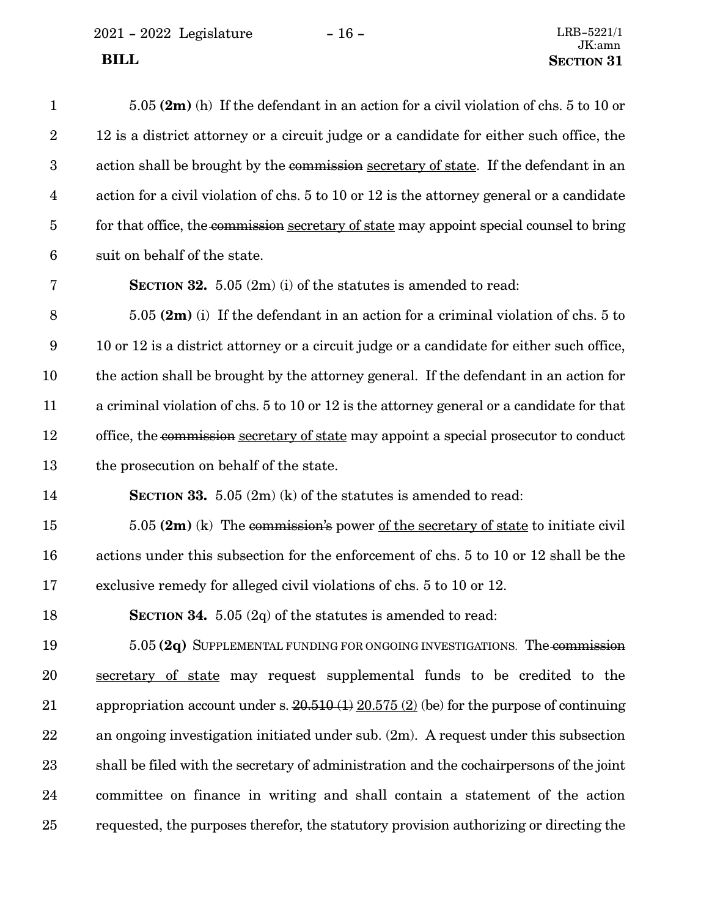5.05 **(2m)** (h) If the defendant in an action for a civil violation of chs. 5 to 10 or 12 is a district attorney or a circuit judge or a candidate for either such office, the action shall be brought by the ~~commission~~ <u>secretary of state</u>. If the defendant in an action for a civil violation of chs. 5 to 10 or 12 is the attorney general or a candidate for that office, the ~~commission~~ <u>secretary of state</u> may appoint special counsel to bring suit on behalf of the state.

**SECTION 32.** 5.05 (2m) (i) of the statutes is amended to read:

5.05 **(2m)** (i) If the defendant in an action for a criminal violation of chs. 5 to 10 or 12 is a district attorney or a circuit judge or a candidate for either such office, the action shall be brought by the attorney general. If the defendant in an action for a criminal violation of chs. 5 to 10 or 12 is the attorney general or a candidate for that office, the ~~commission~~ <u>secretary of state</u> may appoint a special prosecutor to conduct the prosecution on behalf of the state.

**SECTION 33.** 5.05 (2m) (k) of the statutes is amended to read:

5.05 **(2m)** (k) The ~~commission's~~ power <u>of the secretary of state</u> to initiate civil actions under this subsection for the enforcement of chs. 5 to 10 or 12 shall be the exclusive remedy for alleged civil violations of chs. 5 to 10 or 12.

**SECTION 34.** 5.05 (2q) of the statutes is amended to read:

5.05 **(2q)** SUPPLEMENTAL FUNDING FOR ONGOING INVESTIGATIONS. The ~~commission~~ <u>secretary of state</u> may request supplemental funds to be credited to the appropriation account under s. ~~20.510 (1)~~ <u>20.575 (2)</u> (be) for the purpose of continuing an ongoing investigation initiated under sub. (2m). A request under this subsection shall be filed with the secretary of administration and the cochairpersons of the joint committee on finance in writing and shall contain a statement of the action requested, the purposes therefor, the statutory provision authorizing or directing the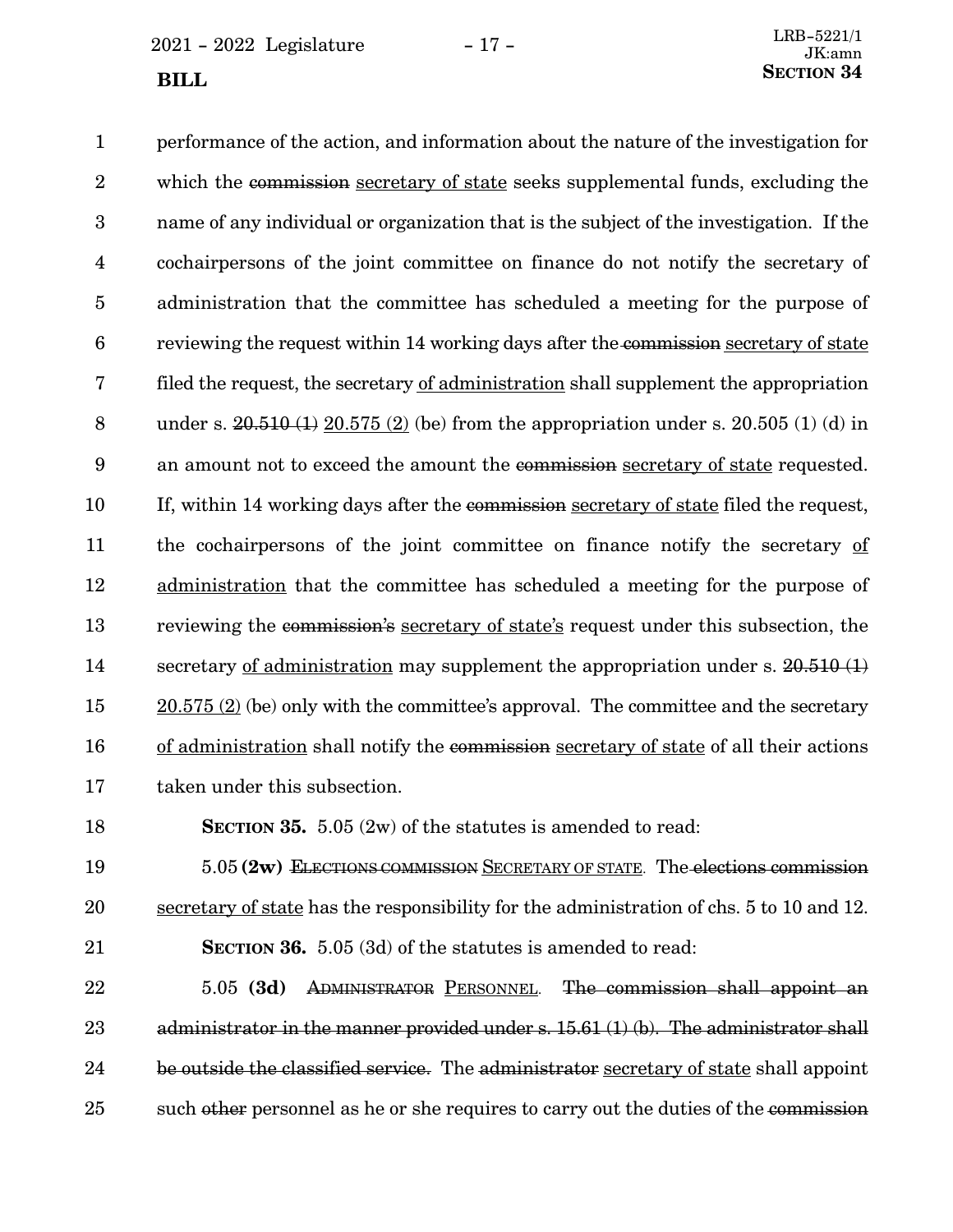performance of the action, and information about the nature of the investigation for which the ~~commission~~ secretary of state seeks supplemental funds, excluding the name of any individual or organization that is the subject of the investigation. If the cochairpersons of the joint committee on finance do not notify the secretary of administration that the committee has scheduled a meeting for the purpose of reviewing the request within 14 working days after the ~~commission~~ secretary of state filed the request, the secretary of administration shall supplement the appropriation under s. ~~20.510 (1)~~ 20.575 (2) (be) from the appropriation under s. 20.505 (1) (d) in an amount not to exceed the amount the ~~commission~~ secretary of state requested. If, within 14 working days after the ~~commission~~ secretary of state filed the request, the cochairpersons of the joint committee on finance notify the secretary of administration that the committee has scheduled a meeting for the purpose of reviewing the ~~commission's~~ secretary of state's request under this subsection, the secretary of administration may supplement the appropriation under s. ~~20.510 (1)~~ 20.575 (2) (be) only with the committee's approval. The committee and the secretary of administration shall notify the ~~commission~~ secretary of state of all their actions taken under this subsection.

**SECTION 35.** 5.05 (2w) of the statutes is amended to read:

5.05 **(2w)** ~~ELECTIONS COMMISSION~~ SECRETARY OF STATE. The ~~elections commission~~ secretary of state has the responsibility for the administration of chs. 5 to 10 and 12.

**SECTION 36.** 5.05 (3d) of the statutes is amended to read:

5.05 **(3d)** ~~ADMINISTRATOR~~ PERSONNEL. ~~The commission shall appoint an administrator in the manner provided under s. 15.61 (1) (b). The administrator shall be outside the classified service.~~ The ~~administrator~~ secretary of state shall appoint such ~~other~~ personnel as he or she requires to carry out the duties of the ~~commission~~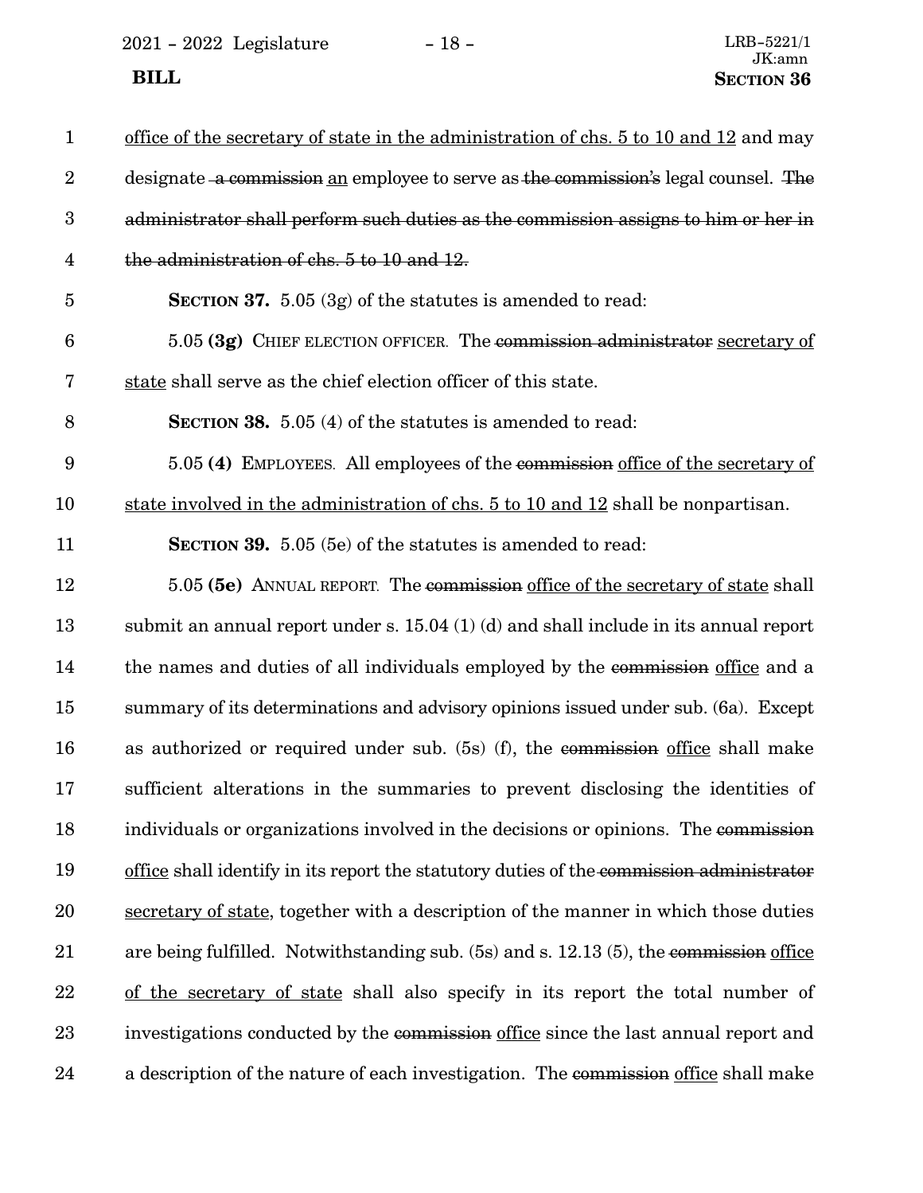office of the secretary of state in the administration of chs. 5 to 10 and 12 and may designate ~~a commission~~ an employee to serve as ~~the commission's~~ legal counsel. ~~The administrator shall perform such duties as the commission assigns to him or her in the administration of chs. 5 to 10 and 12.~~

**SECTION 37.** 5.05 (3g) of the statutes is amended to read:

5.05 **(3g)** CHIEF ELECTION OFFICER. The ~~commission administrator~~ secretary of state shall serve as the chief election officer of this state.

**SECTION 38.** 5.05 (4) of the statutes is amended to read:

5.05 **(4)** EMPLOYEES. All employees of the ~~commission~~ office of the secretary of state involved in the administration of chs. 5 to 10 and 12 shall be nonpartisan.

**SECTION 39.** 5.05 (5e) of the statutes is amended to read:

5.05 **(5e)** ANNUAL REPORT. The ~~commission~~ office of the secretary of state shall submit an annual report under s. 15.04 (1) (d) and shall include in its annual report the names and duties of all individuals employed by the ~~commission~~ office and a summary of its determinations and advisory opinions issued under sub. (6a). Except as authorized or required under sub. (5s) (f), the ~~commission~~ office shall make sufficient alterations in the summaries to prevent disclosing the identities of individuals or organizations involved in the decisions or opinions. The ~~commission~~ office shall identify in its report the statutory duties of the ~~commission administrator~~ secretary of state, together with a description of the manner in which those duties are being fulfilled. Notwithstanding sub. (5s) and s. 12.13 (5), the ~~commission~~ office of the secretary of state shall also specify in its report the total number of investigations conducted by the ~~commission~~ office since the last annual report and a description of the nature of each investigation. The ~~commission~~ office shall make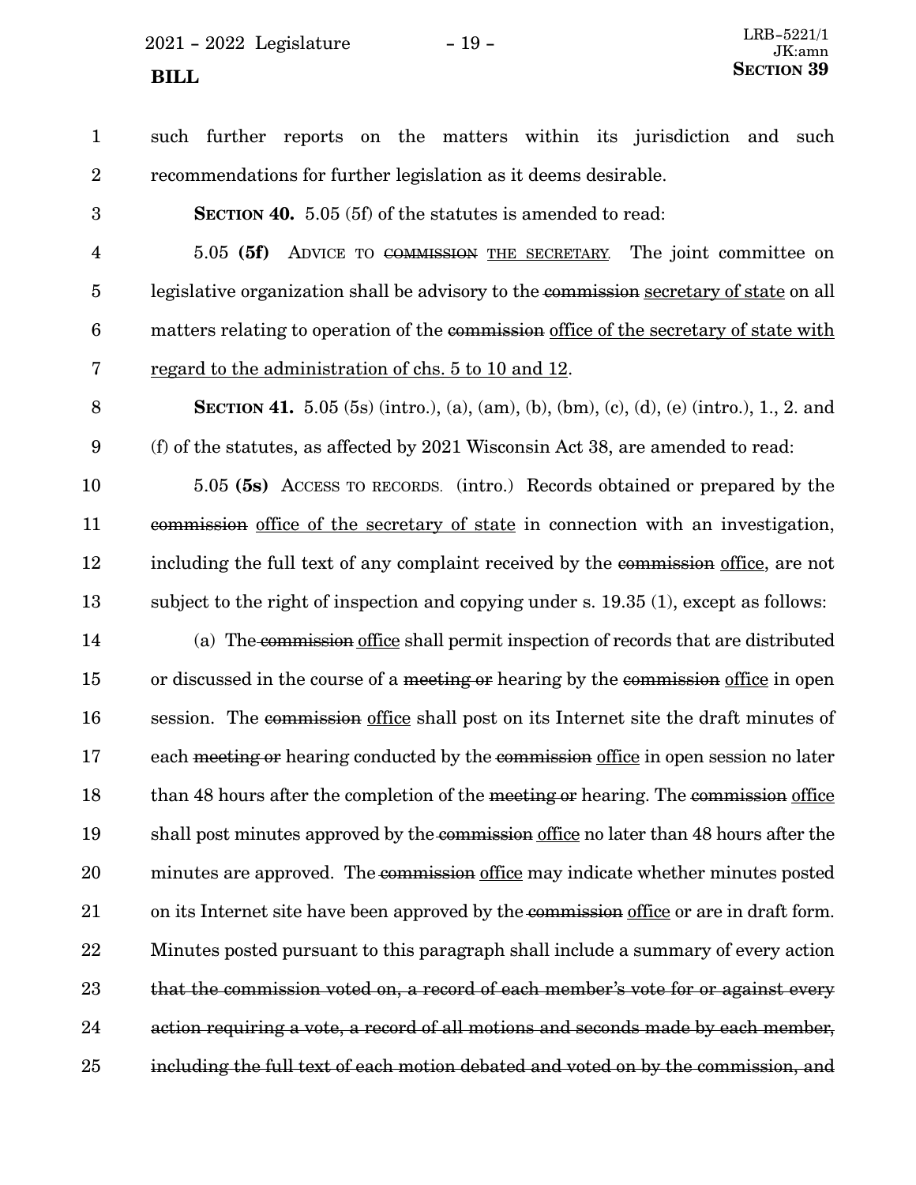such further reports on the matters within its jurisdiction and such recommendations for further legislation as it deems desirable.

**SECTION 40.** 5.05 (5f) of the statutes is amended to read:

5.05 **(5f)** ADVICE TO ~~COMMISSION~~ <u>THE SECRETARY</u>. The joint committee on legislative organization shall be advisory to the ~~commission~~ <u>secretary of state</u> on all matters relating to operation of the ~~commission~~ <u>office of the secretary of state with regard to the administration of chs. 5 to 10 and 12</u>.

**SECTION 41.** 5.05 (5s) (intro.), (a), (am), (b), (bm), (c), (d), (e) (intro.), 1., 2. and (f) of the statutes, as affected by 2021 Wisconsin Act 38, are amended to read:

5.05 **(5s)** ACCESS TO RECORDS. (intro.) Records obtained or prepared by the ~~commission~~ <u>office of the secretary of state</u> in connection with an investigation, including the full text of any complaint received by the ~~commission~~ <u>office</u>, are not subject to the right of inspection and copying under s. 19.35 (1), except as follows:

(a) The ~~commission~~ <u>office</u> shall permit inspection of records that are distributed or discussed in the course of a ~~meeting or~~ hearing by the ~~commission~~ <u>office</u> in open session. The ~~commission~~ <u>office</u> shall post on its Internet site the draft minutes of each ~~meeting or~~ hearing conducted by the ~~commission~~ <u>office</u> in open session no later than 48 hours after the completion of the ~~meeting or~~ hearing. The ~~commission~~ <u>office</u> shall post minutes approved by the ~~commission~~ <u>office</u> no later than 48 hours after the minutes are approved. The ~~commission~~ <u>office</u> may indicate whether minutes posted on its Internet site have been approved by the ~~commission~~ <u>office</u> or are in draft form. Minutes posted pursuant to this paragraph shall include a summary of every action ~~that the commission voted on, a record of each member's vote for or against every action requiring a vote, a record of all motions and seconds made by each member, including the full text of each motion debated and voted on by the commission, and~~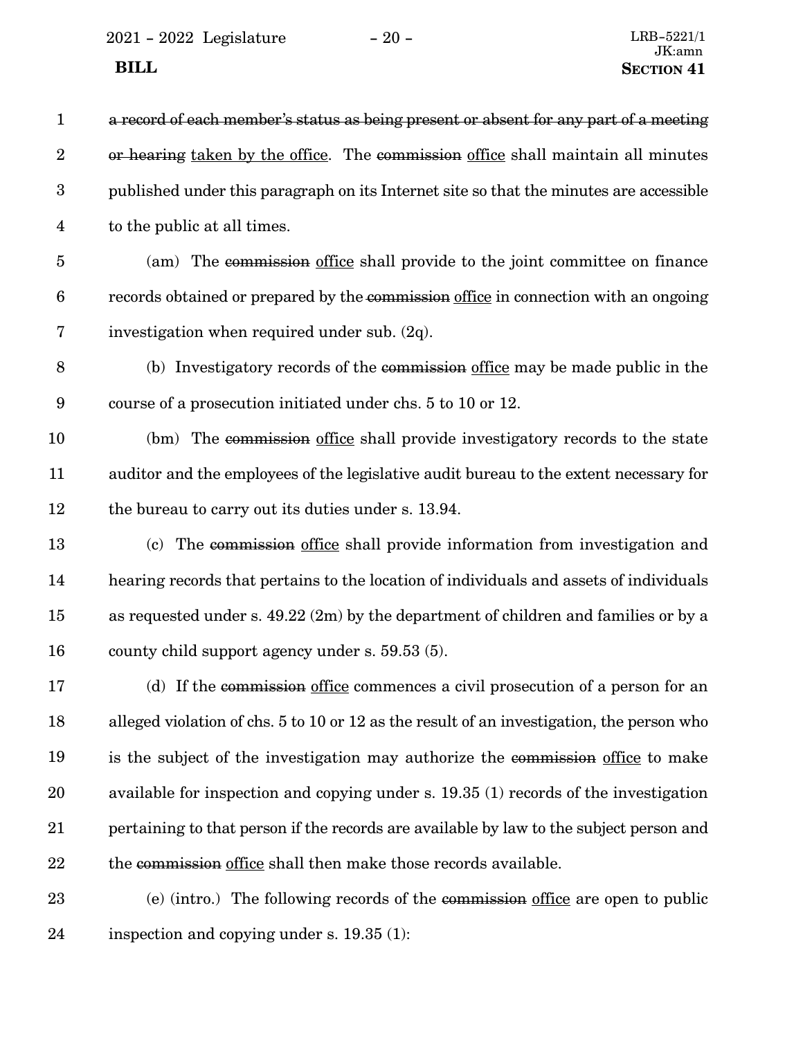~~a record of each member's status as being present or absent for any part of a meeting or hearing~~ <u>taken by the office</u>. The ~~commission~~ <u>office</u> shall maintain all minutes published under this paragraph on its Internet site so that the minutes are accessible to the public at all times.

(am) The ~~commission~~ <u>office</u> shall provide to the joint committee on finance records obtained or prepared by the ~~commission~~ <u>office</u> in connection with an ongoing investigation when required under sub. (2q).

(b) Investigatory records of the ~~commission~~ <u>office</u> may be made public in the course of a prosecution initiated under chs. 5 to 10 or 12.

(bm) The ~~commission~~ <u>office</u> shall provide investigatory records to the state auditor and the employees of the legislative audit bureau to the extent necessary for the bureau to carry out its duties under s. 13.94.

(c) The ~~commission~~ <u>office</u> shall provide information from investigation and hearing records that pertains to the location of individuals and assets of individuals as requested under s. 49.22 (2m) by the department of children and families or by a county child support agency under s. 59.53 (5).

(d) If the ~~commission~~ <u>office</u> commences a civil prosecution of a person for an alleged violation of chs. 5 to 10 or 12 as the result of an investigation, the person who is the subject of the investigation may authorize the ~~commission~~ <u>office</u> to make available for inspection and copying under s. 19.35 (1) records of the investigation pertaining to that person if the records are available by law to the subject person and the ~~commission~~ <u>office</u> shall then make those records available.

(e) (intro.) The following records of the ~~commission~~ <u>office</u> are open to public inspection and copying under s. 19.35 (1):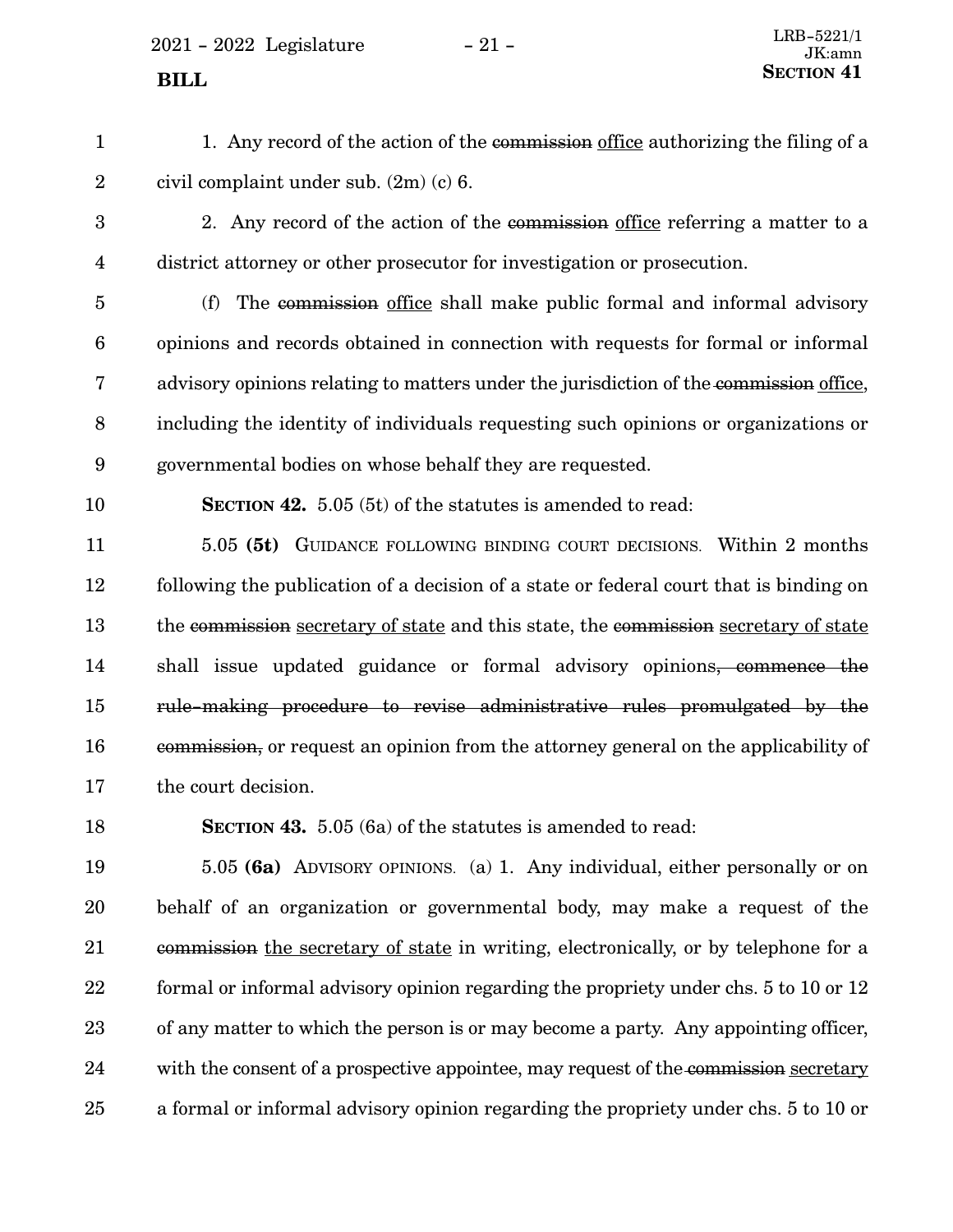1. Any record of the action of the ~~commission~~ office authorizing the filing of a civil complaint under sub. (2m) (c) 6.

2. Any record of the action of the ~~commission~~ office referring a matter to a district attorney or other prosecutor for investigation or prosecution.

(f) The ~~commission~~ office shall make public formal and informal advisory opinions and records obtained in connection with requests for formal or informal advisory opinions relating to matters under the jurisdiction of the ~~commission~~ office, including the identity of individuals requesting such opinions or organizations or governmental bodies on whose behalf they are requested.

**SECTION 42.** 5.05 (5t) of the statutes is amended to read:

5.05 **(5t)** GUIDANCE FOLLOWING BINDING COURT DECISIONS. Within 2 months following the publication of a decision of a state or federal court that is binding on the ~~commission~~ secretary of state and this state, the ~~commission~~ secretary of state shall issue updated guidance or formal advisory opinions~~, commence the rule-making procedure to revise administrative rules promulgated by the commission,~~ or request an opinion from the attorney general on the applicability of the court decision.

**SECTION 43.** 5.05 (6a) of the statutes is amended to read:

5.05 **(6a)** ADVISORY OPINIONS. (a) 1. Any individual, either personally or on behalf of an organization or governmental body, may make a request of the ~~commission~~ the secretary of state in writing, electronically, or by telephone for a formal or informal advisory opinion regarding the propriety under chs. 5 to 10 or 12 of any matter to which the person is or may become a party. Any appointing officer, with the consent of a prospective appointee, may request of the ~~commission~~ secretary a formal or informal advisory opinion regarding the propriety under chs. 5 to 10 or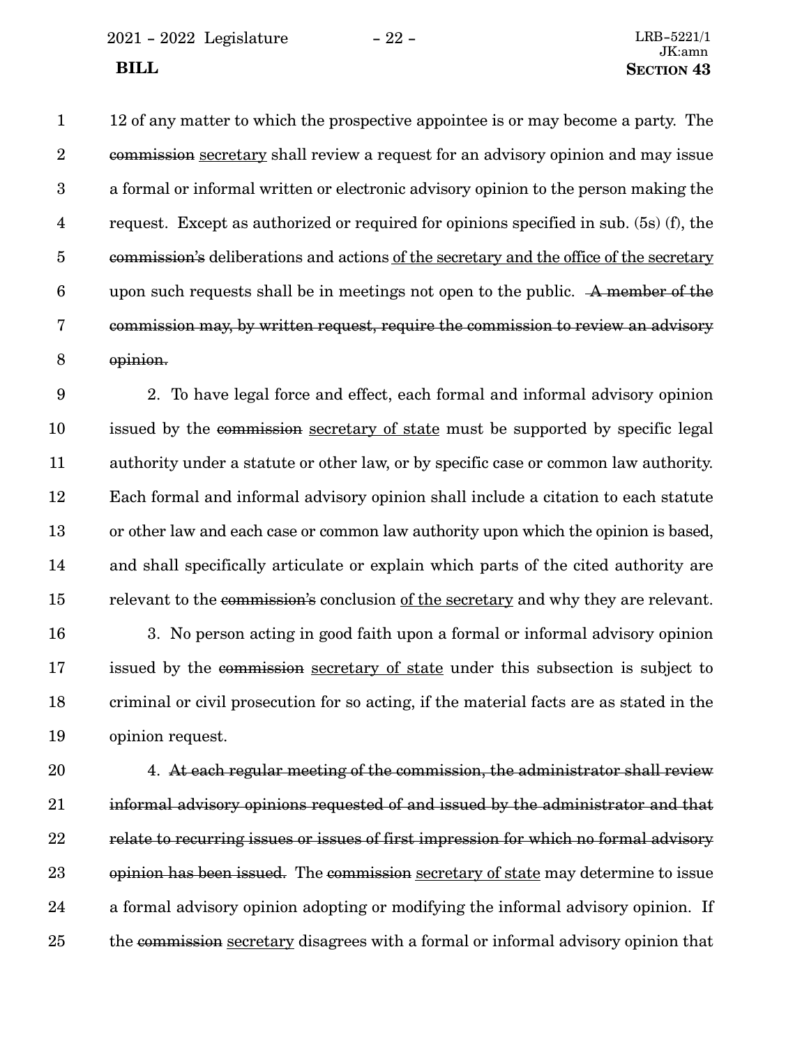12 of any matter to which the prospective appointee is or may become a party. The ~~commission~~ secretary shall review a request for an advisory opinion and may issue a formal or informal written or electronic advisory opinion to the person making the request. Except as authorized or required for opinions specified in sub. (5s) (f), the ~~commission's~~ deliberations and actions of the secretary and the office of the secretary upon such requests shall be in meetings not open to the public. ~~A member of the commission may, by written request, require the commission to review an advisory opinion.~~

2. To have legal force and effect, each formal and informal advisory opinion issued by the ~~commission~~ secretary of state must be supported by specific legal authority under a statute or other law, or by specific case or common law authority. Each formal and informal advisory opinion shall include a citation to each statute or other law and each case or common law authority upon which the opinion is based, and shall specifically articulate or explain which parts of the cited authority are relevant to the ~~commission's~~ conclusion of the secretary and why they are relevant.

3. No person acting in good faith upon a formal or informal advisory opinion issued by the ~~commission~~ secretary of state under this subsection is subject to criminal or civil prosecution for so acting, if the material facts are as stated in the opinion request.

4. ~~At each regular meeting of the commission, the administrator shall review informal advisory opinions requested of and issued by the administrator and that relate to recurring issues or issues of first impression for which no formal advisory opinion has been issued.~~ The ~~commission~~ secretary of state may determine to issue a formal advisory opinion adopting or modifying the informal advisory opinion. If the ~~commission~~ secretary disagrees with a formal or informal advisory opinion that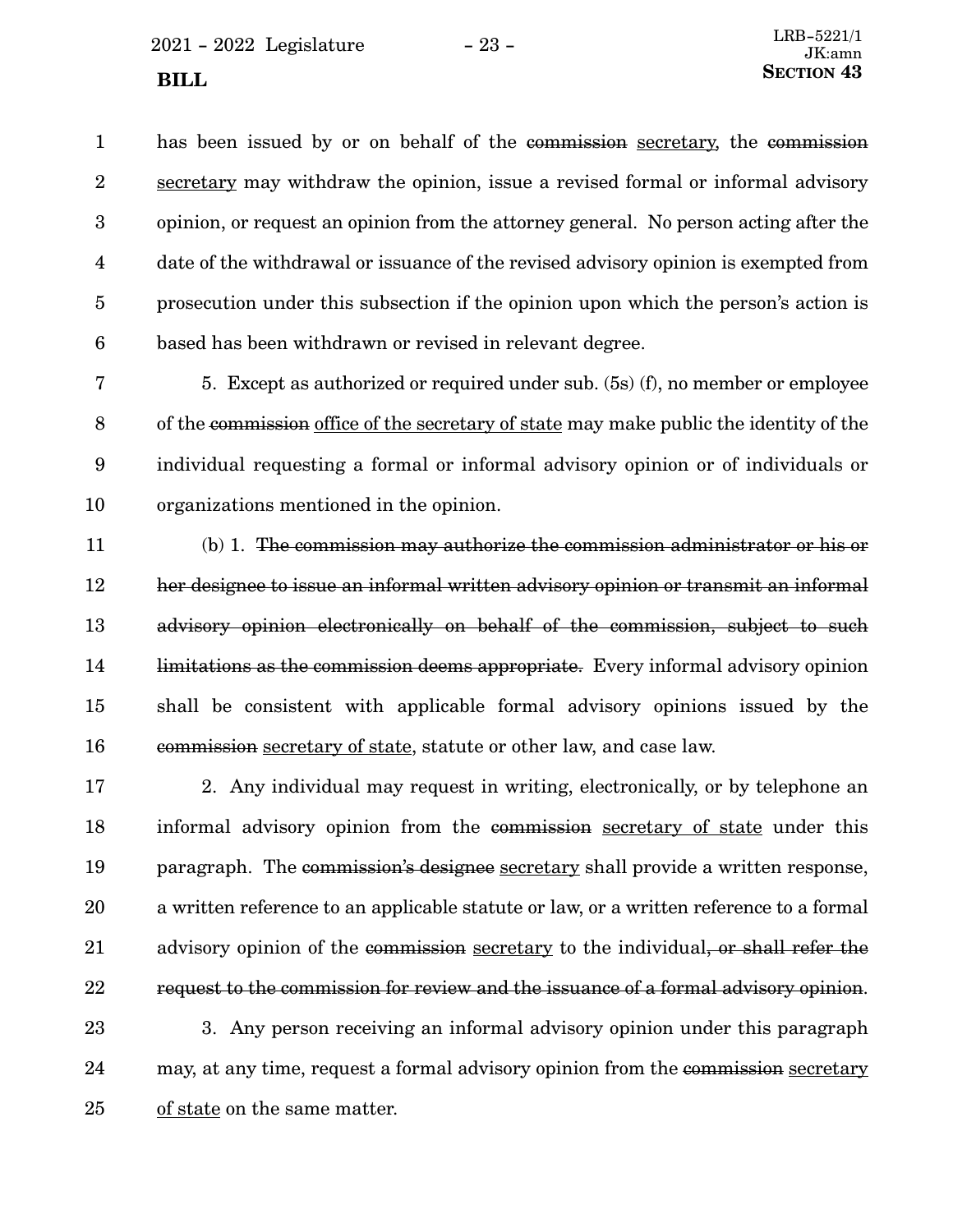has been issued by or on behalf of the ~~commission~~ secretary, the ~~commission~~ secretary may withdraw the opinion, issue a revised formal or informal advisory opinion, or request an opinion from the attorney general. No person acting after the date of the withdrawal or issuance of the revised advisory opinion is exempted from prosecution under this subsection if the opinion upon which the person's action is based has been withdrawn or revised in relevant degree.

5. Except as authorized or required under sub. (5s) (f), no member or employee of the ~~commission~~ office of the secretary of state may make public the identity of the individual requesting a formal or informal advisory opinion or of individuals or organizations mentioned in the opinion.

(b) 1. ~~The commission may authorize the commission administrator or his or her designee to issue an informal written advisory opinion or transmit an informal advisory opinion electronically on behalf of the commission, subject to such limitations as the commission deems appropriate.~~ Every informal advisory opinion shall be consistent with applicable formal advisory opinions issued by the ~~commission~~ secretary of state, statute or other law, and case law.

2. Any individual may request in writing, electronically, or by telephone an informal advisory opinion from the ~~commission~~ secretary of state under this paragraph. The ~~commission's designee~~ secretary shall provide a written response, a written reference to an applicable statute or law, or a written reference to a formal advisory opinion of the ~~commission~~ secretary to the individual~~, or shall refer the request to the commission for review and the issuance of a formal advisory opinion~~.

3. Any person receiving an informal advisory opinion under this paragraph may, at any time, request a formal advisory opinion from the ~~commission~~ secretary of state on the same matter.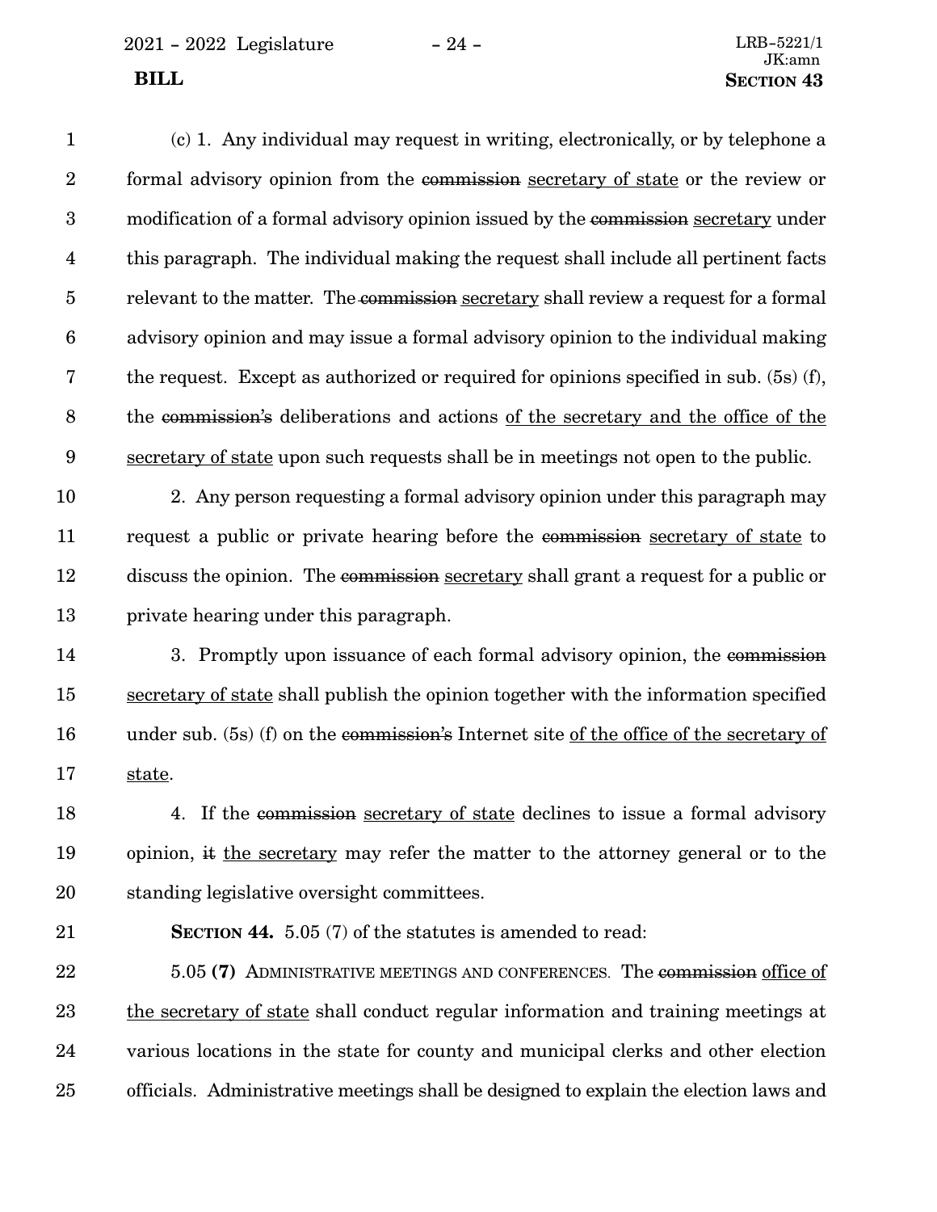(c) 1. Any individual may request in writing, electronically, or by telephone a formal advisory opinion from the ~~commission~~ secretary of state or the review or modification of a formal advisory opinion issued by the ~~commission~~ secretary under this paragraph. The individual making the request shall include all pertinent facts relevant to the matter. The ~~commission~~ secretary shall review a request for a formal advisory opinion and may issue a formal advisory opinion to the individual making the request. Except as authorized or required for opinions specified in sub. (5s) (f), the ~~commission's~~ deliberations and actions of the secretary and the office of the secretary of state upon such requests shall be in meetings not open to the public.

2. Any person requesting a formal advisory opinion under this paragraph may request a public or private hearing before the ~~commission~~ secretary of state to discuss the opinion. The ~~commission~~ secretary shall grant a request for a public or private hearing under this paragraph.

3. Promptly upon issuance of each formal advisory opinion, the ~~commission~~ secretary of state shall publish the opinion together with the information specified under sub. (5s) (f) on the ~~commission's~~ Internet site of the office of the secretary of state.

4. If the ~~commission~~ secretary of state declines to issue a formal advisory opinion, ~~it~~ the secretary may refer the matter to the attorney general or to the standing legislative oversight committees.

**SECTION 44.** 5.05 (7) of the statutes is amended to read:

5.05 **(7)** ADMINISTRATIVE MEETINGS AND CONFERENCES. The ~~commission~~ office of the secretary of state shall conduct regular information and training meetings at various locations in the state for county and municipal clerks and other election officials. Administrative meetings shall be designed to explain the election laws and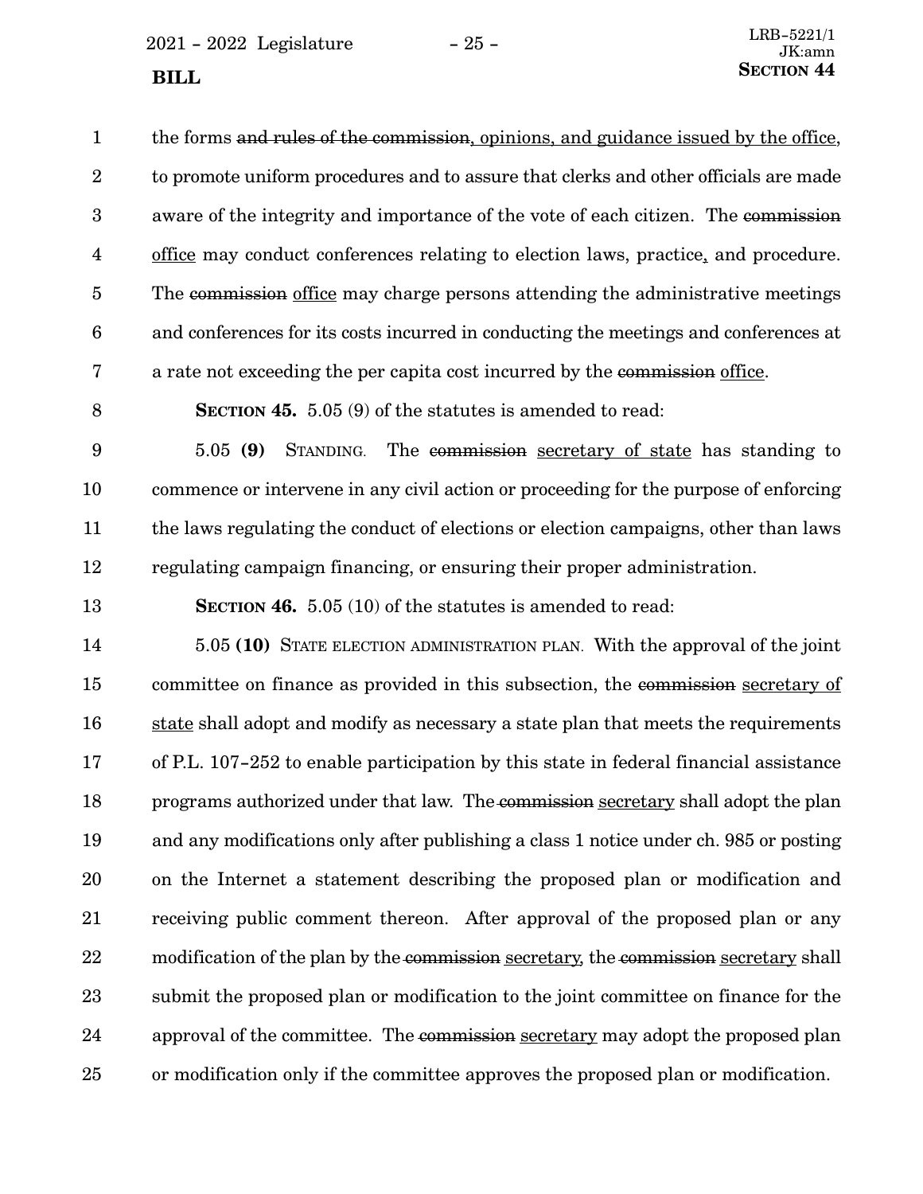the forms ~~and rules of the commission~~, opinions, and guidance issued by the office, to promote uniform procedures and to assure that clerks and other officials are made aware of the integrity and importance of the vote of each citizen. The ~~commission~~ office may conduct conferences relating to election laws, practice, and procedure. The ~~commission~~ office may charge persons attending the administrative meetings and conferences for its costs incurred in conducting the meetings and conferences at a rate not exceeding the per capita cost incurred by the ~~commission~~ office.

**SECTION 45.** 5.05 (9) of the statutes is amended to read:

5.05 **(9)** STANDING. The ~~commission~~ secretary of state has standing to commence or intervene in any civil action or proceeding for the purpose of enforcing the laws regulating the conduct of elections or election campaigns, other than laws regulating campaign financing, or ensuring their proper administration.

**SECTION 46.** 5.05 (10) of the statutes is amended to read:

5.05 **(10)** STATE ELECTION ADMINISTRATION PLAN. With the approval of the joint committee on finance as provided in this subsection, the ~~commission~~ secretary of state shall adopt and modify as necessary a state plan that meets the requirements of P.L. 107-252 to enable participation by this state in federal financial assistance programs authorized under that law. The ~~commission~~ secretary shall adopt the plan and any modifications only after publishing a class 1 notice under ch. 985 or posting on the Internet a statement describing the proposed plan or modification and receiving public comment thereon. After approval of the proposed plan or any modification of the plan by the ~~commission~~ secretary, the ~~commission~~ secretary shall submit the proposed plan or modification to the joint committee on finance for the approval of the committee. The ~~commission~~ secretary may adopt the proposed plan or modification only if the committee approves the proposed plan or modification.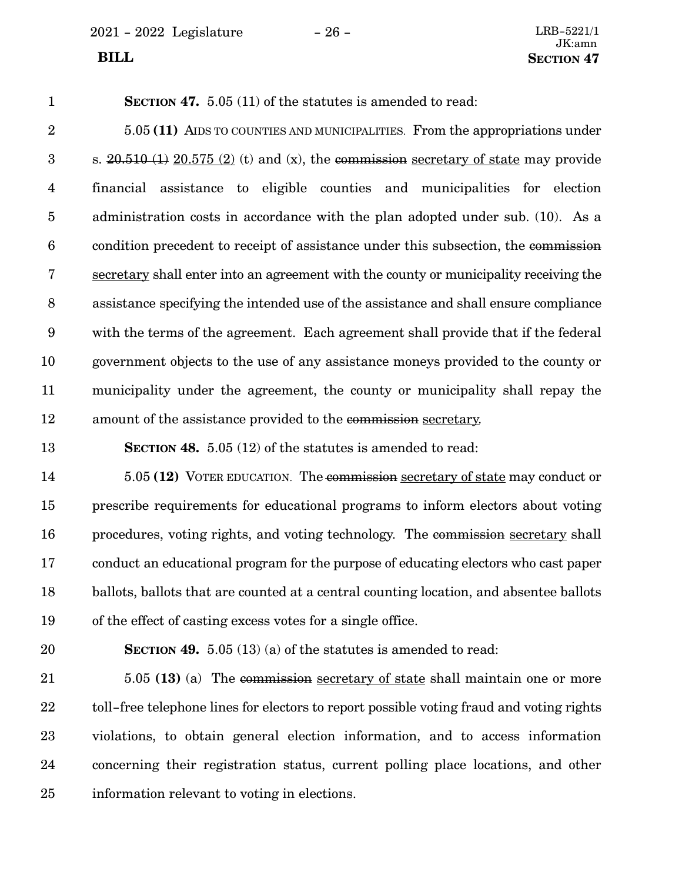**SECTION 47.** 5.05 (11) of the statutes is amended to read:

5.05 **(11)** AIDS TO COUNTIES AND MUNICIPALITIES. From the appropriations under s. ~~20.510 (1)~~ 20.575 (2) (t) and (x), the ~~commission~~ secretary of state may provide financial assistance to eligible counties and municipalities for election administration costs in accordance with the plan adopted under sub. (10). As a condition precedent to receipt of assistance under this subsection, the ~~commission~~ secretary shall enter into an agreement with the county or municipality receiving the assistance specifying the intended use of the assistance and shall ensure compliance with the terms of the agreement. Each agreement shall provide that if the federal government objects to the use of any assistance moneys provided to the county or municipality under the agreement, the county or municipality shall repay the amount of the assistance provided to the ~~commission~~ secretary.

**SECTION 48.** 5.05 (12) of the statutes is amended to read:

5.05 **(12)** VOTER EDUCATION. The ~~commission~~ secretary of state may conduct or prescribe requirements for educational programs to inform electors about voting procedures, voting rights, and voting technology. The ~~commission~~ secretary shall conduct an educational program for the purpose of educating electors who cast paper ballots, ballots that are counted at a central counting location, and absentee ballots of the effect of casting excess votes for a single office.

**SECTION 49.** 5.05 (13) (a) of the statutes is amended to read:

5.05 **(13)** (a) The ~~commission~~ secretary of state shall maintain one or more toll-free telephone lines for electors to report possible voting fraud and voting rights violations, to obtain general election information, and to access information concerning their registration status, current polling place locations, and other information relevant to voting in elections.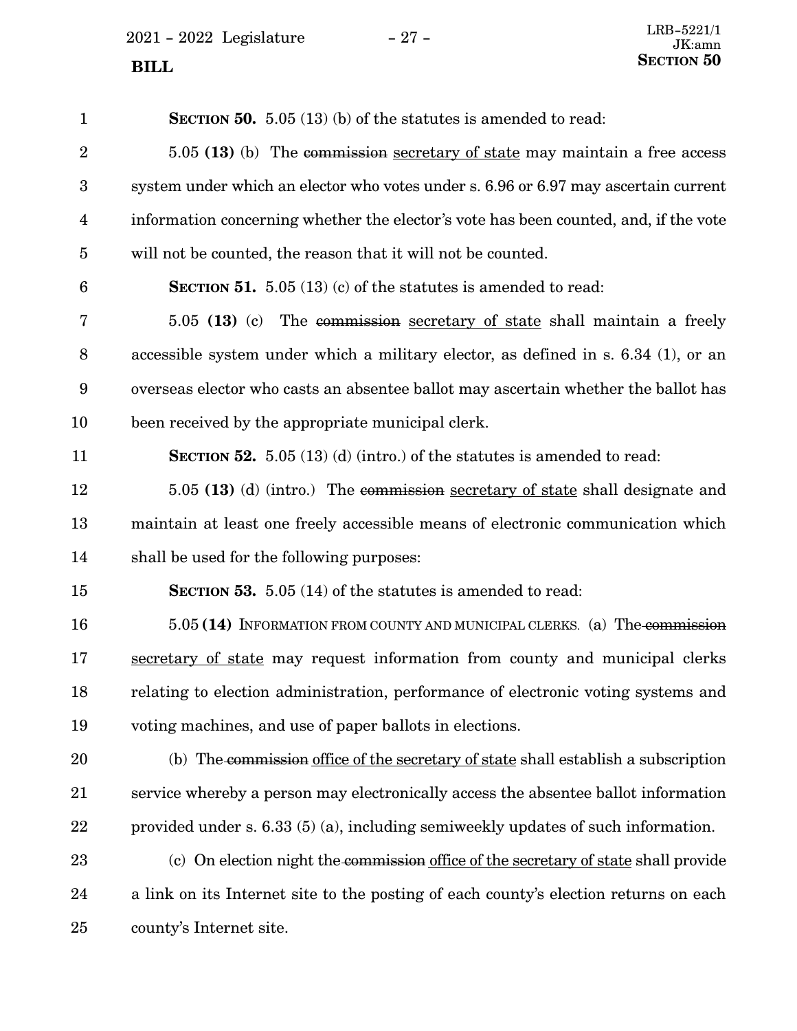**SECTION 50.** 5.05 (13) (b) of the statutes is amended to read:

5.05 **(13)** (b) The ~~commission~~ secretary of state may maintain a free access system under which an elector who votes under s. 6.96 or 6.97 may ascertain current information concerning whether the elector's vote has been counted, and, if the vote will not be counted, the reason that it will not be counted.

**SECTION 51.** 5.05 (13) (c) of the statutes is amended to read:

5.05 **(13)** (c) The ~~commission~~ secretary of state shall maintain a freely accessible system under which a military elector, as defined in s. 6.34 (1), or an overseas elector who casts an absentee ballot may ascertain whether the ballot has been received by the appropriate municipal clerk.

**SECTION 52.** 5.05 (13) (d) (intro.) of the statutes is amended to read:

5.05 **(13)** (d) (intro.) The ~~commission~~ secretary of state shall designate and maintain at least one freely accessible means of electronic communication which shall be used for the following purposes:

**SECTION 53.** 5.05 (14) of the statutes is amended to read:

5.05 **(14)** INFORMATION FROM COUNTY AND MUNICIPAL CLERKS. (a) The ~~commission~~ secretary of state may request information from county and municipal clerks relating to election administration, performance of electronic voting systems and voting machines, and use of paper ballots in elections.

(b) The ~~commission~~ office of the secretary of state shall establish a subscription service whereby a person may electronically access the absentee ballot information provided under s. 6.33 (5) (a), including semiweekly updates of such information.

(c) On election night the ~~commission~~ office of the secretary of state shall provide a link on its Internet site to the posting of each county's election returns on each county's Internet site.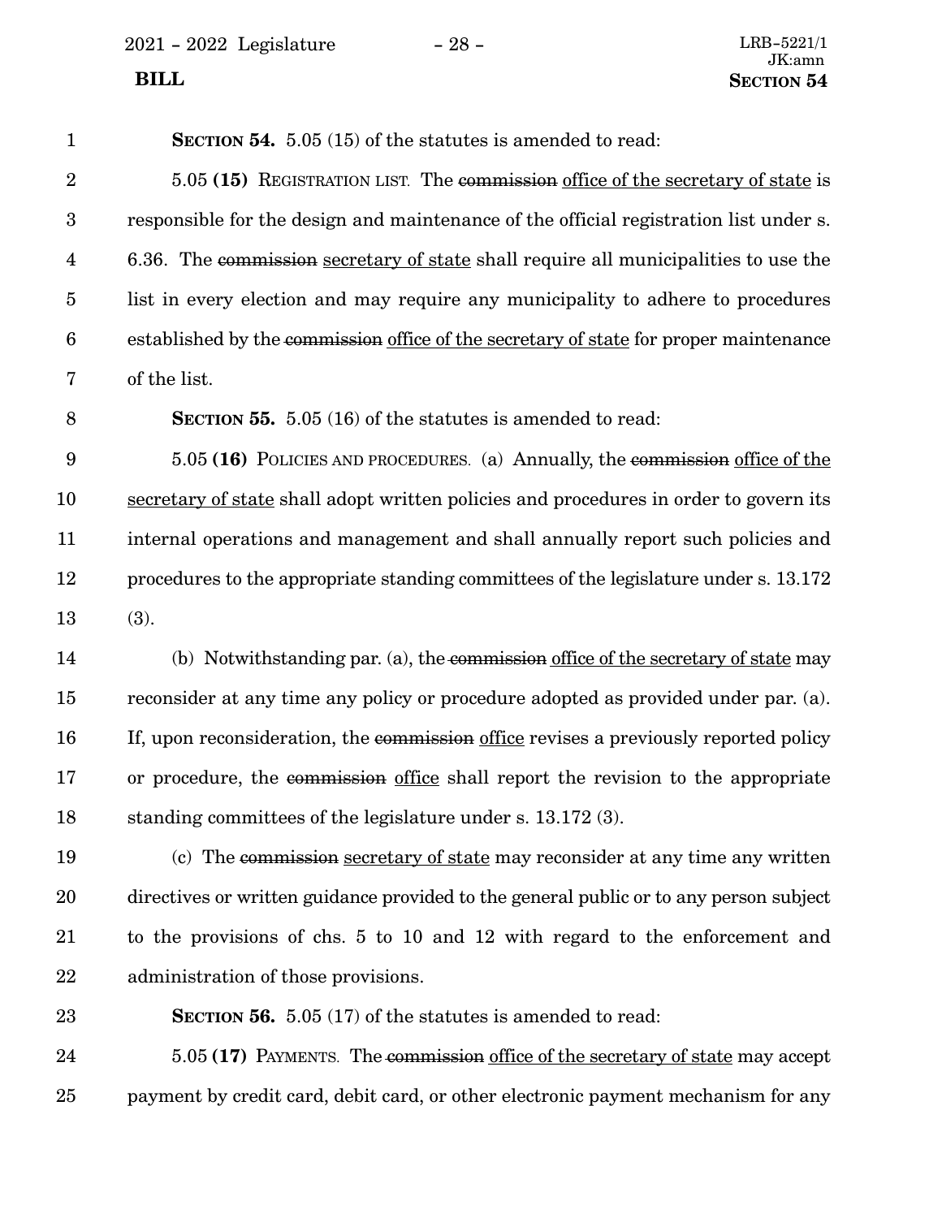**SECTION 54.** 5.05 (15) of the statutes is amended to read:

5.05 **(15)** REGISTRATION LIST. The ~~commission~~ office of the secretary of state is responsible for the design and maintenance of the official registration list under s. 6.36. The ~~commission~~ secretary of state shall require all municipalities to use the list in every election and may require any municipality to adhere to procedures established by the ~~commission~~ office of the secretary of state for proper maintenance of the list.

**SECTION 55.** 5.05 (16) of the statutes is amended to read:

5.05 **(16)** POLICIES AND PROCEDURES. (a) Annually, the ~~commission~~ office of the secretary of state shall adopt written policies and procedures in order to govern its internal operations and management and shall annually report such policies and procedures to the appropriate standing committees of the legislature under s. 13.172 (3).

(b) Notwithstanding par. (a), the ~~commission~~ office of the secretary of state may reconsider at any time any policy or procedure adopted as provided under par. (a). If, upon reconsideration, the ~~commission~~ office revises a previously reported policy or procedure, the ~~commission~~ office shall report the revision to the appropriate standing committees of the legislature under s. 13.172 (3).

(c) The ~~commission~~ secretary of state may reconsider at any time any written directives or written guidance provided to the general public or to any person subject to the provisions of chs. 5 to 10 and 12 with regard to the enforcement and administration of those provisions.

**SECTION 56.** 5.05 (17) of the statutes is amended to read:

5.05 **(17)** PAYMENTS. The ~~commission~~ office of the secretary of state may accept payment by credit card, debit card, or other electronic payment mechanism for any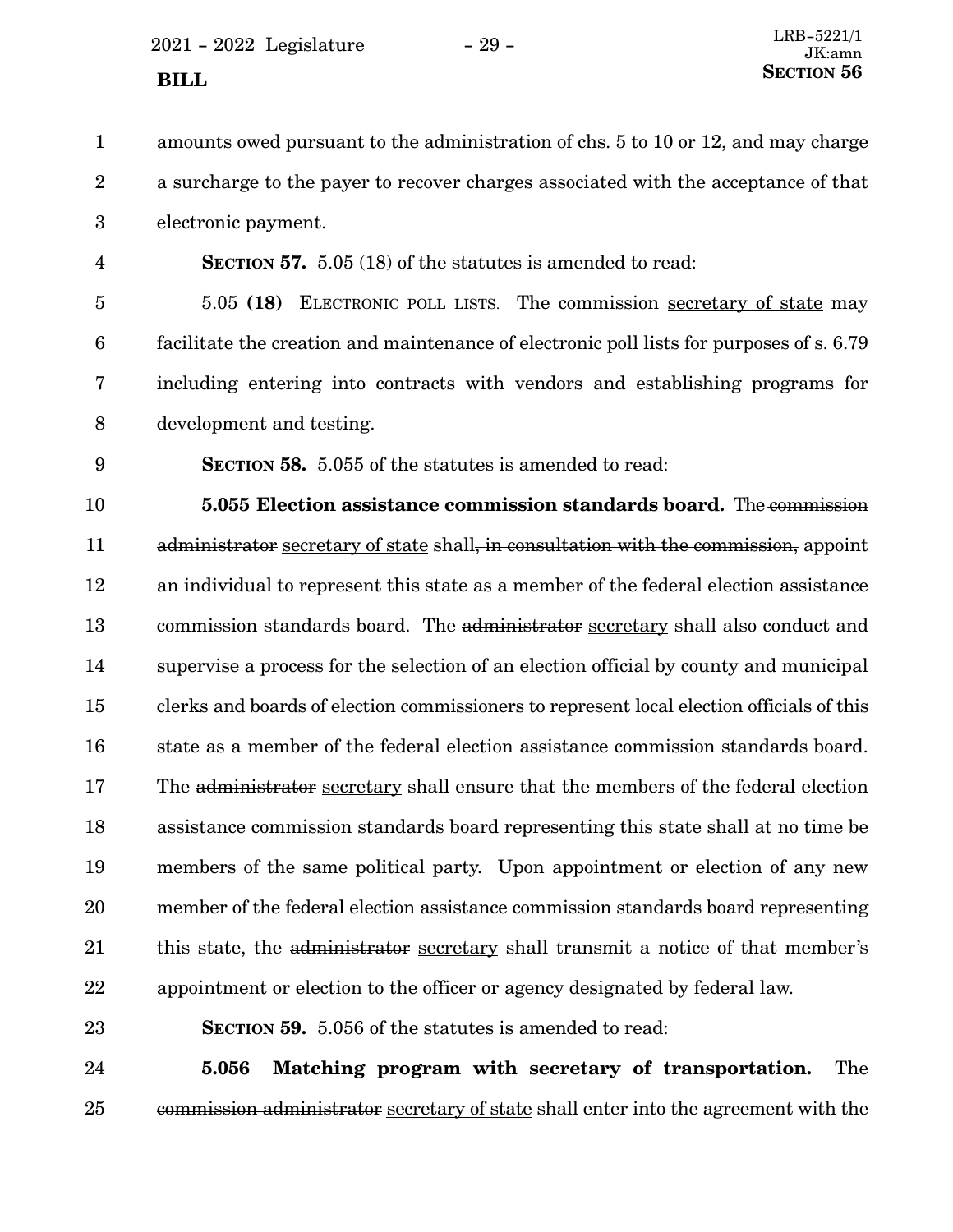amounts owed pursuant to the administration of chs. 5 to 10 or 12, and may charge a surcharge to the payer to recover charges associated with the acceptance of that electronic payment.

**SECTION 57.** 5.05 (18) of the statutes is amended to read:

5.05 **(18)** ELECTRONIC POLL LISTS. The ~~commission~~ secretary of state may facilitate the creation and maintenance of electronic poll lists for purposes of s. 6.79 including entering into contracts with vendors and establishing programs for development and testing.

**SECTION 58.** 5.055 of the statutes is amended to read:

**5.055 Election assistance commission standards board.** The ~~commission administrator~~ secretary of state shall~~, in consultation with the commission,~~ appoint an individual to represent this state as a member of the federal election assistance commission standards board. The ~~administrator~~ secretary shall also conduct and supervise a process for the selection of an election official by county and municipal clerks and boards of election commissioners to represent local election officials of this state as a member of the federal election assistance commission standards board. The ~~administrator~~ secretary shall ensure that the members of the federal election assistance commission standards board representing this state shall at no time be members of the same political party. Upon appointment or election of any new member of the federal election assistance commission standards board representing this state, the ~~administrator~~ secretary shall transmit a notice of that member's appointment or election to the officer or agency designated by federal law.

**SECTION 59.** 5.056 of the statutes is amended to read:

**5.056 Matching program with secretary of transportation.** The ~~commission administrator~~ secretary of state shall enter into the agreement with the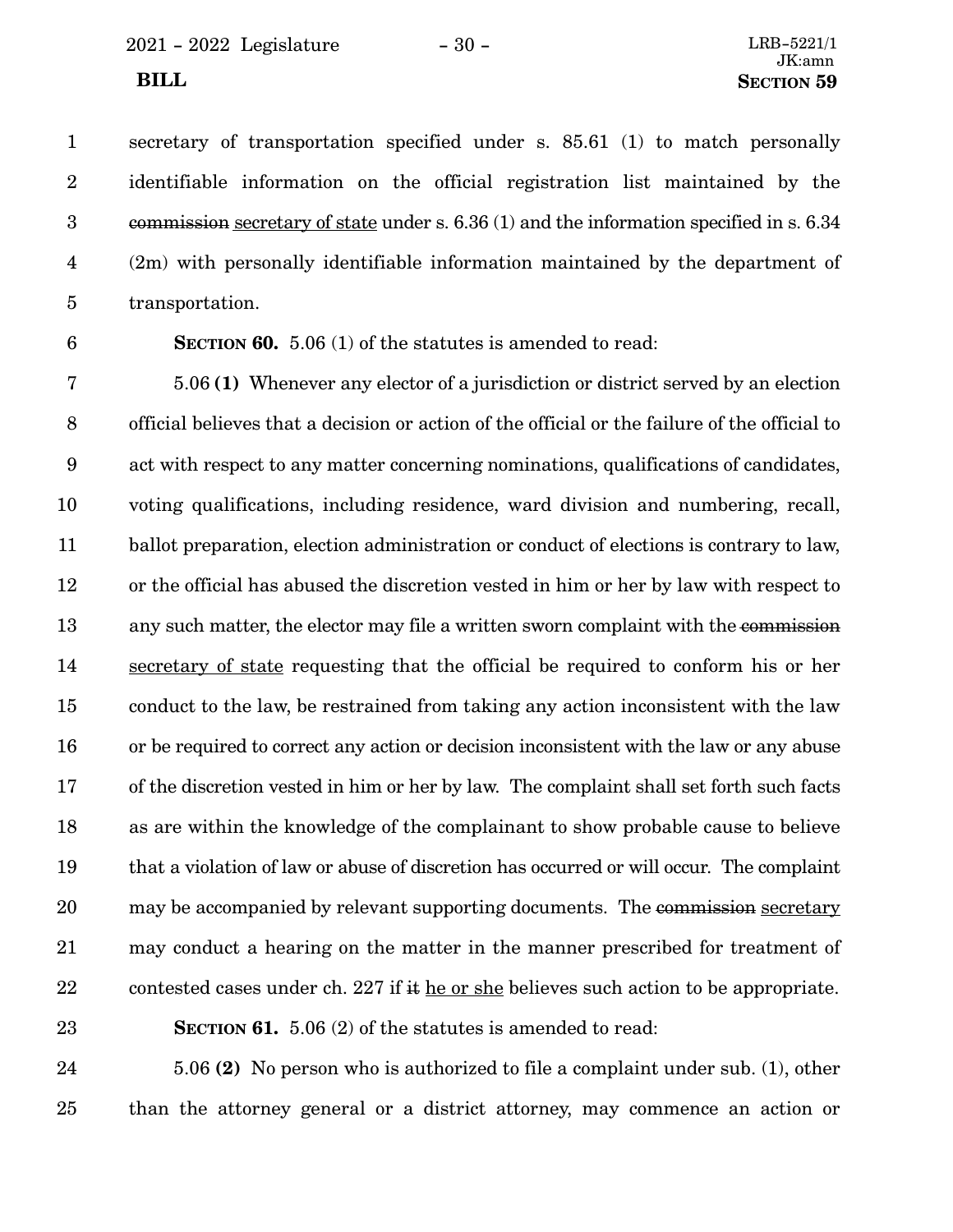secretary of transportation specified under s. 85.61 (1) to match personally identifiable information on the official registration list maintained by the ~~commission~~ secretary of state under s. 6.36 (1) and the information specified in s. 6.34 (2m) with personally identifiable information maintained by the department of transportation.

**SECTION 60.** 5.06 (1) of the statutes is amended to read:

5.06 **(1)** Whenever any elector of a jurisdiction or district served by an election official believes that a decision or action of the official or the failure of the official to act with respect to any matter concerning nominations, qualifications of candidates, voting qualifications, including residence, ward division and numbering, recall, ballot preparation, election administration or conduct of elections is contrary to law, or the official has abused the discretion vested in him or her by law with respect to any such matter, the elector may file a written sworn complaint with the ~~commission~~ secretary of state requesting that the official be required to conform his or her conduct to the law, be restrained from taking any action inconsistent with the law or be required to correct any action or decision inconsistent with the law or any abuse of the discretion vested in him or her by law. The complaint shall set forth such facts as are within the knowledge of the complainant to show probable cause to believe that a violation of law or abuse of discretion has occurred or will occur. The complaint may be accompanied by relevant supporting documents. The ~~commission~~ secretary may conduct a hearing on the matter in the manner prescribed for treatment of contested cases under ch. 227 if ~~it~~ he or she believes such action to be appropriate.

**SECTION 61.** 5.06 (2) of the statutes is amended to read:

5.06 **(2)** No person who is authorized to file a complaint under sub. (1), other than the attorney general or a district attorney, may commence an action or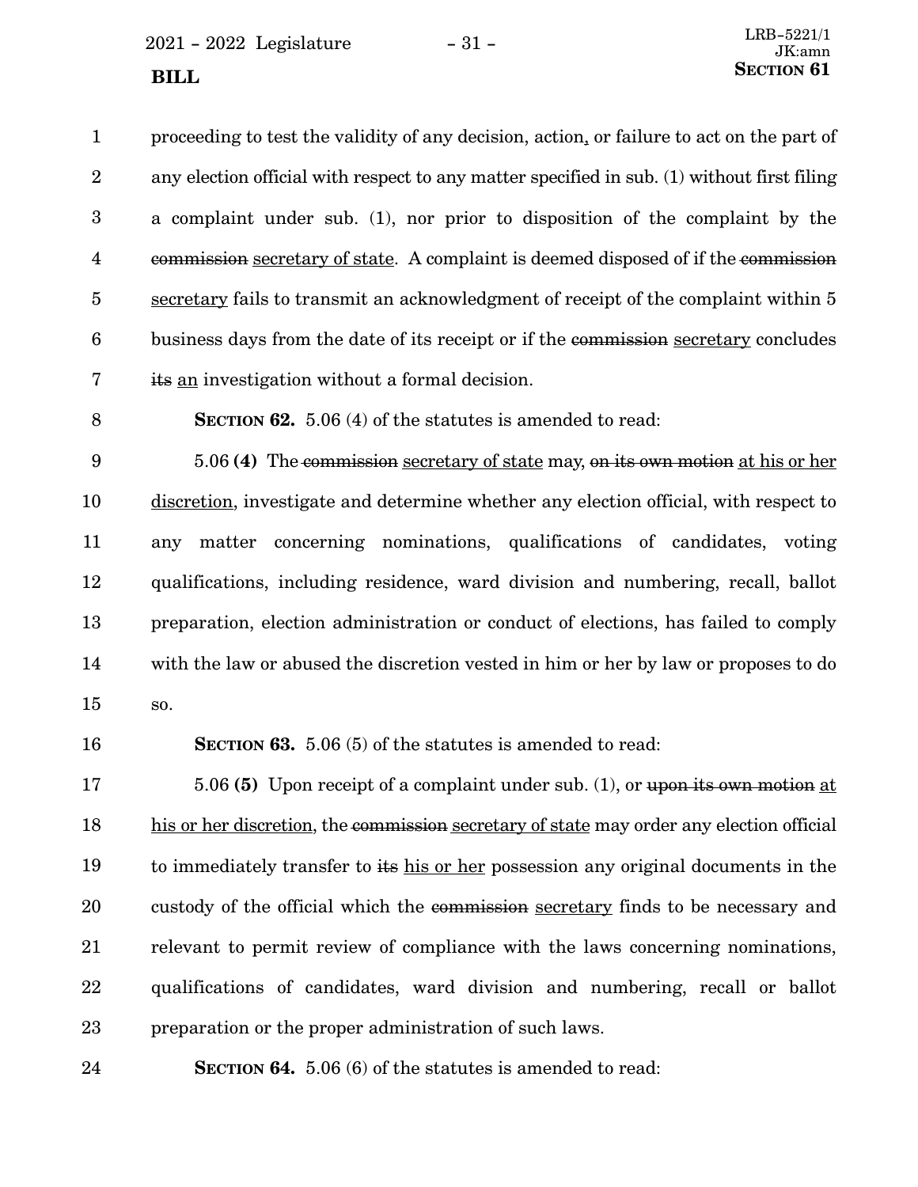proceeding to test the validity of any decision, action, or failure to act on the part of any election official with respect to any matter specified in sub. (1) without first filing a complaint under sub. (1), nor prior to disposition of the complaint by the ~~commission~~ <u>secretary of state</u>. A complaint is deemed disposed of if the ~~commission~~ <u>secretary</u> fails to transmit an acknowledgment of receipt of the complaint within 5 business days from the date of its receipt or if the ~~commission~~ <u>secretary</u> concludes ~~its~~ <u>an</u> investigation without a formal decision.

**SECTION 62.** 5.06 (4) of the statutes is amended to read:

5.06 **(4)** The ~~commission~~ <u>secretary of state</u> may, ~~on its own motion~~ <u>at his or her discretion</u>, investigate and determine whether any election official, with respect to any matter concerning nominations, qualifications of candidates, voting qualifications, including residence, ward division and numbering, recall, ballot preparation, election administration or conduct of elections, has failed to comply with the law or abused the discretion vested in him or her by law or proposes to do so.

**SECTION 63.** 5.06 (5) of the statutes is amended to read:

5.06 **(5)** Upon receipt of a complaint under sub. (1), or ~~upon its own motion~~ <u>at his or her discretion</u>, the ~~commission~~ <u>secretary of state</u> may order any election official to immediately transfer to ~~its~~ <u>his or her</u> possession any original documents in the custody of the official which the ~~commission~~ <u>secretary</u> finds to be necessary and relevant to permit review of compliance with the laws concerning nominations, qualifications of candidates, ward division and numbering, recall or ballot preparation or the proper administration of such laws.

**SECTION 64.** 5.06 (6) of the statutes is amended to read: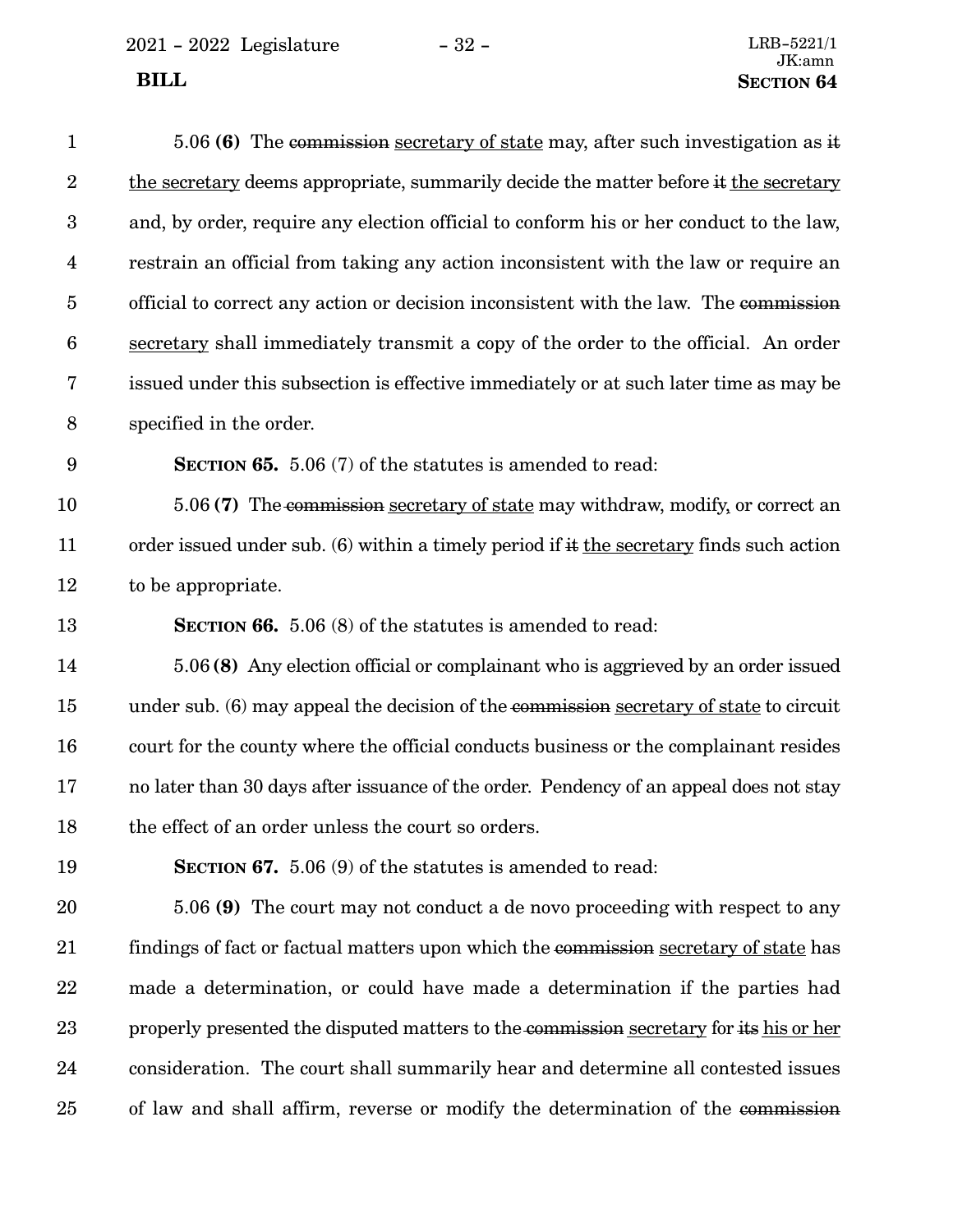5.06 **(6)** The ~~commission~~ secretary of state may, after such investigation as ~~it~~ the secretary deems appropriate, summarily decide the matter before ~~it~~ the secretary and, by order, require any election official to conform his or her conduct to the law, restrain an official from taking any action inconsistent with the law or require an official to correct any action or decision inconsistent with the law. The ~~commission~~ secretary shall immediately transmit a copy of the order to the official. An order issued under this subsection is effective immediately or at such later time as may be specified in the order.

**SECTION 65.** 5.06 (7) of the statutes is amended to read:

5.06 **(7)** The ~~commission~~ secretary of state may withdraw, modify, or correct an order issued under sub. (6) within a timely period if ~~it~~ the secretary finds such action to be appropriate.

**SECTION 66.** 5.06 (8) of the statutes is amended to read:

5.06 **(8)** Any election official or complainant who is aggrieved by an order issued under sub. (6) may appeal the decision of the ~~commission~~ secretary of state to circuit court for the county where the official conducts business or the complainant resides no later than 30 days after issuance of the order. Pendency of an appeal does not stay the effect of an order unless the court so orders.

**SECTION 67.** 5.06 (9) of the statutes is amended to read:

5.06 **(9)** The court may not conduct a de novo proceeding with respect to any findings of fact or factual matters upon which the ~~commission~~ secretary of state has made a determination, or could have made a determination if the parties had properly presented the disputed matters to the ~~commission~~ secretary for ~~its~~ his or her consideration. The court shall summarily hear and determine all contested issues of law and shall affirm, reverse or modify the determination of the ~~commission~~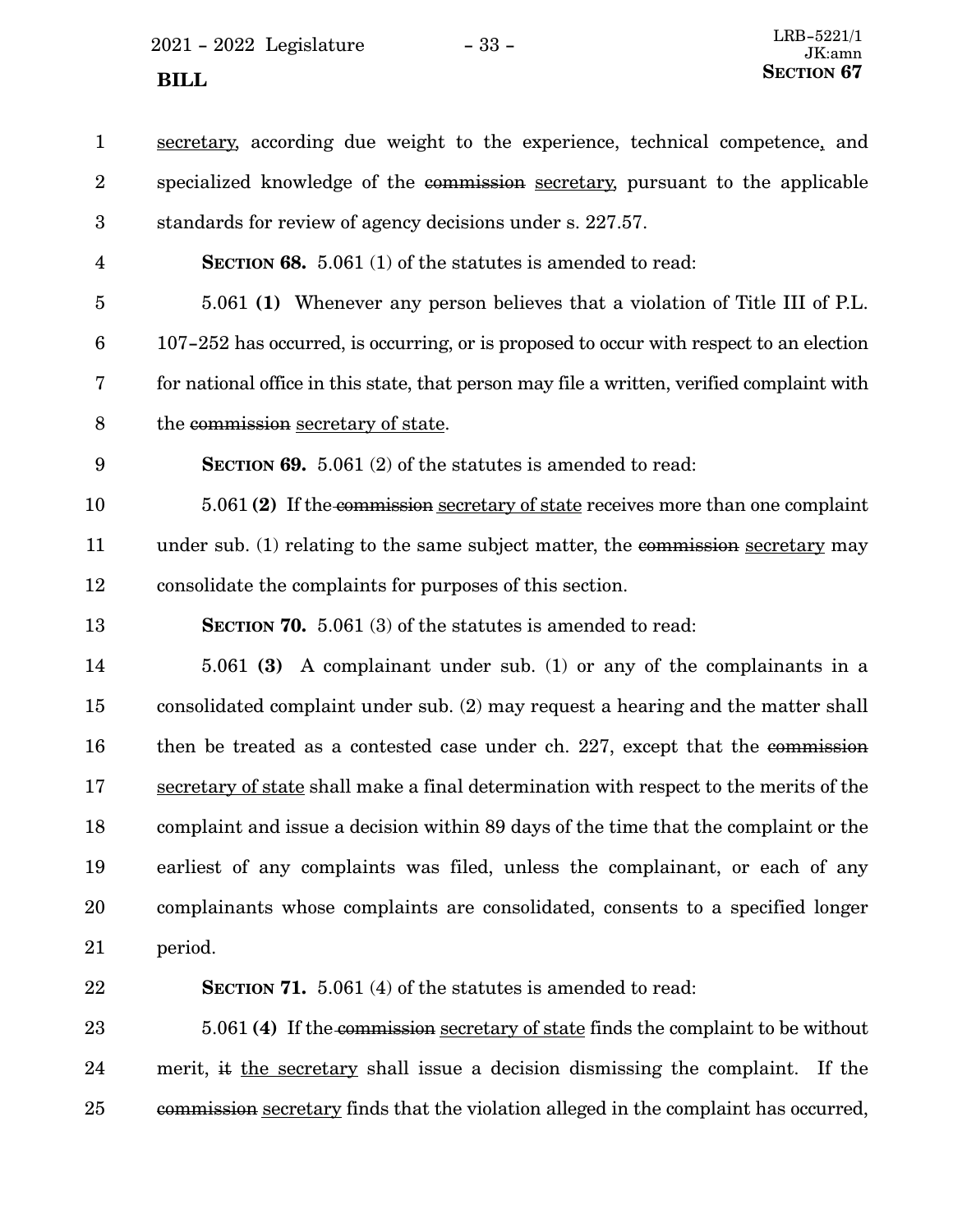secretary, according due weight to the experience, technical competence, and specialized knowledge of the ~~commission~~ secretary, pursuant to the applicable standards for review of agency decisions under s. 227.57.

**SECTION 68.** 5.061 (1) of the statutes is amended to read:

5.061 **(1)** Whenever any person believes that a violation of Title III of P.L. 107-252 has occurred, is occurring, or is proposed to occur with respect to an election for national office in this state, that person may file a written, verified complaint with the ~~commission~~ secretary of state.

**SECTION 69.** 5.061 (2) of the statutes is amended to read:

5.061 **(2)** If the ~~commission~~ secretary of state receives more than one complaint under sub. (1) relating to the same subject matter, the ~~commission~~ secretary may consolidate the complaints for purposes of this section.

**SECTION 70.** 5.061 (3) of the statutes is amended to read:

5.061 **(3)** A complainant under sub. (1) or any of the complainants in a consolidated complaint under sub. (2) may request a hearing and the matter shall then be treated as a contested case under ch. 227, except that the ~~commission~~ secretary of state shall make a final determination with respect to the merits of the complaint and issue a decision within 89 days of the time that the complaint or the earliest of any complaints was filed, unless the complainant, or each of any complainants whose complaints are consolidated, consents to a specified longer period.

**SECTION 71.** 5.061 (4) of the statutes is amended to read:

5.061 **(4)** If the ~~commission~~ secretary of state finds the complaint to be without merit, ~~it~~ the secretary shall issue a decision dismissing the complaint. If the ~~commission~~ secretary finds that the violation alleged in the complaint has occurred,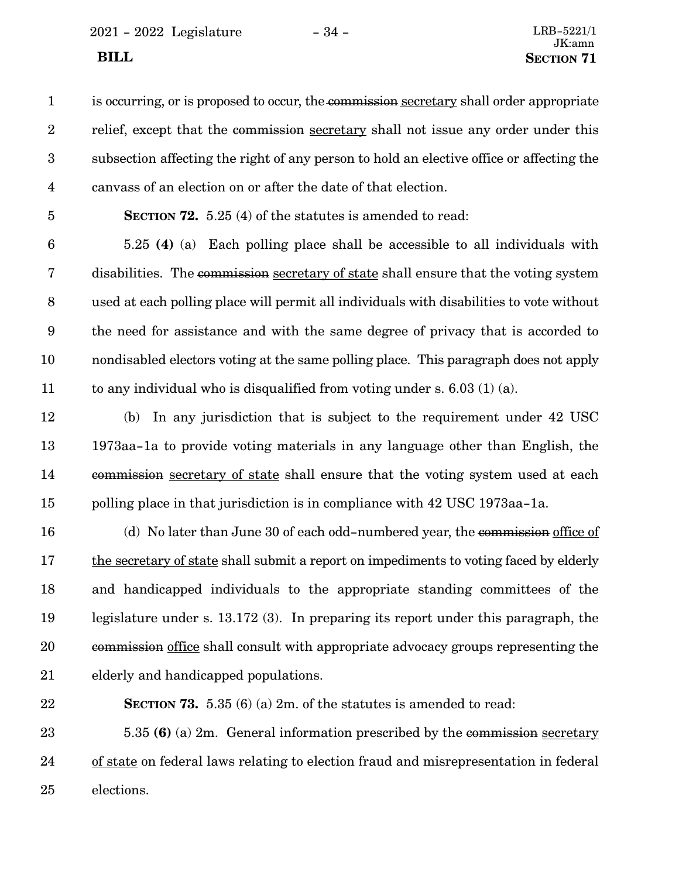is occurring, or is proposed to occur, the ~~commission~~ secretary shall order appropriate relief, except that the ~~commission~~ secretary shall not issue any order under this subsection affecting the right of any person to hold an elective office or affecting the canvass of an election on or after the date of that election.

**SECTION 72.** 5.25 (4) of the statutes is amended to read:

5.25 **(4)** (a) Each polling place shall be accessible to all individuals with disabilities. The ~~commission~~ secretary of state shall ensure that the voting system used at each polling place will permit all individuals with disabilities to vote without the need for assistance and with the same degree of privacy that is accorded to nondisabled electors voting at the same polling place. This paragraph does not apply to any individual who is disqualified from voting under s. 6.03 (1) (a).

(b) In any jurisdiction that is subject to the requirement under 42 USC 1973aa-1a to provide voting materials in any language other than English, the ~~commission~~ secretary of state shall ensure that the voting system used at each polling place in that jurisdiction is in compliance with 42 USC 1973aa-1a.

(d) No later than June 30 of each odd-numbered year, the ~~commission~~ office of the secretary of state shall submit a report on impediments to voting faced by elderly and handicapped individuals to the appropriate standing committees of the legislature under s. 13.172 (3). In preparing its report under this paragraph, the ~~commission~~ office shall consult with appropriate advocacy groups representing the elderly and handicapped populations.

**SECTION 73.** 5.35 (6) (a) 2m. of the statutes is amended to read:

5.35 **(6)** (a) 2m. General information prescribed by the ~~commission~~ secretary of state on federal laws relating to election fraud and misrepresentation in federal elections.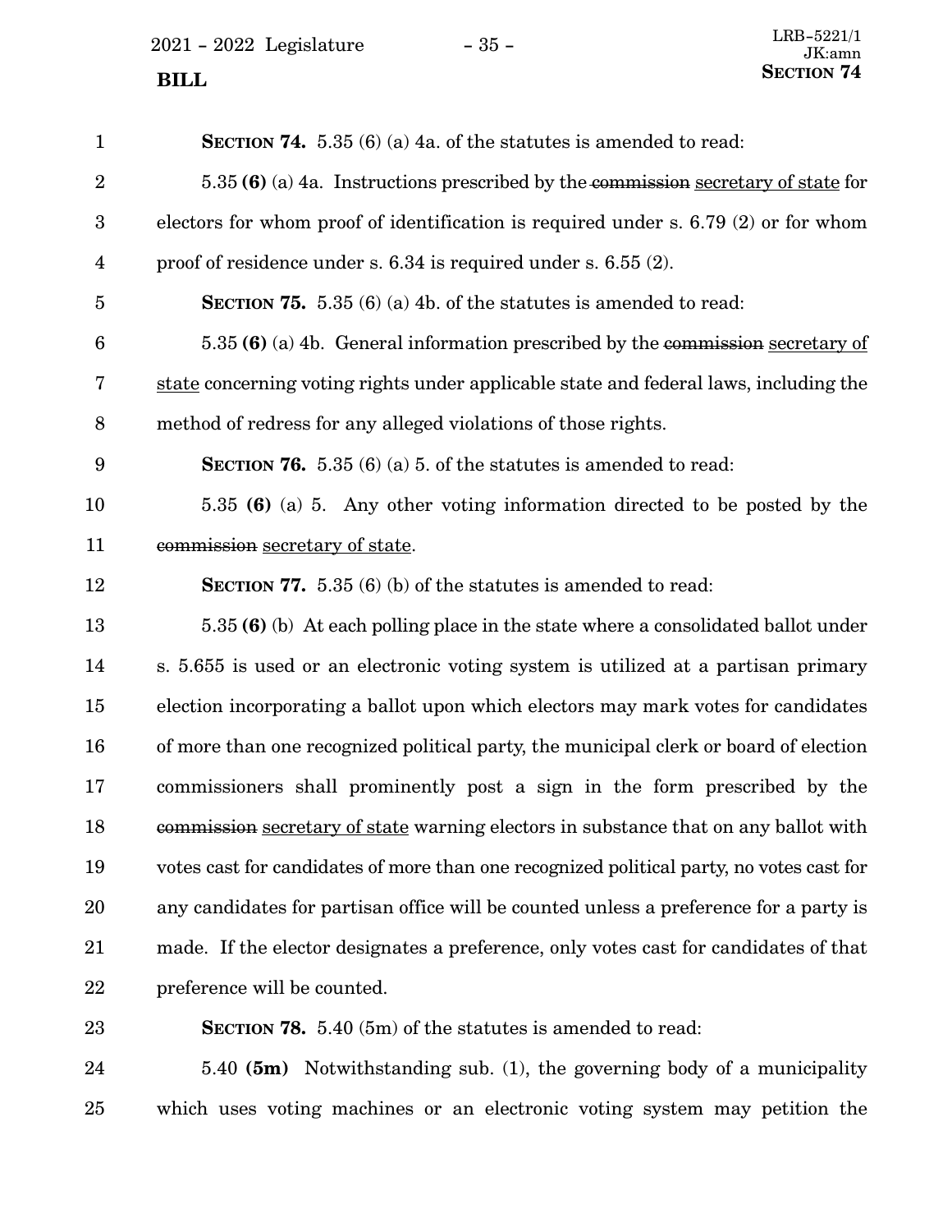**SECTION 74.** 5.35 (6) (a) 4a. of the statutes is amended to read:

5.35 **(6)** (a) 4a. Instructions prescribed by the ~~commission~~ <u>secretary of state</u> for electors for whom proof of identification is required under s. 6.79 (2) or for whom proof of residence under s. 6.34 is required under s. 6.55 (2).

**SECTION 75.** 5.35 (6) (a) 4b. of the statutes is amended to read:

5.35 **(6)** (a) 4b. General information prescribed by the ~~commission~~ <u>secretary of state</u> concerning voting rights under applicable state and federal laws, including the method of redress for any alleged violations of those rights.

**SECTION 76.** 5.35 (6) (a) 5. of the statutes is amended to read:

5.35 **(6)** (a) 5. Any other voting information directed to be posted by the ~~commission~~ <u>secretary of state</u>.

**SECTION 77.** 5.35 (6) (b) of the statutes is amended to read:

5.35 **(6)** (b) At each polling place in the state where a consolidated ballot under s. 5.655 is used or an electronic voting system is utilized at a partisan primary election incorporating a ballot upon which electors may mark votes for candidates of more than one recognized political party, the municipal clerk or board of election commissioners shall prominently post a sign in the form prescribed by the ~~commission~~ <u>secretary of state</u> warning electors in substance that on any ballot with votes cast for candidates of more than one recognized political party, no votes cast for any candidates for partisan office will be counted unless a preference for a party is made. If the elector designates a preference, only votes cast for candidates of that preference will be counted.

**SECTION 78.** 5.40 (5m) of the statutes is amended to read:

5.40 **(5m)** Notwithstanding sub. (1), the governing body of a municipality which uses voting machines or an electronic voting system may petition the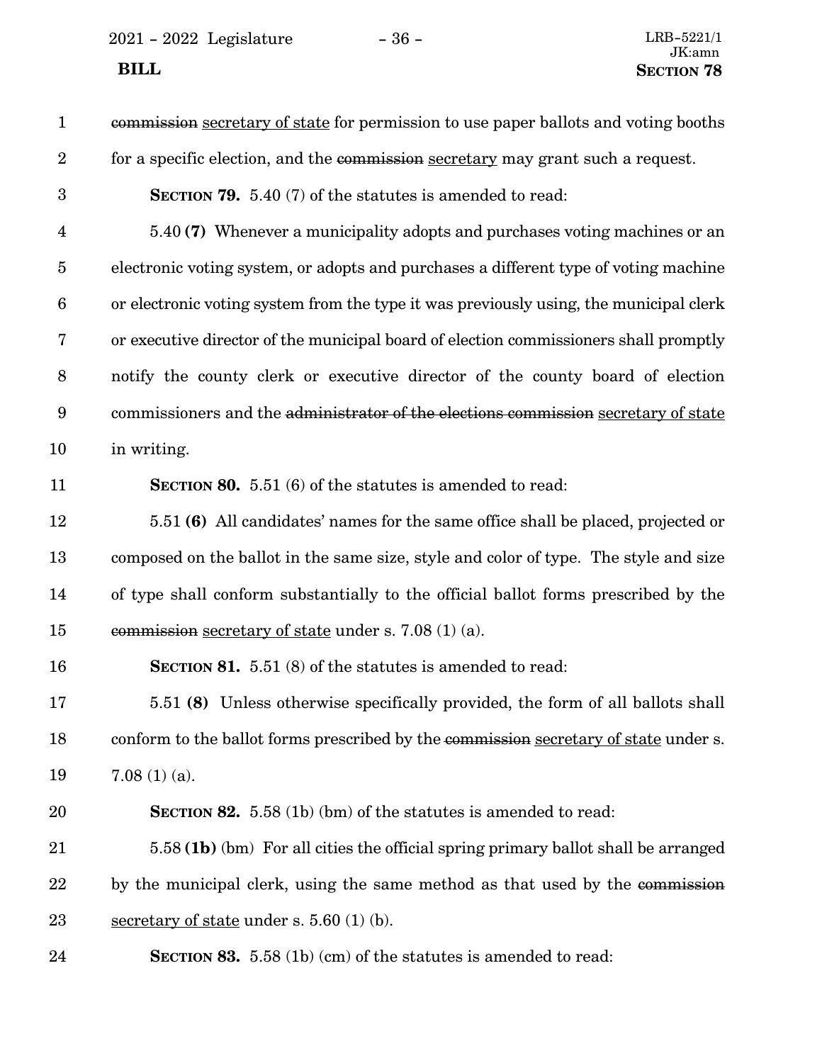~~commission~~ secretary of state for permission to use paper ballots and voting booths for a specific election, and the ~~commission~~ secretary may grant such a request.

**SECTION 79.** 5.40 (7) of the statutes is amended to read:

5.40 **(7)** Whenever a municipality adopts and purchases voting machines or an electronic voting system, or adopts and purchases a different type of voting machine or electronic voting system from the type it was previously using, the municipal clerk or executive director of the municipal board of election commissioners shall promptly notify the county clerk or executive director of the county board of election commissioners and the ~~administrator of the elections commission~~ secretary of state in writing.

**SECTION 80.** 5.51 (6) of the statutes is amended to read:

5.51 **(6)** All candidates' names for the same office shall be placed, projected or composed on the ballot in the same size, style and color of type. The style and size of type shall conform substantially to the official ballot forms prescribed by the ~~commission~~ secretary of state under s. 7.08 (1) (a).

**SECTION 81.** 5.51 (8) of the statutes is amended to read:

5.51 **(8)** Unless otherwise specifically provided, the form of all ballots shall conform to the ballot forms prescribed by the ~~commission~~ secretary of state under s. 7.08 (1) (a).

**SECTION 82.** 5.58 (1b) (bm) of the statutes is amended to read:

5.58 **(1b)** (bm) For all cities the official spring primary ballot shall be arranged by the municipal clerk, using the same method as that used by the ~~commission~~ secretary of state under s. 5.60 (1) (b).

**SECTION 83.** 5.58 (1b) (cm) of the statutes is amended to read: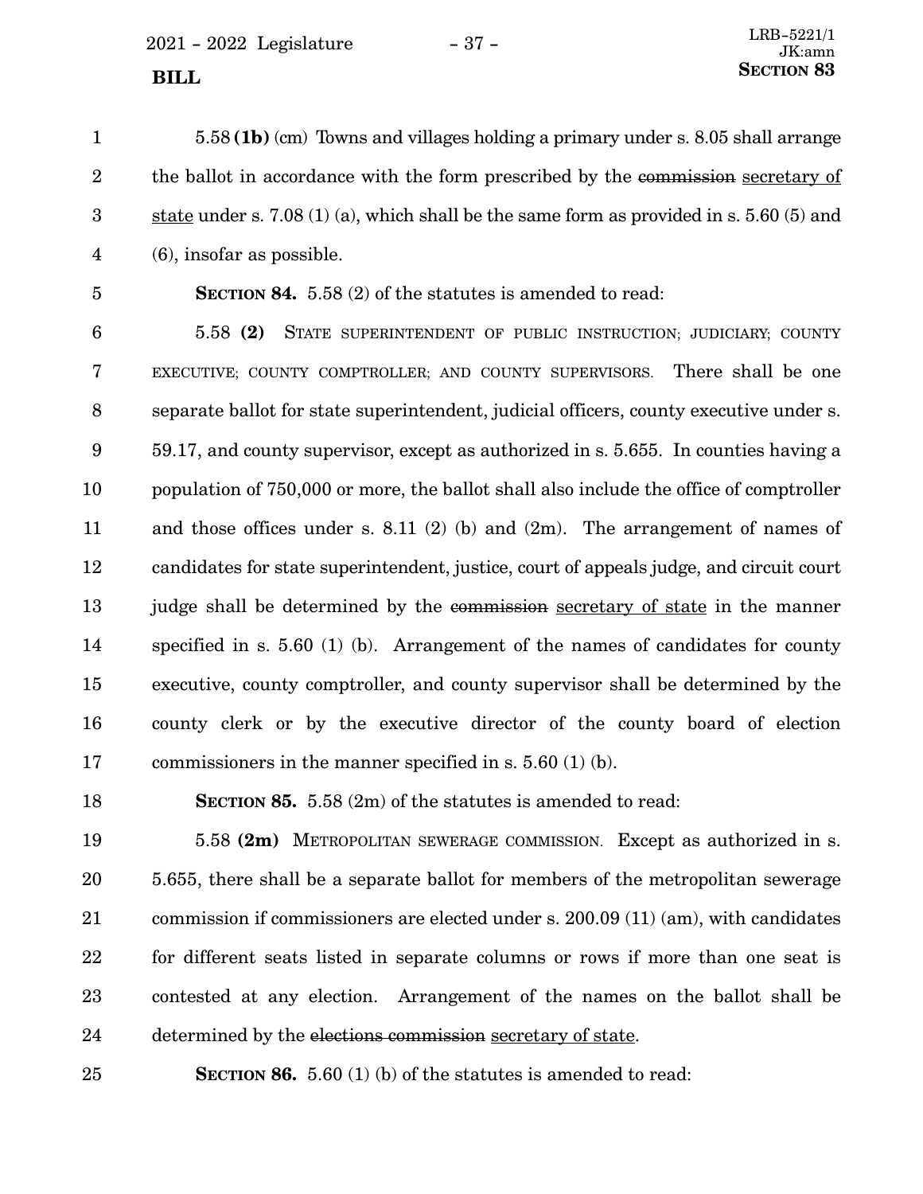5.58 **(1b)** (cm) Towns and villages holding a primary under s. 8.05 shall arrange the ballot in accordance with the form prescribed by the ~~commission~~ secretary of state under s. 7.08 (1) (a), which shall be the same form as provided in s. 5.60 (5) and (6), insofar as possible.

**SECTION 84.** 5.58 (2) of the statutes is amended to read:

5.58 **(2)** STATE SUPERINTENDENT OF PUBLIC INSTRUCTION; JUDICIARY; COUNTY EXECUTIVE; COUNTY COMPTROLLER; AND COUNTY SUPERVISORS. There shall be one separate ballot for state superintendent, judicial officers, county executive under s. 59.17, and county supervisor, except as authorized in s. 5.655. In counties having a population of 750,000 or more, the ballot shall also include the office of comptroller and those offices under s. 8.11 (2) (b) and (2m). The arrangement of names of candidates for state superintendent, justice, court of appeals judge, and circuit court judge shall be determined by the ~~commission~~ secretary of state in the manner specified in s. 5.60 (1) (b). Arrangement of the names of candidates for county executive, county comptroller, and county supervisor shall be determined by the county clerk or by the executive director of the county board of election commissioners in the manner specified in s. 5.60 (1) (b).

**SECTION 85.** 5.58 (2m) of the statutes is amended to read:

5.58 **(2m)** METROPOLITAN SEWERAGE COMMISSION. Except as authorized in s. 5.655, there shall be a separate ballot for members of the metropolitan sewerage commission if commissioners are elected under s. 200.09 (11) (am), with candidates for different seats listed in separate columns or rows if more than one seat is contested at any election. Arrangement of the names on the ballot shall be determined by the ~~elections commission~~ secretary of state.

**SECTION 86.** 5.60 (1) (b) of the statutes is amended to read: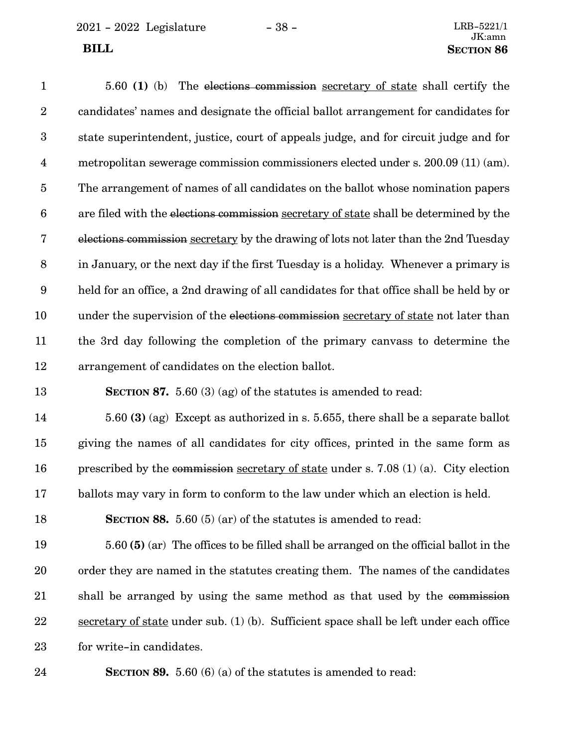5.60 **(1)** (b) The ~~elections commission~~ <u>secretary of state</u> shall certify the candidates' names and designate the official ballot arrangement for candidates for state superintendent, justice, court of appeals judge, and for circuit judge and for metropolitan sewerage commission commissioners elected under s. 200.09 (11) (am). The arrangement of names of all candidates on the ballot whose nomination papers are filed with the ~~elections commission~~ <u>secretary of state</u> shall be determined by the ~~elections commission~~ <u>secretary</u> by the drawing of lots not later than the 2nd Tuesday in January, or the next day if the first Tuesday is a holiday. Whenever a primary is held for an office, a 2nd drawing of all candidates for that office shall be held by or under the supervision of the ~~elections commission~~ <u>secretary of state</u> not later than the 3rd day following the completion of the primary canvass to determine the arrangement of candidates on the election ballot.

**SECTION 87.** 5.60 (3) (ag) of the statutes is amended to read:

5.60 **(3)** (ag) Except as authorized in s. 5.655, there shall be a separate ballot giving the names of all candidates for city offices, printed in the same form as prescribed by the ~~commission~~ <u>secretary of state</u> under s. 7.08 (1) (a). City election ballots may vary in form to conform to the law under which an election is held.

**SECTION 88.** 5.60 (5) (ar) of the statutes is amended to read:

5.60 **(5)** (ar) The offices to be filled shall be arranged on the official ballot in the order they are named in the statutes creating them. The names of the candidates shall be arranged by using the same method as that used by the ~~commission~~ <u>secretary of state</u> under sub. (1) (b). Sufficient space shall be left under each office for write-in candidates.

**SECTION 89.** 5.60 (6) (a) of the statutes is amended to read: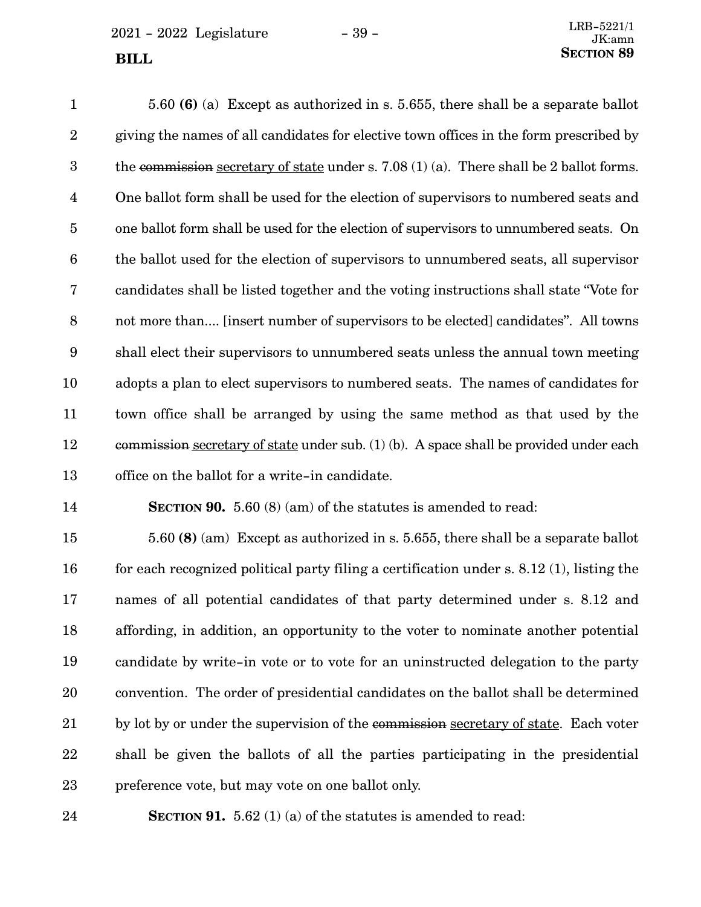5.60 **(6)** (a) Except as authorized in s. 5.655, there shall be a separate ballot giving the names of all candidates for elective town offices in the form prescribed by the ~~commission~~ <u>secretary of state</u> under s. 7.08 (1) (a). There shall be 2 ballot forms. One ballot form shall be used for the election of supervisors to numbered seats and one ballot form shall be used for the election of supervisors to unnumbered seats. On the ballot used for the election of supervisors to unnumbered seats, all supervisor candidates shall be listed together and the voting instructions shall state "Vote for not more than.... [insert number of supervisors to be elected] candidates". All towns shall elect their supervisors to unnumbered seats unless the annual town meeting adopts a plan to elect supervisors to numbered seats. The names of candidates for town office shall be arranged by using the same method as that used by the ~~commission~~ <u>secretary of state</u> under sub. (1) (b). A space shall be provided under each office on the ballot for a write-in candidate.

**SECTION 90.** 5.60 (8) (am) of the statutes is amended to read:

5.60 **(8)** (am) Except as authorized in s. 5.655, there shall be a separate ballot for each recognized political party filing a certification under s. 8.12 (1), listing the names of all potential candidates of that party determined under s. 8.12 and affording, in addition, an opportunity to the voter to nominate another potential candidate by write-in vote or to vote for an uninstructed delegation to the party convention. The order of presidential candidates on the ballot shall be determined by lot by or under the supervision of the ~~commission~~ <u>secretary of state</u>. Each voter shall be given the ballots of all the parties participating in the presidential preference vote, but may vote on one ballot only.

**SECTION 91.** 5.62 (1) (a) of the statutes is amended to read: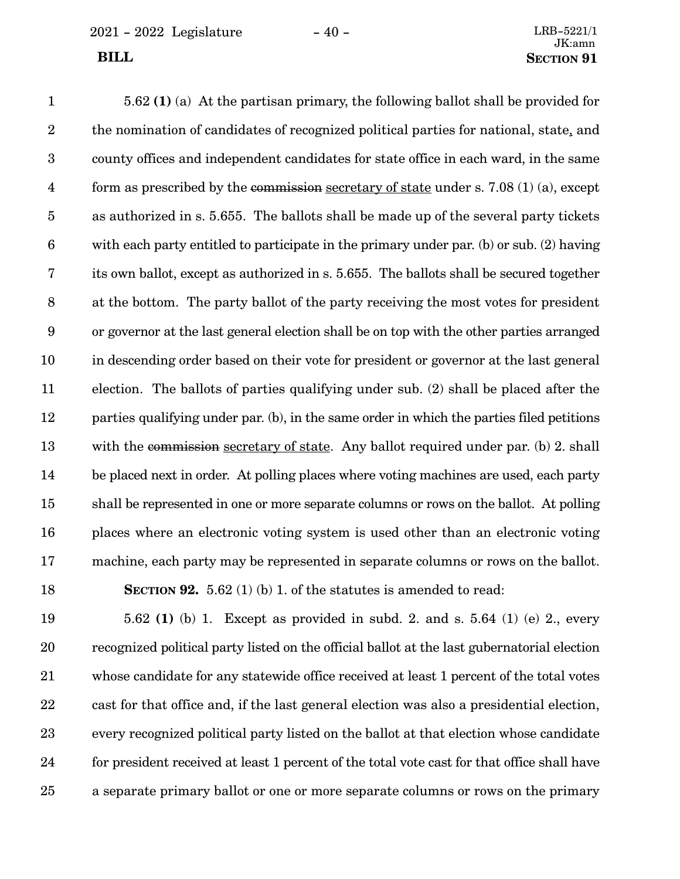5.62 **(1)** (a) At the partisan primary, the following ballot shall be provided for the nomination of candidates of recognized political parties for national, state, and county offices and independent candidates for state office in each ward, in the same form as prescribed by the ~~commission~~ secretary of state under s. 7.08 (1) (a), except as authorized in s. 5.655. The ballots shall be made up of the several party tickets with each party entitled to participate in the primary under par. (b) or sub. (2) having its own ballot, except as authorized in s. 5.655. The ballots shall be secured together at the bottom. The party ballot of the party receiving the most votes for president or governor at the last general election shall be on top with the other parties arranged in descending order based on their vote for president or governor at the last general election. The ballots of parties qualifying under sub. (2) shall be placed after the parties qualifying under par. (b), in the same order in which the parties filed petitions with the ~~commission~~ secretary of state. Any ballot required under par. (b) 2. shall be placed next in order. At polling places where voting machines are used, each party shall be represented in one or more separate columns or rows on the ballot. At polling places where an electronic voting system is used other than an electronic voting machine, each party may be represented in separate columns or rows on the ballot.

**SECTION 92.** 5.62 (1) (b) 1. of the statutes is amended to read:

5.62 **(1)** (b) 1. Except as provided in subd. 2. and s. 5.64 (1) (e) 2., every recognized political party listed on the official ballot at the last gubernatorial election whose candidate for any statewide office received at least 1 percent of the total votes cast for that office and, if the last general election was also a presidential election, every recognized political party listed on the ballot at that election whose candidate for president received at least 1 percent of the total vote cast for that office shall have a separate primary ballot or one or more separate columns or rows on the primary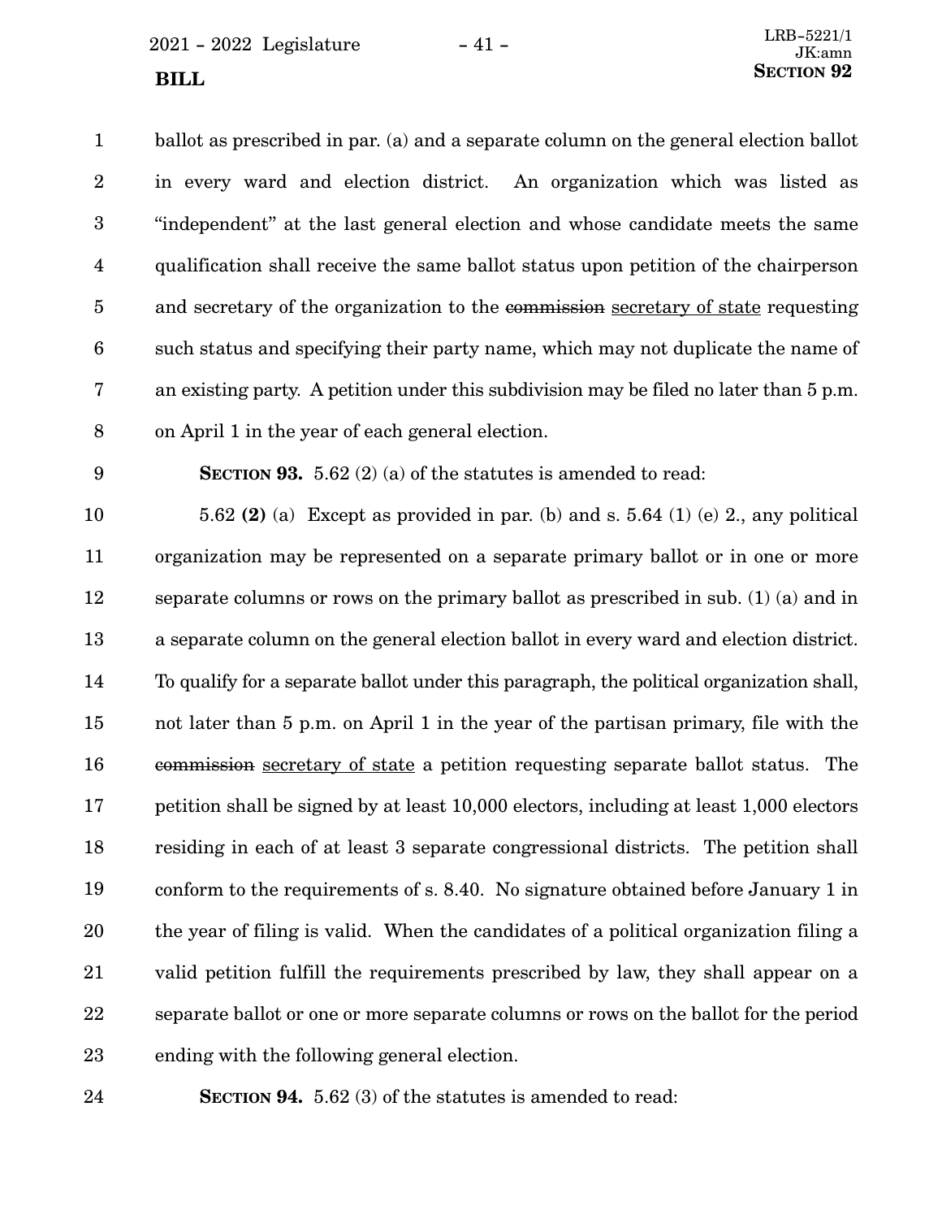ballot as prescribed in par. (a) and a separate column on the general election ballot in every ward and election district. An organization which was listed as "independent" at the last general election and whose candidate meets the same qualification shall receive the same ballot status upon petition of the chairperson and secretary of the organization to the ~~commission~~ <u>secretary of state</u> requesting such status and specifying their party name, which may not duplicate the name of an existing party. A petition under this subdivision may be filed no later than 5 p.m. on April 1 in the year of each general election.

**SECTION 93.** 5.62 (2) (a) of the statutes is amended to read:

5.62 **(2)** (a) Except as provided in par. (b) and s. 5.64 (1) (e) 2., any political organization may be represented on a separate primary ballot or in one or more separate columns or rows on the primary ballot as prescribed in sub. (1) (a) and in a separate column on the general election ballot in every ward and election district. To qualify for a separate ballot under this paragraph, the political organization shall, not later than 5 p.m. on April 1 in the year of the partisan primary, file with the ~~commission~~ <u>secretary of state</u> a petition requesting separate ballot status. The petition shall be signed by at least 10,000 electors, including at least 1,000 electors residing in each of at least 3 separate congressional districts. The petition shall conform to the requirements of s. 8.40. No signature obtained before January 1 in the year of filing is valid. When the candidates of a political organization filing a valid petition fulfill the requirements prescribed by law, they shall appear on a separate ballot or one or more separate columns or rows on the ballot for the period ending with the following general election.

**SECTION 94.** 5.62 (3) of the statutes is amended to read: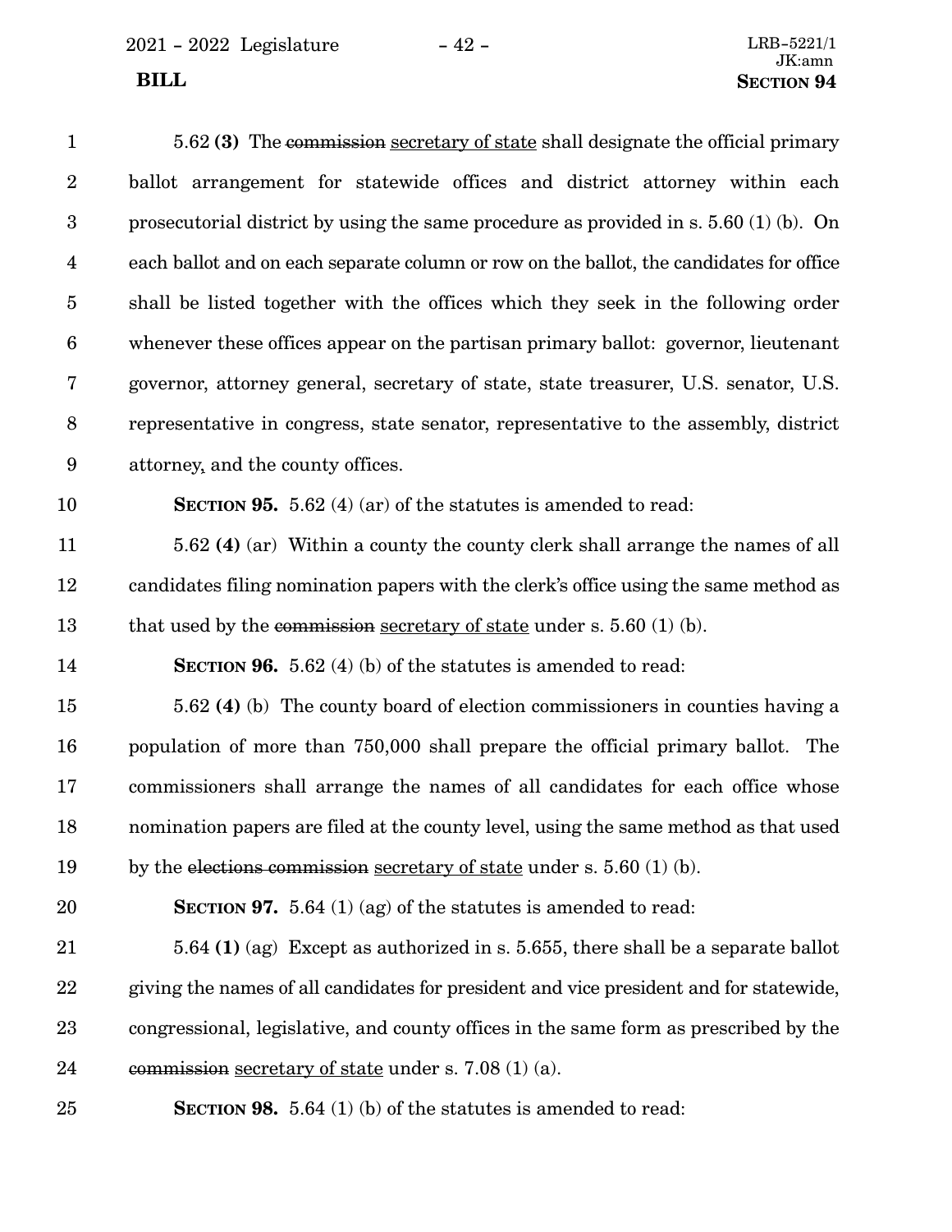5.62 **(3)** The ~~commission~~ <u>secretary of state</u> shall designate the official primary ballot arrangement for statewide offices and district attorney within each prosecutorial district by using the same procedure as provided in s. 5.60 (1) (b). On each ballot and on each separate column or row on the ballot, the candidates for office shall be listed together with the offices which they seek in the following order whenever these offices appear on the partisan primary ballot: governor, lieutenant governor, attorney general, secretary of state, state treasurer, U.S. senator, U.S. representative in congress, state senator, representative to the assembly, district attorney, and the county offices.

**SECTION 95.** 5.62 (4) (ar) of the statutes is amended to read:

5.62 **(4)** (ar) Within a county the county clerk shall arrange the names of all candidates filing nomination papers with the clerk's office using the same method as that used by the ~~commission~~ <u>secretary of state</u> under s. 5.60 (1) (b).

**SECTION 96.** 5.62 (4) (b) of the statutes is amended to read:

5.62 **(4)** (b) The county board of election commissioners in counties having a population of more than 750,000 shall prepare the official primary ballot. The commissioners shall arrange the names of all candidates for each office whose nomination papers are filed at the county level, using the same method as that used by the ~~elections commission~~ <u>secretary of state</u> under s. 5.60 (1) (b).

**SECTION 97.** 5.64 (1) (ag) of the statutes is amended to read:

5.64 **(1)** (ag) Except as authorized in s. 5.655, there shall be a separate ballot giving the names of all candidates for president and vice president and for statewide, congressional, legislative, and county offices in the same form as prescribed by the ~~commission~~ <u>secretary of state</u> under s. 7.08 (1) (a).

**SECTION 98.** 5.64 (1) (b) of the statutes is amended to read: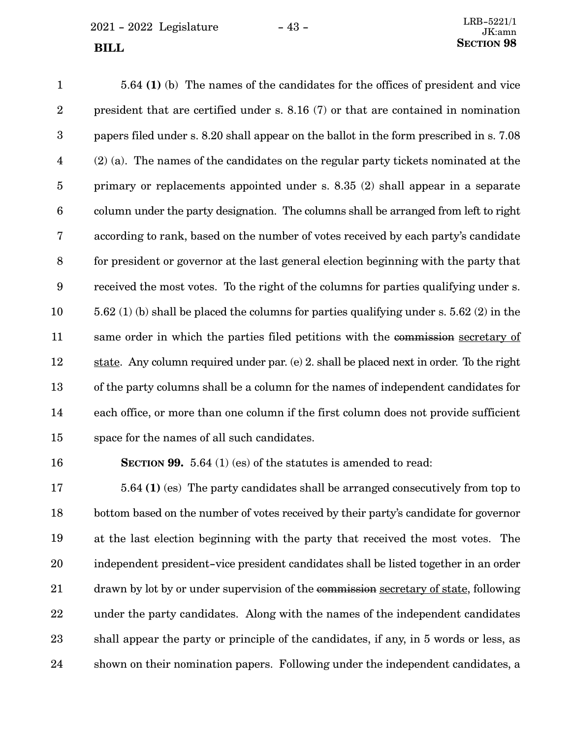5.64 **(1)** (b) The names of the candidates for the offices of president and vice president that are certified under s. 8.16 (7) or that are contained in nomination papers filed under s. 8.20 shall appear on the ballot in the form prescribed in s. 7.08 (2) (a). The names of the candidates on the regular party tickets nominated at the primary or replacements appointed under s. 8.35 (2) shall appear in a separate column under the party designation. The columns shall be arranged from left to right according to rank, based on the number of votes received by each party's candidate for president or governor at the last general election beginning with the party that received the most votes. To the right of the columns for parties qualifying under s. 5.62 (1) (b) shall be placed the columns for parties qualifying under s. 5.62 (2) in the same order in which the parties filed petitions with the ~~commission~~ secretary of state. Any column required under par. (e) 2. shall be placed next in order. To the right of the party columns shall be a column for the names of independent candidates for each office, or more than one column if the first column does not provide sufficient space for the names of all such candidates.

**SECTION 99.** 5.64 (1) (es) of the statutes is amended to read:

5.64 **(1)** (es) The party candidates shall be arranged consecutively from top to bottom based on the number of votes received by their party's candidate for governor at the last election beginning with the party that received the most votes. The independent president-vice president candidates shall be listed together in an order drawn by lot by or under supervision of the ~~commission~~ secretary of state, following under the party candidates. Along with the names of the independent candidates shall appear the party or principle of the candidates, if any, in 5 words or less, as shown on their nomination papers. Following under the independent candidates, a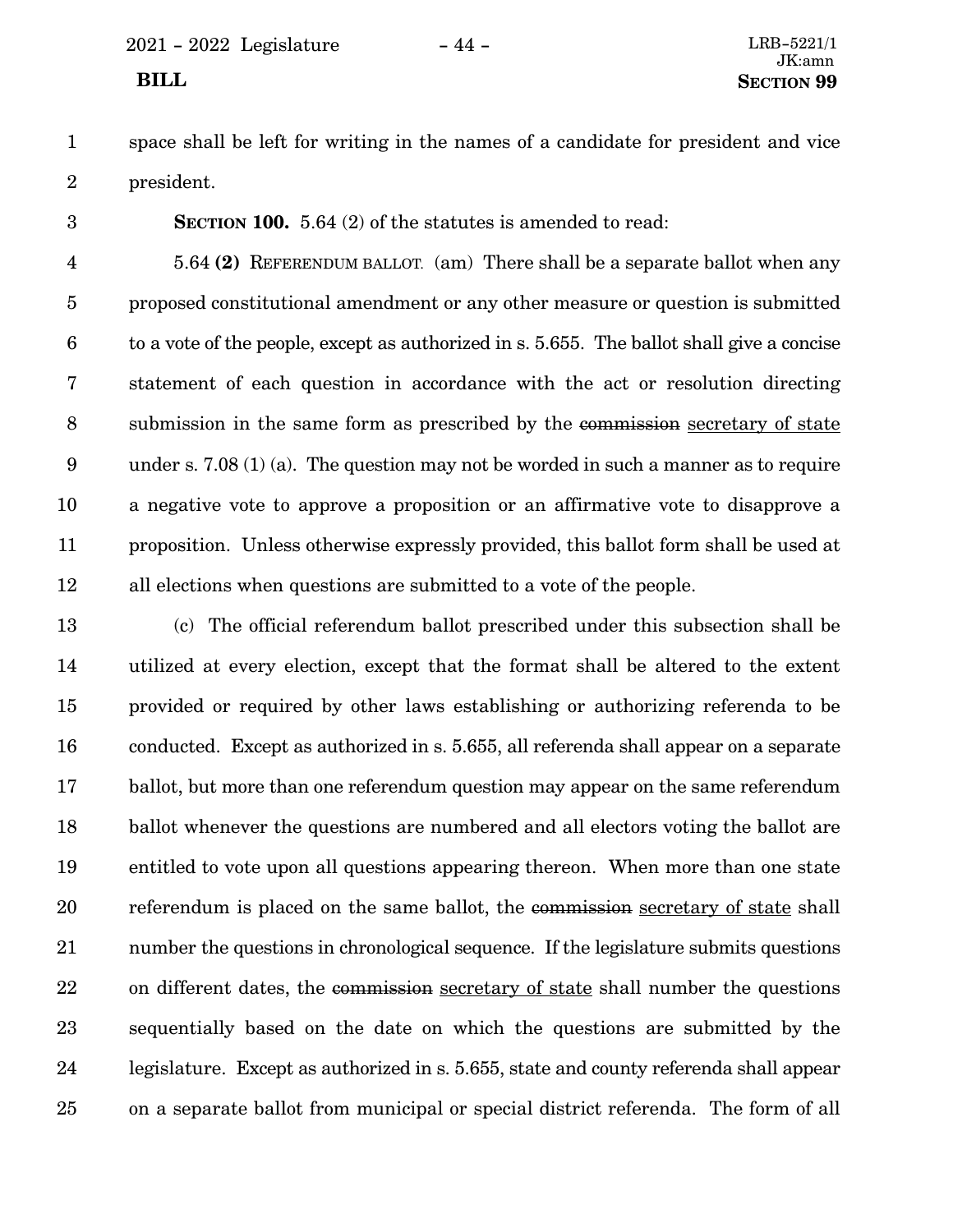space shall be left for writing in the names of a candidate for president and vice president.

**SECTION 100.** 5.64 (2) of the statutes is amended to read:

5.64 **(2)** REFERENDUM BALLOT. (am) There shall be a separate ballot when any proposed constitutional amendment or any other measure or question is submitted to a vote of the people, except as authorized in s. 5.655. The ballot shall give a concise statement of each question in accordance with the act or resolution directing submission in the same form as prescribed by the ~~commission~~ secretary of state under s. 7.08 (1) (a). The question may not be worded in such a manner as to require a negative vote to approve a proposition or an affirmative vote to disapprove a proposition. Unless otherwise expressly provided, this ballot form shall be used at all elections when questions are submitted to a vote of the people.

(c) The official referendum ballot prescribed under this subsection shall be utilized at every election, except that the format shall be altered to the extent provided or required by other laws establishing or authorizing referenda to be conducted. Except as authorized in s. 5.655, all referenda shall appear on a separate ballot, but more than one referendum question may appear on the same referendum ballot whenever the questions are numbered and all electors voting the ballot are entitled to vote upon all questions appearing thereon. When more than one state referendum is placed on the same ballot, the ~~commission~~ secretary of state shall number the questions in chronological sequence. If the legislature submits questions on different dates, the ~~commission~~ secretary of state shall number the questions sequentially based on the date on which the questions are submitted by the legislature. Except as authorized in s. 5.655, state and county referenda shall appear on a separate ballot from municipal or special district referenda. The form of all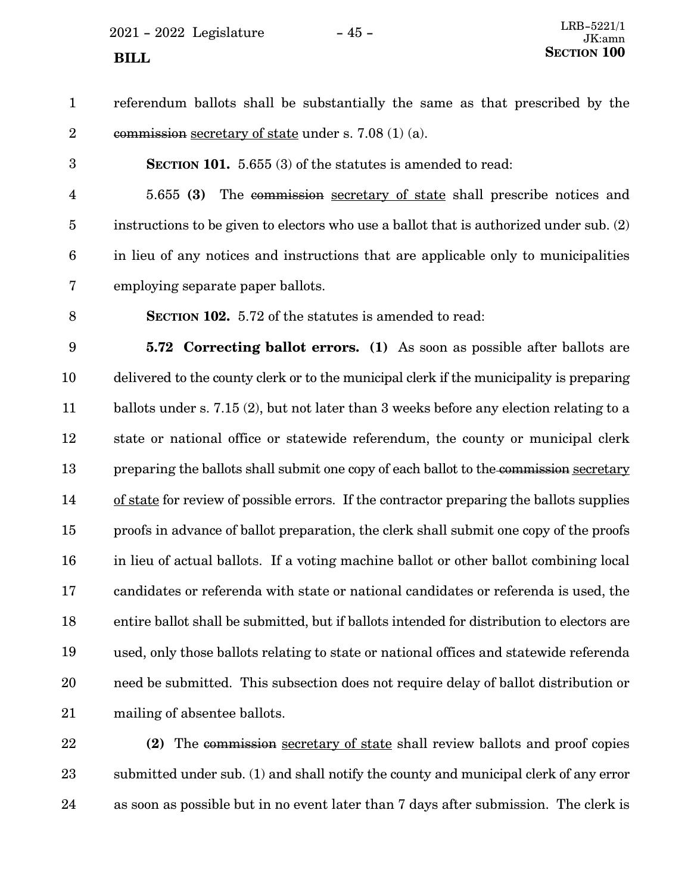referendum ballots shall be substantially the same as that prescribed by the ~~commission~~ secretary of state under s. 7.08 (1) (a).

**SECTION 101.** 5.655 (3) of the statutes is amended to read:

5.655 **(3)** The ~~commission~~ secretary of state shall prescribe notices and instructions to be given to electors who use a ballot that is authorized under sub. (2) in lieu of any notices and instructions that are applicable only to municipalities employing separate paper ballots.

**SECTION 102.** 5.72 of the statutes is amended to read:

**5.72 Correcting ballot errors. (1)** As soon as possible after ballots are delivered to the county clerk or to the municipal clerk if the municipality is preparing ballots under s. 7.15 (2), but not later than 3 weeks before any election relating to a state or national office or statewide referendum, the county or municipal clerk preparing the ballots shall submit one copy of each ballot to the ~~commission~~ secretary of state for review of possible errors. If the contractor preparing the ballots supplies proofs in advance of ballot preparation, the clerk shall submit one copy of the proofs in lieu of actual ballots. If a voting machine ballot or other ballot combining local candidates or referenda with state or national candidates or referenda is used, the entire ballot shall be submitted, but if ballots intended for distribution to electors are used, only those ballots relating to state or national offices and statewide referenda need be submitted. This subsection does not require delay of ballot distribution or mailing of absentee ballots.

**(2)** The ~~commission~~ secretary of state shall review ballots and proof copies submitted under sub. (1) and shall notify the county and municipal clerk of any error as soon as possible but in no event later than 7 days after submission. The clerk is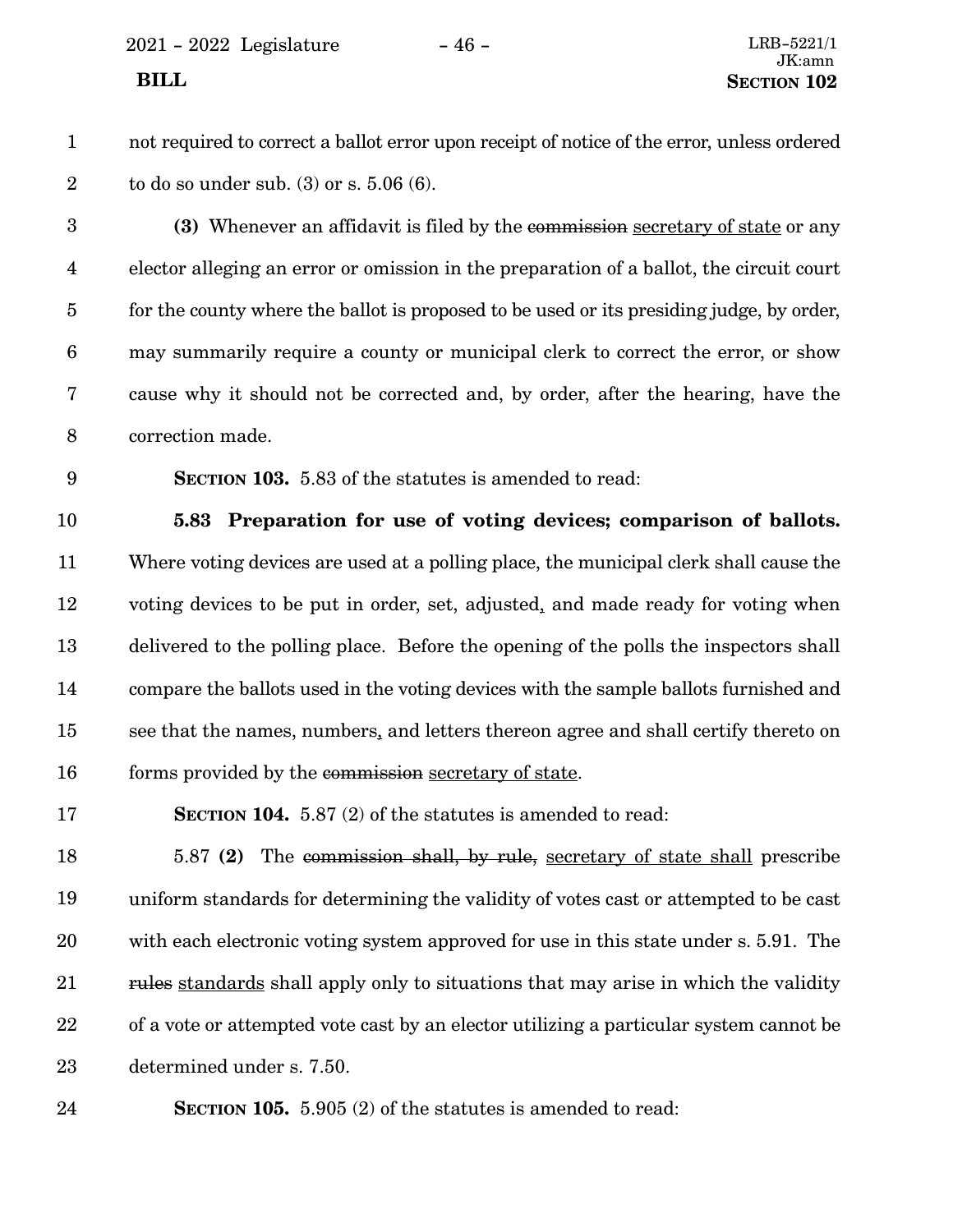not required to correct a ballot error upon receipt of notice of the error, unless ordered to do so under sub. (3) or s. 5.06 (6).

**(3)** Whenever an affidavit is filed by the ~~commission~~ secretary of state or any elector alleging an error or omission in the preparation of a ballot, the circuit court for the county where the ballot is proposed to be used or its presiding judge, by order, may summarily require a county or municipal clerk to correct the error, or show cause why it should not be corrected and, by order, after the hearing, have the correction made.

**SECTION 103.** 5.83 of the statutes is amended to read:

**5.83 Preparation for use of voting devices; comparison of ballots.** Where voting devices are used at a polling place, the municipal clerk shall cause the voting devices to be put in order, set, adjusted, and made ready for voting when delivered to the polling place. Before the opening of the polls the inspectors shall compare the ballots used in the voting devices with the sample ballots furnished and see that the names, numbers, and letters thereon agree and shall certify thereto on forms provided by the ~~commission~~ secretary of state.

**SECTION 104.** 5.87 (2) of the statutes is amended to read:

5.87 **(2)** The ~~commission shall, by rule,~~ secretary of state shall prescribe uniform standards for determining the validity of votes cast or attempted to be cast with each electronic voting system approved for use in this state under s. 5.91. The ~~rules~~ standards shall apply only to situations that may arise in which the validity of a vote or attempted vote cast by an elector utilizing a particular system cannot be determined under s. 7.50.

**SECTION 105.** 5.905 (2) of the statutes is amended to read: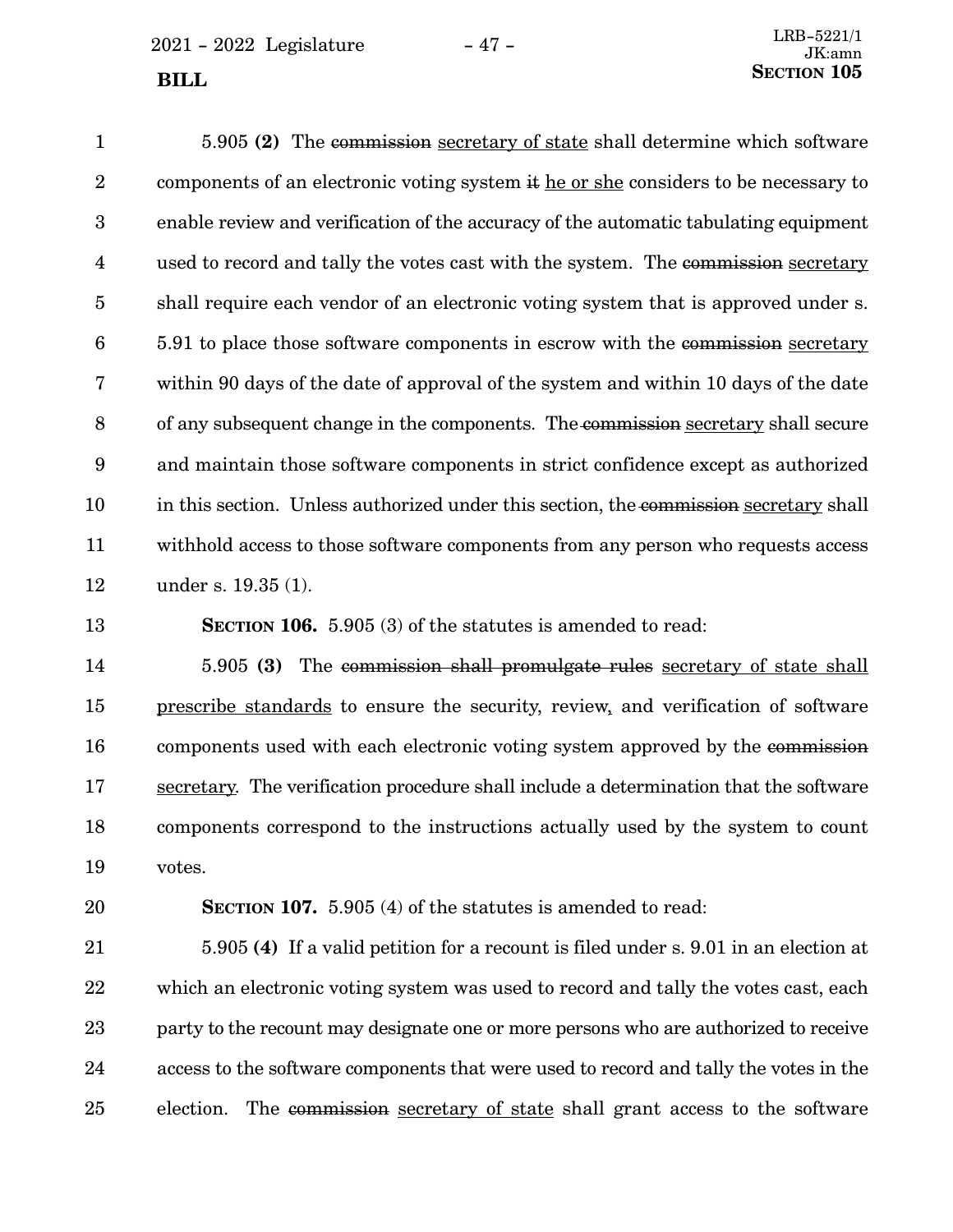5.905 **(2)** The ~~commission~~ secretary of state shall determine which software components of an electronic voting system ~~it~~ he or she considers to be necessary to enable review and verification of the accuracy of the automatic tabulating equipment used to record and tally the votes cast with the system. The ~~commission~~ secretary shall require each vendor of an electronic voting system that is approved under s. 5.91 to place those software components in escrow with the ~~commission~~ secretary within 90 days of the date of approval of the system and within 10 days of the date of any subsequent change in the components. The ~~commission~~ secretary shall secure and maintain those software components in strict confidence except as authorized in this section. Unless authorized under this section, the ~~commission~~ secretary shall withhold access to those software components from any person who requests access under s. 19.35 (1).

**SECTION 106.** 5.905 (3) of the statutes is amended to read:

5.905 **(3)** The ~~commission shall promulgate rules~~ secretary of state shall prescribe standards to ensure the security, review, and verification of software components used with each electronic voting system approved by the ~~commission~~ secretary. The verification procedure shall include a determination that the software components correspond to the instructions actually used by the system to count votes.

**SECTION 107.** 5.905 (4) of the statutes is amended to read:

5.905 **(4)** If a valid petition for a recount is filed under s. 9.01 in an election at which an electronic voting system was used to record and tally the votes cast, each party to the recount may designate one or more persons who are authorized to receive access to the software components that were used to record and tally the votes in the election. The ~~commission~~ secretary of state shall grant access to the software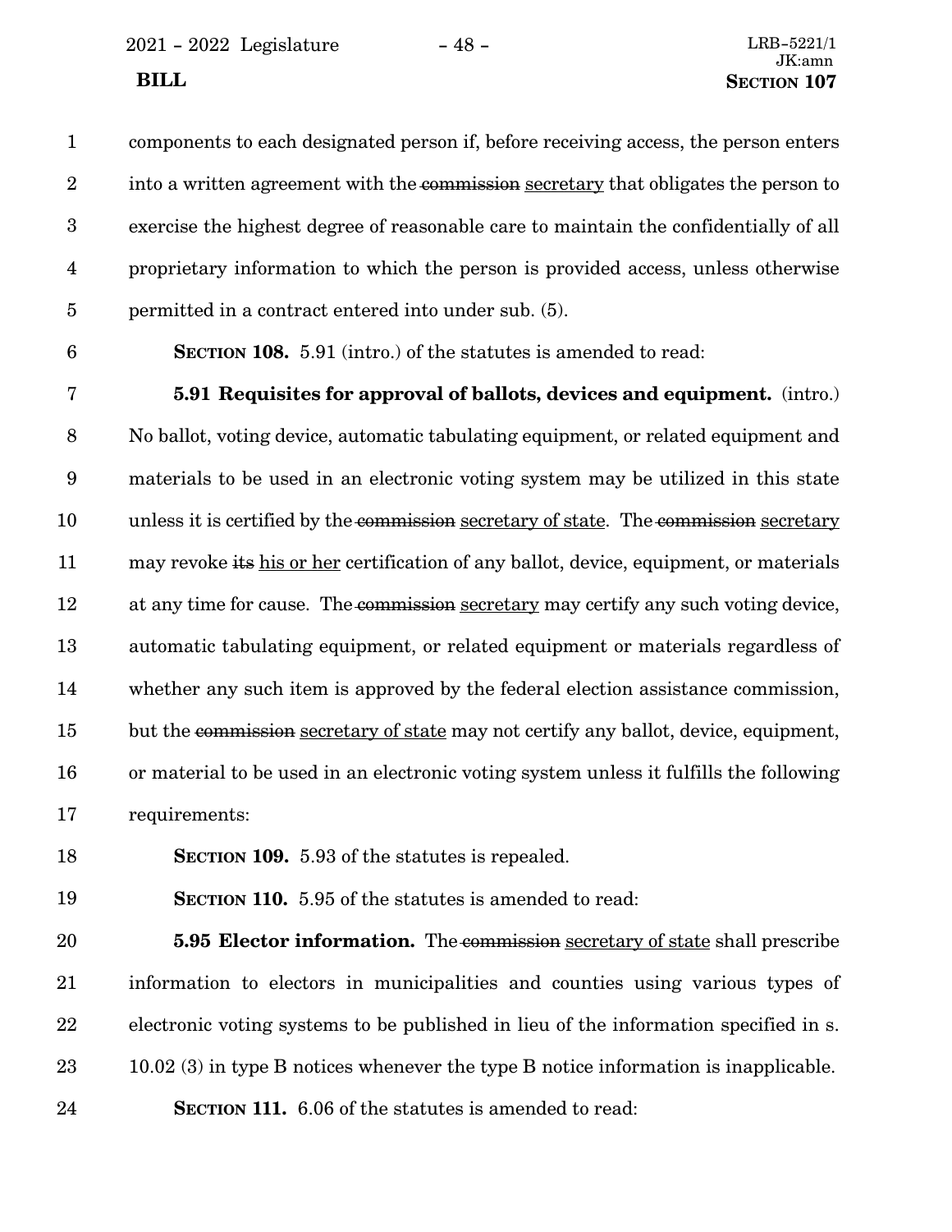components to each designated person if, before receiving access, the person enters into a written agreement with the ~~commission~~ secretary that obligates the person to exercise the highest degree of reasonable care to maintain the confidentially of all proprietary information to which the person is provided access, unless otherwise permitted in a contract entered into under sub. (5).

**SECTION 108.** 5.91 (intro.) of the statutes is amended to read:

**5.91 Requisites for approval of ballots, devices and equipment.** (intro.) No ballot, voting device, automatic tabulating equipment, or related equipment and materials to be used in an electronic voting system may be utilized in this state unless it is certified by the ~~commission~~ secretary of state. The ~~commission~~ secretary may revoke ~~its~~ his or her certification of any ballot, device, equipment, or materials at any time for cause. The ~~commission~~ secretary may certify any such voting device, automatic tabulating equipment, or related equipment or materials regardless of whether any such item is approved by the federal election assistance commission, but the ~~commission~~ secretary of state may not certify any ballot, device, equipment, or material to be used in an electronic voting system unless it fulfills the following requirements:

**SECTION 109.** 5.93 of the statutes is repealed.

**SECTION 110.** 5.95 of the statutes is amended to read:

**5.95 Elector information.** The ~~commission~~ secretary of state shall prescribe information to electors in municipalities and counties using various types of electronic voting systems to be published in lieu of the information specified in s. 10.02 (3) in type B notices whenever the type B notice information is inapplicable.

**SECTION 111.** 6.06 of the statutes is amended to read: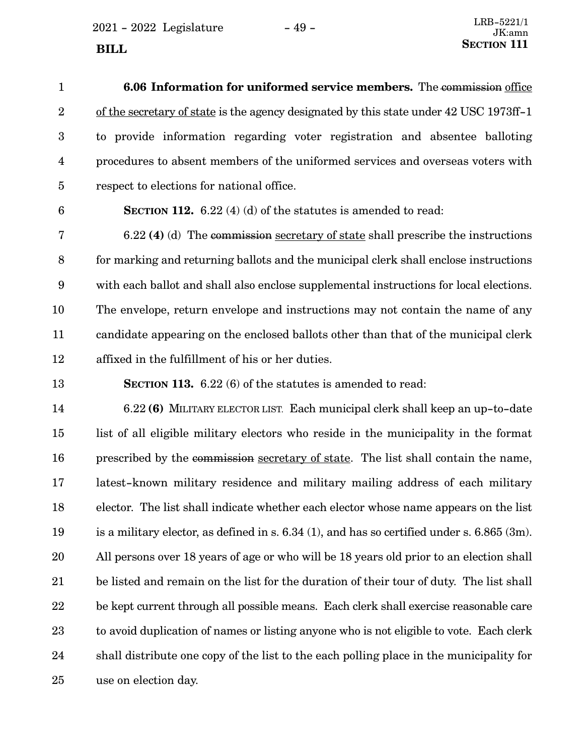**6.06 Information for uniformed service members.** The ~~commission~~ office of the secretary of state is the agency designated by this state under 42 USC 1973ff-1 to provide information regarding voter registration and absentee balloting procedures to absent members of the uniformed services and overseas voters with respect to elections for national office.

**SECTION 112.** 6.22 (4) (d) of the statutes is amended to read:

6.22 **(4)** (d) The ~~commission~~ secretary of state shall prescribe the instructions for marking and returning ballots and the municipal clerk shall enclose instructions with each ballot and shall also enclose supplemental instructions for local elections. The envelope, return envelope and instructions may not contain the name of any candidate appearing on the enclosed ballots other than that of the municipal clerk affixed in the fulfillment of his or her duties.

**SECTION 113.** 6.22 (6) of the statutes is amended to read:

6.22 **(6)** MILITARY ELECTOR LIST. Each municipal clerk shall keep an up-to-date list of all eligible military electors who reside in the municipality in the format prescribed by the ~~commission~~ secretary of state. The list shall contain the name, latest-known military residence and military mailing address of each military elector. The list shall indicate whether each elector whose name appears on the list is a military elector, as defined in s. 6.34 (1), and has so certified under s. 6.865 (3m). All persons over 18 years of age or who will be 18 years old prior to an election shall be listed and remain on the list for the duration of their tour of duty. The list shall be kept current through all possible means. Each clerk shall exercise reasonable care to avoid duplication of names or listing anyone who is not eligible to vote. Each clerk shall distribute one copy of the list to the each polling place in the municipality for use on election day.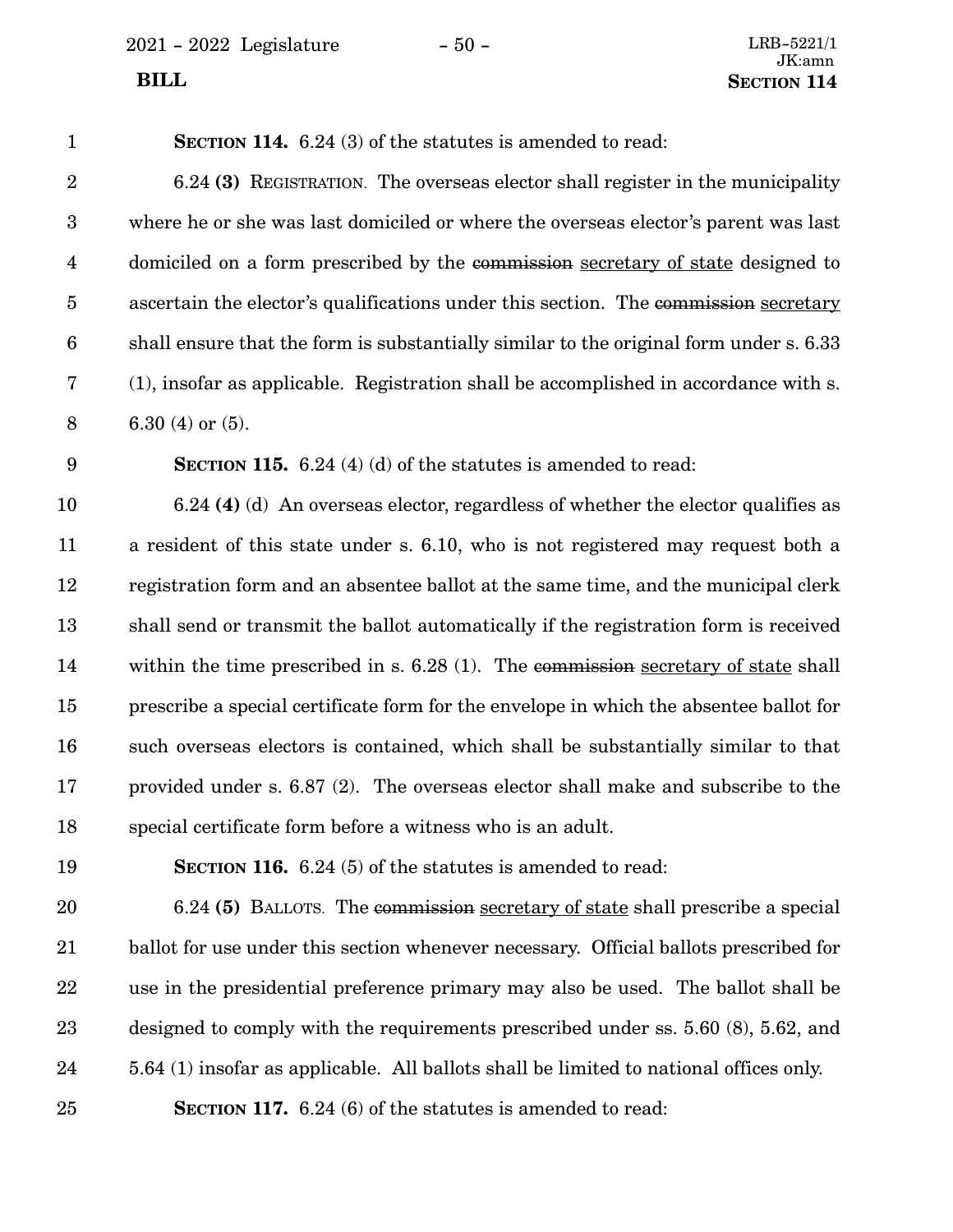**SECTION 114.** 6.24 (3) of the statutes is amended to read:

6.24 **(3)** REGISTRATION. The overseas elector shall register in the municipality where he or she was last domiciled or where the overseas elector's parent was last domiciled on a form prescribed by the ~~commission~~ secretary of state designed to ascertain the elector's qualifications under this section. The ~~commission~~ secretary shall ensure that the form is substantially similar to the original form under s. 6.33 (1), insofar as applicable. Registration shall be accomplished in accordance with s. 6.30 (4) or (5).

**SECTION 115.** 6.24 (4) (d) of the statutes is amended to read:

6.24 **(4)** (d) An overseas elector, regardless of whether the elector qualifies as a resident of this state under s. 6.10, who is not registered may request both a registration form and an absentee ballot at the same time, and the municipal clerk shall send or transmit the ballot automatically if the registration form is received within the time prescribed in s. 6.28 (1). The ~~commission~~ secretary of state shall prescribe a special certificate form for the envelope in which the absentee ballot for such overseas electors is contained, which shall be substantially similar to that provided under s. 6.87 (2). The overseas elector shall make and subscribe to the special certificate form before a witness who is an adult.

**SECTION 116.** 6.24 (5) of the statutes is amended to read:

6.24 **(5)** BALLOTS. The ~~commission~~ secretary of state shall prescribe a special ballot for use under this section whenever necessary. Official ballots prescribed for use in the presidential preference primary may also be used. The ballot shall be designed to comply with the requirements prescribed under ss. 5.60 (8), 5.62, and 5.64 (1) insofar as applicable. All ballots shall be limited to national offices only.

**SECTION 117.** 6.24 (6) of the statutes is amended to read: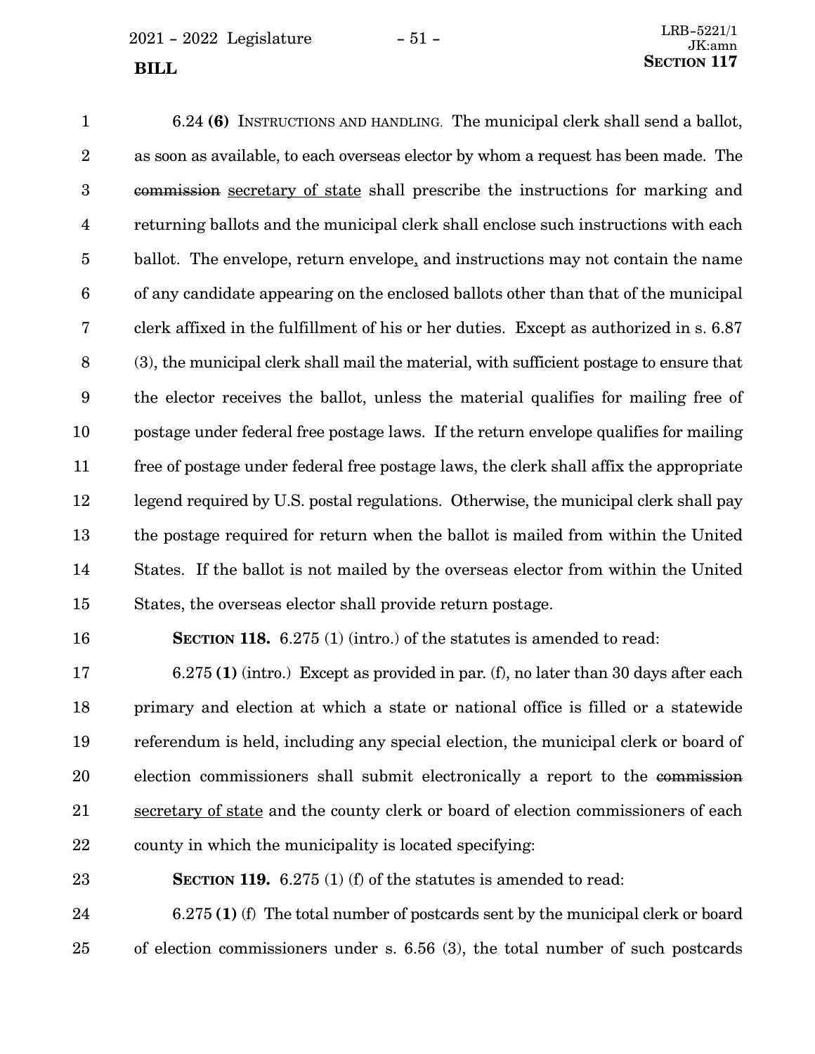6.24 **(6)** INSTRUCTIONS AND HANDLING. The municipal clerk shall send a ballot, as soon as available, to each overseas elector by whom a request has been made. The ~~commission~~ secretary of state shall prescribe the instructions for marking and returning ballots and the municipal clerk shall enclose such instructions with each ballot. The envelope, return envelope, and instructions may not contain the name of any candidate appearing on the enclosed ballots other than that of the municipal clerk affixed in the fulfillment of his or her duties. Except as authorized in s. 6.87 (3), the municipal clerk shall mail the material, with sufficient postage to ensure that the elector receives the ballot, unless the material qualifies for mailing free of postage under federal free postage laws. If the return envelope qualifies for mailing free of postage under federal free postage laws, the clerk shall affix the appropriate legend required by U.S. postal regulations. Otherwise, the municipal clerk shall pay the postage required for return when the ballot is mailed from within the United States. If the ballot is not mailed by the overseas elector from within the United States, the overseas elector shall provide return postage.

**SECTION 118.** 6.275 (1) (intro.) of the statutes is amended to read:

6.275 **(1)** (intro.) Except as provided in par. (f), no later than 30 days after each primary and election at which a state or national office is filled or a statewide referendum is held, including any special election, the municipal clerk or board of election commissioners shall submit electronically a report to the ~~commission~~ secretary of state and the county clerk or board of election commissioners of each county in which the municipality is located specifying:

**SECTION 119.** 6.275 (1) (f) of the statutes is amended to read:

6.275 **(1)** (f) The total number of postcards sent by the municipal clerk or board of election commissioners under s. 6.56 (3), the total number of such postcards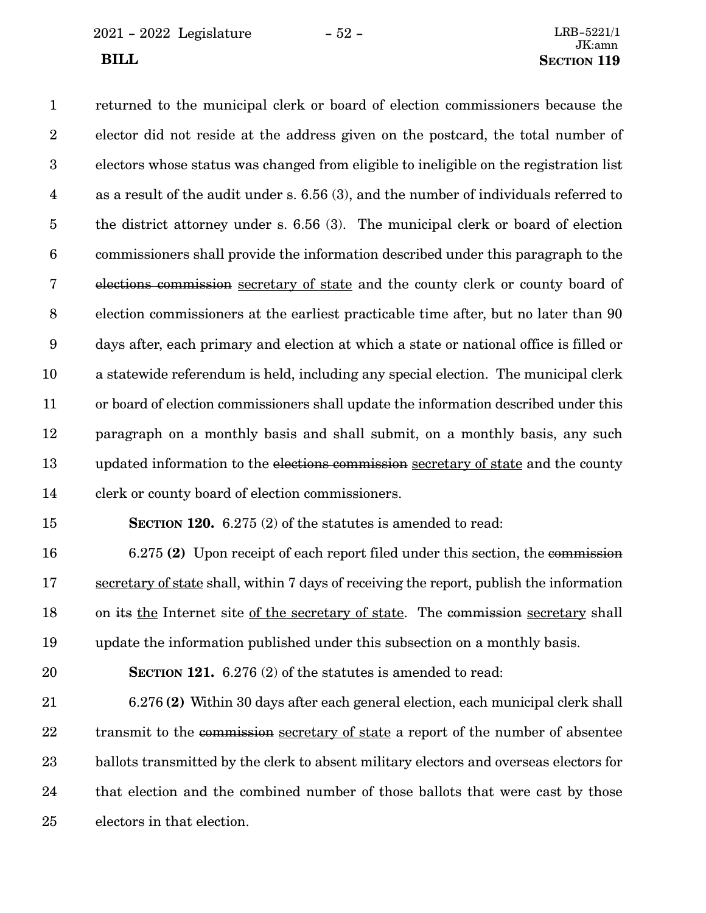returned to the municipal clerk or board of election commissioners because the elector did not reside at the address given on the postcard, the total number of electors whose status was changed from eligible to ineligible on the registration list as a result of the audit under s. 6.56 (3), and the number of individuals referred to the district attorney under s. 6.56 (3). The municipal clerk or board of election commissioners shall provide the information described under this paragraph to the ~~elections commission~~ secretary of state and the county clerk or county board of election commissioners at the earliest practicable time after, but no later than 90 days after, each primary and election at which a state or national office is filled or a statewide referendum is held, including any special election. The municipal clerk or board of election commissioners shall update the information described under this paragraph on a monthly basis and shall submit, on a monthly basis, any such updated information to the ~~elections commission~~ secretary of state and the county clerk or county board of election commissioners.

**SECTION 120.** 6.275 (2) of the statutes is amended to read:

6.275 **(2)** Upon receipt of each report filed under this section, the ~~commission~~ secretary of state shall, within 7 days of receiving the report, publish the information on ~~its~~ the Internet site of the secretary of state. The ~~commission~~ secretary shall update the information published under this subsection on a monthly basis.

**SECTION 121.** 6.276 (2) of the statutes is amended to read:

6.276 **(2)** Within 30 days after each general election, each municipal clerk shall transmit to the ~~commission~~ secretary of state a report of the number of absentee ballots transmitted by the clerk to absent military electors and overseas electors for that election and the combined number of those ballots that were cast by those electors in that election.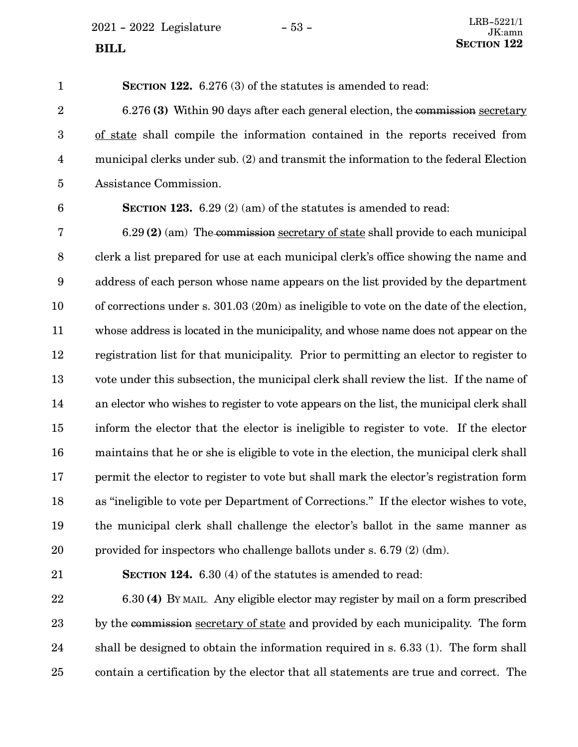**SECTION 122.** 6.276 (3) of the statutes is amended to read:

6.276 **(3)** Within 90 days after each general election, the ~~commission~~ secretary of state shall compile the information contained in the reports received from municipal clerks under sub. (2) and transmit the information to the federal Election Assistance Commission.

**SECTION 123.** 6.29 (2) (am) of the statutes is amended to read:

6.29 **(2)** (am) The ~~commission~~ secretary of state shall provide to each municipal clerk a list prepared for use at each municipal clerk's office showing the name and address of each person whose name appears on the list provided by the department of corrections under s. 301.03 (20m) as ineligible to vote on the date of the election, whose address is located in the municipality, and whose name does not appear on the registration list for that municipality. Prior to permitting an elector to register to vote under this subsection, the municipal clerk shall review the list. If the name of an elector who wishes to register to vote appears on the list, the municipal clerk shall inform the elector that the elector is ineligible to register to vote. If the elector maintains that he or she is eligible to vote in the election, the municipal clerk shall permit the elector to register to vote but shall mark the elector's registration form as "ineligible to vote per Department of Corrections." If the elector wishes to vote, the municipal clerk shall challenge the elector's ballot in the same manner as provided for inspectors who challenge ballots under s. 6.79 (2) (dm).

**SECTION 124.** 6.30 (4) of the statutes is amended to read:

6.30 **(4)** BY MAIL. Any eligible elector may register by mail on a form prescribed by the ~~commission~~ secretary of state and provided by each municipality. The form shall be designed to obtain the information required in s. 6.33 (1). The form shall contain a certification by the elector that all statements are true and correct. The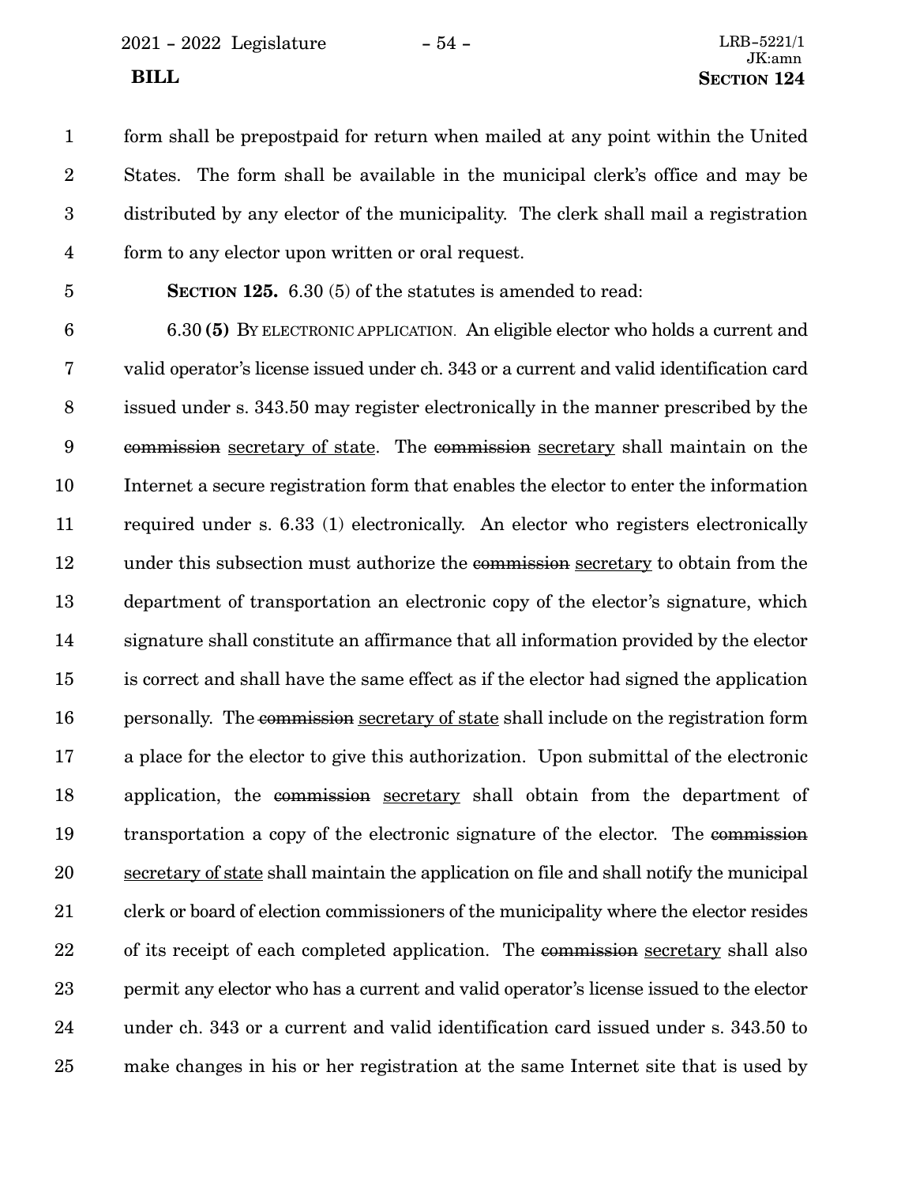form shall be prepostpaid for return when mailed at any point within the United States. The form shall be available in the municipal clerk's office and may be distributed by any elector of the municipality. The clerk shall mail a registration form to any elector upon written or oral request.

**SECTION 125.** 6.30 (5) of the statutes is amended to read:

6.30 **(5)** BY ELECTRONIC APPLICATION. An eligible elector who holds a current and valid operator's license issued under ch. 343 or a current and valid identification card issued under s. 343.50 may register electronically in the manner prescribed by the ~~commission~~ secretary of state. The ~~commission~~ secretary shall maintain on the Internet a secure registration form that enables the elector to enter the information required under s. 6.33 (1) electronically. An elector who registers electronically under this subsection must authorize the ~~commission~~ secretary to obtain from the department of transportation an electronic copy of the elector's signature, which signature shall constitute an affirmance that all information provided by the elector is correct and shall have the same effect as if the elector had signed the application personally. The ~~commission~~ secretary of state shall include on the registration form a place for the elector to give this authorization. Upon submittal of the electronic application, the ~~commission~~ secretary shall obtain from the department of transportation a copy of the electronic signature of the elector. The ~~commission~~ secretary of state shall maintain the application on file and shall notify the municipal clerk or board of election commissioners of the municipality where the elector resides of its receipt of each completed application. The ~~commission~~ secretary shall also permit any elector who has a current and valid operator's license issued to the elector under ch. 343 or a current and valid identification card issued under s. 343.50 to make changes in his or her registration at the same Internet site that is used by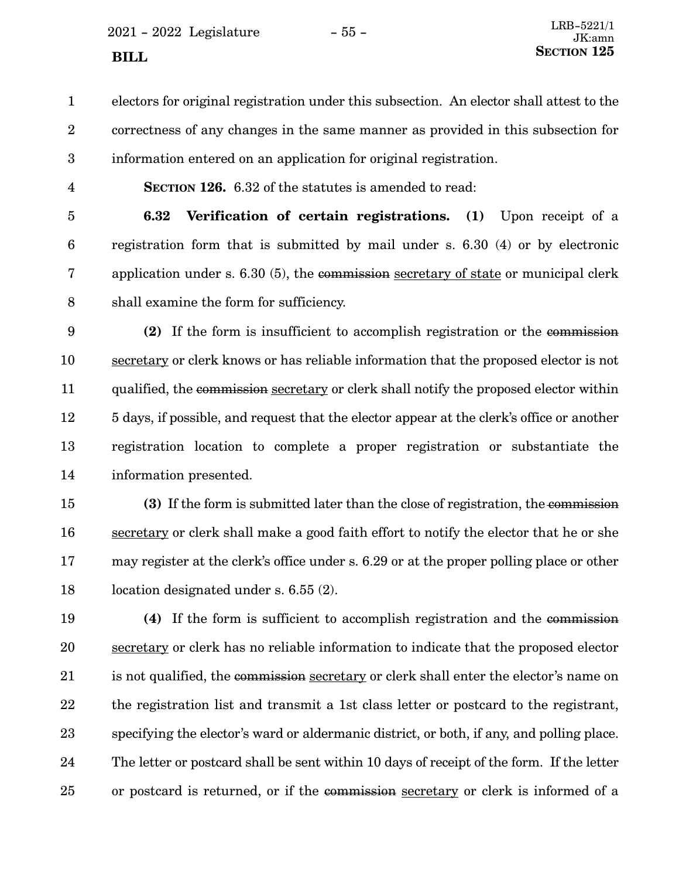electors for original registration under this subsection. An electror shall attest to the correctness of any changes in the same manner as provided in this subsection for information entered on an application for original registration.

**SECTION 126.** 6.32 of the statutes is amended to read:

**6.32 Verification of certain registrations. (1)** Upon receipt of a registration form that is submitted by mail under s. 6.30 (4) or by electronic application under s. 6.30 (5), the ~~commission~~ secretary of state or municipal clerk shall examine the form for sufficiency.

**(2)** If the form is insufficient to accomplish registration or the ~~commission~~ secretary or clerk knows or has reliable information that the proposed elector is not qualified, the ~~commission~~ secretary or clerk shall notify the proposed elector within 5 days, if possible, and request that the elector appear at the clerk's office or another registration location to complete a proper registration or substantiate the information presented.

**(3)** If the form is submitted later than the close of registration, the ~~commission~~ secretary or clerk shall make a good faith effort to notify the elector that he or she may register at the clerk's office under s. 6.29 or at the proper polling place or other location designated under s. 6.55 (2).

**(4)** If the form is sufficient to accomplish registration and the ~~commission~~ secretary or clerk has no reliable information to indicate that the proposed elector is not qualified, the ~~commission~~ secretary or clerk shall enter the elector's name on the registration list and transmit a 1st class letter or postcard to the registrant, specifying the elector's ward or aldermanic district, or both, if any, and polling place. The letter or postcard shall be sent within 10 days of receipt of the form. If the letter or postcard is returned, or if the ~~commission~~ secretary or clerk is informed of a

electors for original registration under this subsection. An elector shall attest to the correctness of any changes in the same manner as provided in this subsection for information entered on an application for original registration.

**SECTION 126.** 6.32 of the statutes is amended to read:

**6.32 Verification of certain registrations. (1)** Upon receipt of a registration form that is submitted by mail under s. 6.30 (4) or by electronic application under s. 6.30 (5), the ~~commission~~ secretary of state or municipal clerk shall examine the form for sufficiency.

**(2)** If the form is insufficient to accomplish registration or the ~~commission~~ secretary or clerk knows or has reliable information that the proposed elector is not qualified, the ~~commission~~ secretary or clerk shall notify the proposed elector within 5 days, if possible, and request that the elector appear at the clerk's office or another registration location to complete a proper registration or substantiate the information presented.

**(3)** If the form is submitted later than the close of registration, the ~~commission~~ secretary or clerk shall make a good faith effort to notify the elector that he or she may register at the clerk's office under s. 6.29 or at the proper polling place or other location designated under s. 6.55 (2).

**(4)** If the form is sufficient to accomplish registration and the ~~commission~~ secretary or clerk has no reliable information to indicate that the proposed elector is not qualified, the ~~commission~~ secretary or clerk shall enter the elector's name on the registration list and transmit a 1st class letter or postcard to the registrant, specifying the elector's ward or aldermanic district, or both, if any, and polling place. The letter or postcard shall be sent within 10 days of receipt of the form. If the letter or postcard is returned, or if the ~~commission~~ secretary or clerk is informed of a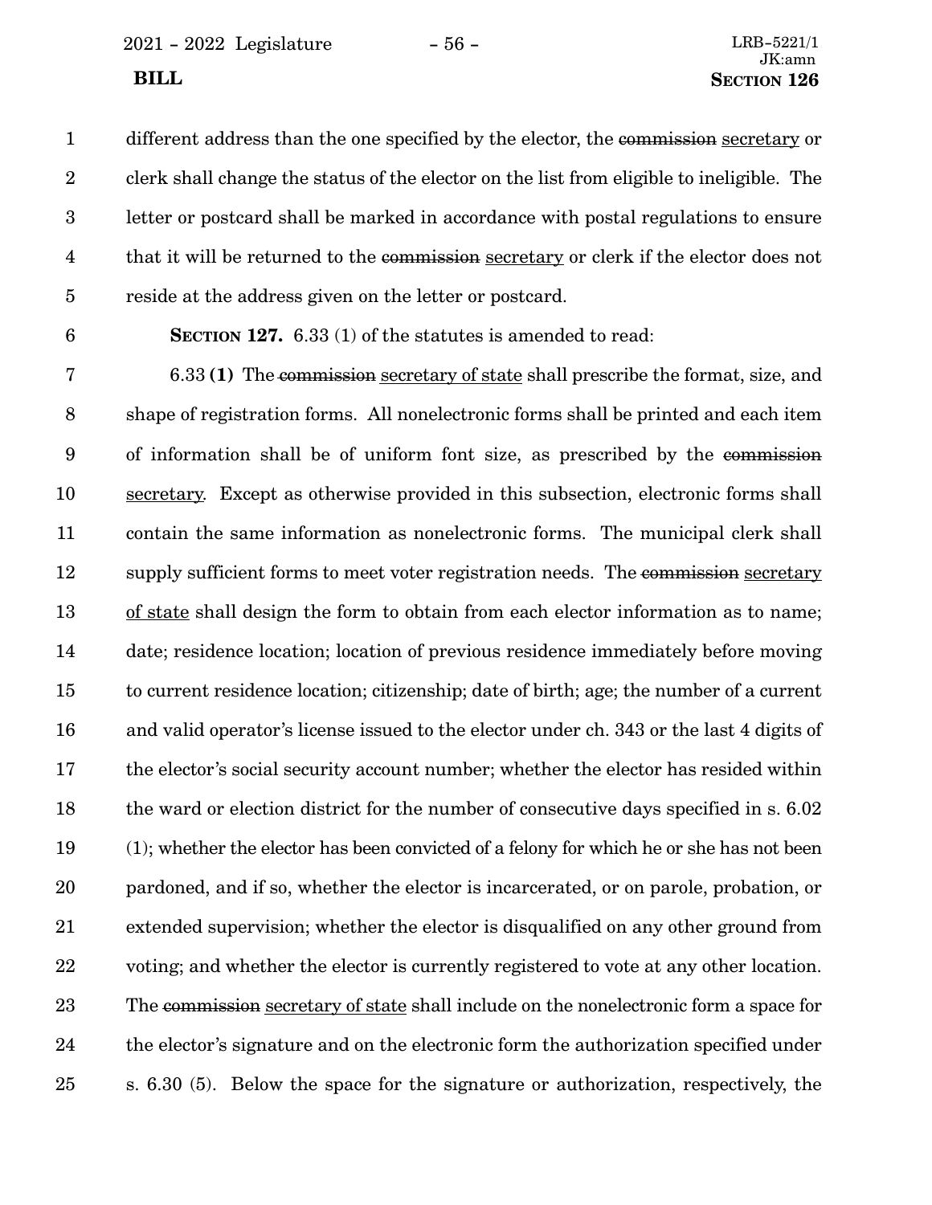different address than the one specified by the elector, the ~~commission~~ secretary or clerk shall change the status of the elector on the list from eligible to ineligible. The letter or postcard shall be marked in accordance with postal regulations to ensure that it will be returned to the ~~commission~~ secretary or clerk if the elector does not reside at the address given on the letter or postcard.

**SECTION 127.** 6.33 (1) of the statutes is amended to read:

6.33 **(1)** The ~~commission~~ secretary of state shall prescribe the format, size, and shape of registration forms. All nonelectronic forms shall be printed and each item of information shall be of uniform font size, as prescribed by the ~~commission~~ secretary. Except as otherwise provided in this subsection, electronic forms shall contain the same information as nonelectronic forms. The municipal clerk shall supply sufficient forms to meet voter registration needs. The ~~commission~~ secretary of state shall design the form to obtain from each elector information as to name; date; residence location; location of previous residence immediately before moving to current residence location; citizenship; date of birth; age; the number of a current and valid operator's license issued to the elector under ch. 343 or the last 4 digits of the elector's social security account number; whether the elector has resided within the ward or election district for the number of consecutive days specified in s. 6.02 (1); whether the elector has been convicted of a felony for which he or she has not been pardoned, and if so, whether the elector is incarcerated, or on parole, probation, or extended supervision; whether the elector is disqualified on any other ground from voting; and whether the elector is currently registered to vote at any other location. The ~~commission~~ secretary of state shall include on the nonelectronic form a space for the elector's signature and on the electronic form the authorization specified under s. 6.30 (5). Below the space for the signature or authorization, respectively, the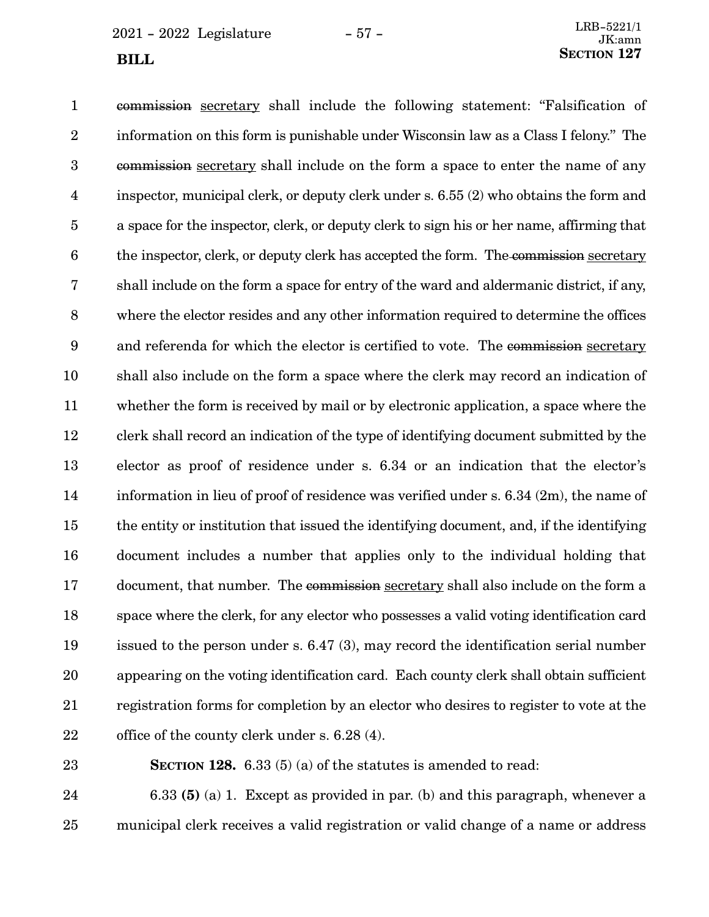~~commission~~ secretary shall include the following statement: "Falsification of information on this form is punishable under Wisconsin law as a Class I felony." The ~~commission~~ secretary shall include on the form a space to enter the name of any inspector, municipal clerk, or deputy clerk under s. 6.55 (2) who obtains the form and a space for the inspector, clerk, or deputy clerk to sign his or her name, affirming that the inspector, clerk, or deputy clerk has accepted the form. The ~~commission~~ secretary shall include on the form a space for entry of the ward and aldermanic district, if any, where the elector resides and any other information required to determine the offices and referenda for which the elector is certified to vote. The ~~commission~~ secretary shall also include on the form a space where the clerk may record an indication of whether the form is received by mail or by electronic application, a space where the clerk shall record an indication of the type of identifying document submitted by the elector as proof of residence under s. 6.34 or an indication that the elector's information in lieu of proof of residence was verified under s. 6.34 (2m), the name of the entity or institution that issued the identifying document, and, if the identifying document includes a number that applies only to the individual holding that document, that number. The ~~commission~~ secretary shall also include on the form a space where the clerk, for any elector who possesses a valid voting identification card issued to the person under s. 6.47 (3), may record the identification serial number appearing on the voting identification card. Each county clerk shall obtain sufficient registration forms for completion by an elector who desires to register to vote at the office of the county clerk under s. 6.28 (4).

**SECTION 128.** 6.33 (5) (a) of the statutes is amended to read:

6.33 **(5)** (a) 1. Except as provided in par. (b) and this paragraph, whenever a municipal clerk receives a valid registration or valid change of a name or address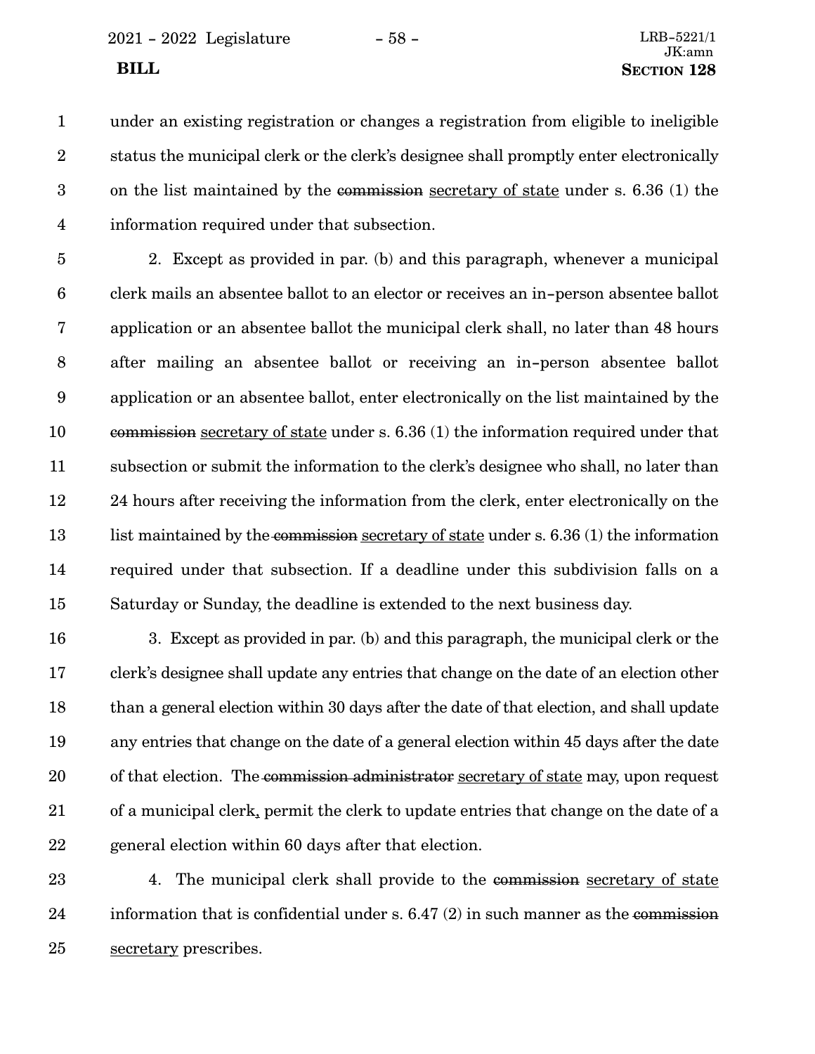under an existing registration or changes a registration from eligible to ineligible status the municipal clerk or the clerk's designee shall promptly enter electronically on the list maintained by the ~~commission~~ secretary of state under s. 6.36 (1) the information required under that subsection.

2. Except as provided in par. (b) and this paragraph, whenever a municipal clerk mails an absentee ballot to an elector or receives an in-person absentee ballot application or an absentee ballot the municipal clerk shall, no later than 48 hours after mailing an absentee ballot or receiving an in-person absentee ballot application or an absentee ballot, enter electronically on the list maintained by the ~~commission~~ secretary of state under s. 6.36 (1) the information required under that subsection or submit the information to the clerk's designee who shall, no later than 24 hours after receiving the information from the clerk, enter electronically on the list maintained by the ~~commission~~ secretary of state under s. 6.36 (1) the information required under that subsection. If a deadline under this subdivision falls on a Saturday or Sunday, the deadline is extended to the next business day.

3. Except as provided in par. (b) and this paragraph, the municipal clerk or the clerk's designee shall update any entries that change on the date of an election other than a general election within 30 days after the date of that election, and shall update any entries that change on the date of a general election within 45 days after the date of that election. The ~~commission administrator~~ secretary of state may, upon request of a municipal clerk, permit the clerk to update entries that change on the date of a general election within 60 days after that election.

4. The municipal clerk shall provide to the ~~commission~~ secretary of state information that is confidential under s. 6.47 (2) in such manner as the ~~commission~~ secretary prescribes.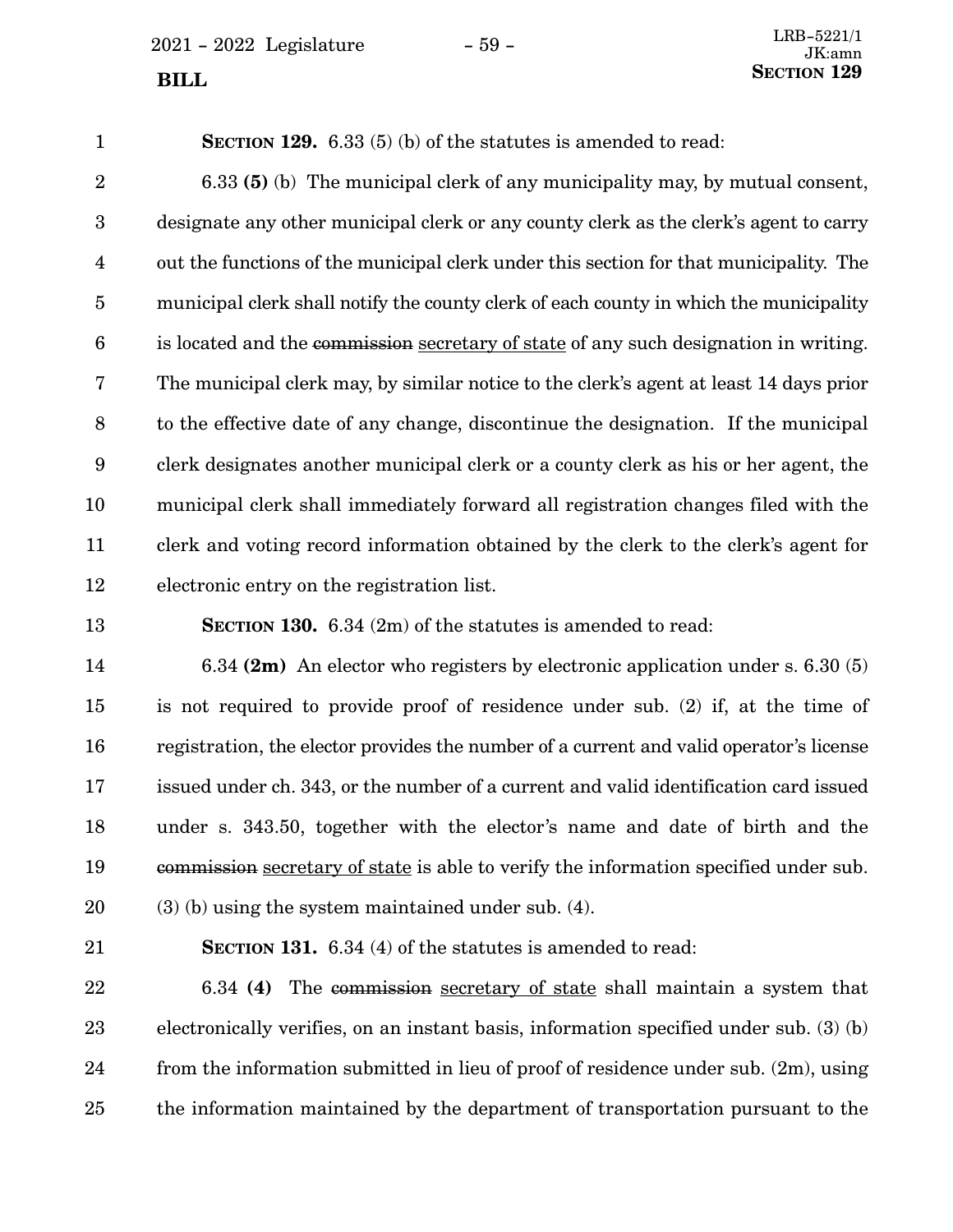**SECTION 129.** 6.33 (5) (b) of the statutes is amended to read:

6.33 **(5)** (b) The municipal clerk of any municipality may, by mutual consent, designate any other municipal clerk or any county clerk as the clerk's agent to carry out the functions of the municipal clerk under this section for that municipality. The municipal clerk shall notify the county clerk of each county in which the municipality is located and the ~~commission~~ secretary of state of any such designation in writing. The municipal clerk may, by similar notice to the clerk's agent at least 14 days prior to the effective date of any change, discontinue the designation. If the municipal clerk designates another municipal clerk or a county clerk as his or her agent, the municipal clerk shall immediately forward all registration changes filed with the clerk and voting record information obtained by the clerk to the clerk's agent for electronic entry on the registration list.

**SECTION 130.** 6.34 (2m) of the statutes is amended to read:

6.34 **(2m)** An elector who registers by electronic application under s. 6.30 (5) is not required to provide proof of residence under sub. (2) if, at the time of registration, the elector provides the number of a current and valid operator's license issued under ch. 343, or the number of a current and valid identification card issued under s. 343.50, together with the elector's name and date of birth and the ~~commission~~ secretary of state is able to verify the information specified under sub. (3) (b) using the system maintained under sub. (4).

**SECTION 131.** 6.34 (4) of the statutes is amended to read:

6.34 **(4)** The ~~commission~~ secretary of state shall maintain a system that electronically verifies, on an instant basis, information specified under sub. (3) (b) from the information submitted in lieu of proof of residence under sub. (2m), using the information maintained by the department of transportation pursuant to the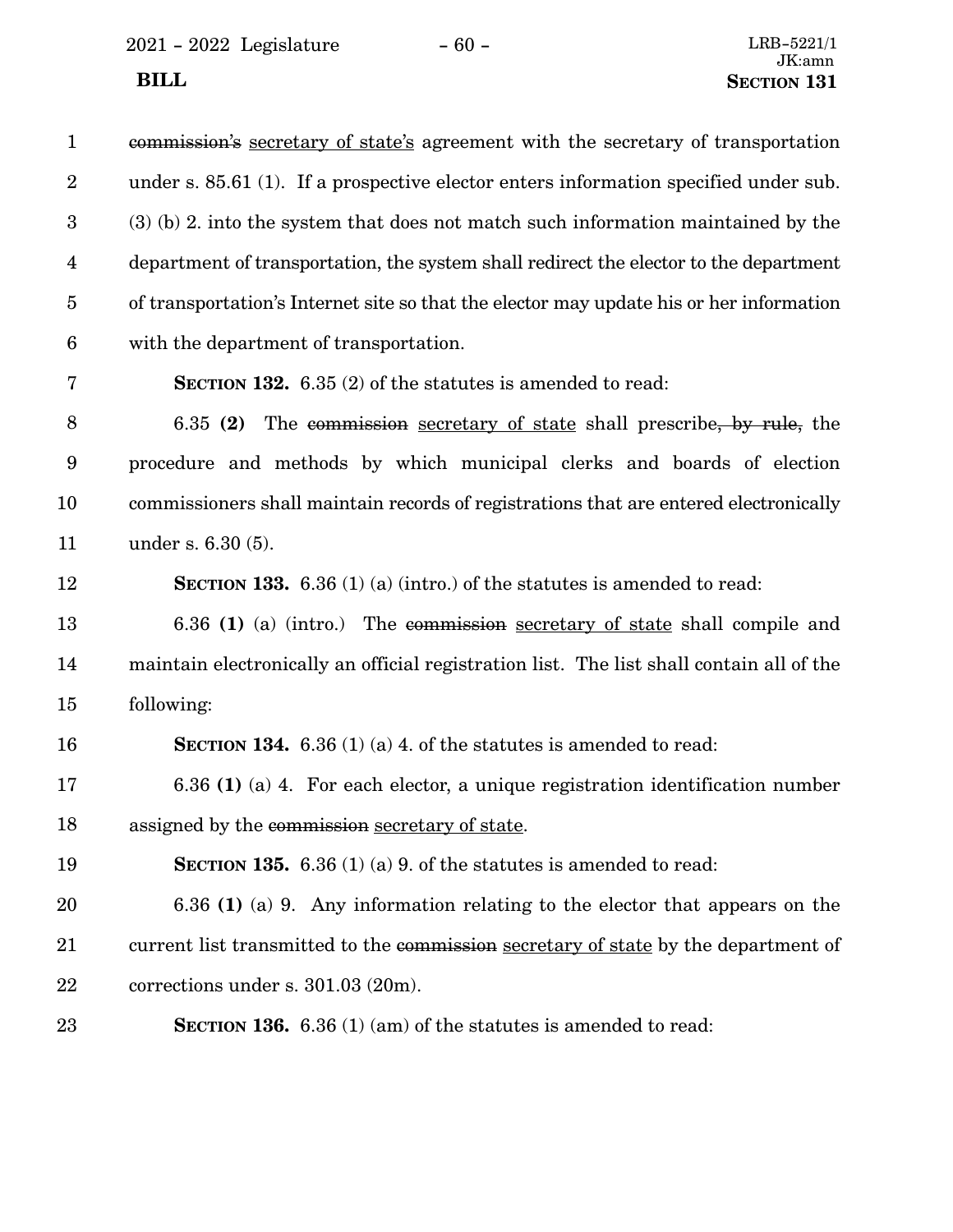~~commission's~~ secretary of state's agreement with the secretary of transportation under s. 85.61 (1). If a prospective elector enters information specified under sub. (3) (b) 2. into the system that does not match such information maintained by the department of transportation, the system shall redirect the elector to the department of transportation's Internet site so that the elector may update his or her information with the department of transportation.

**SECTION 132.** 6.35 (2) of the statutes is amended to read:

6.35 **(2)** The ~~commission~~ secretary of state shall prescribe~~, by rule,~~ the procedure and methods by which municipal clerks and boards of election commissioners shall maintain records of registrations that are entered electronically under s. 6.30 (5).

**SECTION 133.** 6.36 (1) (a) (intro.) of the statutes is amended to read:

6.36 **(1)** (a) (intro.) The ~~commission~~ secretary of state shall compile and maintain electronically an official registration list. The list shall contain all of the following:

**SECTION 134.** 6.36 (1) (a) 4. of the statutes is amended to read:

6.36 **(1)** (a) 4. For each elector, a unique registration identification number assigned by the ~~commission~~ secretary of state.

**SECTION 135.** 6.36 (1) (a) 9. of the statutes is amended to read:

6.36 **(1)** (a) 9. Any information relating to the elector that appears on the current list transmitted to the ~~commission~~ secretary of state by the department of corrections under s. 301.03 (20m).

**SECTION 136.** 6.36 (1) (am) of the statutes is amended to read: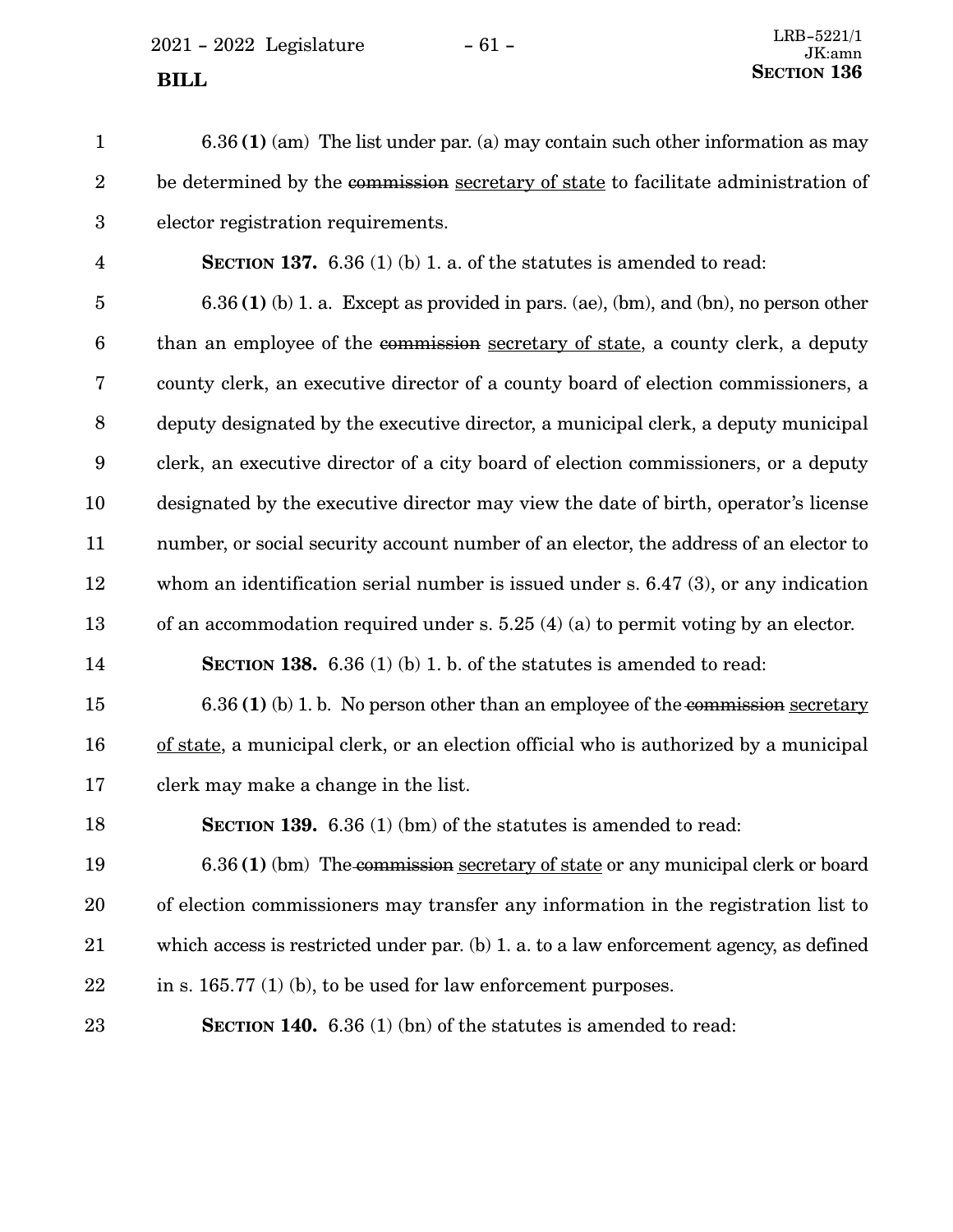6.36 **(1)** (am) The list under par. (a) may contain such other information as may be determined by the ~~commission~~ secretary of state to facilitate administration of elector registration requirements.

**SECTION 137.** 6.36 (1) (b) 1. a. of the statutes is amended to read:

6.36 **(1)** (b) 1. a. Except as provided in pars. (ae), (bm), and (bn), no person other than an employee of the ~~commission~~ secretary of state, a county clerk, a deputy county clerk, an executive director of a county board of election commissioners, a deputy designated by the executive director, a municipal clerk, a deputy municipal clerk, an executive director of a city board of election commissioners, or a deputy designated by the executive director may view the date of birth, operator's license number, or social security account number of an elector, the address of an elector to whom an identification serial number is issued under s. 6.47 (3), or any indication of an accommodation required under s. 5.25 (4) (a) to permit voting by an elector.

**SECTION 138.** 6.36 (1) (b) 1. b. of the statutes is amended to read:

6.36 **(1)** (b) 1. b. No person other than an employee of the ~~commission~~ secretary of state, a municipal clerk, or an election official who is authorized by a municipal clerk may make a change in the list.

**SECTION 139.** 6.36 (1) (bm) of the statutes is amended to read:

6.36 **(1)** (bm) The ~~commission~~ secretary of state or any municipal clerk or board of election commissioners may transfer any information in the registration list to which access is restricted under par. (b) 1. a. to a law enforcement agency, as defined in s. 165.77 (1) (b), to be used for law enforcement purposes.

**SECTION 140.** 6.36 (1) (bn) of the statutes is amended to read: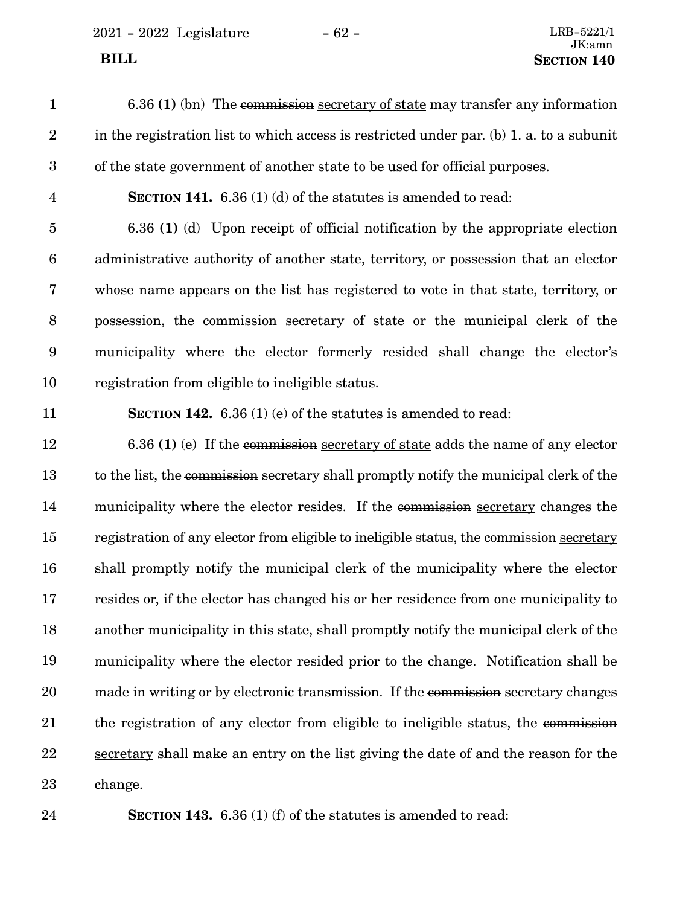6.36 **(1)** (bn) The ~~commission~~ secretary of state may transfer any information in the registration list to which access is restricted under par. (b) 1. a. to a subunit of the state government of another state to be used for official purposes.

**SECTION 141.** 6.36 (1) (d) of the statutes is amended to read:

6.36 **(1)** (d) Upon receipt of official notification by the appropriate election administrative authority of another state, territory, or possession that an elector whose name appears on the list has registered to vote in that state, territory, or possession, the ~~commission~~ secretary of state or the municipal clerk of the municipality where the elector formerly resided shall change the elector's registration from eligible to ineligible status.

**SECTION 142.** 6.36 (1) (e) of the statutes is amended to read:

6.36 **(1)** (e) If the ~~commission~~ secretary of state adds the name of any elector to the list, the ~~commission~~ secretary shall promptly notify the municipal clerk of the municipality where the elector resides. If the ~~commission~~ secretary changes the registration of any elector from eligible to ineligible status, the ~~commission~~ secretary shall promptly notify the municipal clerk of the municipality where the elector resides or, if the elector has changed his or her residence from one municipality to another municipality in this state, shall promptly notify the municipal clerk of the municipality where the elector resided prior to the change. Notification shall be made in writing or by electronic transmission. If the ~~commission~~ secretary changes the registration of any elector from eligible to ineligible status, the ~~commission~~ secretary shall make an entry on the list giving the date of and the reason for the change.

**SECTION 143.** 6.36 (1) (f) of the statutes is amended to read: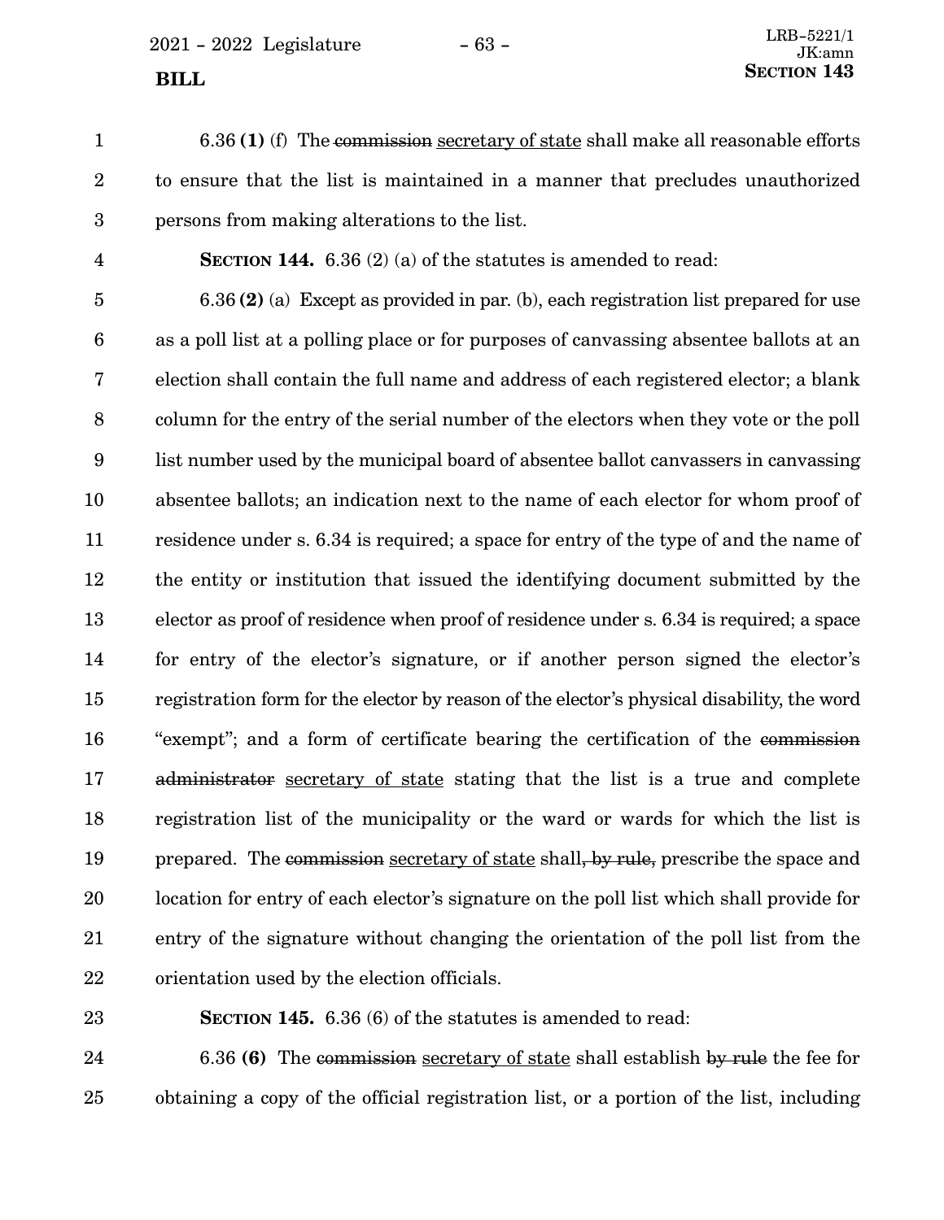6.36 **(1)** (f) The ~~commission~~ secretary of state shall make all reasonable efforts to ensure that the list is maintained in a manner that precludes unauthorized persons from making alterations to the list.

**SECTION 144.** 6.36 (2) (a) of the statutes is amended to read:

6.36 **(2)** (a) Except as provided in par. (b), each registration list prepared for use as a poll list at a polling place or for purposes of canvassing absentee ballots at an election shall contain the full name and address of each registered elector; a blank column for the entry of the serial number of the electors when they vote or the poll list number used by the municipal board of absentee ballot canvassers in canvassing absentee ballots; an indication next to the name of each elector for whom proof of residence under s. 6.34 is required; a space for entry of the type of and the name of the entity or institution that issued the identifying document submitted by the elector as proof of residence when proof of residence under s. 6.34 is required; a space for entry of the elector's signature, or if another person signed the elector's registration form for the elector by reason of the elector's physical disability, the word "exempt"; and a form of certificate bearing the certification of the ~~commission administrator~~ secretary of state stating that the list is a true and complete registration list of the municipality or the ward or wards for which the list is prepared. The ~~commission~~ secretary of state shall~~, by rule,~~ prescribe the space and location for entry of each elector's signature on the poll list which shall provide for entry of the signature without changing the orientation of the poll list from the orientation used by the election officials.

**SECTION 145.** 6.36 (6) of the statutes is amended to read:

6.36 **(6)** The ~~commission~~ secretary of state shall establish ~~by rule~~ the fee for obtaining a copy of the official registration list, or a portion of the list, including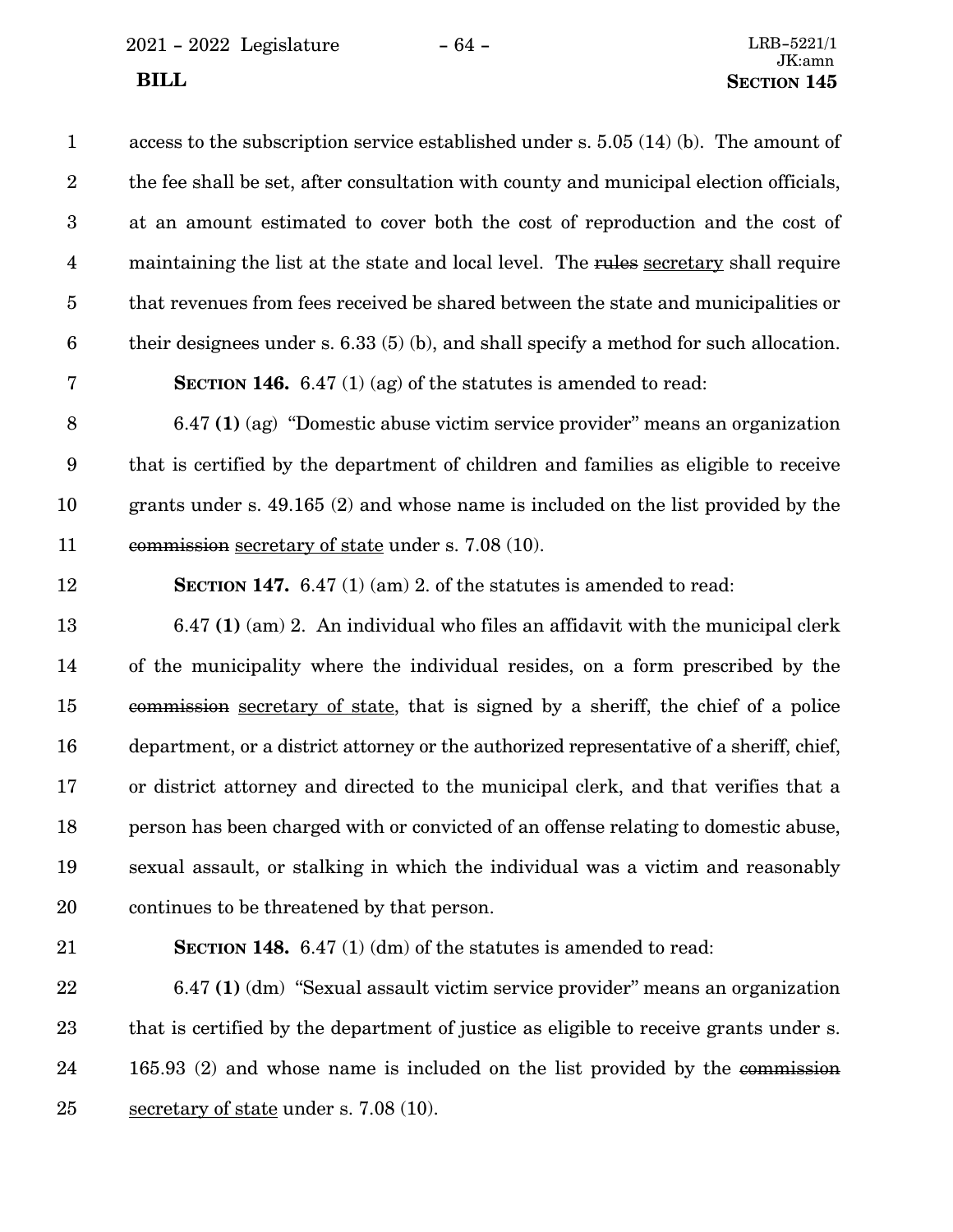access to the subscription service established under s. 5.05 (14) (b). The amount of the fee shall be set, after consultation with county and municipal election officials, at an amount estimated to cover both the cost of reproduction and the cost of maintaining the list at the state and local level. The ~~rules~~ secretary shall require that revenues from fees received be shared between the state and municipalities or their designees under s. 6.33 (5) (b), and shall specify a method for such allocation.

**SECTION 146.** 6.47 (1) (ag) of the statutes is amended to read:

6.47 **(1)** (ag) "Domestic abuse victim service provider" means an organization that is certified by the department of children and families as eligible to receive grants under s. 49.165 (2) and whose name is included on the list provided by the ~~commission~~ secretary of state under s. 7.08 (10).

**SECTION 147.** 6.47 (1) (am) 2. of the statutes is amended to read:

6.47 **(1)** (am) 2. An individual who files an affidavit with the municipal clerk of the municipality where the individual resides, on a form prescribed by the ~~commission~~ secretary of state, that is signed by a sheriff, the chief of a police department, or a district attorney or the authorized representative of a sheriff, chief, or district attorney and directed to the municipal clerk, and that verifies that a person has been charged with or convicted of an offense relating to domestic abuse, sexual assault, or stalking in which the individual was a victim and reasonably continues to be threatened by that person.

**SECTION 148.** 6.47 (1) (dm) of the statutes is amended to read:

6.47 **(1)** (dm) "Sexual assault victim service provider" means an organization that is certified by the department of justice as eligible to receive grants under s. 165.93 (2) and whose name is included on the list provided by the ~~commission~~ secretary of state under s. 7.08 (10).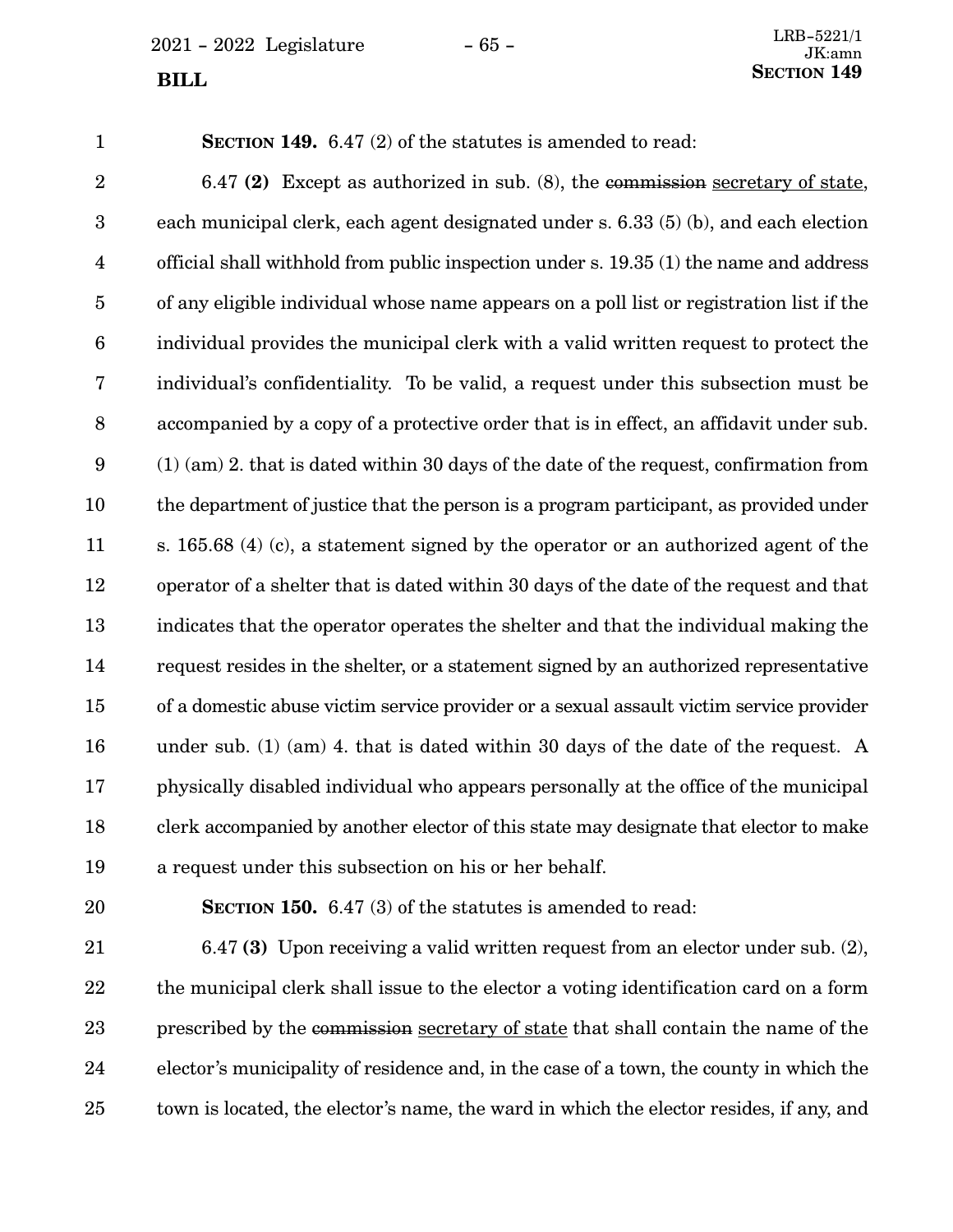**SECTION 149.** 6.47 (2) of the statutes is amended to read:

6.47 **(2)** Except as authorized in sub. (8), the ~~commission~~ secretary of state, each municipal clerk, each agent designated under s. 6.33 (5) (b), and each election official shall withhold from public inspection under s. 19.35 (1) the name and address of any eligible individual whose name appears on a poll list or registration list if the individual provides the municipal clerk with a valid written request to protect the individual's confidentiality. To be valid, a request under this subsection must be accompanied by a copy of a protective order that is in effect, an affidavit under sub. (1) (am) 2. that is dated within 30 days of the date of the request, confirmation from the department of justice that the person is a program participant, as provided under s. 165.68 (4) (c), a statement signed by the operator or an authorized agent of the operator of a shelter that is dated within 30 days of the date of the request and that indicates that the operator operates the shelter and that the individual making the request resides in the shelter, or a statement signed by an authorized representative of a domestic abuse victim service provider or a sexual assault victim service provider under sub. (1) (am) 4. that is dated within 30 days of the date of the request. A physically disabled individual who appears personally at the office of the municipal clerk accompanied by another elector of this state may designate that elector to make a request under this subsection on his or her behalf.

**SECTION 150.** 6.47 (3) of the statutes is amended to read:

6.47 **(3)** Upon receiving a valid written request from an elector under sub. (2), the municipal clerk shall issue to the elector a voting identification card on a form prescribed by the ~~commission~~ secretary of state that shall contain the name of the elector's municipality of residence and, in the case of a town, the county in which the town is located, the elector's name, the ward in which the elector resides, if any, and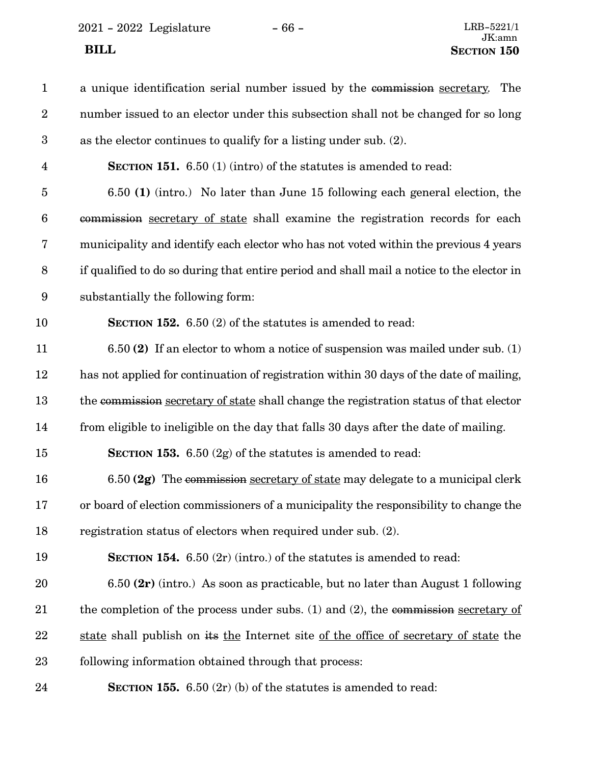a unique identification serial number issued by the ~~commission~~ secretary. The number issued to an elector under this subsection shall not be changed for so long as the elector continues to qualify for a listing under sub. (2).

**SECTION 151.** 6.50 (1) (intro) of the statutes is amended to read:

6.50 **(1)** (intro.) No later than June 15 following each general election, the ~~commission~~ secretary of state shall examine the registration records for each municipality and identify each elector who has not voted within the previous 4 years if qualified to do so during that entire period and shall mail a notice to the elector in substantially the following form:

**SECTION 152.** 6.50 (2) of the statutes is amended to read:

6.50 **(2)** If an elector to whom a notice of suspension was mailed under sub. (1) has not applied for continuation of registration within 30 days of the date of mailing, the ~~commission~~ secretary of state shall change the registration status of that elector from eligible to ineligible on the day that falls 30 days after the date of mailing.

**SECTION 153.** 6.50 (2g) of the statutes is amended to read:

6.50 **(2g)** The ~~commission~~ secretary of state may delegate to a municipal clerk or board of election commissioners of a municipality the responsibility to change the registration status of electors when required under sub. (2).

**SECTION 154.** 6.50 (2r) (intro.) of the statutes is amended to read:

6.50 **(2r)** (intro.) As soon as practicable, but no later than August 1 following the completion of the process under subs. (1) and (2), the ~~commission~~ secretary of state shall publish on ~~its~~ the Internet site of the office of secretary of state the following information obtained through that process:

**SECTION 155.** 6.50 (2r) (b) of the statutes is amended to read: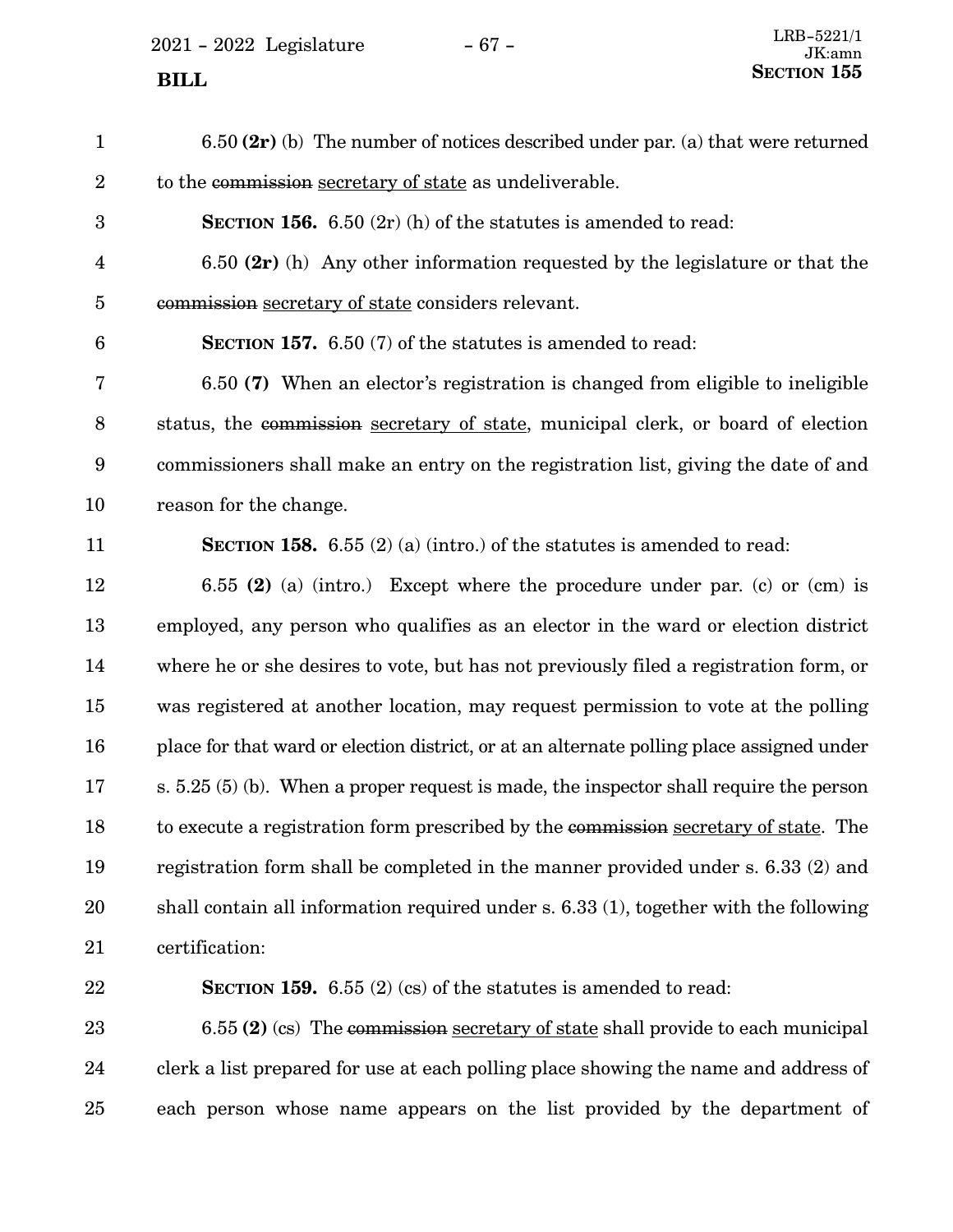6.50 **(2r)** (b) The number of notices described under par. (a) that were returned to the ~~commission~~ secretary of state as undeliverable.

**SECTION 156.** 6.50 (2r) (h) of the statutes is amended to read:

6.50 **(2r)** (h) Any other information requested by the legislature or that the ~~commission~~ secretary of state considers relevant.

**SECTION 157.** 6.50 (7) of the statutes is amended to read:

6.50 **(7)** When an elector's registration is changed from eligible to ineligible status, the ~~commission~~ secretary of state, municipal clerk, or board of election commissioners shall make an entry on the registration list, giving the date of and reason for the change.

**SECTION 158.** 6.55 (2) (a) (intro.) of the statutes is amended to read:

6.55 **(2)** (a) (intro.) Except where the procedure under par. (c) or (cm) is employed, any person who qualifies as an elector in the ward or election district where he or she desires to vote, but has not previously filed a registration form, or was registered at another location, may request permission to vote at the polling place for that ward or election district, or at an alternate polling place assigned under s. 5.25 (5) (b). When a proper request is made, the inspector shall require the person to execute a registration form prescribed by the ~~commission~~ secretary of state. The registration form shall be completed in the manner provided under s. 6.33 (2) and shall contain all information required under s. 6.33 (1), together with the following certification:

**SECTION 159.** 6.55 (2) (cs) of the statutes is amended to read:

6.55 **(2)** (cs) The ~~commission~~ secretary of state shall provide to each municipal clerk a list prepared for use at each polling place showing the name and address of each person whose name appears on the list provided by the department of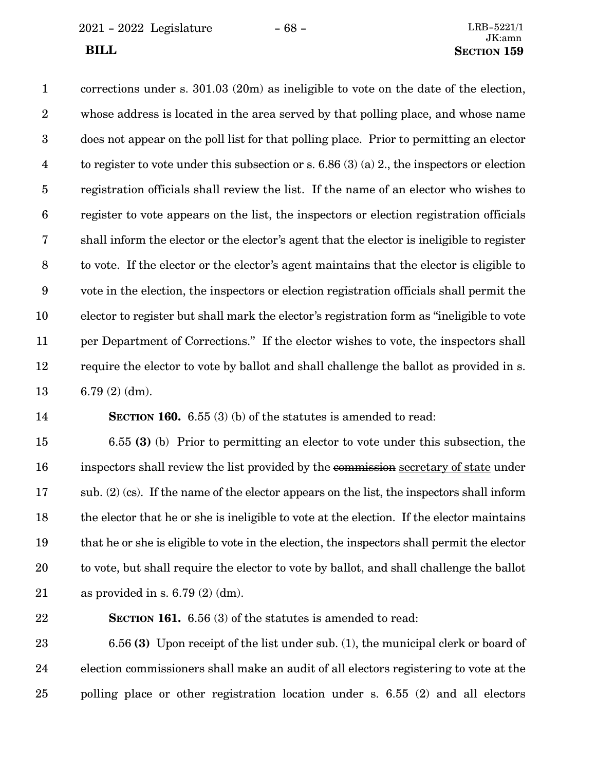corrections under s. 301.03 (20m) as ineligible to vote on the date of the election, whose address is located in the area served by that polling place, and whose name does not appear on the poll list for that polling place. Prior to permitting an elector to register to vote under this subsection or s. 6.86 (3) (a) 2., the inspectors or election registration officials shall review the list. If the name of an elector who wishes to register to vote appears on the list, the inspectors or election registration officials shall inform the elector or the elector's agent that the elector is ineligible to register to vote. If the elector or the elector's agent maintains that the elector is eligible to vote in the election, the inspectors or election registration officials shall permit the elector to register but shall mark the elector's registration form as "ineligible to vote per Department of Corrections." If the elector wishes to vote, the inspectors shall require the elector to vote by ballot and shall challenge the ballot as provided in s. 6.79 (2) (dm).

**SECTION 160.** 6.55 (3) (b) of the statutes is amended to read:

6.55 **(3)** (b) Prior to permitting an elector to vote under this subsection, the inspectors shall review the list provided by the ~~commission~~ secretary of state under sub. (2) (cs). If the name of the elector appears on the list, the inspectors shall inform the elector that he or she is ineligible to vote at the election. If the elector maintains that he or she is eligible to vote in the election, the inspectors shall permit the elector to vote, but shall require the elector to vote by ballot, and shall challenge the ballot as provided in s. 6.79 (2) (dm).

**SECTION 161.** 6.56 (3) of the statutes is amended to read:

6.56 **(3)** Upon receipt of the list under sub. (1), the municipal clerk or board of election commissioners shall make an audit of all electors registering to vote at the polling place or other registration location under s. 6.55 (2) and all electors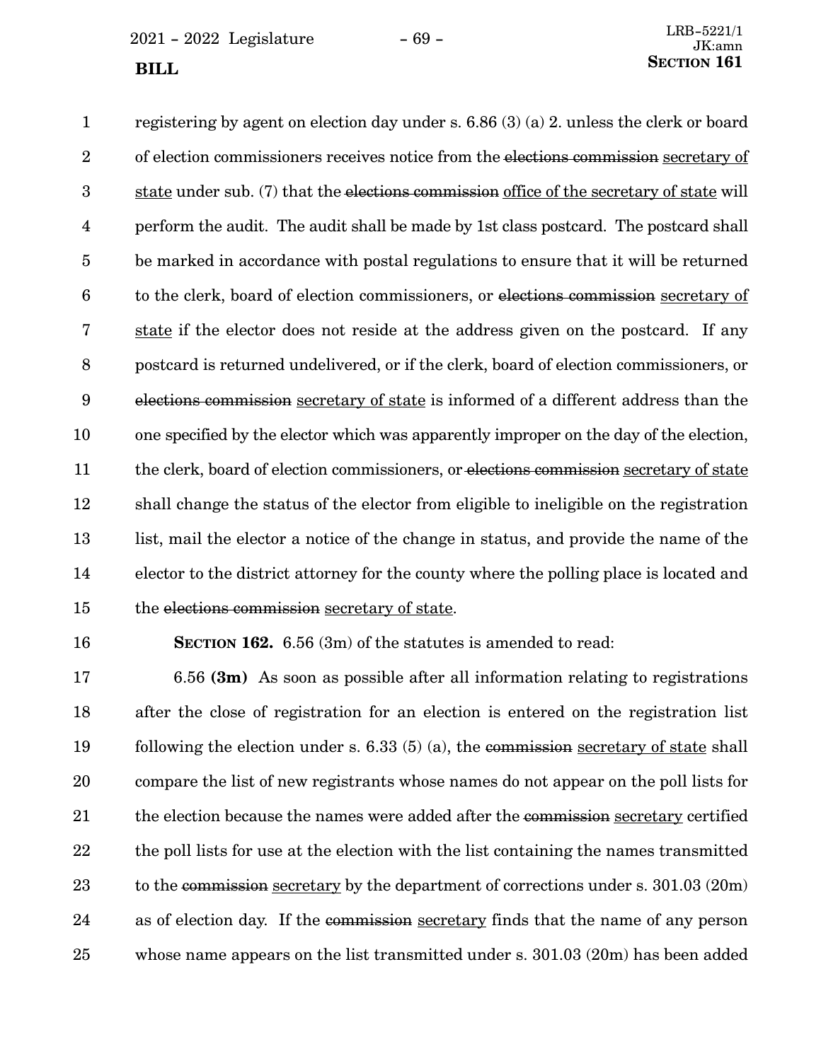registering by agent on election day under s. 6.86 (3) (a) 2. unless the clerk or board of election commissioners receives notice from the ~~elections commission~~ secretary of state under sub. (7) that the ~~elections commission~~ office of the secretary of state will perform the audit. The audit shall be made by 1st class postcard. The postcard shall be marked in accordance with postal regulations to ensure that it will be returned to the clerk, board of election commissioners, or ~~elections commission~~ secretary of state if the elector does not reside at the address given on the postcard. If any postcard is returned undelivered, or if the clerk, board of election commissioners, or ~~elections commission~~ secretary of state is informed of a different address than the one specified by the elector which was apparently improper on the day of the election, the clerk, board of election commissioners, or ~~elections commission~~ secretary of state shall change the status of the elector from eligible to ineligible on the registration list, mail the elector a notice of the change in status, and provide the name of the elector to the district attorney for the county where the polling place is located and the ~~elections commission~~ secretary of state.

**SECTION 162.** 6.56 (3m) of the statutes is amended to read:

6.56 **(3m)** As soon as possible after all information relating to registrations after the close of registration for an election is entered on the registration list following the election under s. 6.33 (5) (a), the ~~commission~~ secretary of state shall compare the list of new registrants whose names do not appear on the poll lists for the election because the names were added after the ~~commission~~ secretary certified the poll lists for use at the election with the list containing the names transmitted to the ~~commission~~ secretary by the department of corrections under s. 301.03 (20m) as of election day. If the ~~commission~~ secretary finds that the name of any person whose name appears on the list transmitted under s. 301.03 (20m) has been added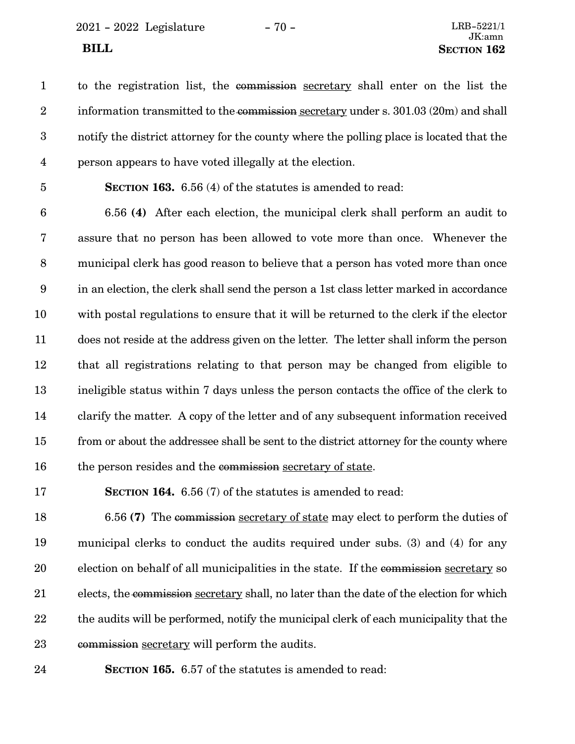to the registration list, the ~~commission~~ secretary shall enter on the list the information transmitted to the ~~commission~~ secretary under s. 301.03 (20m) and shall notify the district attorney for the county where the polling place is located that the person appears to have voted illegally at the election.

**SECTION 163.** 6.56 (4) of the statutes is amended to read:

6.56 **(4)** After each election, the municipal clerk shall perform an audit to assure that no person has been allowed to vote more than once. Whenever the municipal clerk has good reason to believe that a person has voted more than once in an election, the clerk shall send the person a 1st class letter marked in accordance with postal regulations to ensure that it will be returned to the clerk if the elector does not reside at the address given on the letter. The letter shall inform the person that all registrations relating to that person may be changed from eligible to ineligible status within 7 days unless the person contacts the office of the clerk to clarify the matter. A copy of the letter and of any subsequent information received from or about the addressee shall be sent to the district attorney for the county where the person resides and the ~~commission~~ secretary of state.

**SECTION 164.** 6.56 (7) of the statutes is amended to read:

6.56 **(7)** The ~~commission~~ secretary of state may elect to perform the duties of municipal clerks to conduct the audits required under subs. (3) and (4) for any election on behalf of all municipalities in the state. If the ~~commission~~ secretary so elects, the ~~commission~~ secretary shall, no later than the date of the election for which the audits will be performed, notify the municipal clerk of each municipality that the ~~commission~~ secretary will perform the audits.

**SECTION 165.** 6.57 of the statutes is amended to read: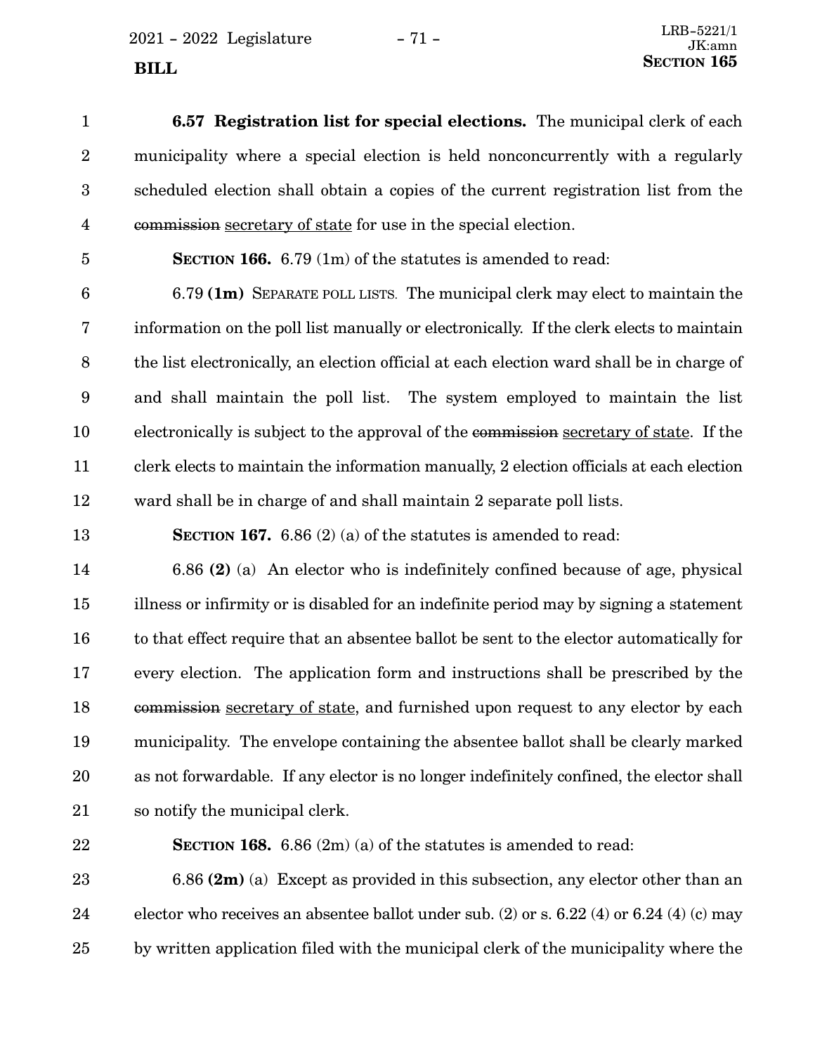**6.57 Registration list for special elections.** The municipal clerk of each municipality where a special election is held nonconcurrently with a regularly scheduled election shall obtain a copies of the current registration list from the ~~commission~~ secretary of state for use in the special election.

**SECTION 166.** 6.79 (1m) of the statutes is amended to read:

6.79 **(1m)** SEPARATE POLL LISTS. The municipal clerk may elect to maintain the information on the poll list manually or electronically. If the clerk elects to maintain the list electronically, an election official at each election ward shall be in charge of and shall maintain the poll list. The system employed to maintain the list electronically is subject to the approval of the ~~commission~~ secretary of state. If the clerk elects to maintain the information manually, 2 election officials at each election ward shall be in charge of and shall maintain 2 separate poll lists.

**SECTION 167.** 6.86 (2) (a) of the statutes is amended to read:

6.86 **(2)** (a) An elector who is indefinitely confined because of age, physical illness or infirmity or is disabled for an indefinite period may by signing a statement to that effect require that an absentee ballot be sent to the elector automatically for every election. The application form and instructions shall be prescribed by the ~~commission~~ secretary of state, and furnished upon request to any elector by each municipality. The envelope containing the absentee ballot shall be clearly marked as not forwardable. If any elector is no longer indefinitely confined, the elector shall so notify the municipal clerk.

**SECTION 168.** 6.86 (2m) (a) of the statutes is amended to read:

6.86 **(2m)** (a) Except as provided in this subsection, any elector other than an elector who receives an absentee ballot under sub. (2) or s. 6.22 (4) or 6.24 (4) (c) may by written application filed with the municipal clerk of the municipality where the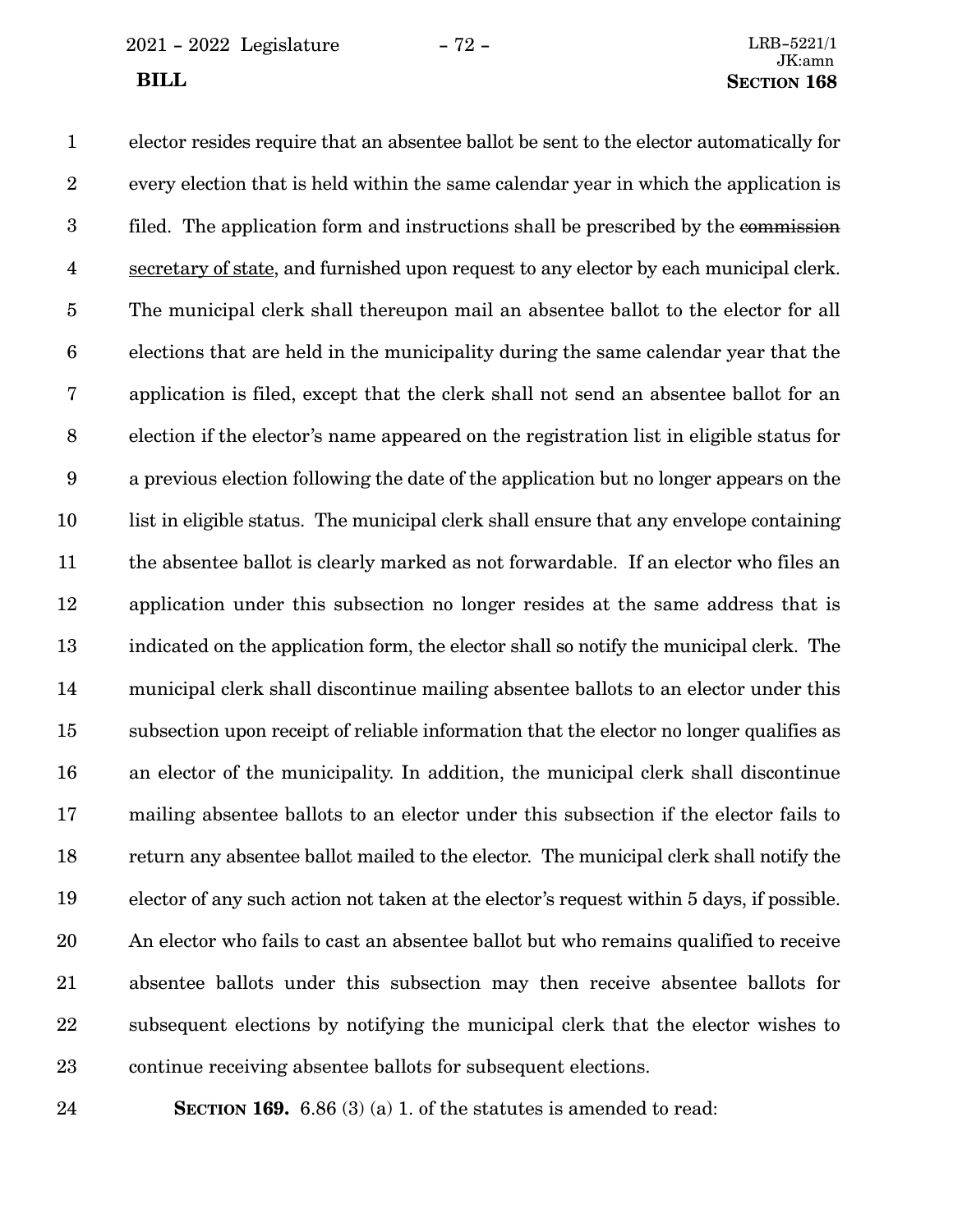elector resides require that an absentee ballot be sent to the elector automatically for every election that is held within the same calendar year in which the application is filed. The application form and instructions shall be prescribed by the ~~commission~~ secretary of state, and furnished upon request to any elector by each municipal clerk. The municipal clerk shall thereupon mail an absentee ballot to the elector for all elections that are held in the municipality during the same calendar year that the application is filed, except that the clerk shall not send an absentee ballot for an election if the elector's name appeared on the registration list in eligible status for a previous election following the date of the application but no longer appears on the list in eligible status. The municipal clerk shall ensure that any envelope containing the absentee ballot is clearly marked as not forwardable. If an elector who files an application under this subsection no longer resides at the same address that is indicated on the application form, the elector shall so notify the municipal clerk. The municipal clerk shall discontinue mailing absentee ballots to an elector under this subsection upon receipt of reliable information that the elector no longer qualifies as an elector of the municipality. In addition, the municipal clerk shall discontinue mailing absentee ballots to an elector under this subsection if the elector fails to return any absentee ballot mailed to the elector. The municipal clerk shall notify the elector of any such action not taken at the elector's request within 5 days, if possible. An elector who fails to cast an absentee ballot but who remains qualified to receive absentee ballots under this subsection may then receive absentee ballots for subsequent elections by notifying the municipal clerk that the elector wishes to continue receiving absentee ballots for subsequent elections.

**SECTION 169.** 6.86 (3) (a) 1. of the statutes is amended to read: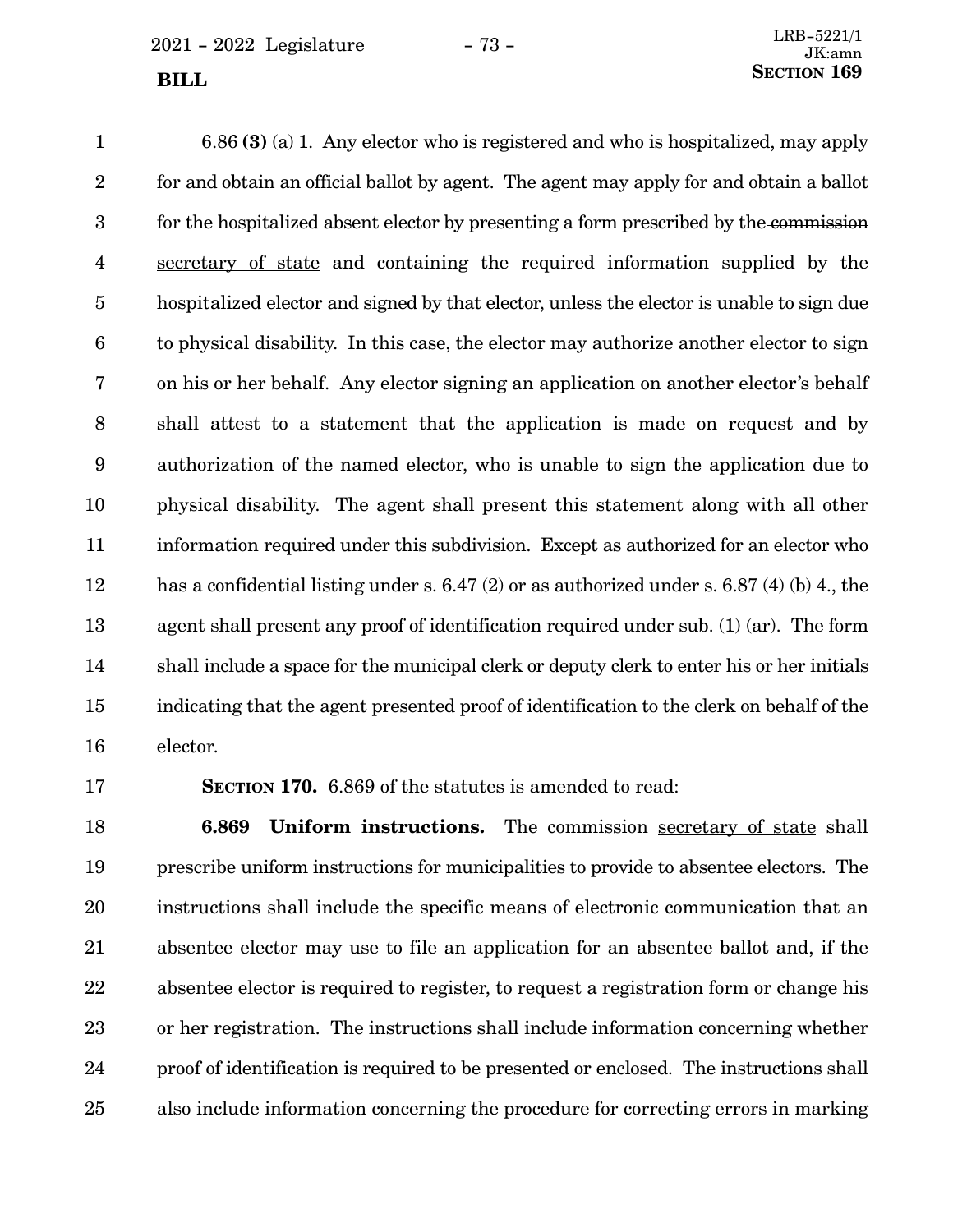6.86 **(3)** (a) 1. Any elector who is registered and who is hospitalized, may apply for and obtain an official ballot by agent. The agent may apply for and obtain a ballot for the hospitalized absent elector by presenting a form prescribed by the ~~commission~~ secretary of state and containing the required information supplied by the hospitalized elector and signed by that elector, unless the elector is unable to sign due to physical disability. In this case, the elector may authorize another elector to sign on his or her behalf. Any elector signing an application on another elector's behalf shall attest to a statement that the application is made on request and by authorization of the named elector, who is unable to sign the application due to physical disability. The agent shall present this statement along with all other information required under this subdivision. Except as authorized for an elector who has a confidential listing under s. 6.47 (2) or as authorized under s. 6.87 (4) (b) 4., the agent shall present any proof of identification required under sub. (1) (ar). The form shall include a space for the municipal clerk or deputy clerk to enter his or her initials indicating that the agent presented proof of identification to the clerk on behalf of the elector.

**SECTION 170.** 6.869 of the statutes is amended to read:

**6.869 Uniform instructions.** The ~~commission~~ secretary of state shall prescribe uniform instructions for municipalities to provide to absentee electors. The instructions shall include the specific means of electronic communication that an absentee elector may use to file an application for an absentee ballot and, if the absentee elector is required to register, to request a registration form or change his or her registration. The instructions shall include information concerning whether proof of identification is required to be presented or enclosed. The instructions shall also include information concerning the procedure for correcting errors in marking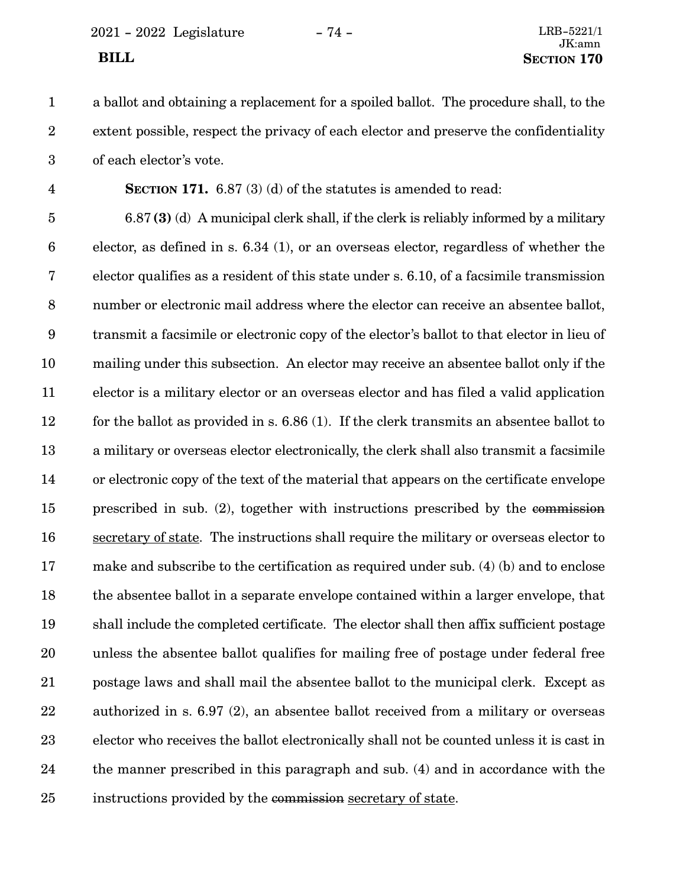a ballot and obtaining a replacement for a spoiled ballot. The procedure shall, to the extent possible, respect the privacy of each elector and preserve the confidentiality of each elector's vote.

**SECTION 171.** 6.87 (3) (d) of the statutes is amended to read:

6.87 **(3)** (d) A municipal clerk shall, if the clerk is reliably informed by a military elector, as defined in s. 6.34 (1), or an overseas elector, regardless of whether the elector qualifies as a resident of this state under s. 6.10, of a facsimile transmission number or electronic mail address where the elector can receive an absentee ballot, transmit a facsimile or electronic copy of the elector's ballot to that elector in lieu of mailing under this subsection. An elector may receive an absentee ballot only if the elector is a military elector or an overseas elector and has filed a valid application for the ballot as provided in s. 6.86 (1). If the clerk transmits an absentee ballot to a military or overseas elector electronically, the clerk shall also transmit a facsimile or electronic copy of the text of the material that appears on the certificate envelope prescribed in sub. (2), together with instructions prescribed by the ~~commission~~ <u>secretary of state</u>. The instructions shall require the military or overseas elector to make and subscribe to the certification as required under sub. (4) (b) and to enclose the absentee ballot in a separate envelope contained within a larger envelope, that shall include the completed certificate. The elector shall then affix sufficient postage unless the absentee ballot qualifies for mailing free of postage under federal free postage laws and shall mail the absentee ballot to the municipal clerk. Except as authorized in s. 6.97 (2), an absentee ballot received from a military or overseas elector who receives the ballot electronically shall not be counted unless it is cast in the manner prescribed in this paragraph and sub. (4) and in accordance with the instructions provided by the ~~commission~~ <u>secretary of state</u>.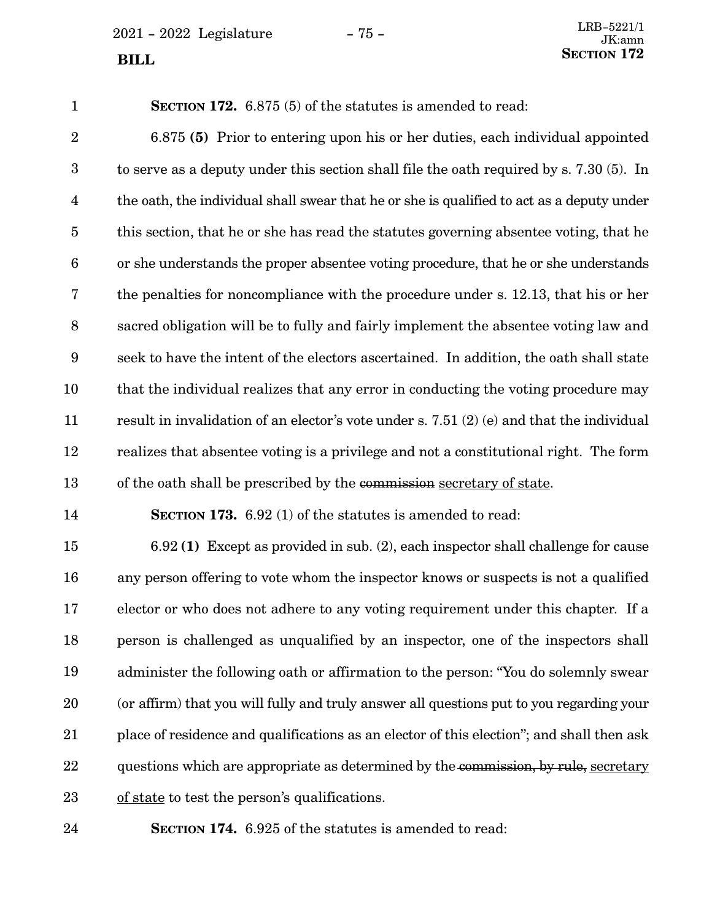**SECTION 172.** 6.875 (5) of the statutes is amended to read:

6.875 **(5)** Prior to entering upon his or her duties, each individual appointed to serve as a deputy under this section shall file the oath required by s. 7.30 (5). In the oath, the individual shall swear that he or she is qualified to act as a deputy under this section, that he or she has read the statutes governing absentee voting, that he or she understands the proper absentee voting procedure, that he or she understands the penalties for noncompliance with the procedure under s. 12.13, that his or her sacred obligation will be to fully and fairly implement the absentee voting law and seek to have the intent of the electors ascertained. In addition, the oath shall state that the individual realizes that any error in conducting the voting procedure may result in invalidation of an elector's vote under s. 7.51 (2) (e) and that the individual realizes that absentee voting is a privilege and not a constitutional right. The form of the oath shall be prescribed by the ~~commission~~ <u>secretary of state</u>.

**SECTION 173.** 6.92 (1) of the statutes is amended to read:

6.92 **(1)** Except as provided in sub. (2), each inspector shall challenge for cause any person offering to vote whom the inspector knows or suspects is not a qualified elector or who does not adhere to any voting requirement under this chapter. If a person is challenged as unqualified by an inspector, one of the inspectors shall administer the following oath or affirmation to the person: "You do solemnly swear (or affirm) that you will fully and truly answer all questions put to you regarding your place of residence and qualifications as an elector of this election"; and shall then ask questions which are appropriate as determined by the ~~commission, by rule,~~ <u>secretary of state</u> to test the person's qualifications.

**SECTION 174.** 6.925 of the statutes is amended to read: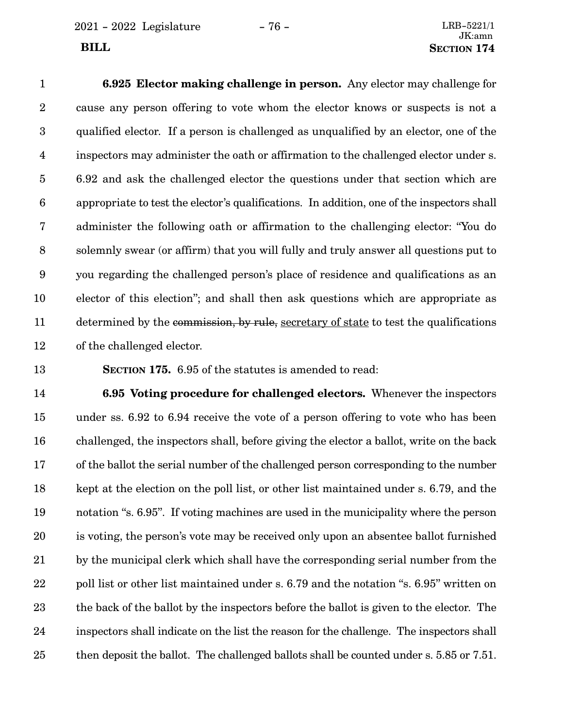**6.925 Elector making challenge in person.** Any elector may challenge for cause any person offering to vote whom the elector knows or suspects is not a qualified elector. If a person is challenged as unqualified by an elector, one of the inspectors may administer the oath or affirmation to the challenged elector under s. 6.92 and ask the challenged elector the questions under that section which are appropriate to test the elector's qualifications. In addition, one of the inspectors shall administer the following oath or affirmation to the challenging elector: "You do solemnly swear (or affirm) that you will fully and truly answer all questions put to you regarding the challenged person's place of residence and qualifications as an elector of this election"; and shall then ask questions which are appropriate as determined by the ~~commission, by rule,~~ secretary of state to test the qualifications of the challenged elector.

**SECTION 175.** 6.95 of the statutes is amended to read:

**6.95 Voting procedure for challenged electors.** Whenever the inspectors under ss. 6.92 to 6.94 receive the vote of a person offering to vote who has been challenged, the inspectors shall, before giving the elector a ballot, write on the back of the ballot the serial number of the challenged person corresponding to the number kept at the election on the poll list, or other list maintained under s. 6.79, and the notation "s. 6.95". If voting machines are used in the municipality where the person is voting, the person's vote may be received only upon an absentee ballot furnished by the municipal clerk which shall have the corresponding serial number from the poll list or other list maintained under s. 6.79 and the notation "s. 6.95" written on the back of the ballot by the inspectors before the ballot is given to the elector. The inspectors shall indicate on the list the reason for the challenge. The inspectors shall then deposit the ballot. The challenged ballots shall be counted under s. 5.85 or 7.51.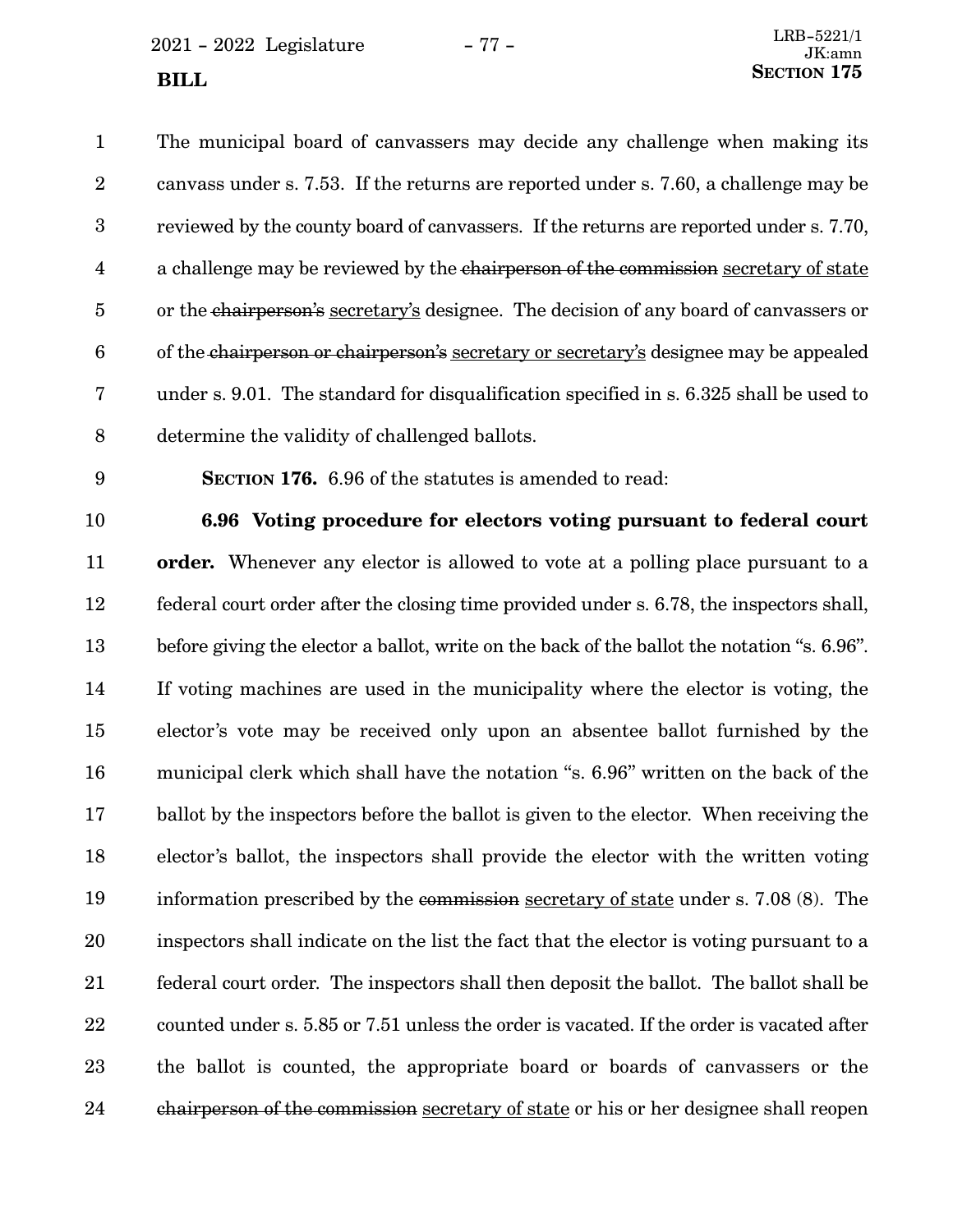The municipal board of canvassers may decide any challenge when making its canvass under s. 7.53. If the returns are reported under s. 7.60, a challenge may be reviewed by the county board of canvassers. If the returns are reported under s. 7.70, a challenge may be reviewed by the ~~chairperson of the commission~~ secretary of state or the ~~chairperson's~~ secretary's designee. The decision of any board of canvassers or of the ~~chairperson or chairperson's~~ secretary or secretary's designee may be appealed under s. 9.01. The standard for disqualification specified in s. 6.325 shall be used to determine the validity of challenged ballots.

**SECTION 176.** 6.96 of the statutes is amended to read:

**6.96 Voting procedure for electors voting pursuant to federal court order.** Whenever any elector is allowed to vote at a polling place pursuant to a federal court order after the closing time provided under s. 6.78, the inspectors shall, before giving the elector a ballot, write on the back of the ballot the notation "s. 6.96". If voting machines are used in the municipality where the elector is voting, the elector's vote may be received only upon an absentee ballot furnished by the municipal clerk which shall have the notation "s. 6.96" written on the back of the ballot by the inspectors before the ballot is given to the elector. When receiving the elector's ballot, the inspectors shall provide the elector with the written voting information prescribed by the ~~commission~~ secretary of state under s. 7.08 (8). The inspectors shall indicate on the list the fact that the elector is voting pursuant to a federal court order. The inspectors shall then deposit the ballot. The ballot shall be counted under s. 5.85 or 7.51 unless the order is vacated. If the order is vacated after the ballot is counted, the appropriate board or boards of canvassers or the ~~chairperson of the commission~~ secretary of state or his or her designee shall reopen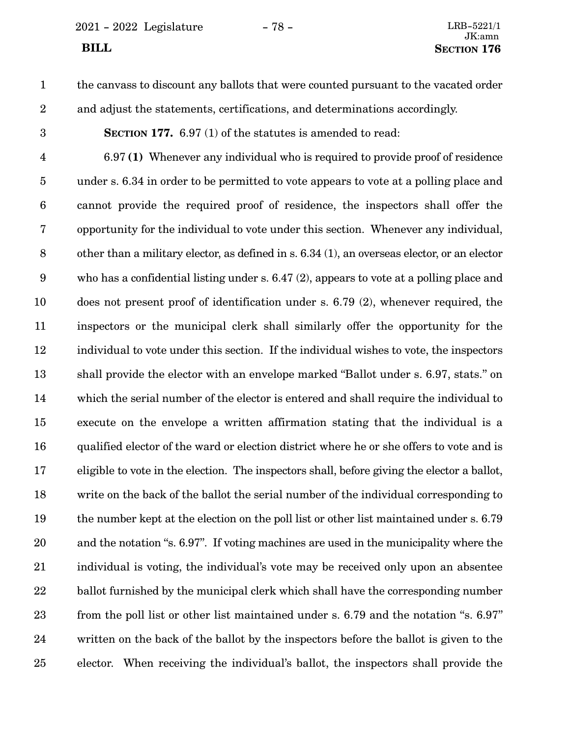the canvass to discount any ballots that were counted pursuant to the vacated order and adjust the statements, certifications, and determinations accordingly.

**SECTION 177.** 6.97 (1) of the statutes is amended to read:

6.97 **(1)** Whenever any individual who is required to provide proof of residence under s. 6.34 in order to be permitted to vote appears to vote at a polling place and cannot provide the required proof of residence, the inspectors shall offer the opportunity for the individual to vote under this section. Whenever any individual, other than a military elector, as defined in s. 6.34 (1), an overseas elector, or an elector who has a confidential listing under s. 6.47 (2), appears to vote at a polling place and does not present proof of identification under s. 6.79 (2), whenever required, the inspectors or the municipal clerk shall similarly offer the opportunity for the individual to vote under this section. If the individual wishes to vote, the inspectors shall provide the elector with an envelope marked "Ballot under s. 6.97, stats." on which the serial number of the elector is entered and shall require the individual to execute on the envelope a written affirmation stating that the individual is a qualified elector of the ward or election district where he or she offers to vote and is eligible to vote in the election. The inspectors shall, before giving the elector a ballot, write on the back of the ballot the serial number of the individual corresponding to the number kept at the election on the poll list or other list maintained under s. 6.79 and the notation "s. 6.97". If voting machines are used in the municipality where the individual is voting, the individual's vote may be received only upon an absentee ballot furnished by the municipal clerk which shall have the corresponding number from the poll list or other list maintained under s. 6.79 and the notation "s. 6.97" written on the back of the ballot by the inspectors before the ballot is given to the elector. When receiving the individual's ballot, the inspectors shall provide the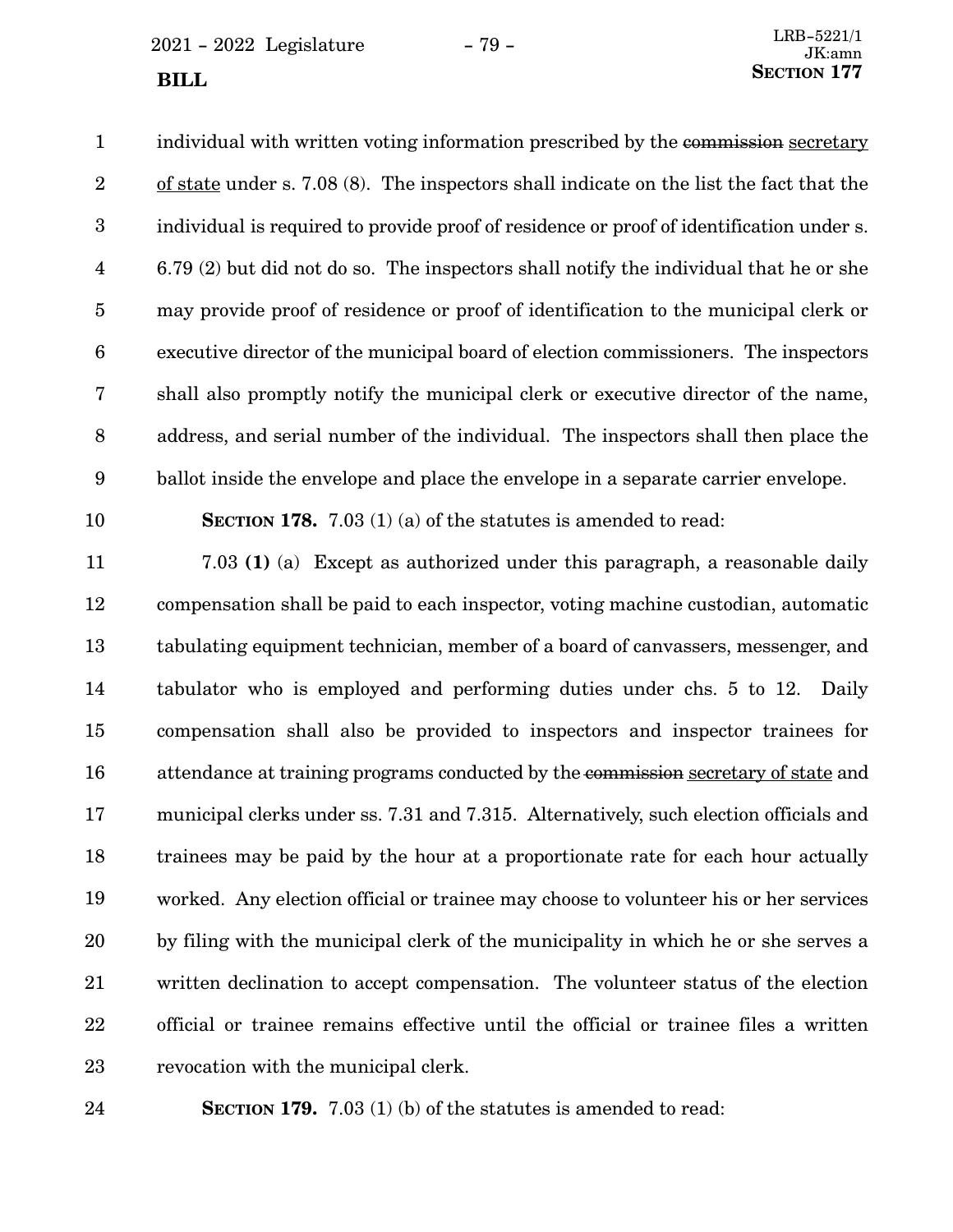individual with written voting information prescribed by the ~~commission~~ secretary of state under s. 7.08 (8). The inspectors shall indicate on the list the fact that the individual is required to provide proof of residence or proof of identification under s. 6.79 (2) but did not do so. The inspectors shall notify the individual that he or she may provide proof of residence or proof of identification to the municipal clerk or executive director of the municipal board of election commissioners. The inspectors shall also promptly notify the municipal clerk or executive director of the name, address, and serial number of the individual. The inspectors shall then place the ballot inside the envelope and place the envelope in a separate carrier envelope.

**SECTION 178.** 7.03 (1) (a) of the statutes is amended to read:

7.03 **(1)** (a) Except as authorized under this paragraph, a reasonable daily compensation shall be paid to each inspector, voting machine custodian, automatic tabulating equipment technician, member of a board of canvassers, messenger, and tabulator who is employed and performing duties under chs. 5 to 12. Daily compensation shall also be provided to inspectors and inspector trainees for attendance at training programs conducted by the ~~commission~~ secretary of state and municipal clerks under ss. 7.31 and 7.315. Alternatively, such election officials and trainees may be paid by the hour at a proportionate rate for each hour actually worked. Any election official or trainee may choose to volunteer his or her services by filing with the municipal clerk of the municipality in which he or she serves a written declination to accept compensation. The volunteer status of the election official or trainee remains effective until the official or trainee files a written revocation with the municipal clerk.

**SECTION 179.** 7.03 (1) (b) of the statutes is amended to read: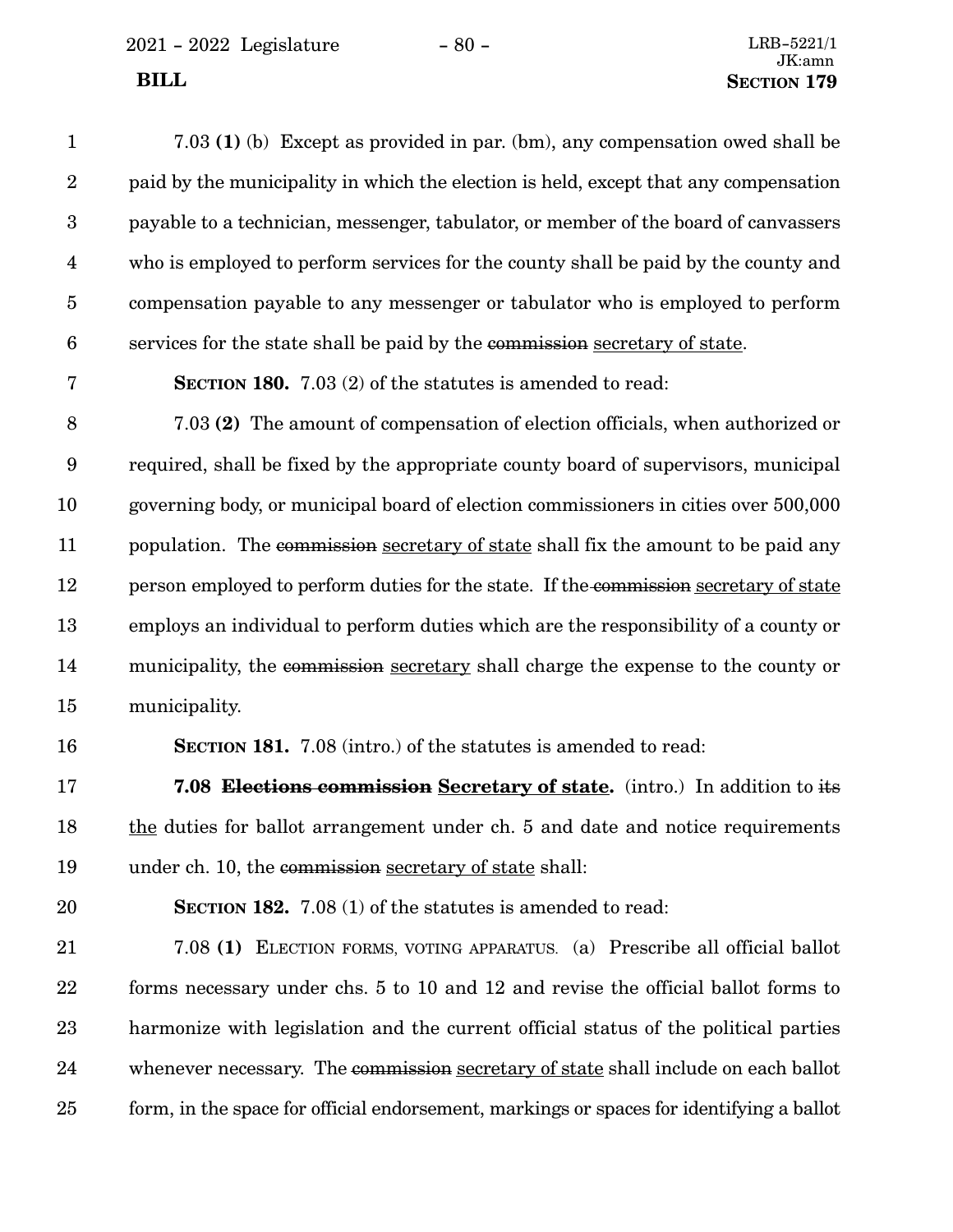7.03 **(1)** (b) Except as provided in par. (bm), any compensation owed shall be paid by the municipality in which the election is held, except that any compensation payable to a technician, messenger, tabulator, or member of the board of canvassers who is employed to perform services for the county shall be paid by the county and compensation payable to any messenger or tabulator who is employed to perform services for the state shall be paid by the ~~commission~~ <u>secretary of state</u>.

**SECTION 180.** 7.03 (2) of the statutes is amended to read:

7.03 **(2)** The amount of compensation of election officials, when authorized or required, shall be fixed by the appropriate county board of supervisors, municipal governing body, or municipal board of election commissioners in cities over 500,000 population. The ~~commission~~ <u>secretary of state</u> shall fix the amount to be paid any person employed to perform duties for the state. If the ~~commission~~ <u>secretary of state</u> employs an individual to perform duties which are the responsibility of a county or municipality, the ~~commission~~ <u>secretary</u> shall charge the expense to the county or municipality.

**SECTION 181.** 7.08 (intro.) of the statutes is amended to read:

**7.08 ~~Elections commission~~ <u>Secretary of state</u>.** (intro.) In addition to ~~its~~ <u>the</u> duties for ballot arrangement under ch. 5 and date and notice requirements under ch. 10, the ~~commission~~ <u>secretary of state</u> shall:

**SECTION 182.** 7.08 (1) of the statutes is amended to read:

7.08 **(1)** ELECTION FORMS, VOTING APPARATUS. (a) Prescribe all official ballot forms necessary under chs. 5 to 10 and 12 and revise the official ballot forms to harmonize with legislation and the current official status of the political parties whenever necessary. The ~~commission~~ <u>secretary of state</u> shall include on each ballot form, in the space for official endorsement, markings or spaces for identifying a ballot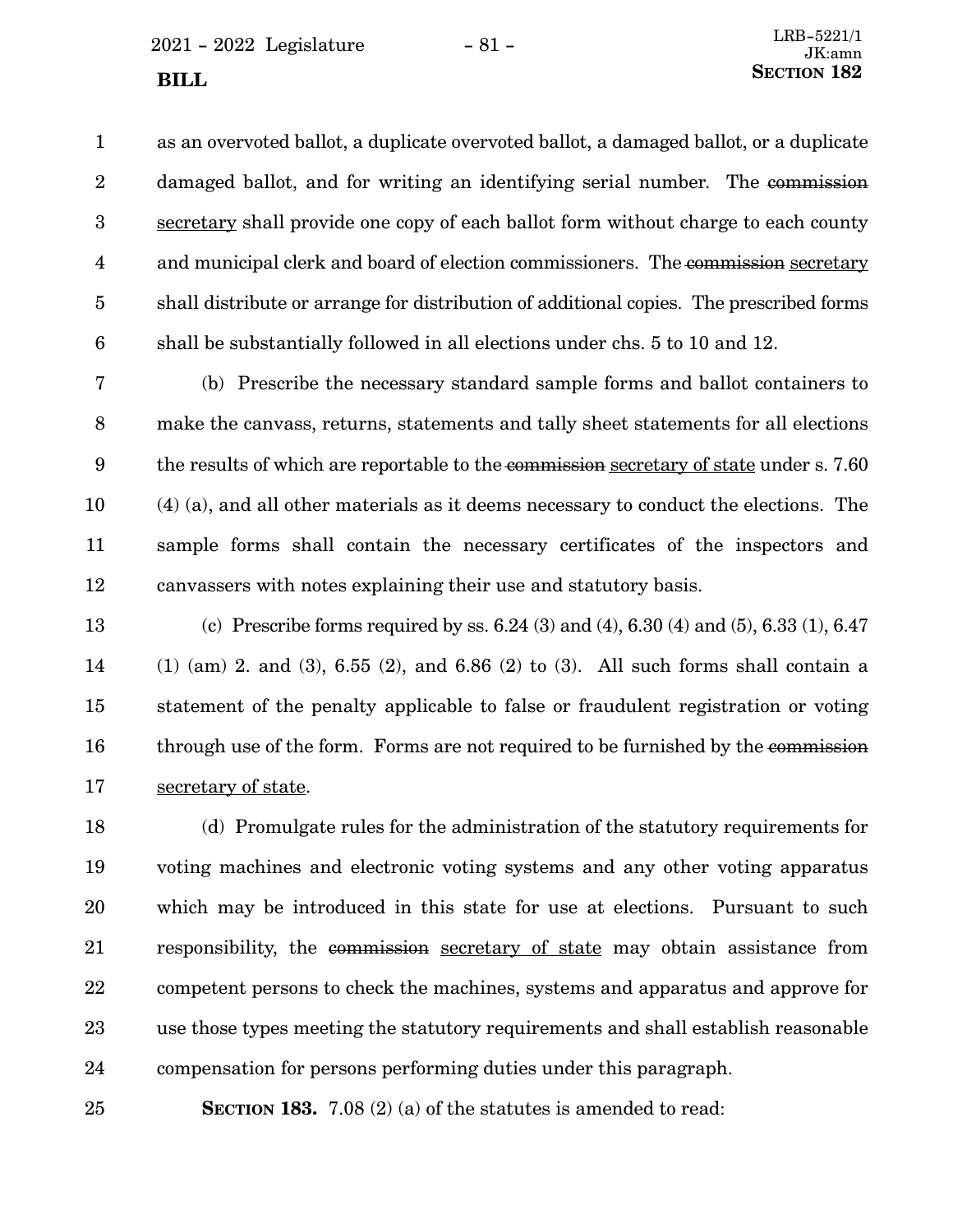as an overvoted ballot, a duplicate overvoted ballot, a damaged ballot, or a duplicate damaged ballot, and for writing an identifying serial number. The ~~commission~~ secretary shall provide one copy of each ballot form without charge to each county and municipal clerk and board of election commissioners. The ~~commission~~ secretary shall distribute or arrange for distribution of additional copies. The prescribed forms shall be substantially followed in all elections under chs. 5 to 10 and 12.

(b) Prescribe the necessary standard sample forms and ballot containers to make the canvass, returns, statements and tally sheet statements for all elections the results of which are reportable to the ~~commission~~ secretary of state under s. 7.60 (4) (a), and all other materials as it deems necessary to conduct the elections. The sample forms shall contain the necessary certificates of the inspectors and canvassers with notes explaining their use and statutory basis.

(c) Prescribe forms required by ss. 6.24 (3) and (4), 6.30 (4) and (5), 6.33 (1), 6.47 (1) (am) 2. and (3), 6.55 (2), and 6.86 (2) to (3). All such forms shall contain a statement of the penalty applicable to false or fraudulent registration or voting through use of the form. Forms are not required to be furnished by the ~~commission~~ secretary of state.

(d) Promulgate rules for the administration of the statutory requirements for voting machines and electronic voting systems and any other voting apparatus which may be introduced in this state for use at elections. Pursuant to such responsibility, the ~~commission~~ secretary of state may obtain assistance from competent persons to check the machines, systems and apparatus and approve for use those types meeting the statutory requirements and shall establish reasonable compensation for persons performing duties under this paragraph.

**SECTION 183.** 7.08 (2) (a) of the statutes is amended to read: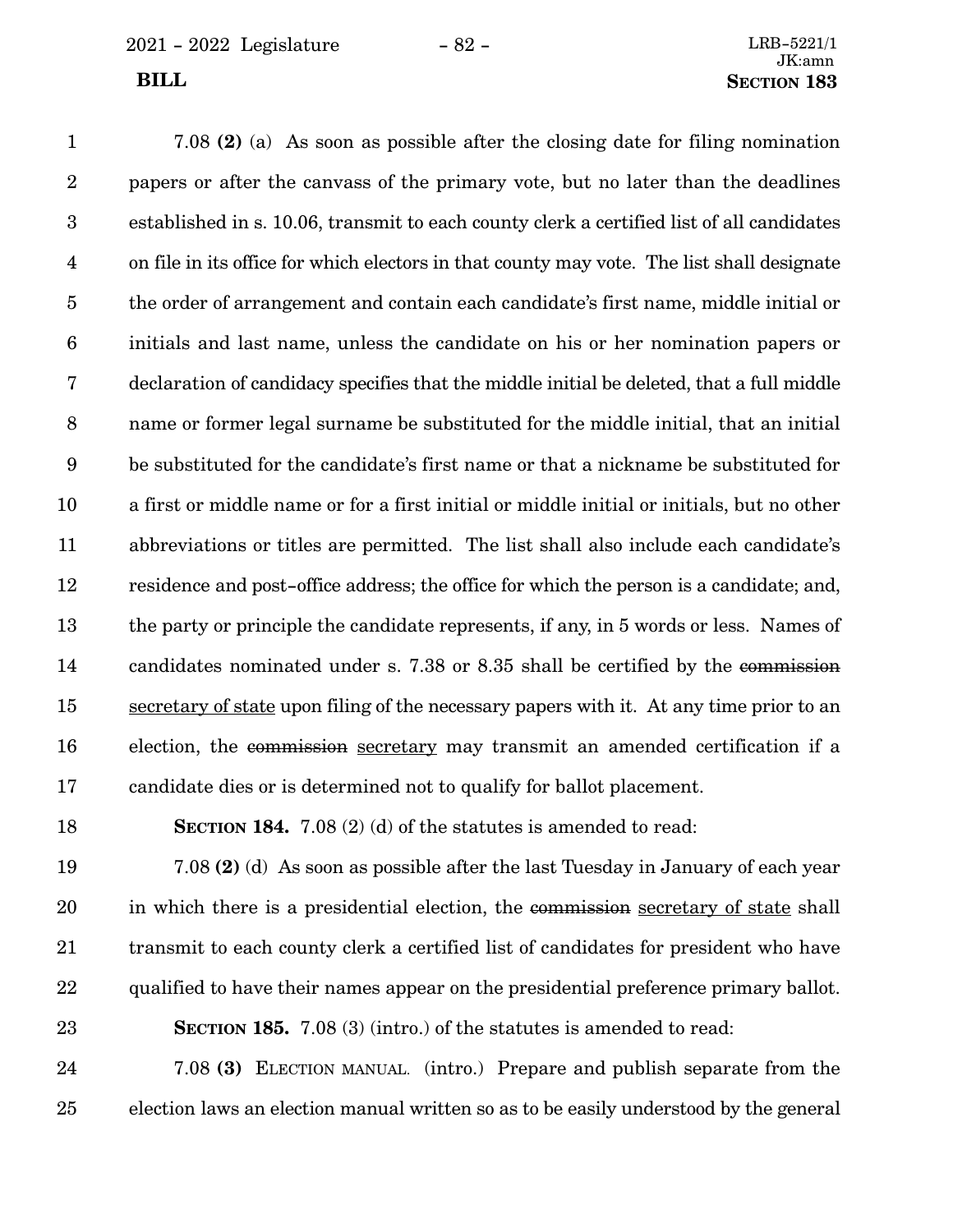7.08 **(2)** (a) As soon as possible after the closing date for filing nomination papers or after the canvass of the primary vote, but no later than the deadlines established in s. 10.06, transmit to each county clerk a certified list of all candidates on file in its office for which electors in that county may vote. The list shall designate the order of arrangement and contain each candidate's first name, middle initial or initials and last name, unless the candidate on his or her nomination papers or declaration of candidacy specifies that the middle initial be deleted, that a full middle name or former legal surname be substituted for the middle initial, that an initial be substituted for the candidate's first name or that a nickname be substituted for a first or middle name or for a first initial or middle initial or initials, but no other abbreviations or titles are permitted. The list shall also include each candidate's residence and post-office address; the office for which the person is a candidate; and, the party or principle the candidate represents, if any, in 5 words or less. Names of candidates nominated under s. 7.38 or 8.35 shall be certified by the ~~commission~~ <u>secretary of state</u> upon filing of the necessary papers with it. At any time prior to an election, the ~~commission~~ <u>secretary</u> may transmit an amended certification if a candidate dies or is determined not to qualify for ballot placement.

**SECTION 184.** 7.08 (2) (d) of the statutes is amended to read:

7.08 **(2)** (d) As soon as possible after the last Tuesday in January of each year in which there is a presidential election, the ~~commission~~ <u>secretary of state</u> shall transmit to each county clerk a certified list of candidates for president who have qualified to have their names appear on the presidential preference primary ballot.

**SECTION 185.** 7.08 (3) (intro.) of the statutes is amended to read:

7.08 **(3)** ELECTION MANUAL. (intro.) Prepare and publish separate from the election laws an election manual written so as to be easily understood by the general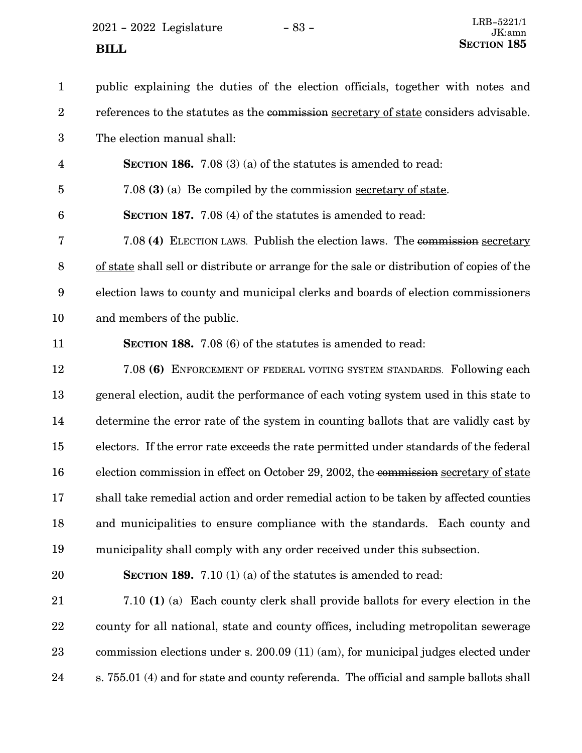public explaining the duties of the election officials, together with notes and references to the statutes as the ~~commission~~ secretary of state considers advisable. The election manual shall:

**SECTION 186.** 7.08 (3) (a) of the statutes is amended to read:

7.08 **(3)** (a) Be compiled by the ~~commission~~ secretary of state.

**SECTION 187.** 7.08 (4) of the statutes is amended to read:

7.08 **(4)** ELECTION LAWS. Publish the election laws. The ~~commission~~ secretary of state shall sell or distribute or arrange for the sale or distribution of copies of the election laws to county and municipal clerks and boards of election commissioners and members of the public.

**SECTION 188.** 7.08 (6) of the statutes is amended to read:

7.08 **(6)** ENFORCEMENT OF FEDERAL VOTING SYSTEM STANDARDS. Following each general election, audit the performance of each voting system used in this state to determine the error rate of the system in counting ballots that are validly cast by electors. If the error rate exceeds the rate permitted under standards of the federal election commission in effect on October 29, 2002, the ~~commission~~ secretary of state shall take remedial action and order remedial action to be taken by affected counties and municipalities to ensure compliance with the standards. Each county and municipality shall comply with any order received under this subsection.

**SECTION 189.** 7.10 (1) (a) of the statutes is amended to read:

7.10 **(1)** (a) Each county clerk shall provide ballots for every election in the county for all national, state and county offices, including metropolitan sewerage commission elections under s. 200.09 (11) (am), for municipal judges elected under s. 755.01 (4) and for state and county referenda. The official and sample ballots shall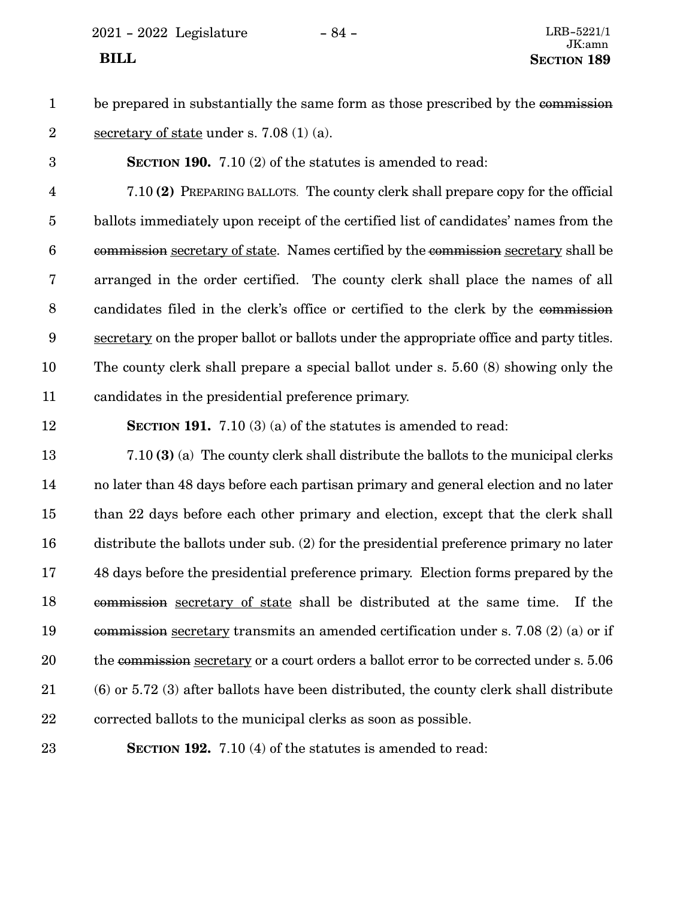be prepared in substantially the same form as those prescribed by the ~~commission~~ secretary of state under s. 7.08 (1) (a).

**SECTION 190.** 7.10 (2) of the statutes is amended to read:

7.10 **(2)** PREPARING BALLOTS. The county clerk shall prepare copy for the official ballots immediately upon receipt of the certified list of candidates' names from the ~~commission~~ secretary of state. Names certified by the ~~commission~~ secretary shall be arranged in the order certified. The county clerk shall place the names of all candidates filed in the clerk's office or certified to the clerk by the ~~commission~~ secretary on the proper ballot or ballots under the appropriate office and party titles. The county clerk shall prepare a special ballot under s. 5.60 (8) showing only the candidates in the presidential preference primary.

**SECTION 191.** 7.10 (3) (a) of the statutes is amended to read:

7.10 **(3)** (a) The county clerk shall distribute the ballots to the municipal clerks no later than 48 days before each partisan primary and general election and no later than 22 days before each other primary and election, except that the clerk shall distribute the ballots under sub. (2) for the presidential preference primary no later 48 days before the presidential preference primary. Election forms prepared by the ~~commission~~ secretary of state shall be distributed at the same time. If the ~~commission~~ secretary transmits an amended certification under s. 7.08 (2) (a) or if the ~~commission~~ secretary or a court orders a ballot error to be corrected under s. 5.06 (6) or 5.72 (3) after ballots have been distributed, the county clerk shall distribute corrected ballots to the municipal clerks as soon as possible.

**SECTION 192.** 7.10 (4) of the statutes is amended to read: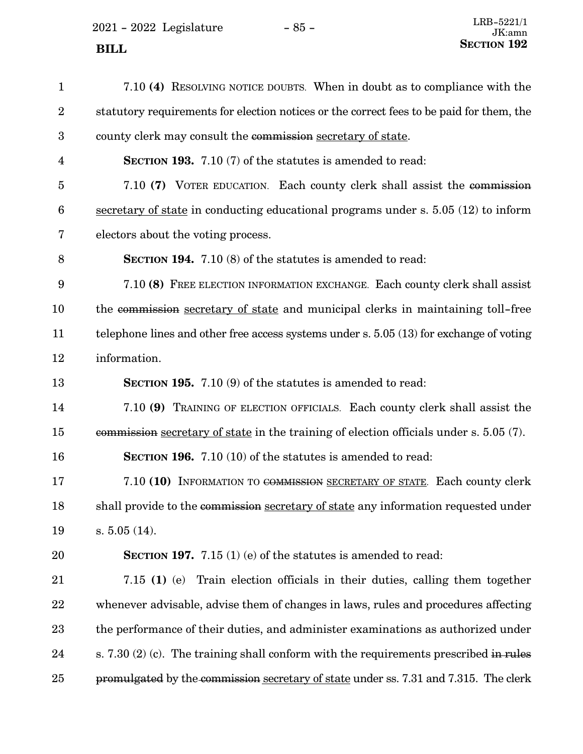7.10 **(4)** Resolving notice doubts. When in doubt as to compliance with the statutory requirements for election notices or the correct fees to be paid for them, the county clerk may consult the ~~commission~~ secretary of state.

**Section 193.** 7.10 (7) of the statutes is amended to read:

7.10 **(7)** Voter education. Each county clerk shall assist the ~~commission~~ secretary of state in conducting educational programs under s. 5.05 (12) to inform electors about the voting process.

**Section 194.** 7.10 (8) of the statutes is amended to read:

7.10 **(8)** Free election information exchange. Each county clerk shall assist the ~~commission~~ secretary of state and municipal clerks in maintaining toll-free telephone lines and other free access systems under s. 5.05 (13) for exchange of voting information.

**Section 195.** 7.10 (9) of the statutes is amended to read:

7.10 **(9)** Training of election officials. Each county clerk shall assist the ~~commission~~ secretary of state in the training of election officials under s. 5.05 (7).

**Section 196.** 7.10 (10) of the statutes is amended to read:

7.10 **(10)** Information to ~~commission~~ secretary of state. Each county clerk shall provide to the ~~commission~~ secretary of state any information requested under s. 5.05 (14).

**Section 197.** 7.15 (1) (e) of the statutes is amended to read:

7.15 **(1)** (e) Train election officials in their duties, calling them together whenever advisable, advise them of changes in laws, rules and procedures affecting the performance of their duties, and administer examinations as authorized under s. 7.30 (2) (c). The training shall conform with the requirements prescribed ~~in rules promulgated~~ by the ~~commission~~ secretary of state under ss. 7.31 and 7.315. The clerk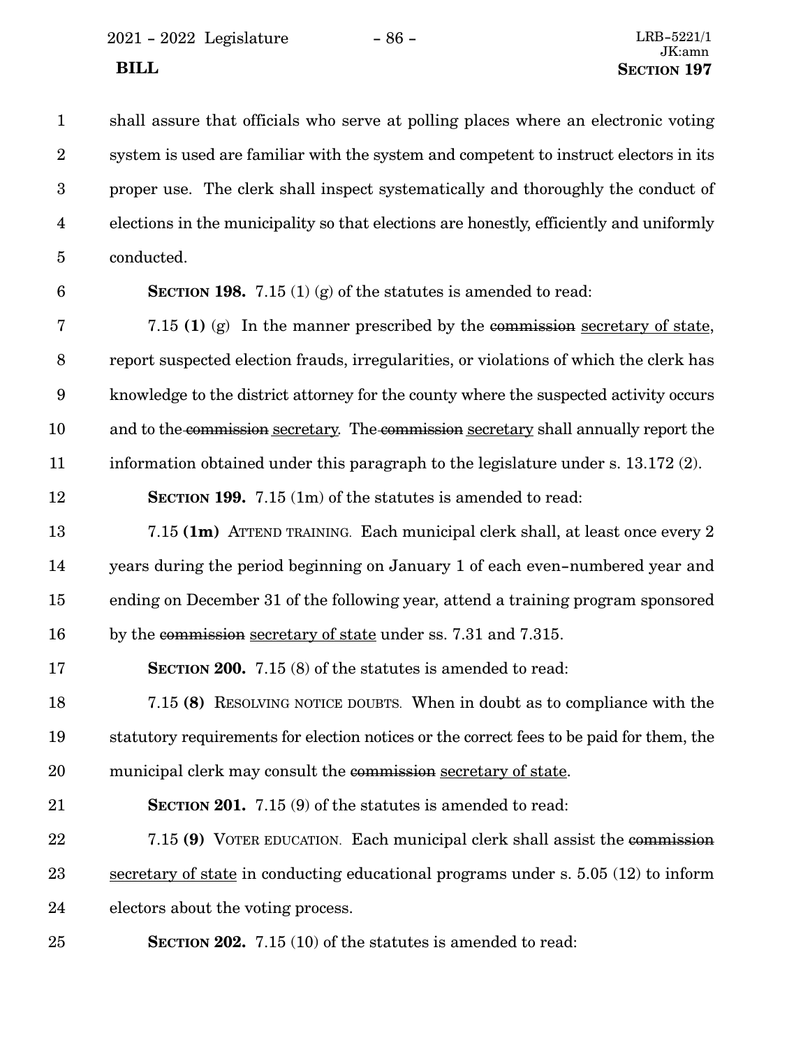shall assure that officials who serve at polling places where an electronic voting system is used are familiar with the system and competent to instruct electors in its proper use. The clerk shall inspect systematically and thoroughly the conduct of elections in the municipality so that elections are honestly, efficiently and uniformly conducted.

**SECTION 198.** 7.15 (1) (g) of the statutes is amended to read:

7.15 **(1)** (g) In the manner prescribed by the ~~commission~~ secretary of state, report suspected election frauds, irregularities, or violations of which the clerk has knowledge to the district attorney for the county where the suspected activity occurs and to the ~~commission~~ secretary. The ~~commission~~ secretary shall annually report the information obtained under this paragraph to the legislature under s. 13.172 (2).

**SECTION 199.** 7.15 (1m) of the statutes is amended to read:

7.15 **(1m)** ATTEND TRAINING. Each municipal clerk shall, at least once every 2 years during the period beginning on January 1 of each even-numbered year and ending on December 31 of the following year, attend a training program sponsored by the ~~commission~~ secretary of state under ss. 7.31 and 7.315.

**SECTION 200.** 7.15 (8) of the statutes is amended to read:

7.15 **(8)** RESOLVING NOTICE DOUBTS. When in doubt as to compliance with the statutory requirements for election notices or the correct fees to be paid for them, the municipal clerk may consult the ~~commission~~ secretary of state.

**SECTION 201.** 7.15 (9) of the statutes is amended to read:

7.15 **(9)** VOTER EDUCATION. Each municipal clerk shall assist the ~~commission~~ secretary of state in conducting educational programs under s. 5.05 (12) to inform electors about the voting process.

**SECTION 202.** 7.15 (10) of the statutes is amended to read: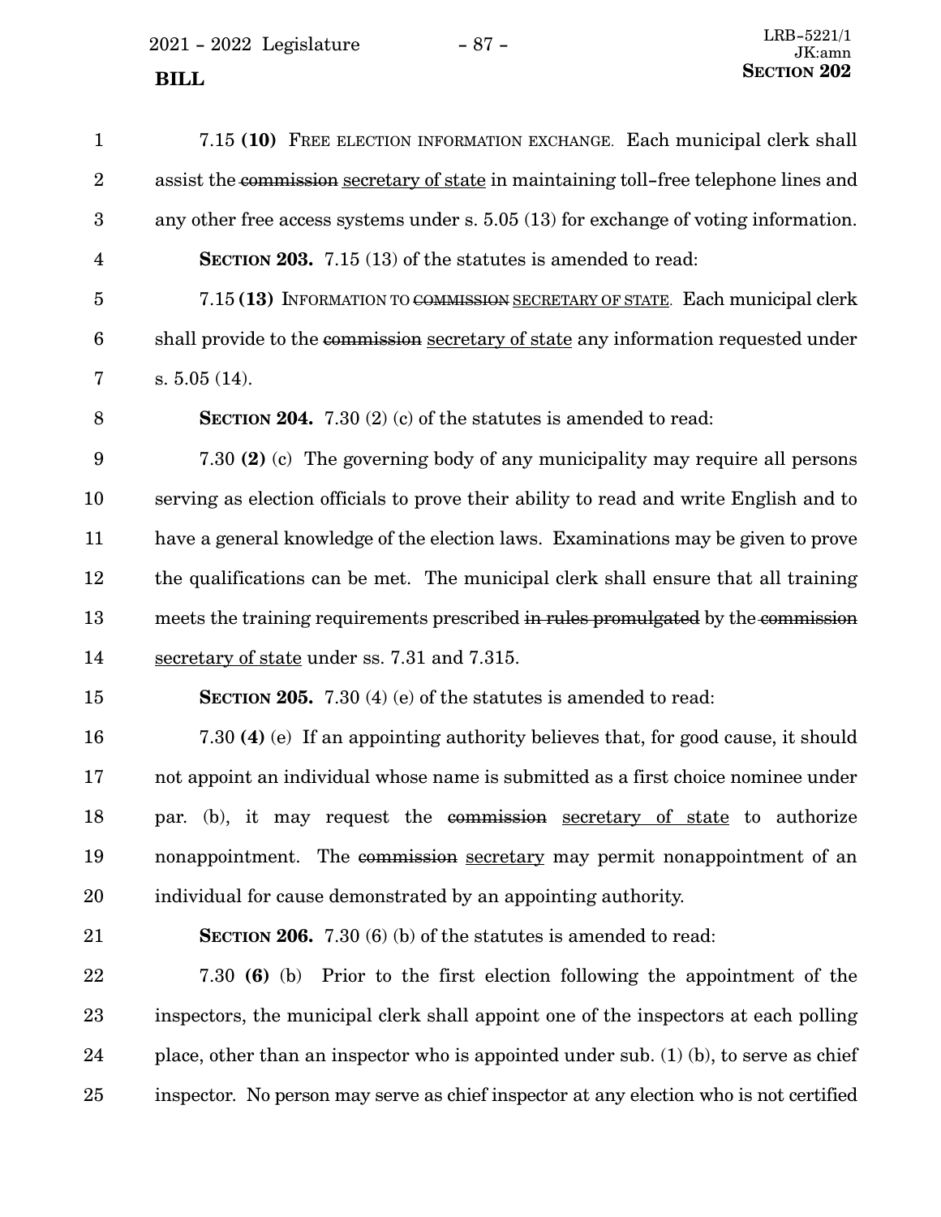7.15 **(10)** Free election information exchange. Each municipal clerk shall assist the ~~commission~~ <u>secretary of state</u> in maintaining toll-free telephone lines and any other free access systems under s. 5.05 (13) for exchange of voting information.

**Section 203.** 7.15 (13) of the statutes is amended to read:

7.15 **(13)** Information to ~~commission~~ <u>secretary of state</u>. Each municipal clerk shall provide to the ~~commission~~ <u>secretary of state</u> any information requested under s. 5.05 (14).

**Section 204.** 7.30 (2) (c) of the statutes is amended to read:

7.30 **(2)** (c) The governing body of any municipality may require all persons serving as election officials to prove their ability to read and write English and to have a general knowledge of the election laws. Examinations may be given to prove the qualifications can be met. The municipal clerk shall ensure that all training meets the training requirements prescribed ~~in rules promulgated~~ by the ~~commission~~ <u>secretary of state</u> under ss. 7.31 and 7.315.

**Section 205.** 7.30 (4) (e) of the statutes is amended to read:

7.30 **(4)** (e) If an appointing authority believes that, for good cause, it should not appoint an individual whose name is submitted as a first choice nominee under par. (b), it may request the ~~commission~~ <u>secretary of state</u> to authorize nonappointment. The ~~commission~~ <u>secretary</u> may permit nonappointment of an individual for cause demonstrated by an appointing authority.

**Section 206.** 7.30 (6) (b) of the statutes is amended to read:

7.30 **(6)** (b) Prior to the first election following the appointment of the inspectors, the municipal clerk shall appoint one of the inspectors at each polling place, other than an inspector who is appointed under sub. (1) (b), to serve as chief inspector. No person may serve as chief inspector at any election who is not certified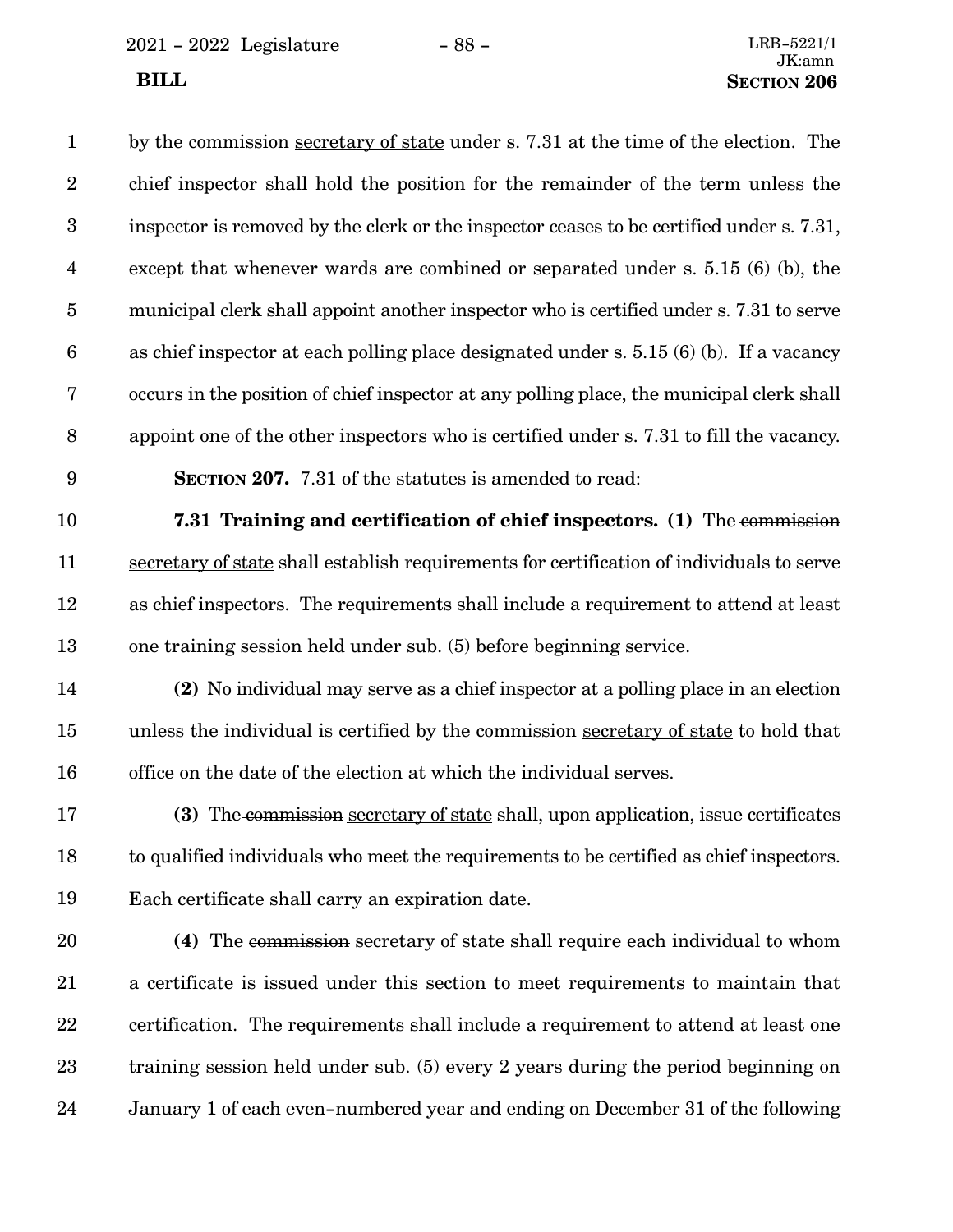by the ~~commission~~ secretary of state under s. 7.31 at the time of the election. The chief inspector shall hold the position for the remainder of the term unless the inspector is removed by the clerk or the inspector ceases to be certified under s. 7.31, except that whenever wards are combined or separated under s. 5.15 (6) (b), the municipal clerk shall appoint another inspector who is certified under s. 7.31 to serve as chief inspector at each polling place designated under s. 5.15 (6) (b). If a vacancy occurs in the position of chief inspector at any polling place, the municipal clerk shall appoint one of the other inspectors who is certified under s. 7.31 to fill the vacancy.

**SECTION 207.** 7.31 of the statutes is amended to read:

**7.31 Training and certification of chief inspectors. (1)** The ~~commission~~ secretary of state shall establish requirements for certification of individuals to serve as chief inspectors. The requirements shall include a requirement to attend at least one training session held under sub. (5) before beginning service.

**(2)** No individual may serve as a chief inspector at a polling place in an election unless the individual is certified by the ~~commission~~ secretary of state to hold that office on the date of the election at which the individual serves.

**(3)** The ~~commission~~ secretary of state shall, upon application, issue certificates to qualified individuals who meet the requirements to be certified as chief inspectors. Each certificate shall carry an expiration date.

**(4)** The ~~commission~~ secretary of state shall require each individual to whom a certificate is issued under this section to meet requirements to maintain that certification. The requirements shall include a requirement to attend at least one training session held under sub. (5) every 2 years during the period beginning on January 1 of each even-numbered year and ending on December 31 of the following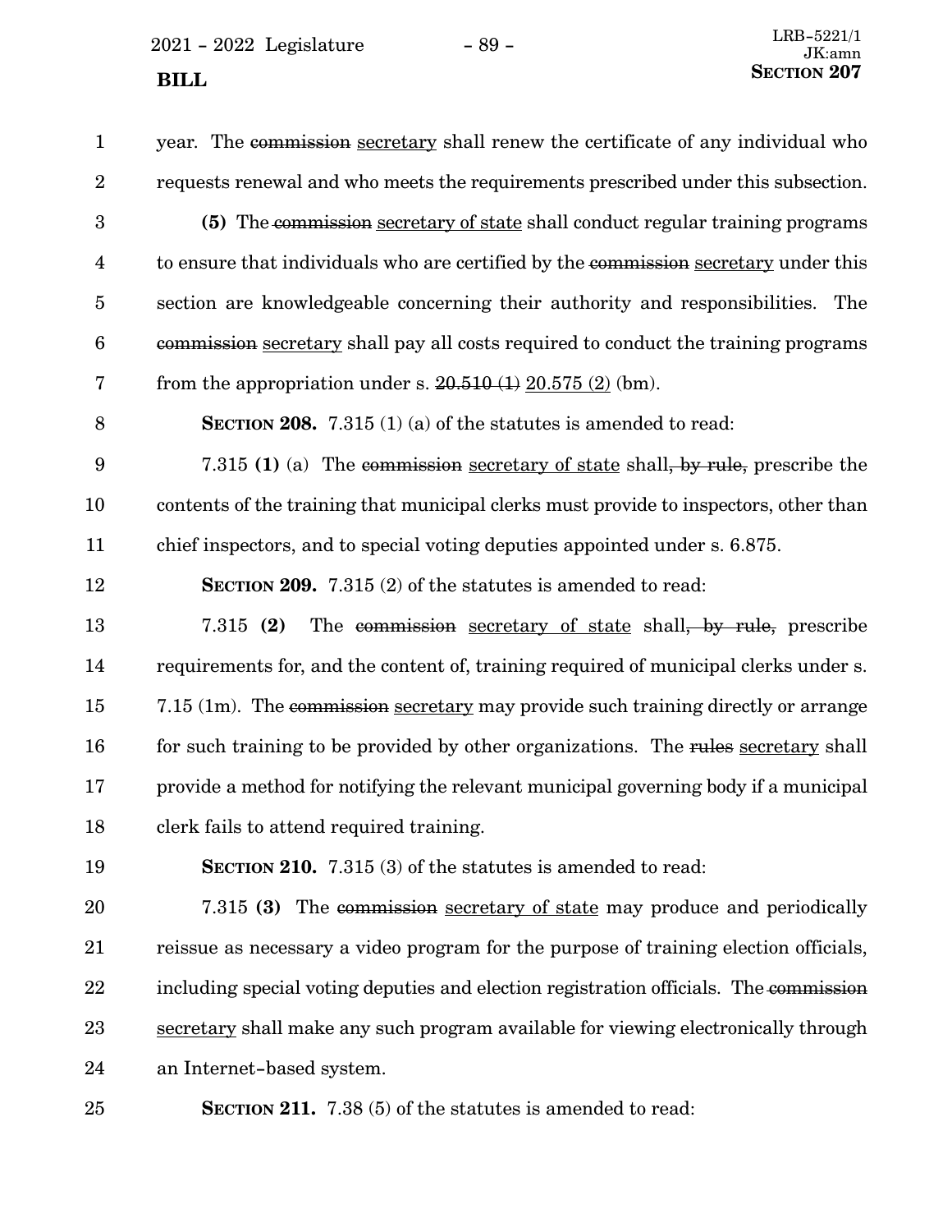year. The ~~commission~~ secretary shall renew the certificate of any individual who requests renewal and who meets the requirements prescribed under this subsection.

**(5)** The ~~commission~~ secretary of state shall conduct regular training programs to ensure that individuals who are certified by the ~~commission~~ secretary under this section are knowledgeable concerning their authority and responsibilities. The ~~commission~~ secretary shall pay all costs required to conduct the training programs from the appropriation under s. ~~20.510 (1)~~ 20.575 (2) (bm).

**SECTION 208.** 7.315 (1) (a) of the statutes is amended to read:

7.315 **(1)** (a) The ~~commission~~ secretary of state shall~~, by rule,~~ prescribe the contents of the training that municipal clerks must provide to inspectors, other than chief inspectors, and to special voting deputies appointed under s. 6.875.

**SECTION 209.** 7.315 (2) of the statutes is amended to read:

7.315 **(2)** The ~~commission~~ secretary of state shall~~, by rule,~~ prescribe requirements for, and the content of, training required of municipal clerks under s. 7.15 (1m). The ~~commission~~ secretary may provide such training directly or arrange for such training to be provided by other organizations. The ~~rules~~ secretary shall provide a method for notifying the relevant municipal governing body if a municipal clerk fails to attend required training.

**SECTION 210.** 7.315 (3) of the statutes is amended to read:

7.315 **(3)** The ~~commission~~ secretary of state may produce and periodically reissue as necessary a video program for the purpose of training election officials, including special voting deputies and election registration officials. The ~~commission~~ secretary shall make any such program available for viewing electronically through an Internet-based system.

**SECTION 211.** 7.38 (5) of the statutes is amended to read: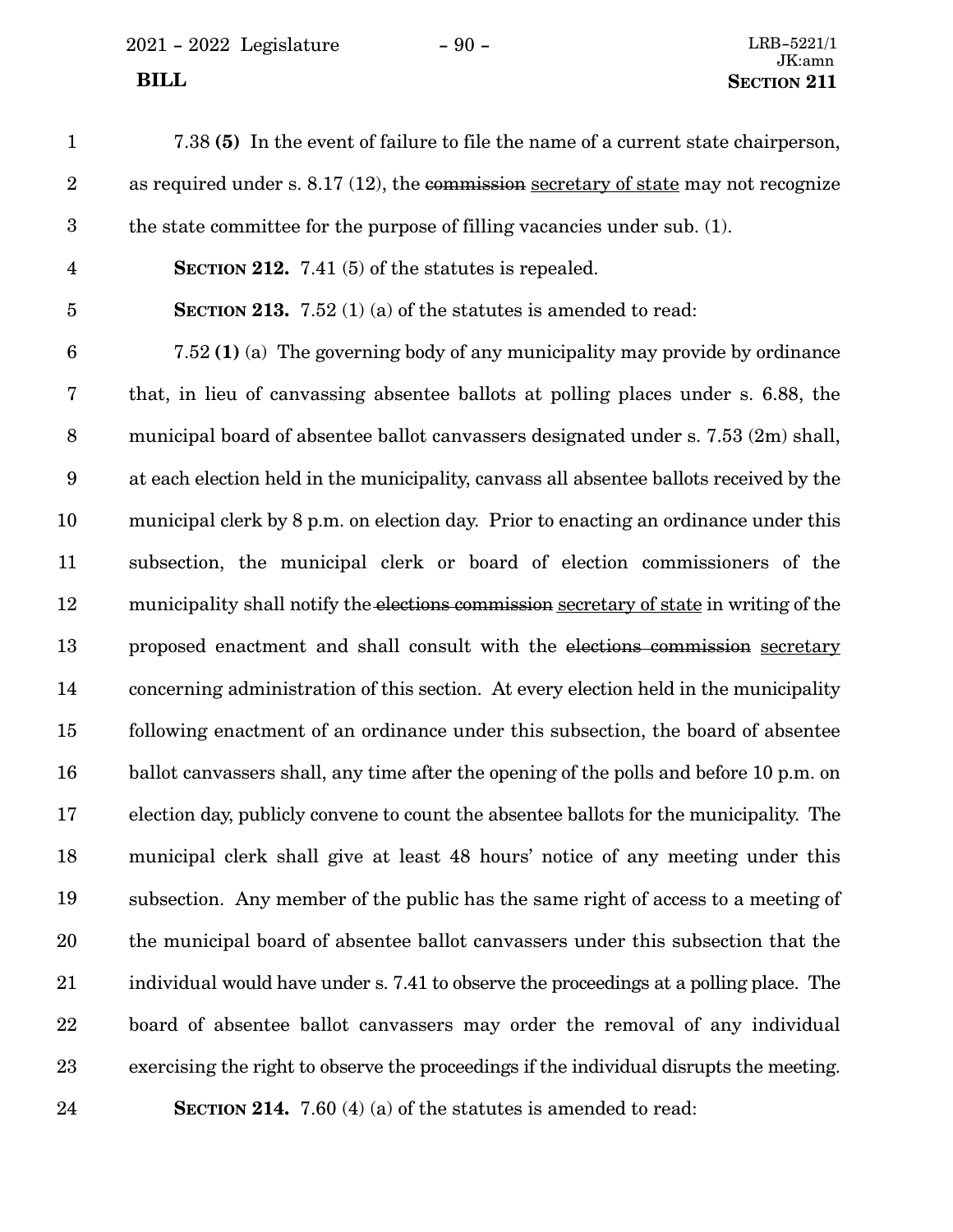7.38 **(5)** In the event of failure to file the name of a current state chairperson, as required under s. 8.17 (12), the ~~commission~~ <u>secretary of state</u> may not recognize the state committee for the purpose of filling vacancies under sub. (1).

**SECTION 212.** 7.41 (5) of the statutes is repealed.

**SECTION 213.** 7.52 (1) (a) of the statutes is amended to read:

7.52 **(1)** (a) The governing body of any municipality may provide by ordinance that, in lieu of canvassing absentee ballots at polling places under s. 6.88, the municipal board of absentee ballot canvassers designated under s. 7.53 (2m) shall, at each election held in the municipality, canvass all absentee ballots received by the municipal clerk by 8 p.m. on election day. Prior to enacting an ordinance under this subsection, the municipal clerk or board of election commissioners of the municipality shall notify the ~~elections commission~~ <u>secretary of state</u> in writing of the proposed enactment and shall consult with the ~~elections commission~~ <u>secretary</u> concerning administration of this section. At every election held in the municipality following enactment of an ordinance under this subsection, the board of absentee ballot canvassers shall, any time after the opening of the polls and before 10 p.m. on election day, publicly convene to count the absentee ballots for the municipality. The municipal clerk shall give at least 48 hours' notice of any meeting under this subsection. Any member of the public has the same right of access to a meeting of the municipal board of absentee ballot canvassers under this subsection that the individual would have under s. 7.41 to observe the proceedings at a polling place. The board of absentee ballot canvassers may order the removal of any individual exercising the right to observe the proceedings if the individual disrupts the meeting.

**SECTION 214.** 7.60 (4) (a) of the statutes is amended to read: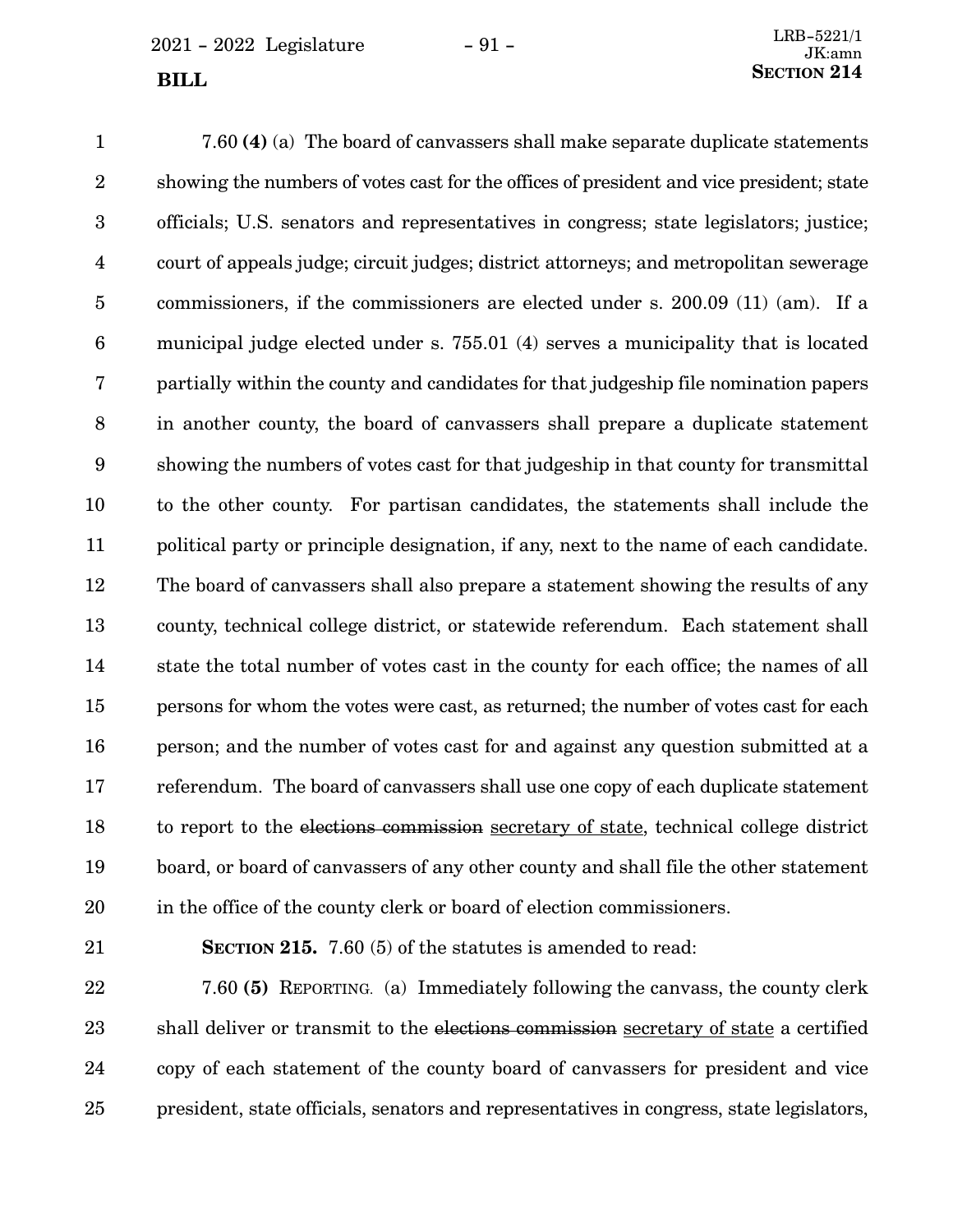7.60 **(4)** (a) The board of canvassers shall make separate duplicate statements showing the numbers of votes cast for the offices of president and vice president; state officials; U.S. senators and representatives in congress; state legislators; justice; court of appeals judge; circuit judges; district attorneys; and metropolitan sewerage commissioners, if the commissioners are elected under s. 200.09 (11) (am). If a municipal judge elected under s. 755.01 (4) serves a municipality that is located partially within the county and candidates for that judgeship file nomination papers in another county, the board of canvassers shall prepare a duplicate statement showing the numbers of votes cast for that judgeship in that county for transmittal to the other county. For partisan candidates, the statements shall include the political party or principle designation, if any, next to the name of each candidate. The board of canvassers shall also prepare a statement showing the results of any county, technical college district, or statewide referendum. Each statement shall state the total number of votes cast in the county for each office; the names of all persons for whom the votes were cast, as returned; the number of votes cast for each person; and the number of votes cast for and against any question submitted at a referendum. The board of canvassers shall use one copy of each duplicate statement to report to the ~~elections commission~~ secretary of state, technical college district board, or board of canvassers of any other county and shall file the other statement in the office of the county clerk or board of election commissioners.

**SECTION 215.** 7.60 (5) of the statutes is amended to read:

7.60 **(5)** REPORTING. (a) Immediately following the canvass, the county clerk shall deliver or transmit to the ~~elections commission~~ secretary of state a certified copy of each statement of the county board of canvassers for president and vice president, state officials, senators and representatives in congress, state legislators,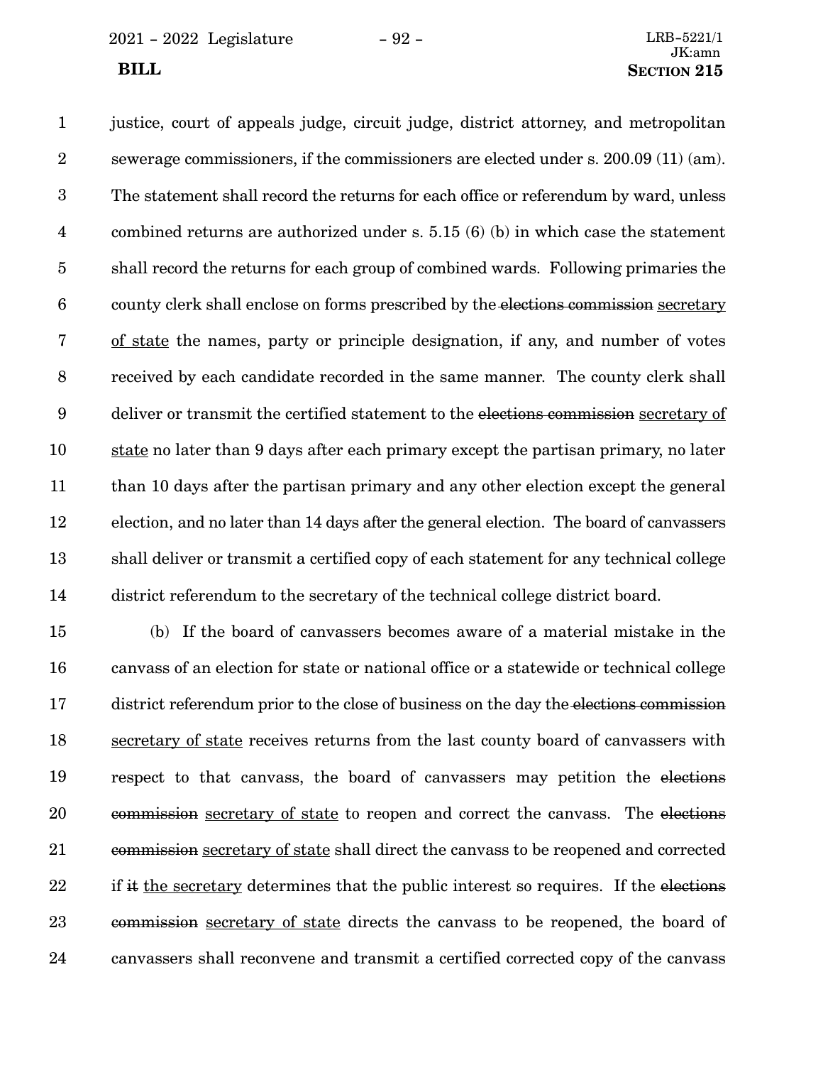justice, court of appeals judge, circuit judge, district attorney, and metropolitan sewerage commissioners, if the commissioners are elected under s. 200.09 (11) (am). The statement shall record the returns for each office or referendum by ward, unless combined returns are authorized under s. 5.15 (6) (b) in which case the statement shall record the returns for each group of combined wards. Following primaries the county clerk shall enclose on forms prescribed by the ~~elections commission~~ <u>secretary of state</u> the names, party or principle designation, if any, and number of votes received by each candidate recorded in the same manner. The county clerk shall deliver or transmit the certified statement to the ~~elections commission~~ <u>secretary of state</u> no later than 9 days after each primary except the partisan primary, no later than 10 days after the partisan primary and any other election except the general election, and no later than 14 days after the general election. The board of canvassers shall deliver or transmit a certified copy of each statement for any technical college district referendum to the secretary of the technical college district board.

(b) If the board of canvassers becomes aware of a material mistake in the canvass of an election for state or national office or a statewide or technical college district referendum prior to the close of business on the day the ~~elections commission~~ <u>secretary of state</u> receives returns from the last county board of canvassers with respect to that canvass, the board of canvassers may petition the ~~elections commission~~ <u>secretary of state</u> to reopen and correct the canvass. The ~~elections commission~~ <u>secretary of state</u> shall direct the canvass to be reopened and corrected if ~~it~~ <u>the secretary</u> determines that the public interest so requires. If the ~~elections commission~~ <u>secretary of state</u> directs the canvass to be reopened, the board of canvassers shall reconvene and transmit a certified corrected copy of the canvass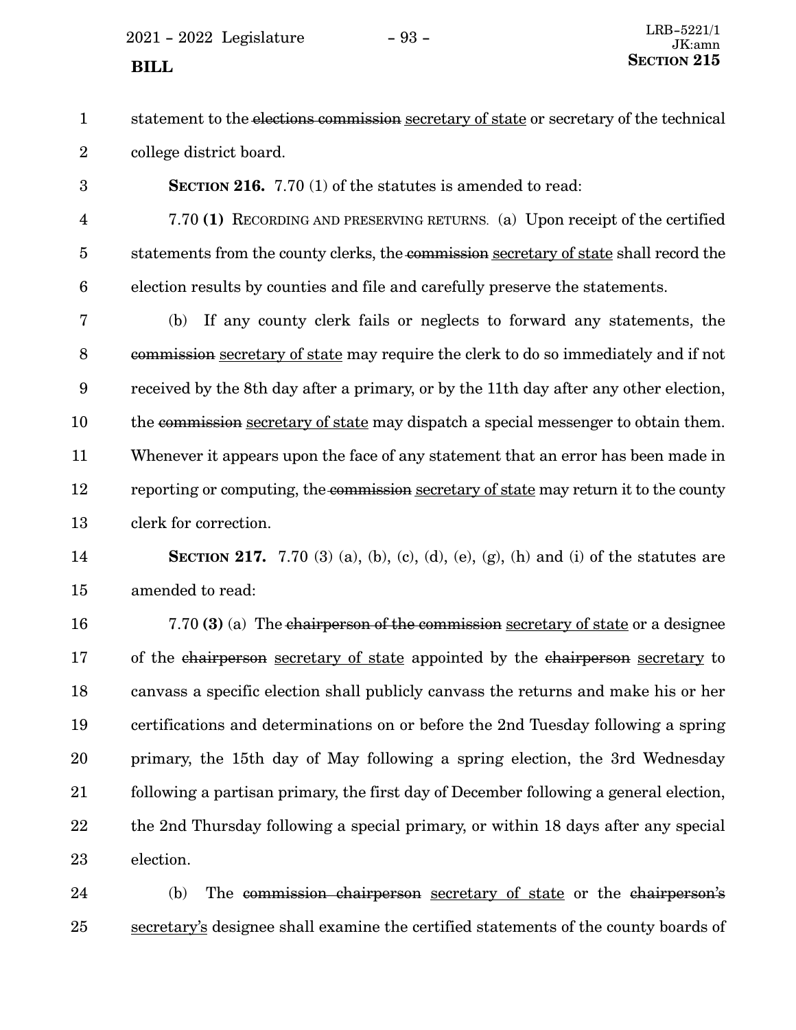statement to the ~~elections commission~~ <u>secretary of state</u> or secretary of the technical college district board.

**SECTION 216.** 7.70 (1) of the statutes is amended to read:

7.70 **(1)** RECORDING AND PRESERVING RETURNS. (a) Upon receipt of the certified statements from the county clerks, the ~~commission~~ <u>secretary of state</u> shall record the election results by counties and file and carefully preserve the statements.

(b) If any county clerk fails or neglects to forward any statements, the ~~commission~~ <u>secretary of state</u> may require the clerk to do so immediately and if not received by the 8th day after a primary, or by the 11th day after any other election, the ~~commission~~ <u>secretary of state</u> may dispatch a special messenger to obtain them. Whenever it appears upon the face of any statement that an error has been made in reporting or computing, the ~~commission~~ <u>secretary of state</u> may return it to the county clerk for correction.

**SECTION 217.** 7.70 (3) (a), (b), (c), (d), (e), (g), (h) and (i) of the statutes are amended to read:

7.70 **(3)** (a) The ~~chairperson of the commission~~ <u>secretary of state</u> or a designee of the ~~chairperson~~ <u>secretary of state</u> appointed by the ~~chairperson~~ <u>secretary</u> to canvass a specific election shall publicly canvass the returns and make his or her certifications and determinations on or before the 2nd Tuesday following a spring primary, the 15th day of May following a spring election, the 3rd Wednesday following a partisan primary, the first day of December following a general election, the 2nd Thursday following a special primary, or within 18 days after any special election.

(b) The ~~commission chairperson~~ <u>secretary of state</u> or the ~~chairperson's~~ <u>secretary's</u> designee shall examine the certified statements of the county boards of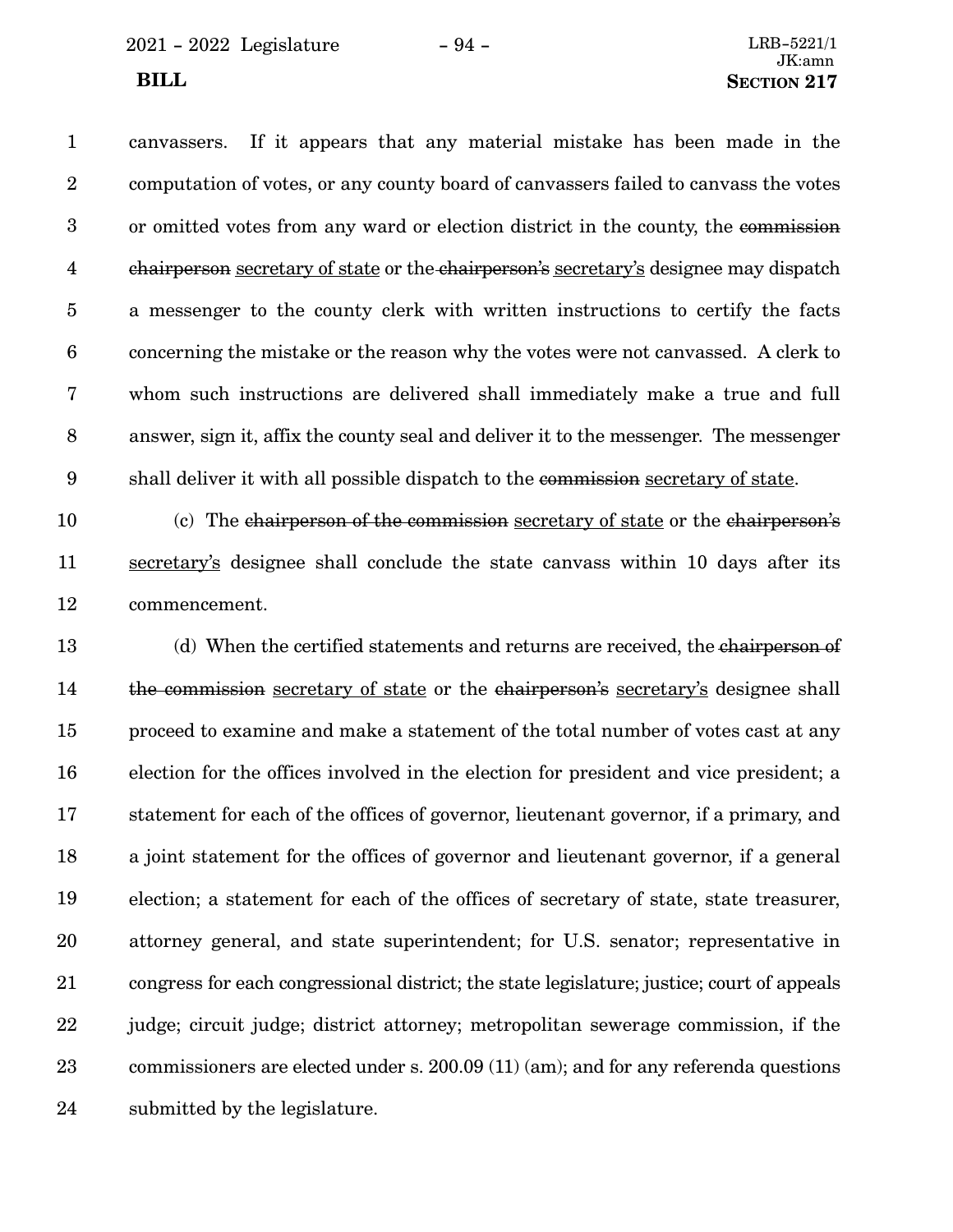canvassers. If it appears that any material mistake has been made in the computation of votes, or any county board of canvassers failed to canvass the votes or omitted votes from any ward or election district in the county, the ~~commission chairperson~~ secretary of state or the ~~chairperson's~~ secretary's designee may dispatch a messenger to the county clerk with written instructions to certify the facts concerning the mistake or the reason why the votes were not canvassed. A clerk to whom such instructions are delivered shall immediately make a true and full answer, sign it, affix the county seal and deliver it to the messenger. The messenger shall deliver it with all possible dispatch to the ~~commission~~ secretary of state.

(c) The ~~chairperson of the commission~~ secretary of state or the ~~chairperson's~~ secretary's designee shall conclude the state canvass within 10 days after its commencement.

(d) When the certified statements and returns are received, the ~~chairperson of the commission~~ secretary of state or the ~~chairperson's~~ secretary's designee shall proceed to examine and make a statement of the total number of votes cast at any election for the offices involved in the election for president and vice president; a statement for each of the offices of governor, lieutenant governor, if a primary, and a joint statement for the offices of governor and lieutenant governor, if a general election; a statement for each of the offices of secretary of state, state treasurer, attorney general, and state superintendent; for U.S. senator; representative in congress for each congressional district; the state legislature; justice; court of appeals judge; circuit judge; district attorney; metropolitan sewerage commission, if the commissioners are elected under s. 200.09 (11) (am); and for any referenda questions submitted by the legislature.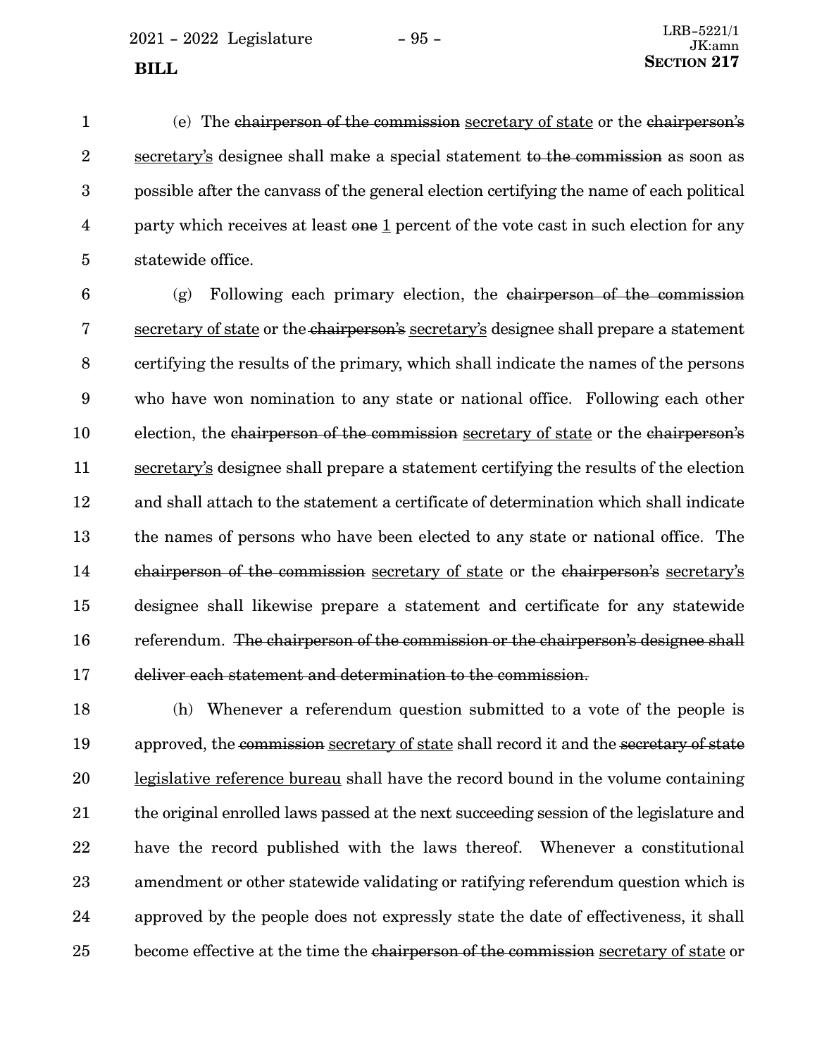(e) The ~~chairperson of the commission~~ <u>secretary of state</u> or the ~~chairperson's~~ <u>secretary's</u> designee shall make a special statement ~~to the commission~~ as soon as possible after the canvass of the general election certifying the name of each political party which receives at least ~~one~~ <u>1</u> percent of the vote cast in such election for any statewide office.

(g) Following each primary election, the ~~chairperson of the commission~~ <u>secretary of state</u> or the ~~chairperson's~~ <u>secretary's</u> designee shall prepare a statement certifying the results of the primary, which shall indicate the names of the persons who have won nomination to any state or national office. Following each other election, the ~~chairperson of the commission~~ <u>secretary of state</u> or the ~~chairperson's~~ <u>secretary's</u> designee shall prepare a statement certifying the results of the election and shall attach to the statement a certificate of determination which shall indicate the names of persons who have been elected to any state or national office. The ~~chairperson of the commission~~ <u>secretary of state</u> or the ~~chairperson's~~ <u>secretary's</u> designee shall likewise prepare a statement and certificate for any statewide referendum. ~~The chairperson of the commission or the chairperson's designee shall deliver each statement and determination to the commission.~~

(h) Whenever a referendum question submitted to a vote of the people is approved, the ~~commission~~ <u>secretary of state</u> shall record it and the ~~secretary of state~~ <u>legislative reference bureau</u> shall have the record bound in the volume containing the original enrolled laws passed at the next succeeding session of the legislature and have the record published with the laws thereof. Whenever a constitutional amendment or other statewide validating or ratifying referendum question which is approved by the people does not expressly state the date of effectiveness, it shall become effective at the time the ~~chairperson of the commission~~ <u>secretary of state</u> or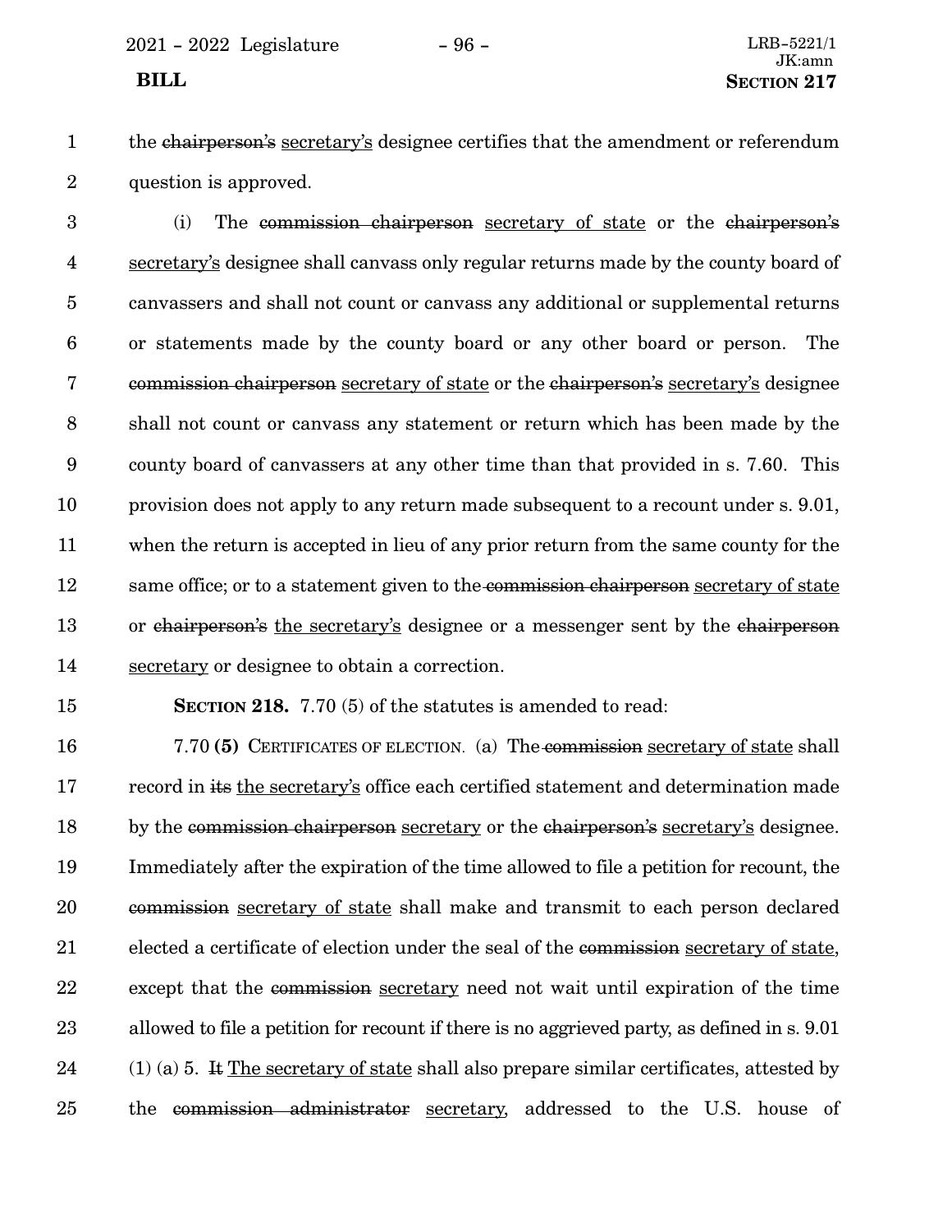the ~~chairperson's~~ secretary's designee certifies that the amendment or referendum question is approved.

(i) The ~~commission chairperson~~ secretary of state or the ~~chairperson's~~ secretary's designee shall canvass only regular returns made by the county board of canvassers and shall not count or canvass any additional or supplemental returns or statements made by the county board or any other board or person. The ~~commission chairperson~~ secretary of state or the ~~chairperson's~~ secretary's designee shall not count or canvass any statement or return which has been made by the county board of canvassers at any other time than that provided in s. 7.60. This provision does not apply to any return made subsequent to a recount under s. 9.01, when the return is accepted in lieu of any prior return from the same county for the same office; or to a statement given to the ~~commission chairperson~~ secretary of state or ~~chairperson's~~ the secretary's designee or a messenger sent by the ~~chairperson~~ secretary or designee to obtain a correction.

**SECTION 218.** 7.70 (5) of the statutes is amended to read:

7.70 **(5)** CERTIFICATES OF ELECTION. (a) The ~~commission~~ secretary of state shall record in ~~its~~ the secretary's office each certified statement and determination made by the ~~commission chairperson~~ secretary or the ~~chairperson's~~ secretary's designee. Immediately after the expiration of the time allowed to file a petition for recount, the ~~commission~~ secretary of state shall make and transmit to each person declared elected a certificate of election under the seal of the ~~commission~~ secretary of state, except that the ~~commission~~ secretary need not wait until expiration of the time allowed to file a petition for recount if there is no aggrieved party, as defined in s. 9.01 (1) (a) 5. ~~It~~ The secretary of state shall also prepare similar certificates, attested by the ~~commission administrator~~ secretary, addressed to the U.S. house of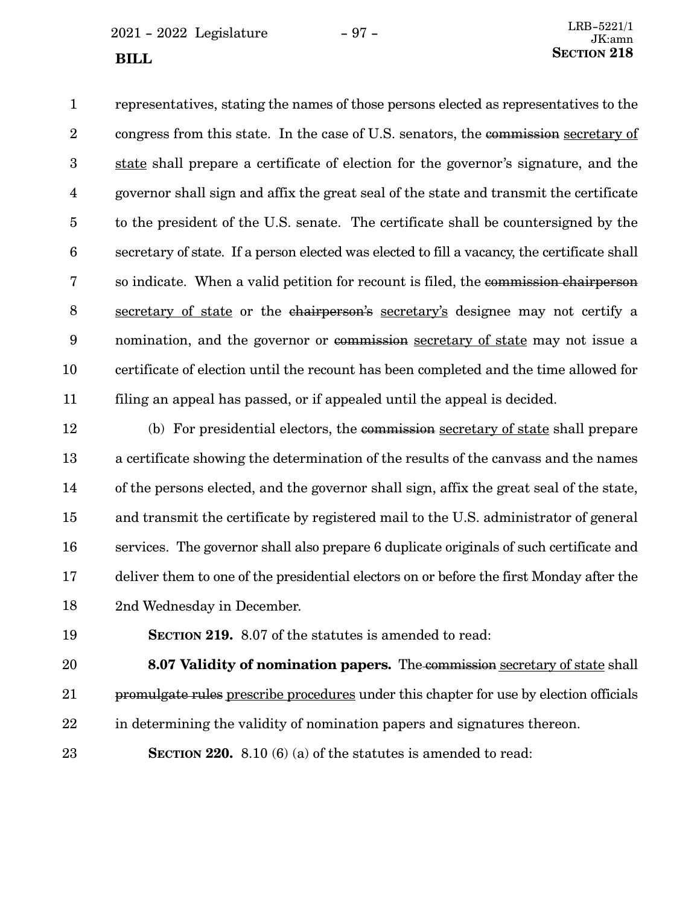representatives, stating the names of those persons elected as representatives to the congress from this state. In the case of U.S. senators, the ~~commission~~ secretary of state shall prepare a certificate of election for the governor's signature, and the governor shall sign and affix the great seal of the state and transmit the certificate to the president of the U.S. senate. The certificate shall be countersigned by the secretary of state. If a person elected was elected to fill a vacancy, the certificate shall so indicate. When a valid petition for recount is filed, the ~~commission chairperson~~ secretary of state or the ~~chairperson's~~ secretary's designee may not certify a nomination, and the governor or ~~commission~~ secretary of state may not issue a certificate of election until the recount has been completed and the time allowed for filing an appeal has passed, or if appealed until the appeal is decided.

(b) For presidential electors, the ~~commission~~ secretary of state shall prepare a certificate showing the determination of the results of the canvass and the names of the persons elected, and the governor shall sign, affix the great seal of the state, and transmit the certificate by registered mail to the U.S. administrator of general services. The governor shall also prepare 6 duplicate originals of such certificate and deliver them to one of the presidential electors on or before the first Monday after the 2nd Wednesday in December.

**SECTION 219.** 8.07 of the statutes is amended to read:

**8.07 Validity of nomination papers.** The ~~commission~~ secretary of state shall ~~promulgate rules~~ prescribe procedures under this chapter for use by election officials in determining the validity of nomination papers and signatures thereon.

**SECTION 220.** 8.10 (6) (a) of the statutes is amended to read: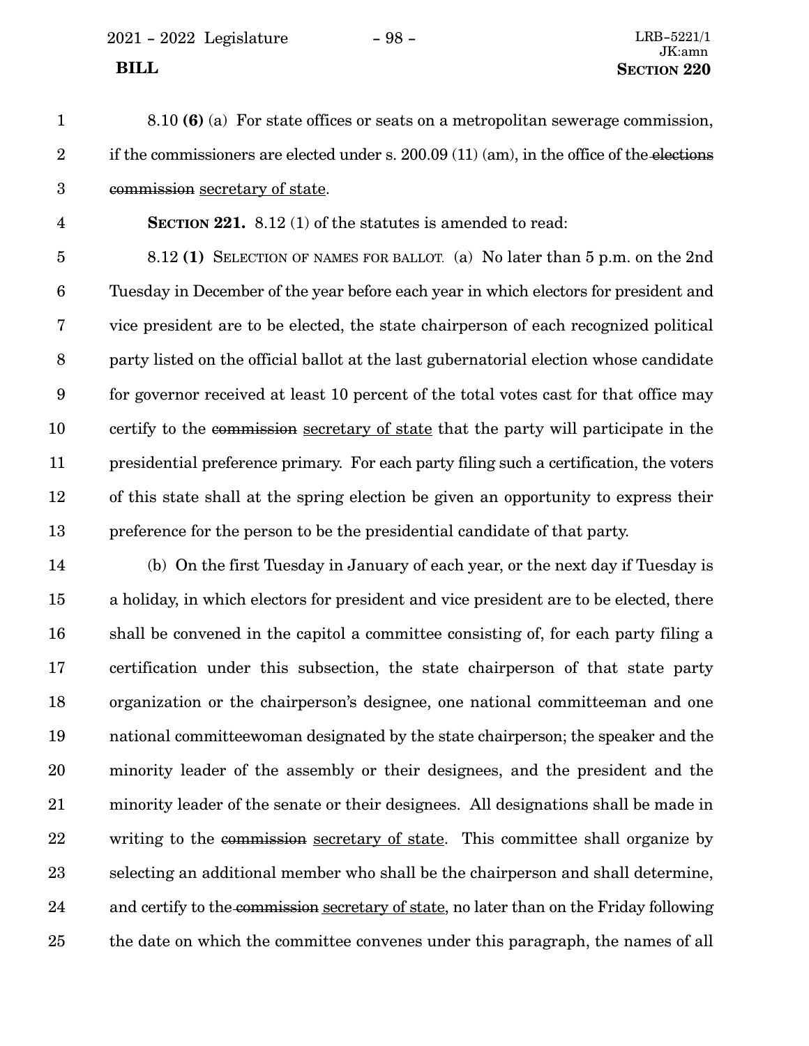8.10 **(6)** (a) For state offices or seats on a metropolitan sewerage commission, if the commissioners are elected under s. 200.09 (11) (am), in the office of the ~~elections commission~~ secretary of state.

**SECTION 221.** 8.12 (1) of the statutes is amended to read:

8.12 **(1)** SELECTION OF NAMES FOR BALLOT. (a) No later than 5 p.m. on the 2nd Tuesday in December of the year before each year in which electors for president and vice president are to be elected, the state chairperson of each recognized political party listed on the official ballot at the last gubernatorial election whose candidate for governor received at least 10 percent of the total votes cast for that office may certify to the ~~commission~~ secretary of state that the party will participate in the presidential preference primary. For each party filing such a certification, the voters of this state shall at the spring election be given an opportunity to express their preference for the person to be the presidential candidate of that party.

(b) On the first Tuesday in January of each year, or the next day if Tuesday is a holiday, in which electors for president and vice president are to be elected, there shall be convened in the capitol a committee consisting of, for each party filing a certification under this subsection, the state chairperson of that state party organization or the chairperson's designee, one national committeeman and one national committeewoman designated by the state chairperson; the speaker and the minority leader of the assembly or their designees, and the president and the minority leader of the senate or their designees. All designations shall be made in writing to the ~~commission~~ secretary of state. This committee shall organize by selecting an additional member who shall be the chairperson and shall determine, and certify to the ~~commission~~ secretary of state, no later than on the Friday following the date on which the committee convenes under this paragraph, the names of all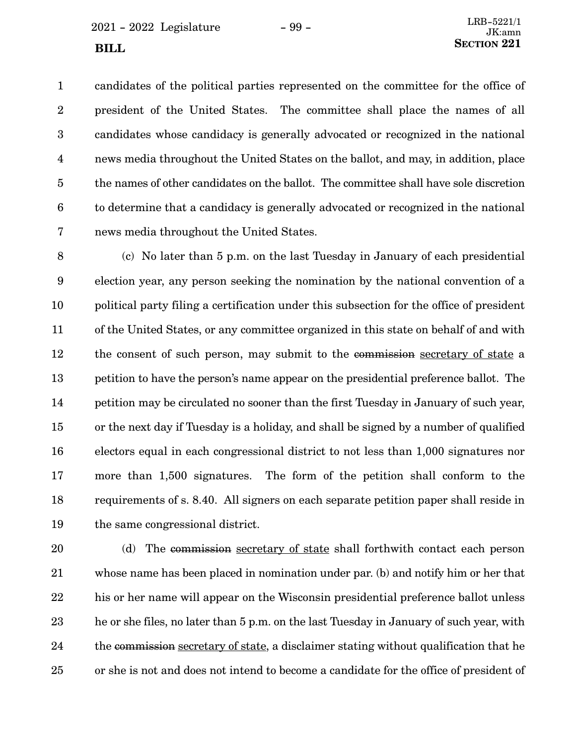candidates of the political parties represented on the committee for the office of president of the United States. The committee shall place the names of all candidates whose candidacy is generally advocated or recognized in the national news media throughout the United States on the ballot, and may, in addition, place the names of other candidates on the ballot. The committee shall have sole discretion to determine that a candidacy is generally advocated or recognized in the national news media throughout the United States.

(c) No later than 5 p.m. on the last Tuesday in January of each presidential election year, any person seeking the nomination by the national convention of a political party filing a certification under this subsection for the office of president of the United States, or any committee organized in this state on behalf of and with the consent of such person, may submit to the ~~commission~~ <u>secretary of state</u> a petition to have the person's name appear on the presidential preference ballot. The petition may be circulated no sooner than the first Tuesday in January of such year, or the next day if Tuesday is a holiday, and shall be signed by a number of qualified electors equal in each congressional district to not less than 1,000 signatures nor more than 1,500 signatures. The form of the petition shall conform to the requirements of s. 8.40. All signers on each separate petition paper shall reside in the same congressional district.

(d) The ~~commission~~ <u>secretary of state</u> shall forthwith contact each person whose name has been placed in nomination under par. (b) and notify him or her that his or her name will appear on the Wisconsin presidential preference ballot unless he or she files, no later than 5 p.m. on the last Tuesday in January of such year, with the ~~commission~~ <u>secretary of state</u>, a disclaimer stating without qualification that he or she is not and does not intend to become a candidate for the office of president of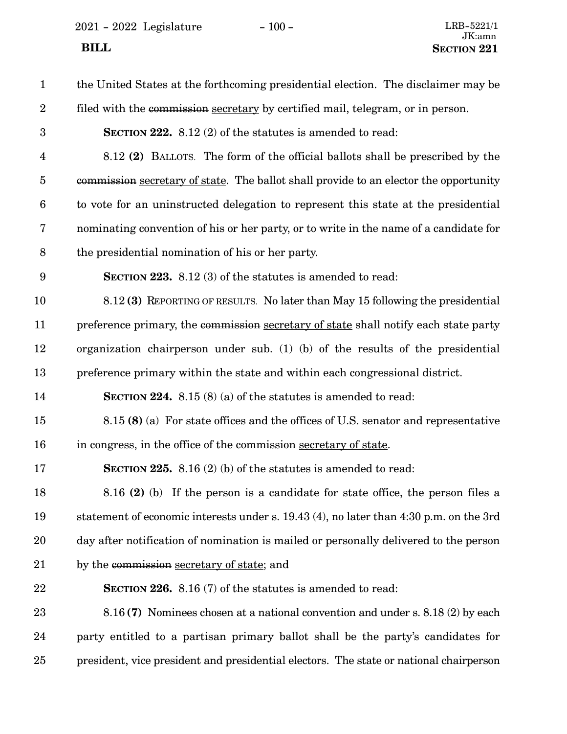the United States at the forthcoming presidential election. The disclaimer may be filed with the ~~commission~~ secretary by certified mail, telegram, or in person.

**SECTION 222.** 8.12 (2) of the statutes is amended to read:

8.12 **(2)** BALLOTS. The form of the official ballots shall be prescribed by the ~~commission~~ secretary of state. The ballot shall provide to an elector the opportunity to vote for an uninstructed delegation to represent this state at the presidential nominating convention of his or her party, or to write in the name of a candidate for the presidential nomination of his or her party.

**SECTION 223.** 8.12 (3) of the statutes is amended to read:

8.12 **(3)** REPORTING OF RESULTS. No later than May 15 following the presidential preference primary, the ~~commission~~ secretary of state shall notify each state party organization chairperson under sub. (1) (b) of the results of the presidential preference primary within the state and within each congressional district.

**SECTION 224.** 8.15 (8) (a) of the statutes is amended to read:

8.15 **(8)** (a) For state offices and the offices of U.S. senator and representative in congress, in the office of the ~~commission~~ secretary of state.

**SECTION 225.** 8.16 (2) (b) of the statutes is amended to read:

8.16 **(2)** (b) If the person is a candidate for state office, the person files a statement of economic interests under s. 19.43 (4), no later than 4:30 p.m. on the 3rd day after notification of nomination is mailed or personally delivered to the person by the ~~commission~~ secretary of state; and

**SECTION 226.** 8.16 (7) of the statutes is amended to read:

8.16 **(7)** Nominees chosen at a national convention and under s. 8.18 (2) by each party entitled to a partisan primary ballot shall be the party's candidates for president, vice president and presidential electors. The state or national chairperson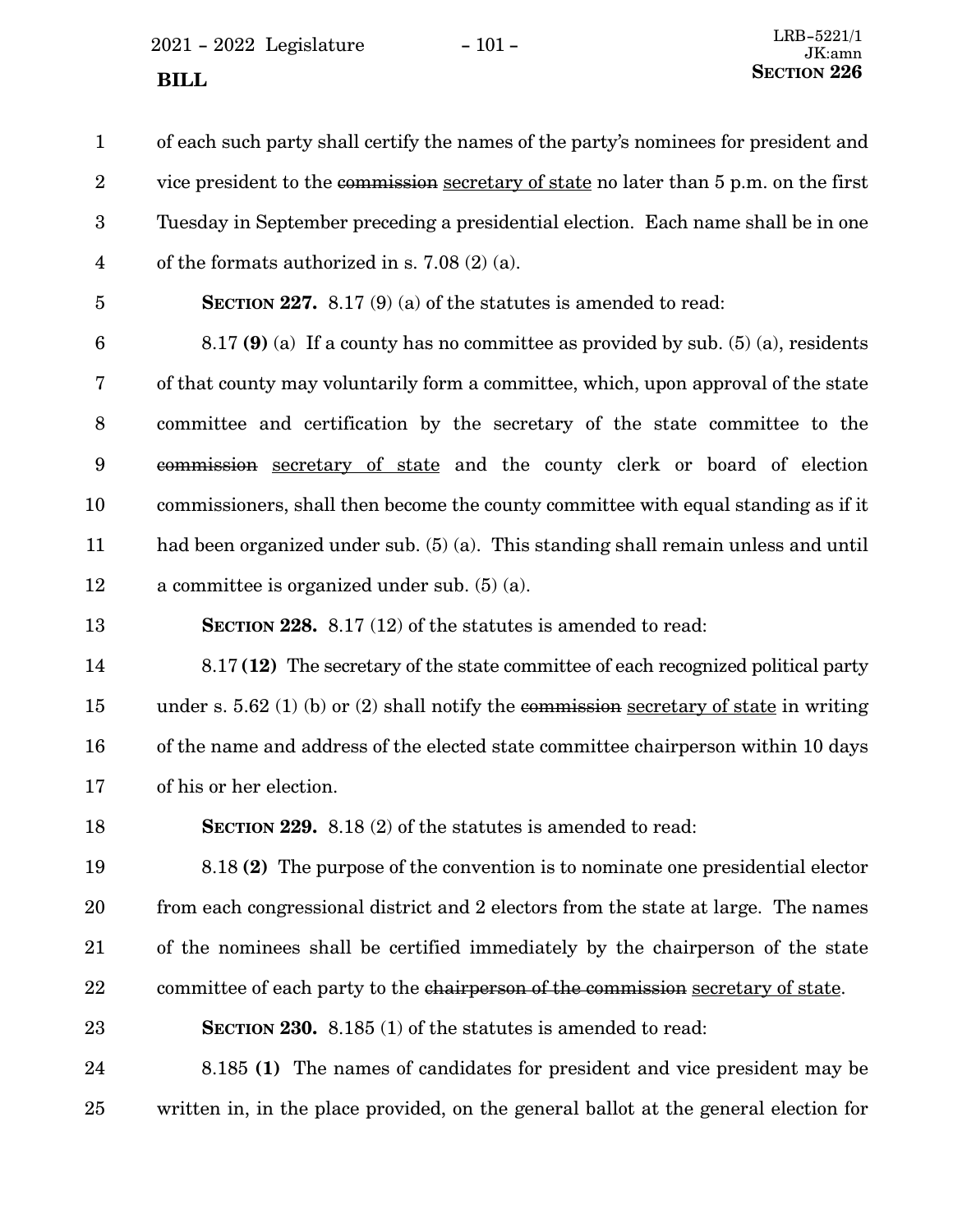of each such party shall certify the names of the party's nominees for president and vice president to the ~~commission~~ secretary of state no later than 5 p.m. on the first Tuesday in September preceding a presidential election. Each name shall be in one of the formats authorized in s. 7.08 (2) (a).

**SECTION 227.** 8.17 (9) (a) of the statutes is amended to read:

8.17 **(9)** (a) If a county has no committee as provided by sub. (5) (a), residents of that county may voluntarily form a committee, which, upon approval of the state committee and certification by the secretary of the state committee to the ~~commission~~ secretary of state and the county clerk or board of election commissioners, shall then become the county committee with equal standing as if it had been organized under sub. (5) (a). This standing shall remain unless and until a committee is organized under sub. (5) (a).

**SECTION 228.** 8.17 (12) of the statutes is amended to read:

8.17 **(12)** The secretary of the state committee of each recognized political party under s. 5.62 (1) (b) or (2) shall notify the ~~commission~~ secretary of state in writing of the name and address of the elected state committee chairperson within 10 days of his or her election.

**SECTION 229.** 8.18 (2) of the statutes is amended to read:

8.18 **(2)** The purpose of the convention is to nominate one presidential elector from each congressional district and 2 electors from the state at large. The names of the nominees shall be certified immediately by the chairperson of the state committee of each party to the ~~chairperson of the commission~~ secretary of state.

**SECTION 230.** 8.185 (1) of the statutes is amended to read:

8.185 **(1)** The names of candidates for president and vice president may be written in, in the place provided, on the general ballot at the general election for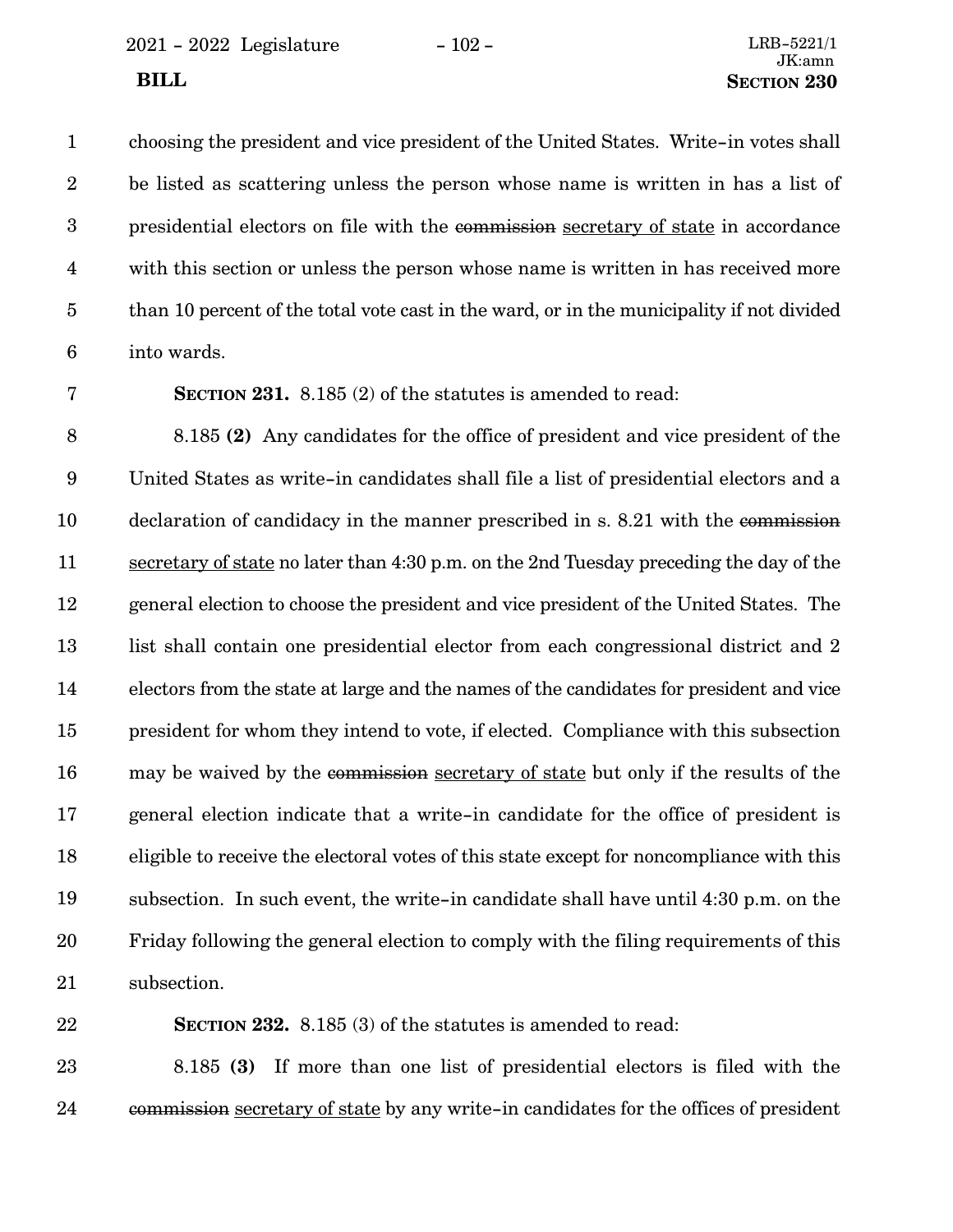choosing the president and vice president of the United States. Write-in votes shall be listed as scattering unless the person whose name is written in has a list of presidential electors on file with the ~~commission~~ secretary of state in accordance with this section or unless the person whose name is written in has received more than 10 percent of the total vote cast in the ward, or in the municipality if not divided into wards.

**SECTION 231.** 8.185 (2) of the statutes is amended to read:

8.185 **(2)** Any candidates for the office of president and vice president of the United States as write-in candidates shall file a list of presidential electors and a declaration of candidacy in the manner prescribed in s. 8.21 with the ~~commission~~ secretary of state no later than 4:30 p.m. on the 2nd Tuesday preceding the day of the general election to choose the president and vice president of the United States. The list shall contain one presidential elector from each congressional district and 2 electors from the state at large and the names of the candidates for president and vice president for whom they intend to vote, if elected. Compliance with this subsection may be waived by the ~~commission~~ secretary of state but only if the results of the general election indicate that a write-in candidate for the office of president is eligible to receive the electoral votes of this state except for noncompliance with this subsection. In such event, the write-in candidate shall have until 4:30 p.m. on the Friday following the general election to comply with the filing requirements of this subsection.

**SECTION 232.** 8.185 (3) of the statutes is amended to read:

8.185 **(3)** If more than one list of presidential electors is filed with the ~~commission~~ secretary of state by any write-in candidates for the offices of president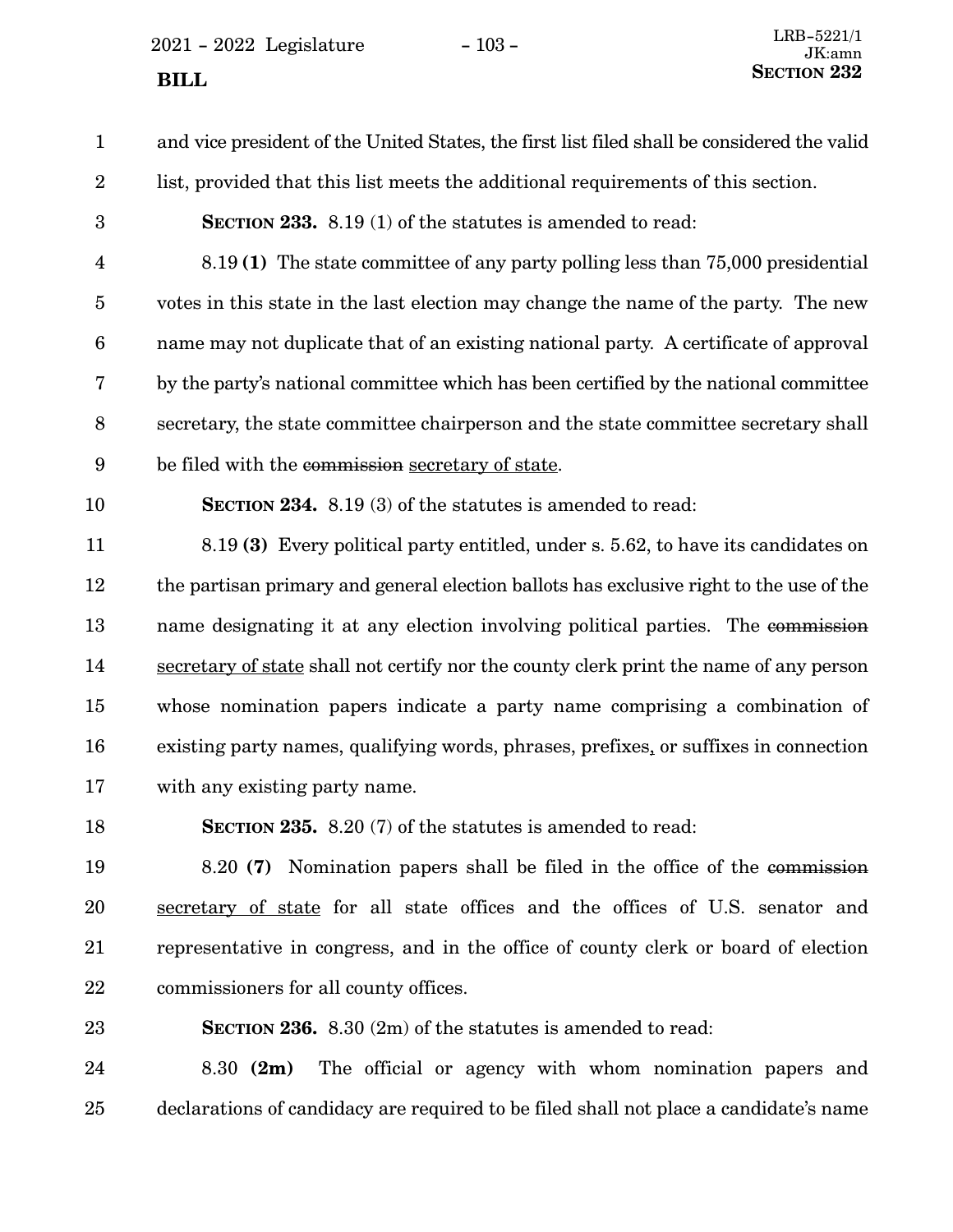and vice president of the United States, the first list filed shall be considered the valid list, provided that this list meets the additional requirements of this section.

**SECTION 233.** 8.19 (1) of the statutes is amended to read:

8.19 **(1)** The state committee of any party polling less than 75,000 presidential votes in this state in the last election may change the name of the party. The new name may not duplicate that of an existing national party. A certificate of approval by the party's national committee which has been certified by the national committee secretary, the state committee chairperson and the state committee secretary shall be filed with the ~~commission~~ <u>secretary of state</u>.

**SECTION 234.** 8.19 (3) of the statutes is amended to read:

8.19 **(3)** Every political party entitled, under s. 5.62, to have its candidates on the partisan primary and general election ballots has exclusive right to the use of the name designating it at any election involving political parties. The ~~commission~~ <u>secretary of state</u> shall not certify nor the county clerk print the name of any person whose nomination papers indicate a party name comprising a combination of existing party names, qualifying words, phrases, prefixes<u>,</u> or suffixes in connection with any existing party name.

**SECTION 235.** 8.20 (7) of the statutes is amended to read:

8.20 **(7)** Nomination papers shall be filed in the office of the ~~commission~~ <u>secretary of state</u> for all state offices and the offices of U.S. senator and representative in congress, and in the office of county clerk or board of election commissioners for all county offices.

**SECTION 236.** 8.30 (2m) of the statutes is amended to read:

8.30 **(2m)** The official or agency with whom nomination papers and declarations of candidacy are required to be filed shall not place a candidate's name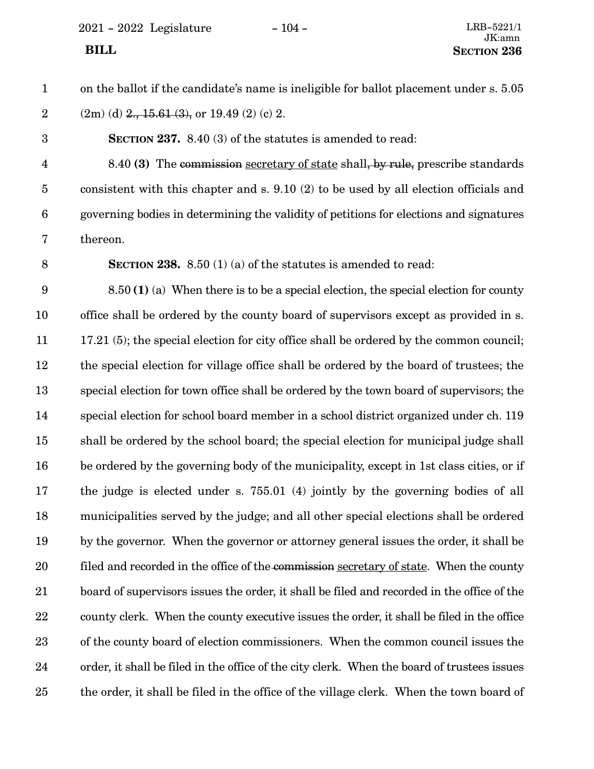on the ballot if the candidate's name is ineligible for ballot placement under s. 5.05 (2m) (d) ~~2., 15.61 (3),~~ or 19.49 (2) (c) 2.

**SECTION 237.** 8.40 (3) of the statutes is amended to read:

8.40 **(3)** The ~~commission~~ secretary of state shall~~, by rule,~~ prescribe standards consistent with this chapter and s. 9.10 (2) to be used by all election officials and governing bodies in determining the validity of petitions for elections and signatures thereon.

**SECTION 238.** 8.50 (1) (a) of the statutes is amended to read:

8.50 **(1)** (a) When there is to be a special election, the special election for county office shall be ordered by the county board of supervisors except as provided in s. 17.21 (5); the special election for city office shall be ordered by the common council; the special election for village office shall be ordered by the board of trustees; the special election for town office shall be ordered by the town board of supervisors; the special election for school board member in a school district organized under ch. 119 shall be ordered by the school board; the special election for municipal judge shall be ordered by the governing body of the municipality, except in 1st class cities, or if the judge is elected under s. 755.01 (4) jointly by the governing bodies of all municipalities served by the judge; and all other special elections shall be ordered by the governor. When the governor or attorney general issues the order, it shall be filed and recorded in the office of the ~~commission~~ secretary of state. When the county board of supervisors issues the order, it shall be filed and recorded in the office of the county clerk. When the county executive issues the order, it shall be filed in the office of the county board of election commissioners. When the common council issues the order, it shall be filed in the office of the city clerk. When the board of trustees issues the order, it shall be filed in the office of the village clerk. When the town board of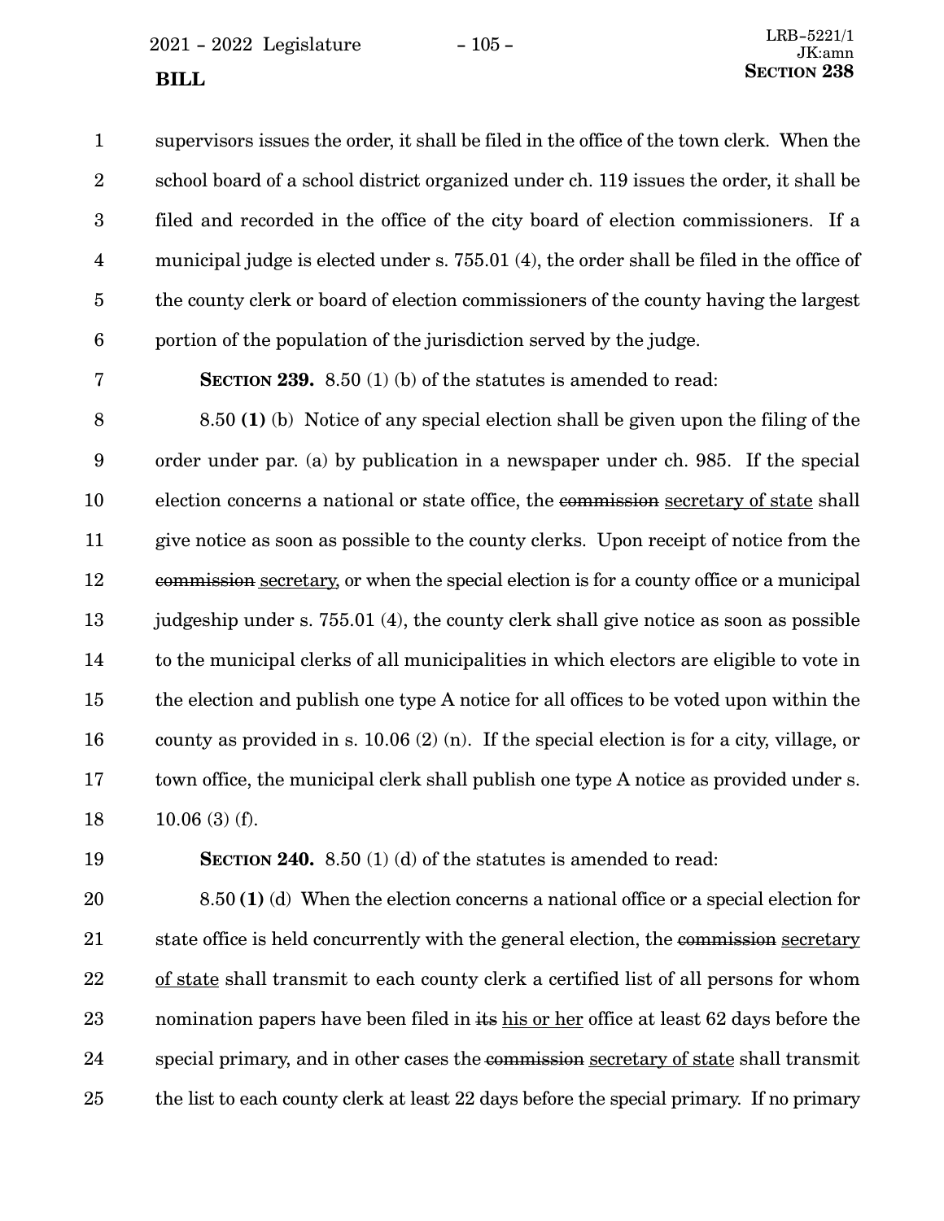supervisors issues the order, it shall be filed in the office of the town clerk. When the school board of a school district organized under ch. 119 issues the order, it shall be filed and recorded in the office of the city board of election commissioners. If a municipal judge is elected under s. 755.01 (4), the order shall be filed in the office of the county clerk or board of election commissioners of the county having the largest portion of the population of the jurisdiction served by the judge.

**SECTION 239.** 8.50 (1) (b) of the statutes is amended to read:

8.50 **(1)** (b) Notice of any special election shall be given upon the filing of the order under par. (a) by publication in a newspaper under ch. 985. If the special election concerns a national or state office, the ~~commission~~ secretary of state shall give notice as soon as possible to the county clerks. Upon receipt of notice from the ~~commission~~ secretary, or when the special election is for a county office or a municipal judgeship under s. 755.01 (4), the county clerk shall give notice as soon as possible to the municipal clerks of all municipalities in which electors are eligible to vote in the election and publish one type A notice for all offices to be voted upon within the county as provided in s. 10.06 (2) (n). If the special election is for a city, village, or town office, the municipal clerk shall publish one type A notice as provided under s. 10.06 (3) (f).

**SECTION 240.** 8.50 (1) (d) of the statutes is amended to read:

8.50 **(1)** (d) When the election concerns a national office or a special election for state office is held concurrently with the general election, the ~~commission~~ secretary of state shall transmit to each county clerk a certified list of all persons for whom nomination papers have been filed in ~~its~~ his or her office at least 62 days before the special primary, and in other cases the ~~commission~~ secretary of state shall transmit the list to each county clerk at least 22 days before the special primary. If no primary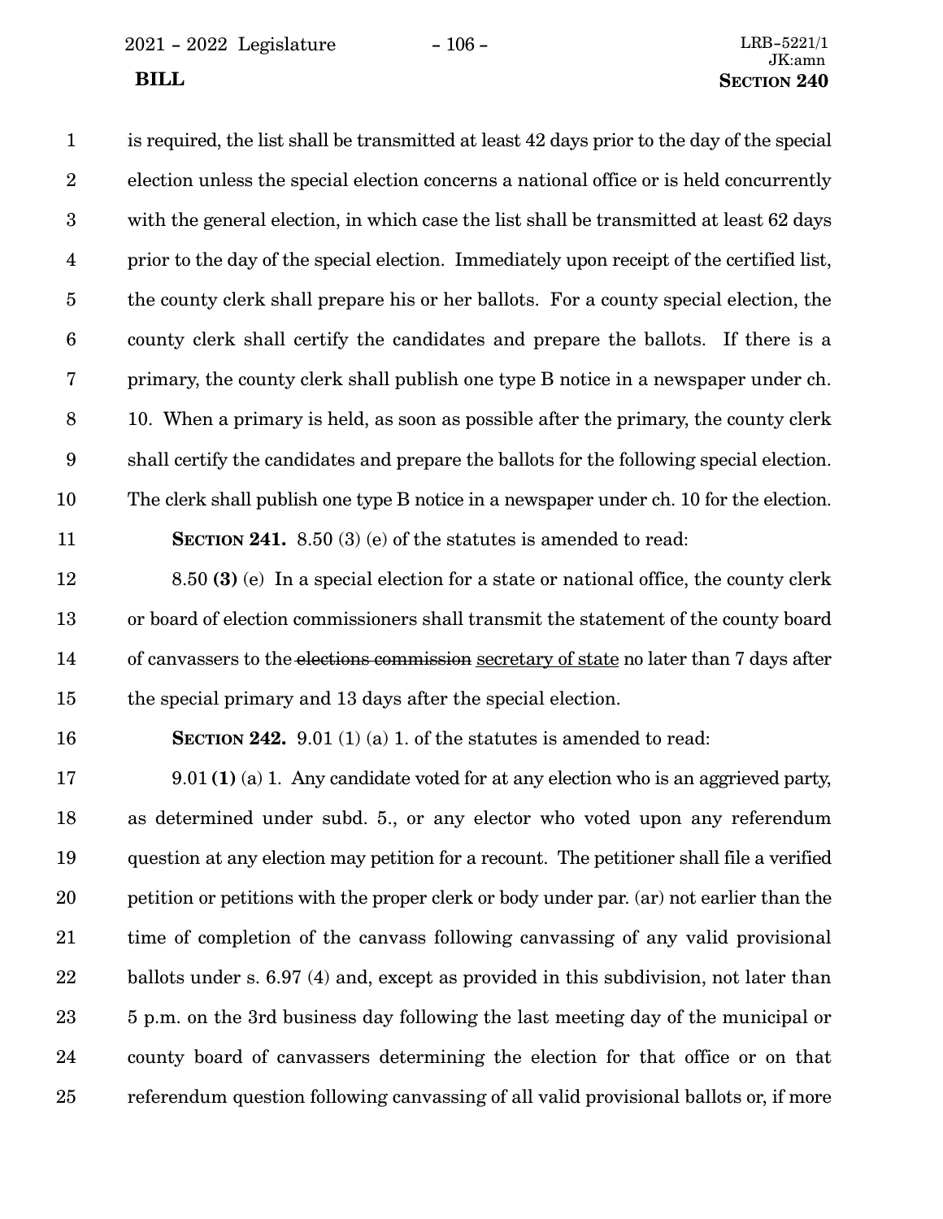is required, the list shall be transmitted at least 42 days prior to the day of the special election unless the special election concerns a national office or is held concurrently with the general election, in which case the list shall be transmitted at least 62 days prior to the day of the special election. Immediately upon receipt of the certified list, the county clerk shall prepare his or her ballots. For a county special election, the county clerk shall certify the candidates and prepare the ballots. If there is a primary, the county clerk shall publish one type B notice in a newspaper under ch. 10. When a primary is held, as soon as possible after the primary, the county clerk shall certify the candidates and prepare the ballots for the following special election. The clerk shall publish one type B notice in a newspaper under ch. 10 for the election.

**SECTION 241.** 8.50 (3) (e) of the statutes is amended to read:

8.50 **(3)** (e) In a special election for a state or national office, the county clerk or board of election commissioners shall transmit the statement of the county board of canvassers to the ~~elections commission~~ <u>secretary of state</u> no later than 7 days after the special primary and 13 days after the special election.

**SECTION 242.** 9.01 (1) (a) 1. of the statutes is amended to read:

9.01 **(1)** (a) 1. Any candidate voted for at any election who is an aggrieved party, as determined under subd. 5., or any elector who voted upon any referendum question at any election may petition for a recount. The petitioner shall file a verified petition or petitions with the proper clerk or body under par. (ar) not earlier than the time of completion of the canvass following canvassing of any valid provisional ballots under s. 6.97 (4) and, except as provided in this subdivision, not later than 5 p.m. on the 3rd business day following the last meeting day of the municipal or county board of canvassers determining the election for that office or on that referendum question following canvassing of all valid provisional ballots or, if more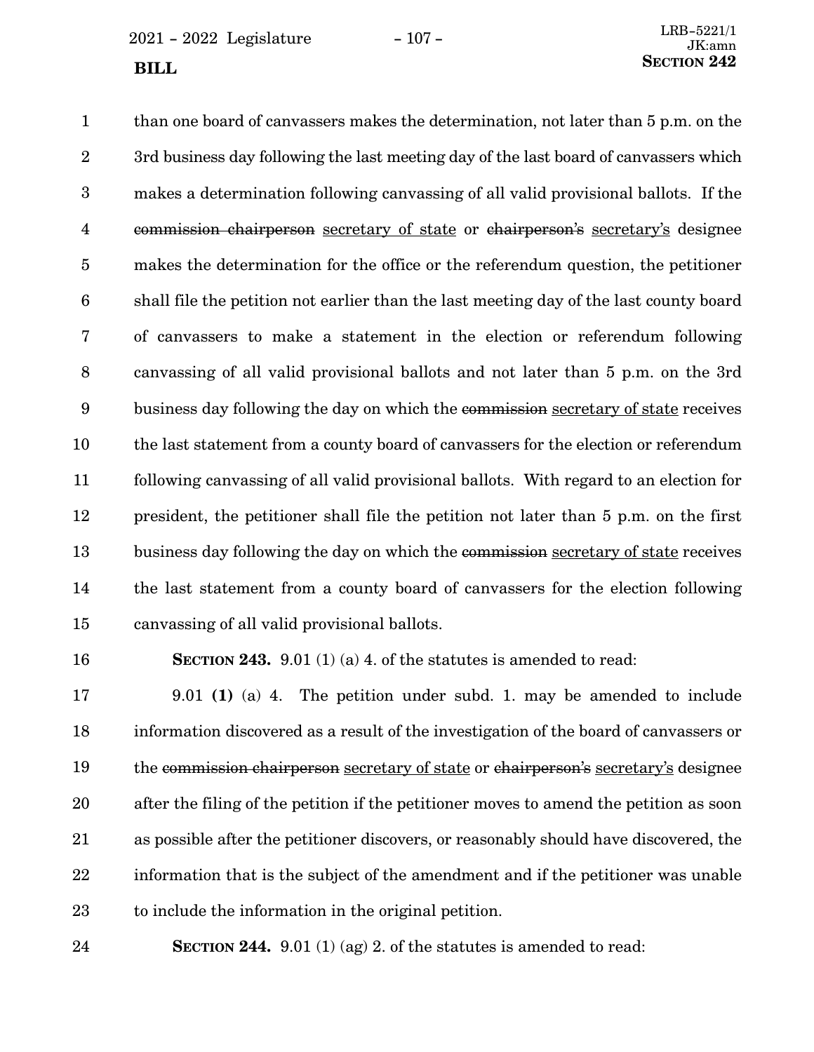than one board of canvassers makes the determination, not later than 5 p.m. on the 3rd business day following the last meeting day of the last board of canvassers which makes a determination following canvassing of all valid provisional ballots. If the ~~commission chairperson~~ secretary of state or ~~chairperson's~~ secretary's designee makes the determination for the office or the referendum question, the petitioner shall file the petition not earlier than the last meeting day of the last county board of canvassers to make a statement in the election or referendum following canvassing of all valid provisional ballots and not later than 5 p.m. on the 3rd business day following the day on which the ~~commission~~ secretary of state receives the last statement from a county board of canvassers for the election or referendum following canvassing of all valid provisional ballots. With regard to an election for president, the petitioner shall file the petition not later than 5 p.m. on the first business day following the day on which the ~~commission~~ secretary of state receives the last statement from a county board of canvassers for the election following canvassing of all valid provisional ballots.

**SECTION 243.** 9.01 (1) (a) 4. of the statutes is amended to read:

9.01 **(1)** (a) 4. The petition under subd. 1. may be amended to include information discovered as a result of the investigation of the board of canvassers or the ~~commission chairperson~~ secretary of state or ~~chairperson's~~ secretary's designee after the filing of the petition if the petitioner moves to amend the petition as soon as possible after the petitioner discovers, or reasonably should have discovered, the information that is the subject of the amendment and if the petitioner was unable to include the information in the original petition.

**SECTION 244.** 9.01 (1) (ag) 2. of the statutes is amended to read: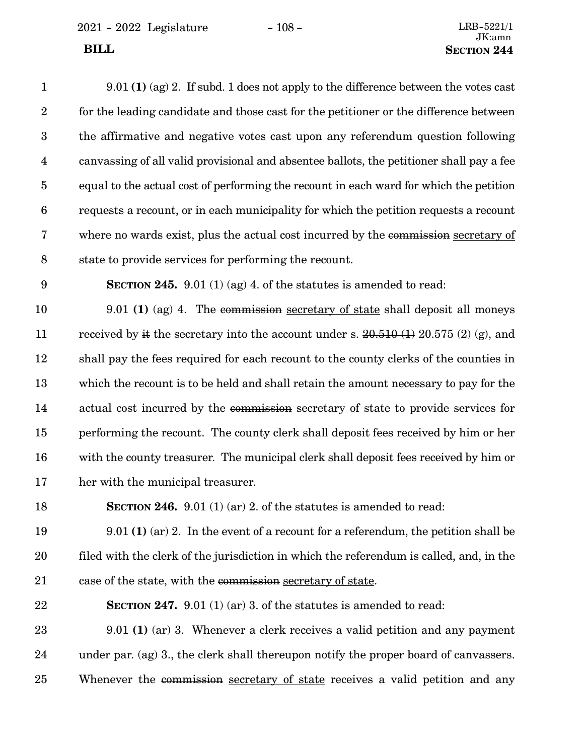9.01 **(1)** (ag) 2. If subd. 1 does not apply to the difference between the votes cast for the leading candidate and those cast for the petitioner or the difference between the affirmative and negative votes cast upon any referendum question following canvassing of all valid provisional and absentee ballots, the petitioner shall pay a fee equal to the actual cost of performing the recount in each ward for which the petition requests a recount, or in each municipality for which the petition requests a recount where no wards exist, plus the actual cost incurred by the ~~commission~~ <u>secretary of state</u> to provide services for performing the recount.

**SECTION 245.** 9.01 (1) (ag) 4. of the statutes is amended to read:

9.01 **(1)** (ag) 4. The ~~commission~~ <u>secretary of state</u> shall deposit all moneys received by ~~it~~ <u>the secretary</u> into the account under s. ~~20.510 (1)~~ <u>20.575 (2)</u> (g), and shall pay the fees required for each recount to the county clerks of the counties in which the recount is to be held and shall retain the amount necessary to pay for the actual cost incurred by the ~~commission~~ <u>secretary of state</u> to provide services for performing the recount. The county clerk shall deposit fees received by him or her with the county treasurer. The municipal clerk shall deposit fees received by him or her with the municipal treasurer.

**SECTION 246.** 9.01 (1) (ar) 2. of the statutes is amended to read:

9.01 **(1)** (ar) 2. In the event of a recount for a referendum, the petition shall be filed with the clerk of the jurisdiction in which the referendum is called, and, in the case of the state, with the ~~commission~~ <u>secretary of state</u>.

**SECTION 247.** 9.01 (1) (ar) 3. of the statutes is amended to read:

9.01 **(1)** (ar) 3. Whenever a clerk receives a valid petition and any payment under par. (ag) 3., the clerk shall thereupon notify the proper board of canvassers. Whenever the ~~commission~~ <u>secretary of state</u> receives a valid petition and any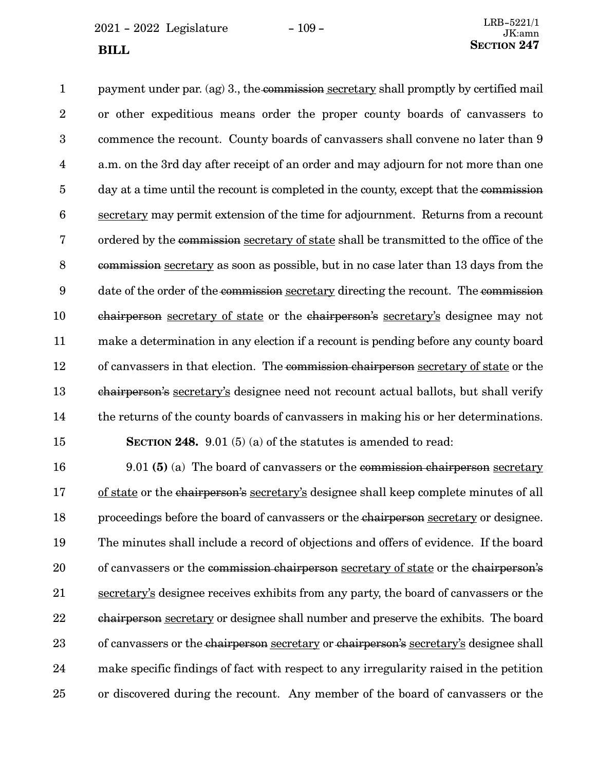payment under par. (ag) 3., the ~~commission~~ <u>secretary</u> shall promptly by certified mail or other expeditious means order the proper county boards of canvassers to commence the recount. County boards of canvassers shall convene no later than 9 a.m. on the 3rd day after receipt of an order and may adjourn for not more than one day at a time until the recount is completed in the county, except that the ~~commission~~ <u>secretary</u> may permit extension of the time for adjournment. Returns from a recount ordered by the ~~commission~~ <u>secretary of state</u> shall be transmitted to the office of the ~~commission~~ <u>secretary</u> as soon as possible, but in no case later than 13 days from the date of the order of the ~~commission~~ <u>secretary</u> directing the recount. The ~~commission chairperson~~ <u>secretary of state</u> or the ~~chairperson's~~ <u>secretary's</u> designee may not make a determination in any election if a recount is pending before any county board of canvassers in that election. The ~~commission chairperson~~ <u>secretary of state</u> or the ~~chairperson's~~ <u>secretary's</u> designee need not recount actual ballots, but shall verify the returns of the county boards of canvassers in making his or her determinations.

**SECTION 248.** 9.01 (5) (a) of the statutes is amended to read:

9.01 **(5)** (a) The board of canvassers or the ~~commission chairperson~~ <u>secretary of state</u> or the ~~chairperson's~~ <u>secretary's</u> designee shall keep complete minutes of all proceedings before the board of canvassers or the ~~chairperson~~ <u>secretary</u> or designee. The minutes shall include a record of objections and offers of evidence. If the board of canvassers or the ~~commission chairperson~~ <u>secretary of state</u> or the ~~chairperson's~~ <u>secretary's</u> designee receives exhibits from any party, the board of canvassers or the ~~chairperson~~ <u>secretary</u> or designee shall number and preserve the exhibits. The board of canvassers or the ~~chairperson~~ <u>secretary</u> or ~~chairperson's~~ <u>secretary's</u> designee shall make specific findings of fact with respect to any irregularity raised in the petition or discovered during the recount. Any member of the board of canvassers or the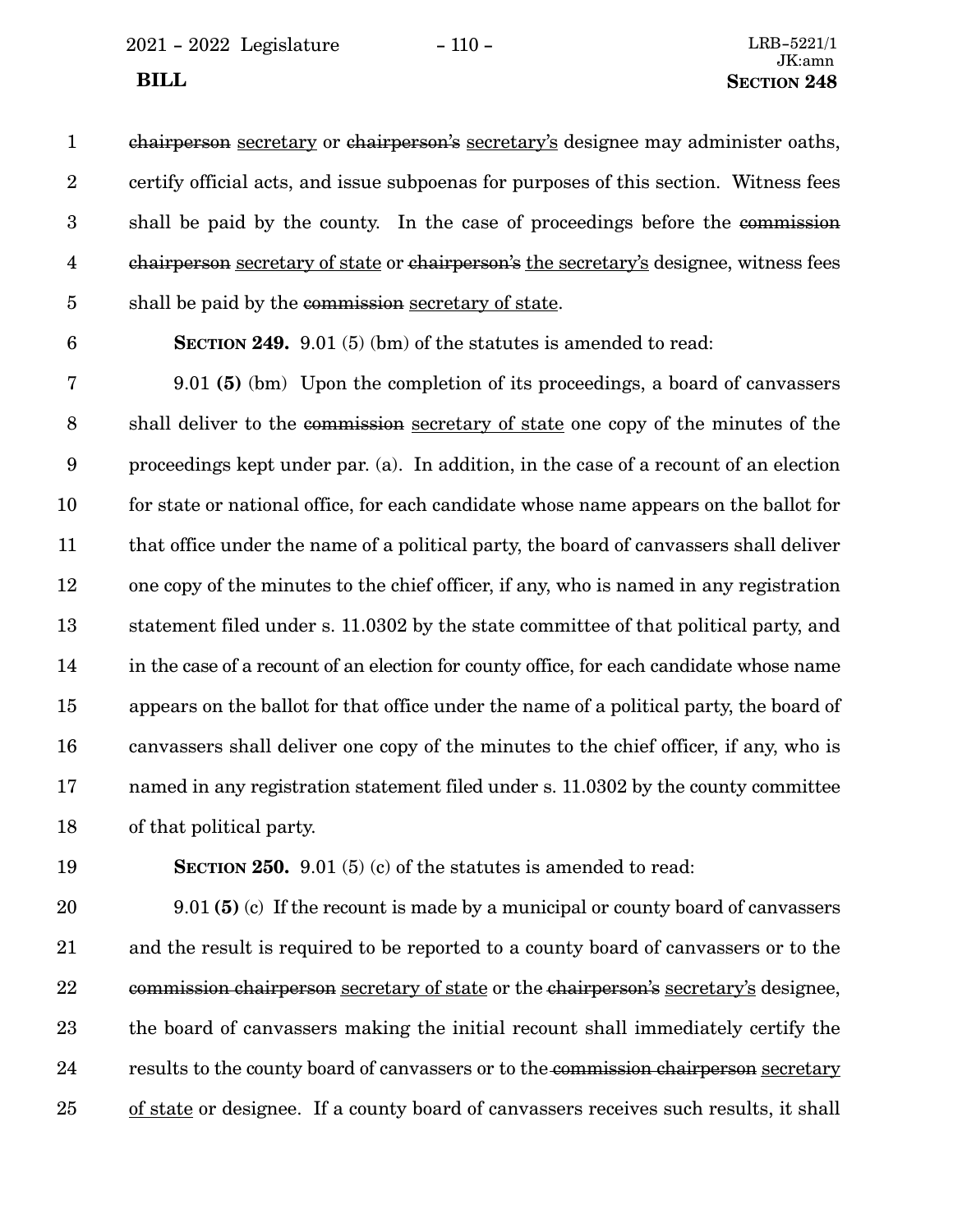~~chairperson~~ secretary or ~~chairperson's~~ secretary's designee may administer oaths, certify official acts, and issue subpoenas for purposes of this section. Witness fees shall be paid by the county. In the case of proceedings before the ~~commission chairperson~~ secretary of state or ~~chairperson's~~ the secretary's designee, witness fees shall be paid by the ~~commission~~ secretary of state.

**SECTION 249.** 9.01 (5) (bm) of the statutes is amended to read:

9.01 **(5)** (bm) Upon the completion of its proceedings, a board of canvassers shall deliver to the ~~commission~~ secretary of state one copy of the minutes of the proceedings kept under par. (a). In addition, in the case of a recount of an election for state or national office, for each candidate whose name appears on the ballot for that office under the name of a political party, the board of canvassers shall deliver one copy of the minutes to the chief officer, if any, who is named in any registration statement filed under s. 11.0302 by the state committee of that political party, and in the case of a recount of an election for county office, for each candidate whose name appears on the ballot for that office under the name of a political party, the board of canvassers shall deliver one copy of the minutes to the chief officer, if any, who is named in any registration statement filed under s. 11.0302 by the county committee of that political party.

**SECTION 250.** 9.01 (5) (c) of the statutes is amended to read:

9.01 **(5)** (c) If the recount is made by a municipal or county board of canvassers and the result is required to be reported to a county board of canvassers or to the ~~commission chairperson~~ secretary of state or the ~~chairperson's~~ secretary's designee, the board of canvassers making the initial recount shall immediately certify the results to the county board of canvassers or to the ~~commission chairperson~~ secretary of state or designee. If a county board of canvassers receives such results, it shall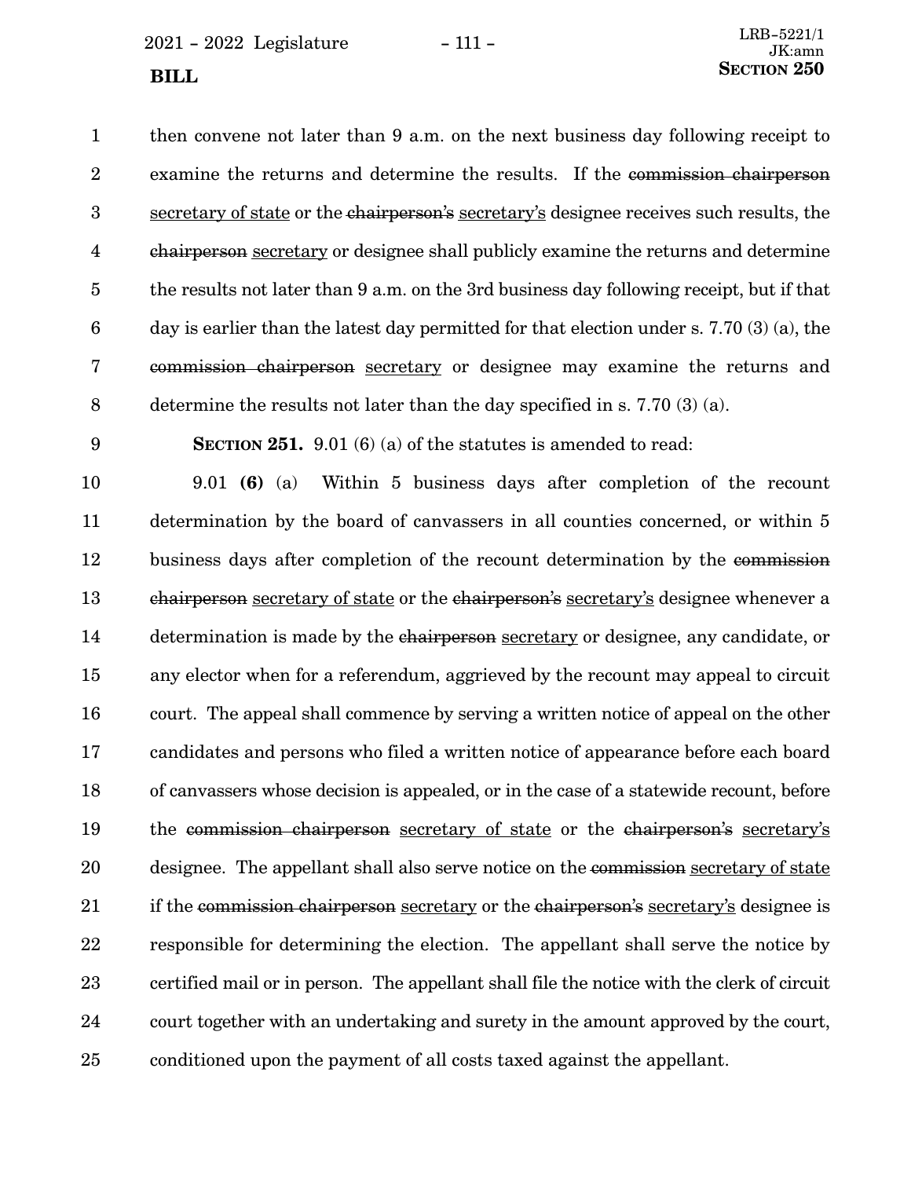then convene not later than 9 a.m. on the next business day following receipt to examine the returns and determine the results. If the ~~commission chairperson~~ secretary of state or the ~~chairperson's~~ secretary's designee receives such results, the ~~chairperson~~ secretary or designee shall publicly examine the returns and determine the results not later than 9 a.m. on the 3rd business day following receipt, but if that day is earlier than the latest day permitted for that election under s. 7.70 (3) (a), the ~~commission chairperson~~ secretary or designee may examine the returns and determine the results not later than the day specified in s. 7.70 (3) (a).

**SECTION 251.** 9.01 (6) (a) of the statutes is amended to read:

9.01 **(6)** (a) Within 5 business days after completion of the recount determination by the board of canvassers in all counties concerned, or within 5 business days after completion of the recount determination by the ~~commission chairperson~~ secretary of state or the ~~chairperson's~~ secretary's designee whenever a determination is made by the ~~chairperson~~ secretary or designee, any candidate, or any elector when for a referendum, aggrieved by the recount may appeal to circuit court. The appeal shall commence by serving a written notice of appeal on the other candidates and persons who filed a written notice of appearance before each board of canvassers whose decision is appealed, or in the case of a statewide recount, before the ~~commission chairperson~~ secretary of state or the ~~chairperson's~~ secretary's designee. The appellant shall also serve notice on the ~~commission~~ secretary of state if the ~~commission chairperson~~ secretary or the ~~chairperson's~~ secretary's designee is responsible for determining the election. The appellant shall serve the notice by certified mail or in person. The appellant shall file the notice with the clerk of circuit court together with an undertaking and surety in the amount approved by the court, conditioned upon the payment of all costs taxed against the appellant.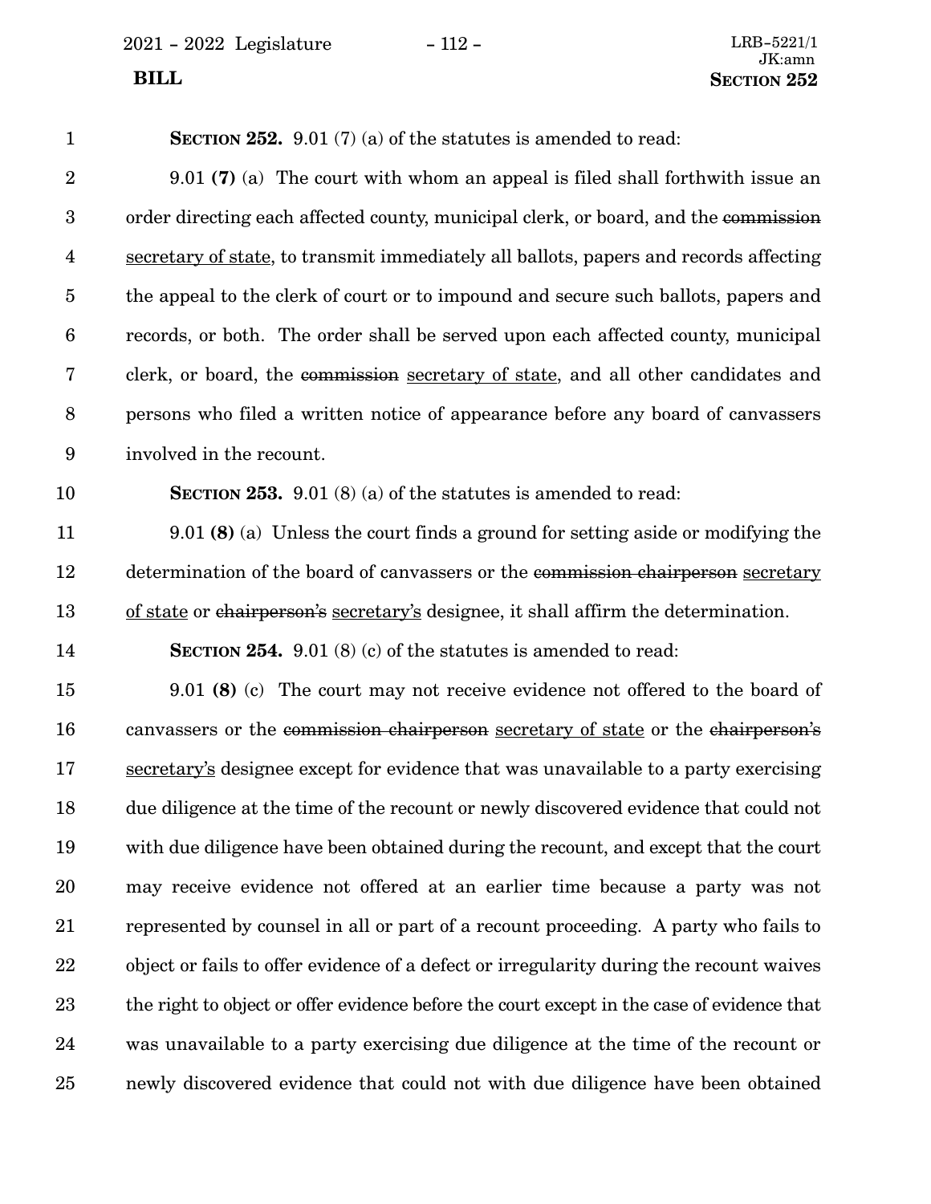**SECTION 252.** 9.01 (7) (a) of the statutes is amended to read:

9.01 **(7)** (a) The court with whom an appeal is filed shall forthwith issue an order directing each affected county, municipal clerk, or board, and the ~~commission~~ <u>secretary of state</u>, to transmit immediately all ballots, papers and records affecting the appeal to the clerk of court or to impound and secure such ballots, papers and records, or both. The order shall be served upon each affected county, municipal clerk, or board, the ~~commission~~ <u>secretary of state</u>, and all other candidates and persons who filed a written notice of appearance before any board of canvassers involved in the recount.

**SECTION 253.** 9.01 (8) (a) of the statutes is amended to read:

9.01 **(8)** (a) Unless the court finds a ground for setting aside or modifying the determination of the board of canvassers or the ~~commission chairperson~~ <u>secretary of state</u> or ~~chairperson's~~ <u>secretary's</u> designee, it shall affirm the determination.

**SECTION 254.** 9.01 (8) (c) of the statutes is amended to read:

9.01 **(8)** (c) The court may not receive evidence not offered to the board of canvassers or the ~~commission chairperson~~ <u>secretary of state</u> or the ~~chairperson's~~ <u>secretary's</u> designee except for evidence that was unavailable to a party exercising due diligence at the time of the recount or newly discovered evidence that could not with due diligence have been obtained during the recount, and except that the court may receive evidence not offered at an earlier time because a party was not represented by counsel in all or part of a recount proceeding. A party who fails to object or fails to offer evidence of a defect or irregularity during the recount waives the right to object or offer evidence before the court except in the case of evidence that was unavailable to a party exercising due diligence at the time of the recount or newly discovered evidence that could not with due diligence have been obtained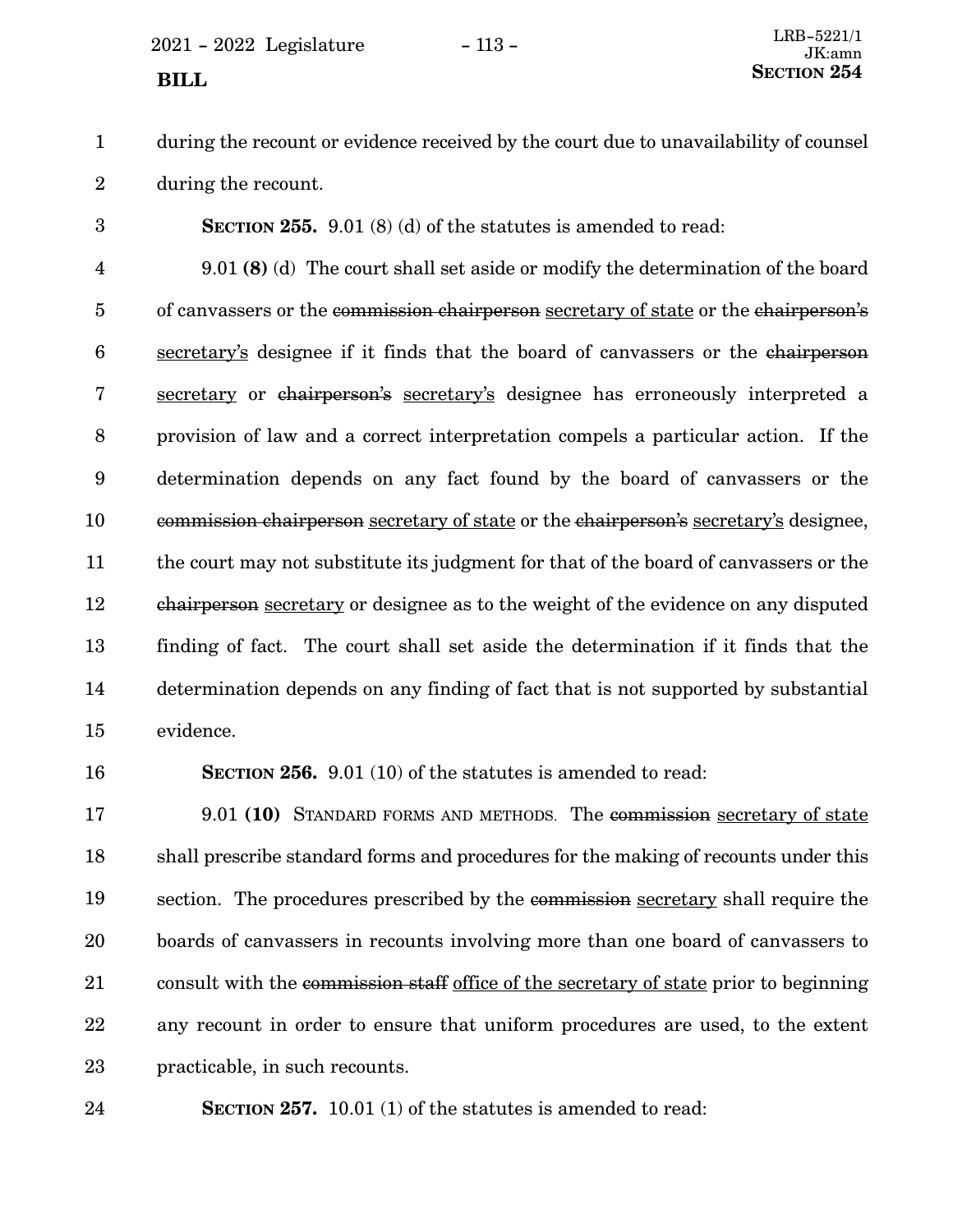during the recount or evidence received by the court due to unavailability of counsel during the recount.

**SECTION 255.** 9.01 (8) (d) of the statutes is amended to read:

9.01 **(8)** (d) The court shall set aside or modify the determination of the board of canvassers or the ~~commission chairperson~~ secretary of state or the ~~chairperson's~~ secretary's designee if it finds that the board of canvassers or the ~~chairperson~~ secretary or ~~chairperson's~~ secretary's designee has erroneously interpreted a provision of law and a correct interpretation compels a particular action. If the determination depends on any fact found by the board of canvassers or the ~~commission chairperson~~ secretary of state or the ~~chairperson's~~ secretary's designee, the court may not substitute its judgment for that of the board of canvassers or the ~~chairperson~~ secretary or designee as to the weight of the evidence on any disputed finding of fact. The court shall set aside the determination if it finds that the determination depends on any finding of fact that is not supported by substantial evidence.

**SECTION 256.** 9.01 (10) of the statutes is amended to read:

9.01 **(10)** STANDARD FORMS AND METHODS. The ~~commission~~ secretary of state shall prescribe standard forms and procedures for the making of recounts under this section. The procedures prescribed by the ~~commission~~ secretary shall require the boards of canvassers in recounts involving more than one board of canvassers to consult with the ~~commission staff~~ office of the secretary of state prior to beginning any recount in order to ensure that uniform procedures are used, to the extent practicable, in such recounts.

**SECTION 257.** 10.01 (1) of the statutes is amended to read: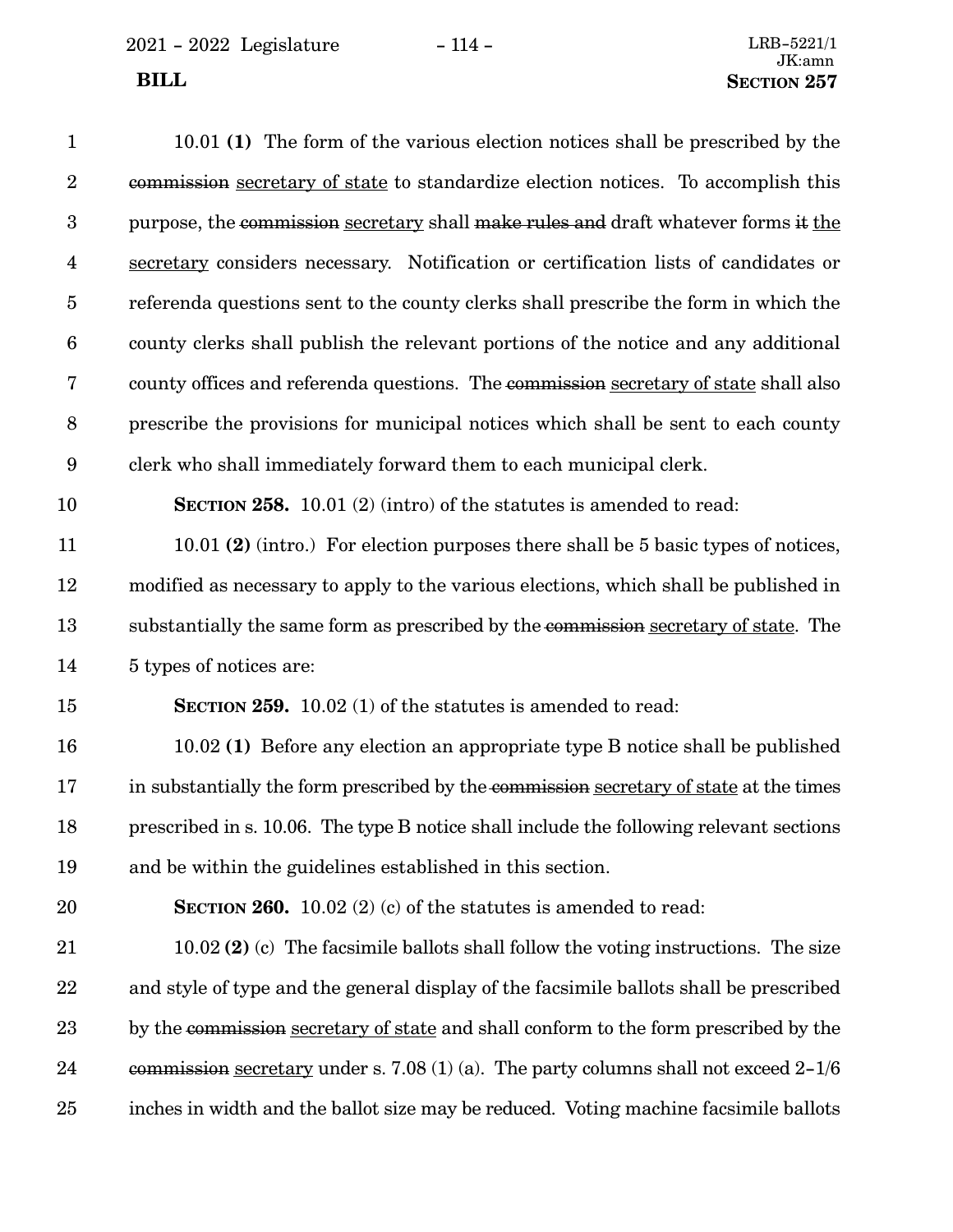10.01 **(1)** The form of the various election notices shall be prescribed by the ~~commission~~ <u>secretary of state</u> to standardize election notices. To accomplish this purpose, the ~~commission~~ <u>secretary</u> shall ~~make rules and~~ draft whatever forms ~~it~~ <u>the secretary</u> considers necessary. Notification or certification lists of candidates or referenda questions sent to the county clerks shall prescribe the form in which the county clerks shall publish the relevant portions of the notice and any additional county offices and referenda questions. The ~~commission~~ <u>secretary of state</u> shall also prescribe the provisions for municipal notices which shall be sent to each county clerk who shall immediately forward them to each municipal clerk.

**SECTION 258.** 10.01 (2) (intro) of the statutes is amended to read:

10.01 **(2)** (intro.) For election purposes there shall be 5 basic types of notices, modified as necessary to apply to the various elections, which shall be published in substantially the same form as prescribed by the ~~commission~~ <u>secretary of state</u>. The 5 types of notices are:

**SECTION 259.** 10.02 (1) of the statutes is amended to read:

10.02 **(1)** Before any election an appropriate type B notice shall be published in substantially the form prescribed by the ~~commission~~ <u>secretary of state</u> at the times prescribed in s. 10.06. The type B notice shall include the following relevant sections and be within the guidelines established in this section.

**SECTION 260.** 10.02 (2) (c) of the statutes is amended to read:

10.02 **(2)** (c) The facsimile ballots shall follow the voting instructions. The size and style of type and the general display of the facsimile ballots shall be prescribed by the ~~commission~~ <u>secretary of state</u> and shall conform to the form prescribed by the ~~commission~~ <u>secretary</u> under s. 7.08 (1) (a). The party columns shall not exceed 2-1/6 inches in width and the ballot size may be reduced. Voting machine facsimile ballots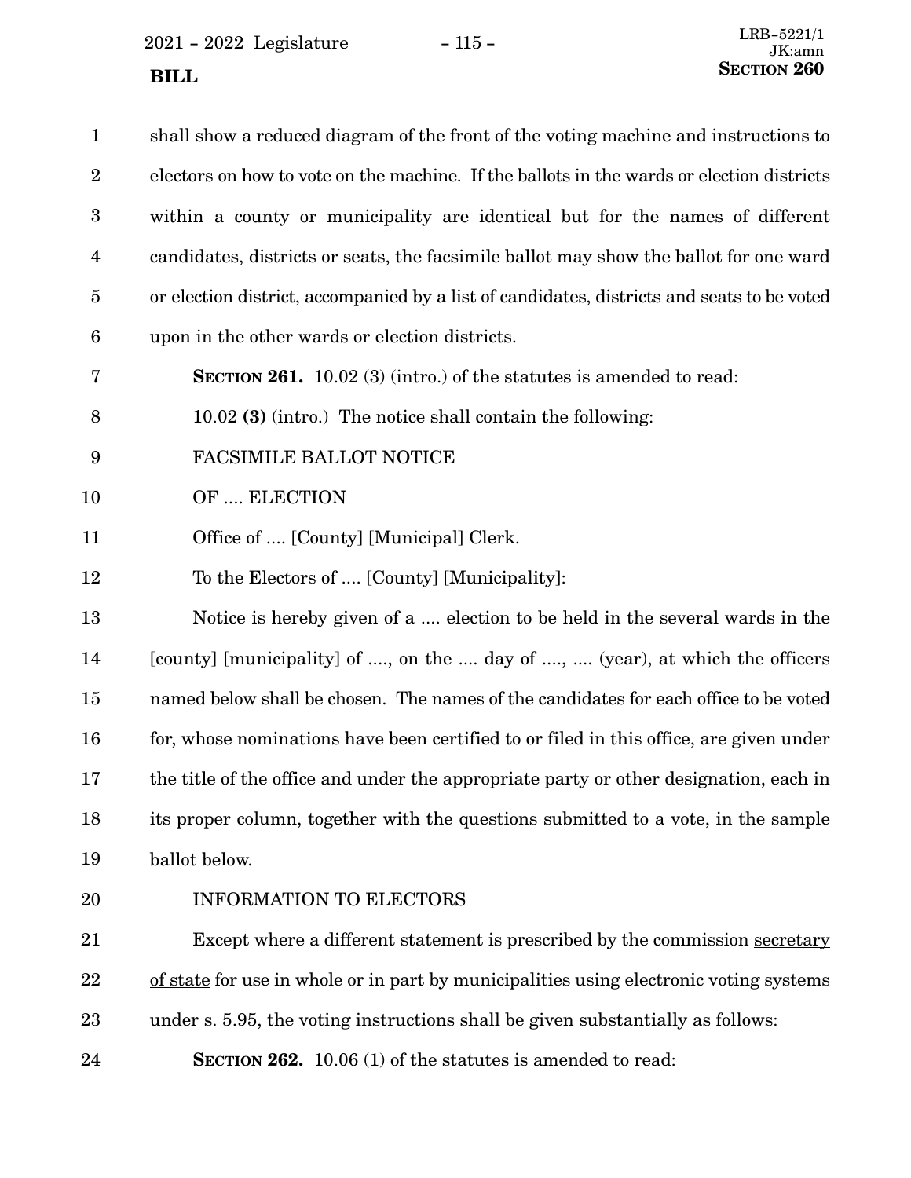shall show a reduced diagram of the front of the voting machine and instructions to electors on how to vote on the machine. If the ballots in the wards or election districts within a county or municipality are identical but for the names of different candidates, districts or seats, the facsimile ballot may show the ballot for one ward or election district, accompanied by a list of candidates, districts and seats to be voted upon in the other wards or election districts.

**SECTION 261.** 10.02 (3) (intro.) of the statutes is amended to read:

10.02 **(3)** (intro.) The notice shall contain the following:

FACSIMILE BALLOT NOTICE

OF .... ELECTION

Office of .... [County] [Municipal] Clerk.

To the Electors of .... [County] [Municipality]:

Notice is hereby given of a .... election to be held in the several wards in the [county] [municipality] of ...., on the .... day of ...., .... (year), at which the officers named below shall be chosen. The names of the candidates for each office to be voted for, whose nominations have been certified to or filed in this office, are given under the title of the office and under the appropriate party or other designation, each in its proper column, together with the questions submitted to a vote, in the sample ballot below.

INFORMATION TO ELECTORS

Except where a different statement is prescribed by the ~~commission~~ <u>secretary of state</u> for use in whole or in part by municipalities using electronic voting systems under s. 5.95, the voting instructions shall be given substantially as follows:

**SECTION 262.** 10.06 (1) of the statutes is amended to read: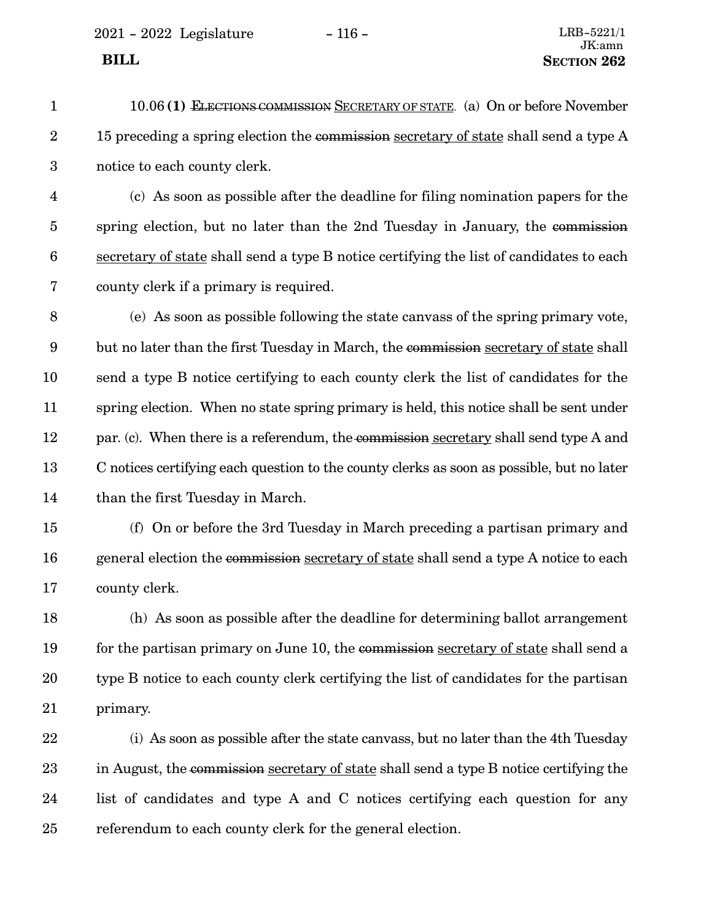10.06 **(1)** ~~ELECTIONS COMMISSION~~ SECRETARY OF STATE. (a) On or before November 15 preceding a spring election the ~~commission~~ secretary of state shall send a type A notice to each county clerk.

(c) As soon as possible after the deadline for filing nomination papers for the spring election, but no later than the 2nd Tuesday in January, the ~~commission~~ secretary of state shall send a type B notice certifying the list of candidates to each county clerk if a primary is required.

(e) As soon as possible following the state canvass of the spring primary vote, but no later than the first Tuesday in March, the ~~commission~~ secretary of state shall send a type B notice certifying to each county clerk the list of candidates for the spring election. When no state spring primary is held, this notice shall be sent under par. (c). When there is a referendum, the ~~commission~~ secretary shall send type A and C notices certifying each question to the county clerks as soon as possible, but no later than the first Tuesday in March.

(f) On or before the 3rd Tuesday in March preceding a partisan primary and general election the ~~commission~~ secretary of state shall send a type A notice to each county clerk.

(h) As soon as possible after the deadline for determining ballot arrangement for the partisan primary on June 10, the ~~commission~~ secretary of state shall send a type B notice to each county clerk certifying the list of candidates for the partisan primary.

(i) As soon as possible after the state canvass, but no later than the 4th Tuesday in August, the ~~commission~~ secretary of state shall send a type B notice certifying the list of candidates and type A and C notices certifying each question for any referendum to each county clerk for the general election.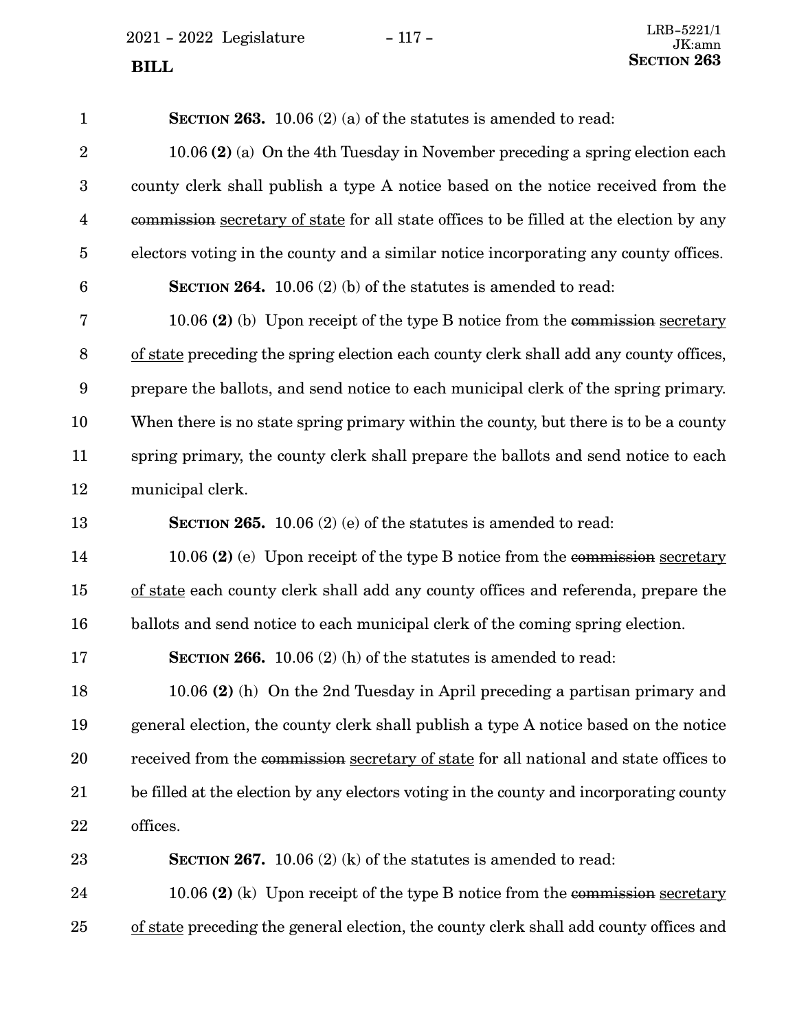**SECTION 263.** 10.06 (2) (a) of the statutes is amended to read:

10.06 **(2)** (a) On the 4th Tuesday in November preceding a spring election each county clerk shall publish a type A notice based on the notice received from the ~~commission~~ secretary of state for all state offices to be filled at the election by any electors voting in the county and a similar notice incorporating any county offices.

**SECTION 264.** 10.06 (2) (b) of the statutes is amended to read:

10.06 **(2)** (b) Upon receipt of the type B notice from the ~~commission~~ secretary of state preceding the spring election each county clerk shall add any county offices, prepare the ballots, and send notice to each municipal clerk of the spring primary. When there is no state spring primary within the county, but there is to be a county spring primary, the county clerk shall prepare the ballots and send notice to each municipal clerk.

**SECTION 265.** 10.06 (2) (e) of the statutes is amended to read:

10.06 **(2)** (e) Upon receipt of the type B notice from the ~~commission~~ secretary of state each county clerk shall add any county offices and referenda, prepare the ballots and send notice to each municipal clerk of the coming spring election.

**SECTION 266.** 10.06 (2) (h) of the statutes is amended to read:

10.06 **(2)** (h) On the 2nd Tuesday in April preceding a partisan primary and general election, the county clerk shall publish a type A notice based on the notice received from the ~~commission~~ secretary of state for all national and state offices to be filled at the election by any electors voting in the county and incorporating county offices.

**SECTION 267.** 10.06 (2) (k) of the statutes is amended to read:

10.06 **(2)** (k) Upon receipt of the type B notice from the ~~commission~~ secretary of state preceding the general election, the county clerk shall add county offices and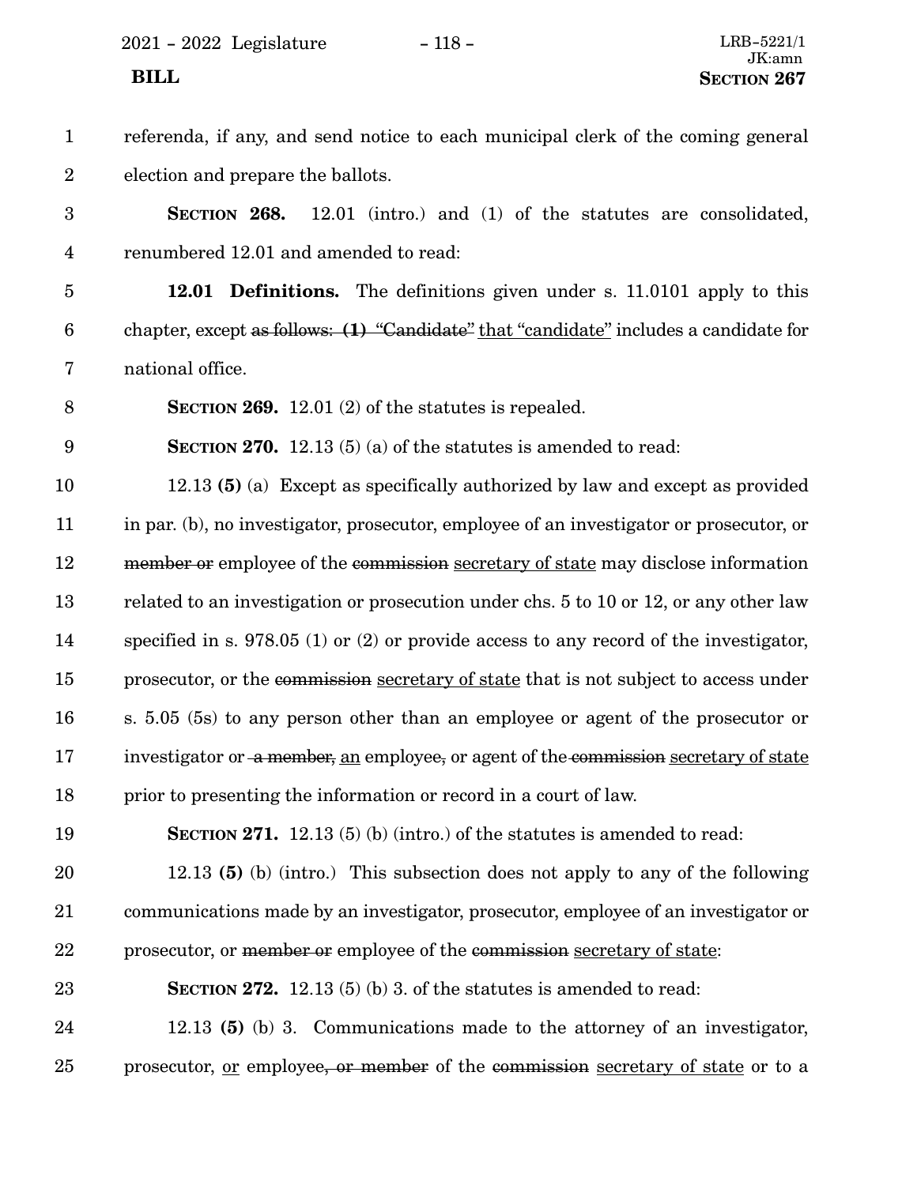referenda, if any, and send notice to each municipal clerk of the coming general election and prepare the ballots.

**SECTION 268.** 12.01 (intro.) and (1) of the statutes are consolidated, renumbered 12.01 and amended to read:

**12.01 Definitions.** The definitions given under s. 11.0101 apply to this chapter, except ~~as follows: **(1)** "Candidate"~~ that "candidate" includes a candidate for national office.

**SECTION 269.** 12.01 (2) of the statutes is repealed.

**SECTION 270.** 12.13 (5) (a) of the statutes is amended to read:

12.13 **(5)** (a) Except as specifically authorized by law and except as provided in par. (b), no investigator, prosecutor, employee of an investigator or prosecutor, or ~~member or~~ employee of the ~~commission~~ secretary of state may disclose information related to an investigation or prosecution under chs. 5 to 10 or 12, or any other law specified in s. 978.05 (1) or (2) or provide access to any record of the investigator, prosecutor, or the ~~commission~~ secretary of state that is not subject to access under s. 5.05 (5s) to any person other than an employee or agent of the prosecutor or investigator or ~~a member,~~ an employee~~,~~ or agent of the ~~commission~~ secretary of state prior to presenting the information or record in a court of law.

**SECTION 271.** 12.13 (5) (b) (intro.) of the statutes is amended to read:

12.13 **(5)** (b) (intro.) This subsection does not apply to any of the following communications made by an investigator, prosecutor, employee of an investigator or prosecutor, or ~~member or~~ employee of the ~~commission~~ secretary of state:

**SECTION 272.** 12.13 (5) (b) 3. of the statutes is amended to read:

12.13 **(5)** (b) 3. Communications made to the attorney of an investigator, prosecutor, or employee~~, or member~~ of the ~~commission~~ secretary of state or to a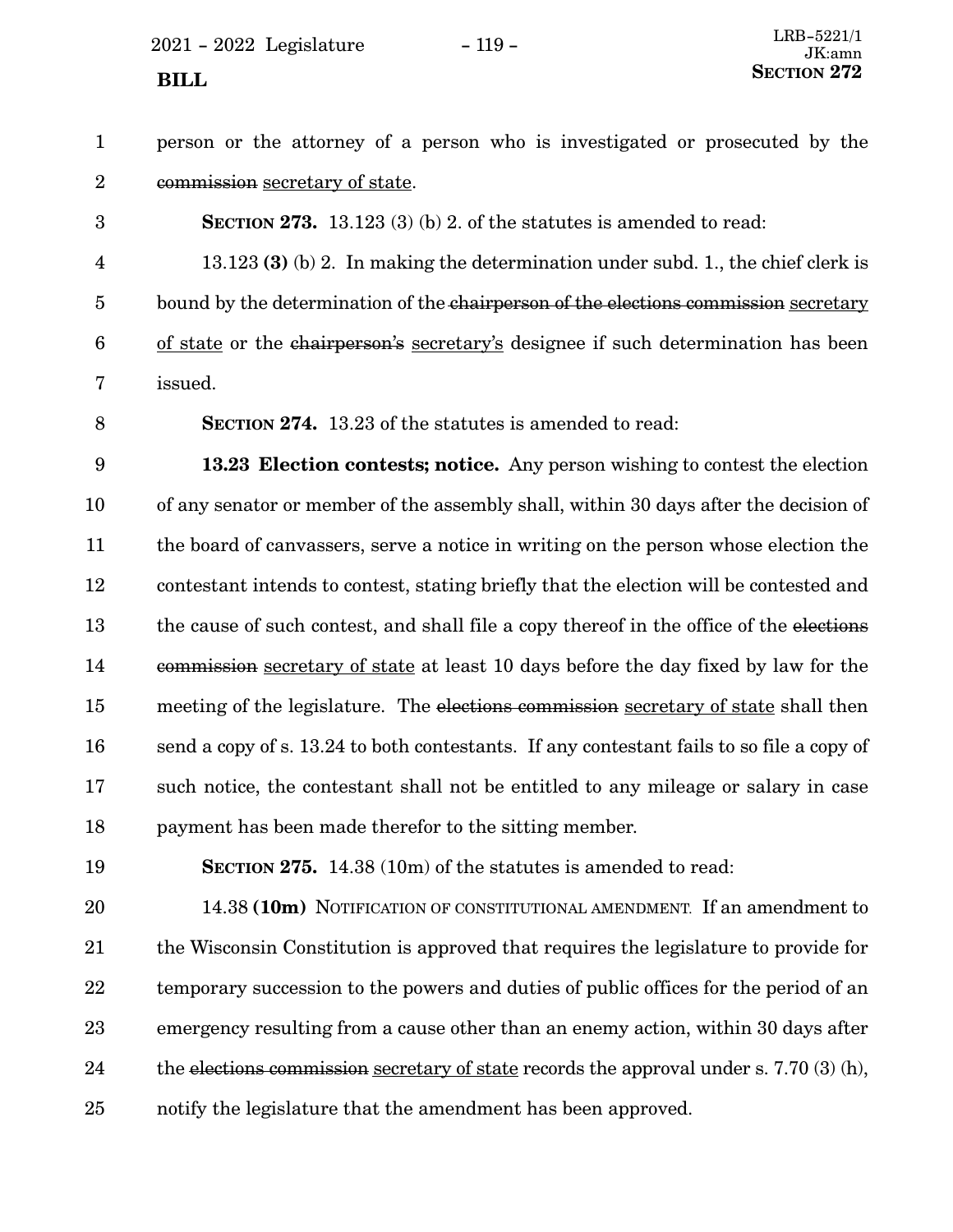person or the attorney of a person who is investigated or prosecuted by the ~~commission~~ secretary of state.

**SECTION 273.** 13.123 (3) (b) 2. of the statutes is amended to read:

13.123 **(3)** (b) 2. In making the determination under subd. 1., the chief clerk is bound by the determination of the ~~chairperson of the elections commission~~ secretary of state or the ~~chairperson's~~ secretary's designee if such determination has been issued.

**SECTION 274.** 13.23 of the statutes is amended to read:

**13.23 Election contests; notice.** Any person wishing to contest the election of any senator or member of the assembly shall, within 30 days after the decision of the board of canvassers, serve a notice in writing on the person whose election the contestant intends to contest, stating briefly that the election will be contested and the cause of such contest, and shall file a copy thereof in the office of the ~~elections commission~~ secretary of state at least 10 days before the day fixed by law for the meeting of the legislature. The ~~elections commission~~ secretary of state shall then send a copy of s. 13.24 to both contestants. If any contestant fails to so file a copy of such notice, the contestant shall not be entitled to any mileage or salary in case payment has been made therefor to the sitting member.

**SECTION 275.** 14.38 (10m) of the statutes is amended to read:

14.38 **(10m)** NOTIFICATION OF CONSTITUTIONAL AMENDMENT. If an amendment to the Wisconsin Constitution is approved that requires the legislature to provide for temporary succession to the powers and duties of public offices for the period of an emergency resulting from a cause other than an enemy action, within 30 days after the ~~elections commission~~ secretary of state records the approval under s. 7.70 (3) (h), notify the legislature that the amendment has been approved.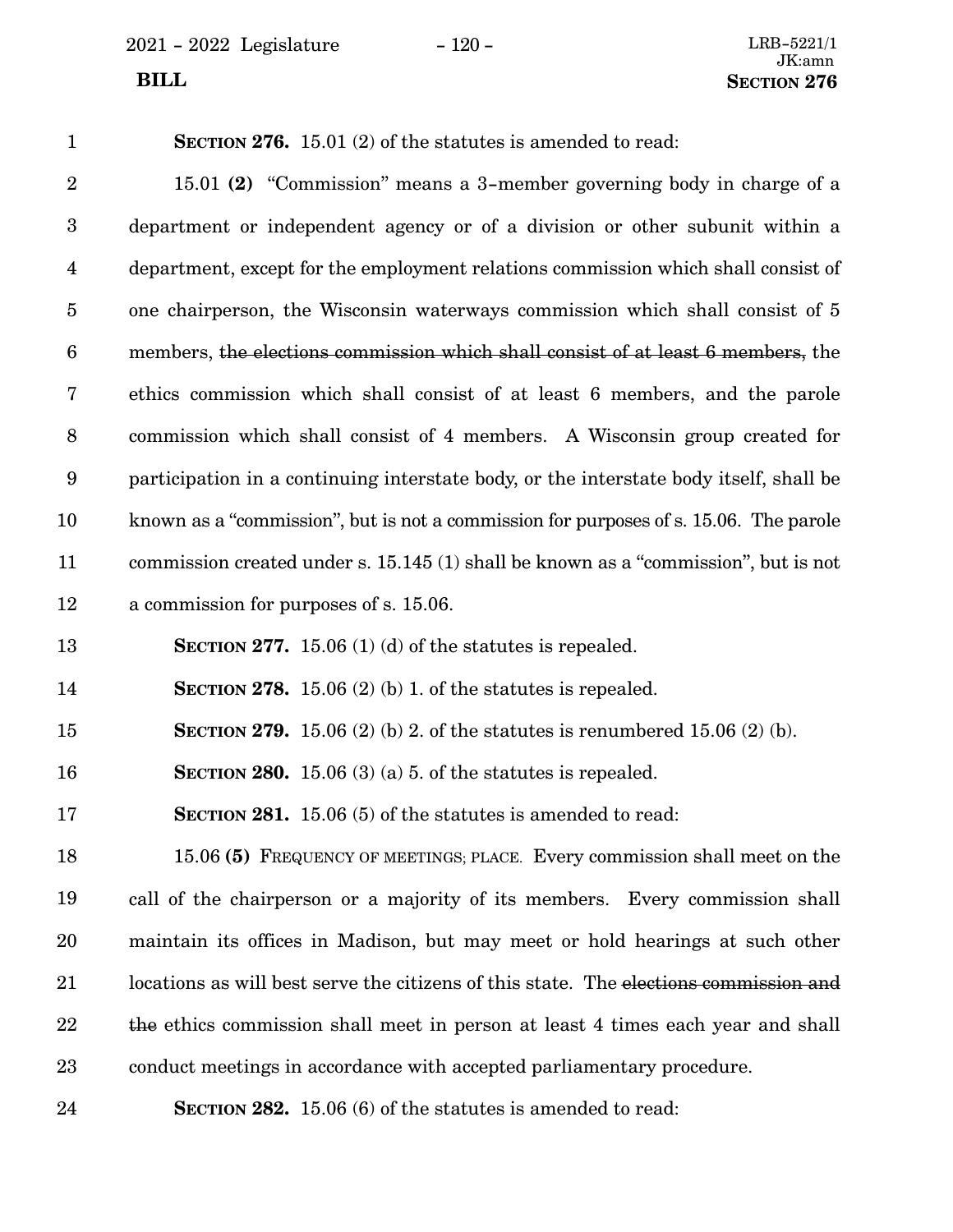**SECTION 276.** 15.01 (2) of the statutes is amended to read:

15.01 **(2)** "Commission" means a 3-member governing body in charge of a department or independent agency or of a division or other subunit within a department, except for the employment relations commission which shall consist of one chairperson, the Wisconsin waterways commission which shall consist of 5 members, ~~the elections commission which shall consist of at least 6 members~~, the ethics commission which shall consist of at least 6 members, and the parole commission which shall consist of 4 members. A Wisconsin group created for participation in a continuing interstate body, or the interstate body itself, shall be known as a "commission", but is not a commission for purposes of s. 15.06. The parole commission created under s. 15.145 (1) shall be known as a "commission", but is not a commission for purposes of s. 15.06.

**SECTION 277.** 15.06 (1) (d) of the statutes is repealed.

**SECTION 278.** 15.06 (2) (b) 1. of the statutes is repealed.

**SECTION 279.** 15.06 (2) (b) 2. of the statutes is renumbered 15.06 (2) (b).

**SECTION 280.** 15.06 (3) (a) 5. of the statutes is repealed.

**SECTION 281.** 15.06 (5) of the statutes is amended to read:

15.06 **(5)** FREQUENCY OF MEETINGS; PLACE. Every commission shall meet on the call of the chairperson or a majority of its members. Every commission shall maintain its offices in Madison, but may meet or hold hearings at such other locations as will best serve the citizens of this state. The ~~elections commission and the~~ ethics commission shall meet in person at least 4 times each year and shall conduct meetings in accordance with accepted parliamentary procedure.

**SECTION 282.** 15.06 (6) of the statutes is amended to read: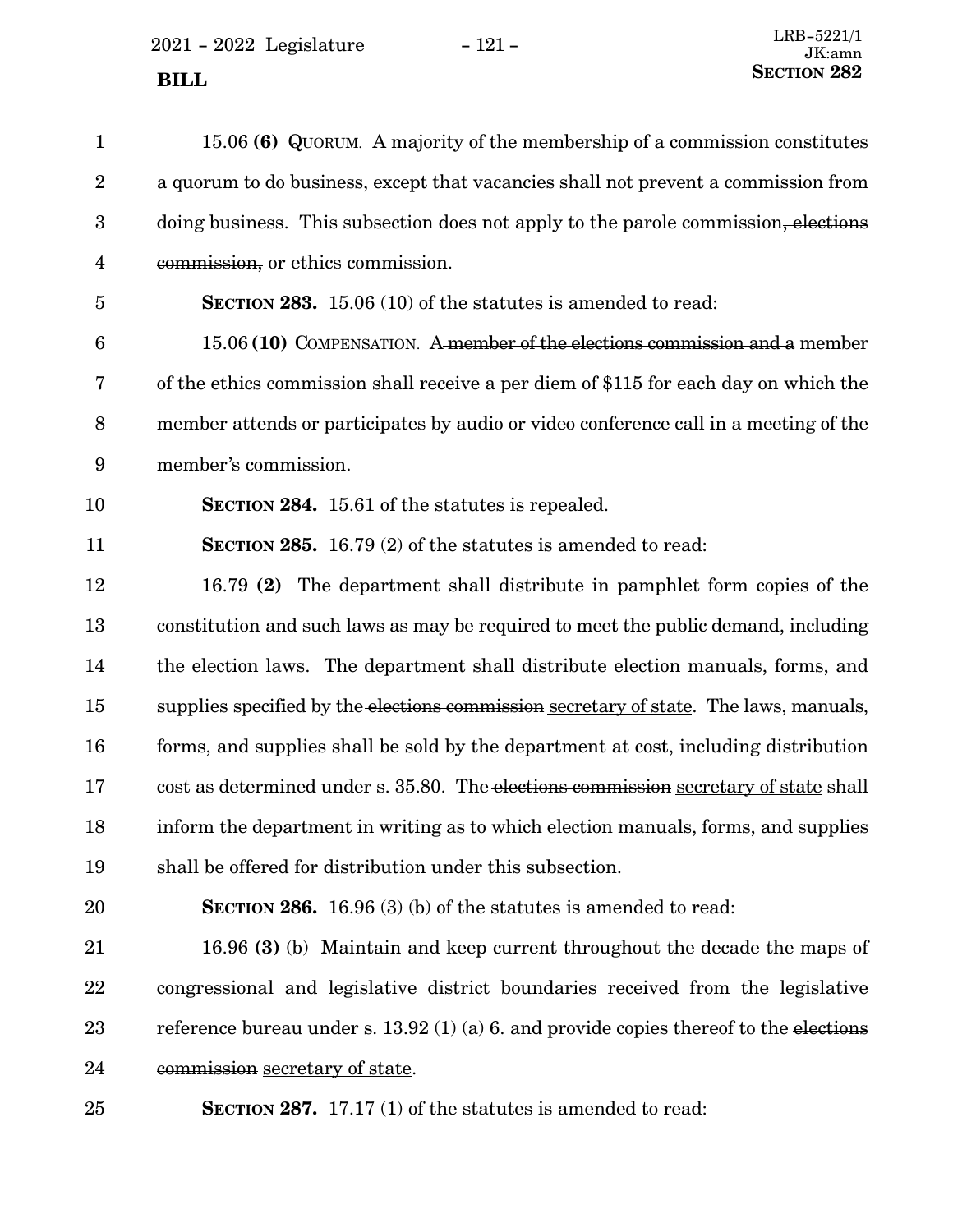15.06 **(6)** QUORUM. A majority of the membership of a commission constitutes a quorum to do business, except that vacancies shall not prevent a commission from doing business. This subsection does not apply to the parole commission~~, elections commission,~~ or ethics commission.

**SECTION 283.** 15.06 (10) of the statutes is amended to read:

15.06 **(10)** COMPENSATION. A ~~member of the elections commission and a~~ member of the ethics commission shall receive a per diem of $115 for each day on which the member attends or participates by audio or video conference call in a meeting of the ~~member's~~ commission.

**SECTION 284.** 15.61 of the statutes is repealed.

**SECTION 285.** 16.79 (2) of the statutes is amended to read:

16.79 **(2)** The department shall distribute in pamphlet form copies of the constitution and such laws as may be required to meet the public demand, including the election laws. The department shall distribute election manuals, forms, and supplies specified by the ~~elections commission~~ <u>secretary of state</u>. The laws, manuals, forms, and supplies shall be sold by the department at cost, including distribution cost as determined under s. 35.80. The ~~elections commission~~ <u>secretary of state</u> shall inform the department in writing as to which election manuals, forms, and supplies shall be offered for distribution under this subsection.

**SECTION 286.** 16.96 (3) (b) of the statutes is amended to read:

16.96 **(3)** (b) Maintain and keep current throughout the decade the maps of congressional and legislative district boundaries received from the legislative reference bureau under s. 13.92 (1) (a) 6. and provide copies thereof to the ~~elections commission~~ <u>secretary of state</u>.

**SECTION 287.** 17.17 (1) of the statutes is amended to read: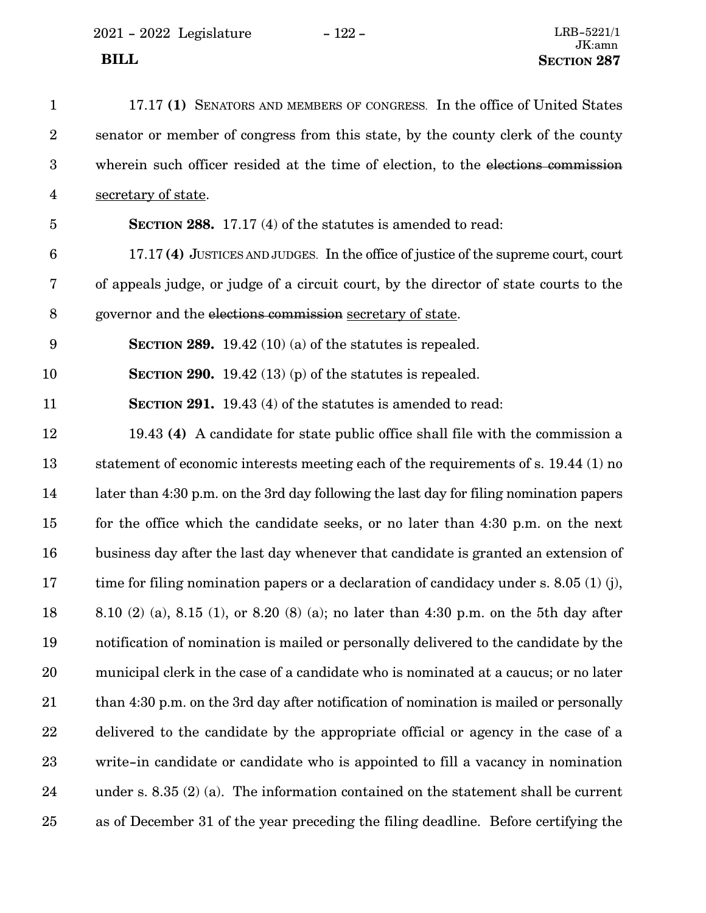17.17 **(1)** SENATORS AND MEMBERS OF CONGRESS. In the office of United States senator or member of congress from this state, by the county clerk of the county wherein such officer resided at the time of election, to the ~~elections commission~~ secretary of state.

**SECTION 288.** 17.17 (4) of the statutes is amended to read:

17.17 **(4)** JUSTICES AND JUDGES. In the office of justice of the supreme court, court of appeals judge, or judge of a circuit court, by the director of state courts to the governor and the ~~elections commission~~ secretary of state.

**SECTION 289.** 19.42 (10) (a) of the statutes is repealed.

**SECTION 290.** 19.42 (13) (p) of the statutes is repealed.

**SECTION 291.** 19.43 (4) of the statutes is amended to read:

19.43 **(4)** A candidate for state public office shall file with the commission a statement of economic interests meeting each of the requirements of s. 19.44 (1) no later than 4:30 p.m. on the 3rd day following the last day for filing nomination papers for the office which the candidate seeks, or no later than 4:30 p.m. on the next business day after the last day whenever that candidate is granted an extension of time for filing nomination papers or a declaration of candidacy under s. 8.05 (1) (j), 8.10 (2) (a), 8.15 (1), or 8.20 (8) (a); no later than 4:30 p.m. on the 5th day after notification of nomination is mailed or personally delivered to the candidate by the municipal clerk in the case of a candidate who is nominated at a caucus; or no later than 4:30 p.m. on the 3rd day after notification of nomination is mailed or personally delivered to the candidate by the appropriate official or agency in the case of a write-in candidate or candidate who is appointed to fill a vacancy in nomination under s. 8.35 (2) (a). The information contained on the statement shall be current as of December 31 of the year preceding the filing deadline. Before certifying the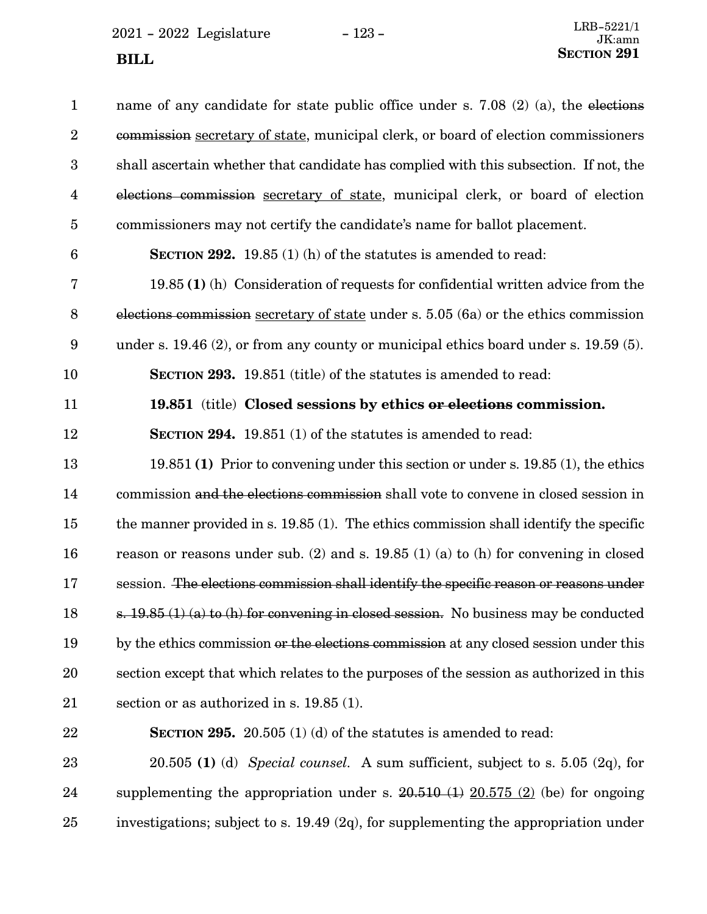name of any candidate for state public office under s. 7.08 (2) (a), the ~~elections commission~~ <u>secretary of state</u>, municipal clerk, or board of election commissioners shall ascertain whether that candidate has complied with this subsection. If not, the ~~elections commission~~ <u>secretary of state</u>, municipal clerk, or board of election commissioners may not certify the candidate's name for ballot placement.

**SECTION 292.** 19.85 (1) (h) of the statutes is amended to read:

19.85 **(1)** (h) Consideration of requests for confidential written advice from the ~~elections commission~~ <u>secretary of state</u> under s. 5.05 (6a) or the ethics commission under s. 19.46 (2), or from any county or municipal ethics board under s. 19.59 (5).

**SECTION 293.** 19.851 (title) of the statutes is amended to read:

**19.851** (title) **Closed sessions by ethics ~~or elections~~ commission.**

**SECTION 294.** 19.851 (1) of the statutes is amended to read:

19.851 **(1)** Prior to convening under this section or under s. 19.85 (1), the ethics commission ~~and the elections commission~~ shall vote to convene in closed session in the manner provided in s. 19.85 (1). The ethics commission shall identify the specific reason or reasons under sub. (2) and s. 19.85 (1) (a) to (h) for convening in closed session. ~~The elections commission shall identify the specific reason or reasons under s. 19.85 (1) (a) to (h) for convening in closed session.~~ No business may be conducted by the ethics commission ~~or the elections commission~~ at any closed session under this section except that which relates to the purposes of the session as authorized in this section or as authorized in s. 19.85 (1).

**SECTION 295.** 20.505 (1) (d) of the statutes is amended to read:

20.505 **(1)** (d) *Special counsel.* A sum sufficient, subject to s. 5.05 (2q), for supplementing the appropriation under s. ~~20.510 (1)~~ <u>20.575 (2)</u> (be) for ongoing investigations; subject to s. 19.49 (2q), for supplementing the appropriation under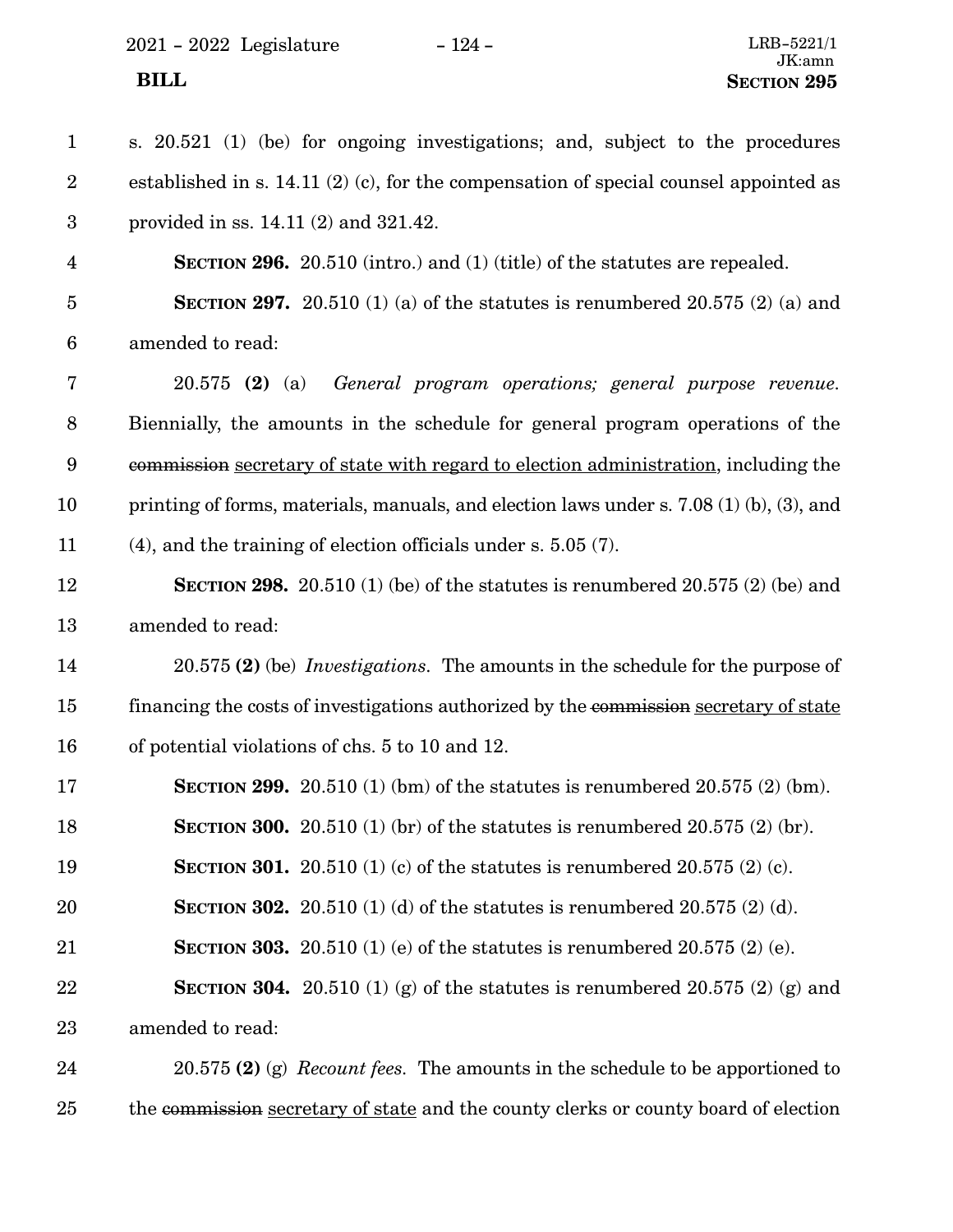s. 20.521 (1) (be) for ongoing investigations; and, subject to the procedures established in s. 14.11 (2) (c), for the compensation of special counsel appointed as provided in ss. 14.11 (2) and 321.42.

**SECTION 296.** 20.510 (intro.) and (1) (title) of the statutes are repealed.

**SECTION 297.** 20.510 (1) (a) of the statutes is renumbered 20.575 (2) (a) and amended to read:

20.575 **(2)** (a) *General program operations; general purpose revenue.* Biennially, the amounts in the schedule for general program operations of the ~~commission~~ secretary of state with regard to election administration, including the printing of forms, materials, manuals, and election laws under s. 7.08 (1) (b), (3), and (4), and the training of election officials under s. 5.05 (7).

**SECTION 298.** 20.510 (1) (be) of the statutes is renumbered 20.575 (2) (be) and amended to read:

20.575 **(2)** (be) *Investigations.* The amounts in the schedule for the purpose of financing the costs of investigations authorized by the ~~commission~~ secretary of state of potential violations of chs. 5 to 10 and 12.

**SECTION 299.** 20.510 (1) (bm) of the statutes is renumbered 20.575 (2) (bm).

**SECTION 300.** 20.510 (1) (br) of the statutes is renumbered 20.575 (2) (br).

**SECTION 301.** 20.510 (1) (c) of the statutes is renumbered 20.575 (2) (c).

**SECTION 302.** 20.510 (1) (d) of the statutes is renumbered 20.575 (2) (d).

**SECTION 303.** 20.510 (1) (e) of the statutes is renumbered 20.575 (2) (e).

**SECTION 304.** 20.510 (1) (g) of the statutes is renumbered 20.575 (2) (g) and amended to read:

20.575 **(2)** (g) *Recount fees.* The amounts in the schedule to be apportioned to the ~~commission~~ secretary of state and the county clerks or county board of election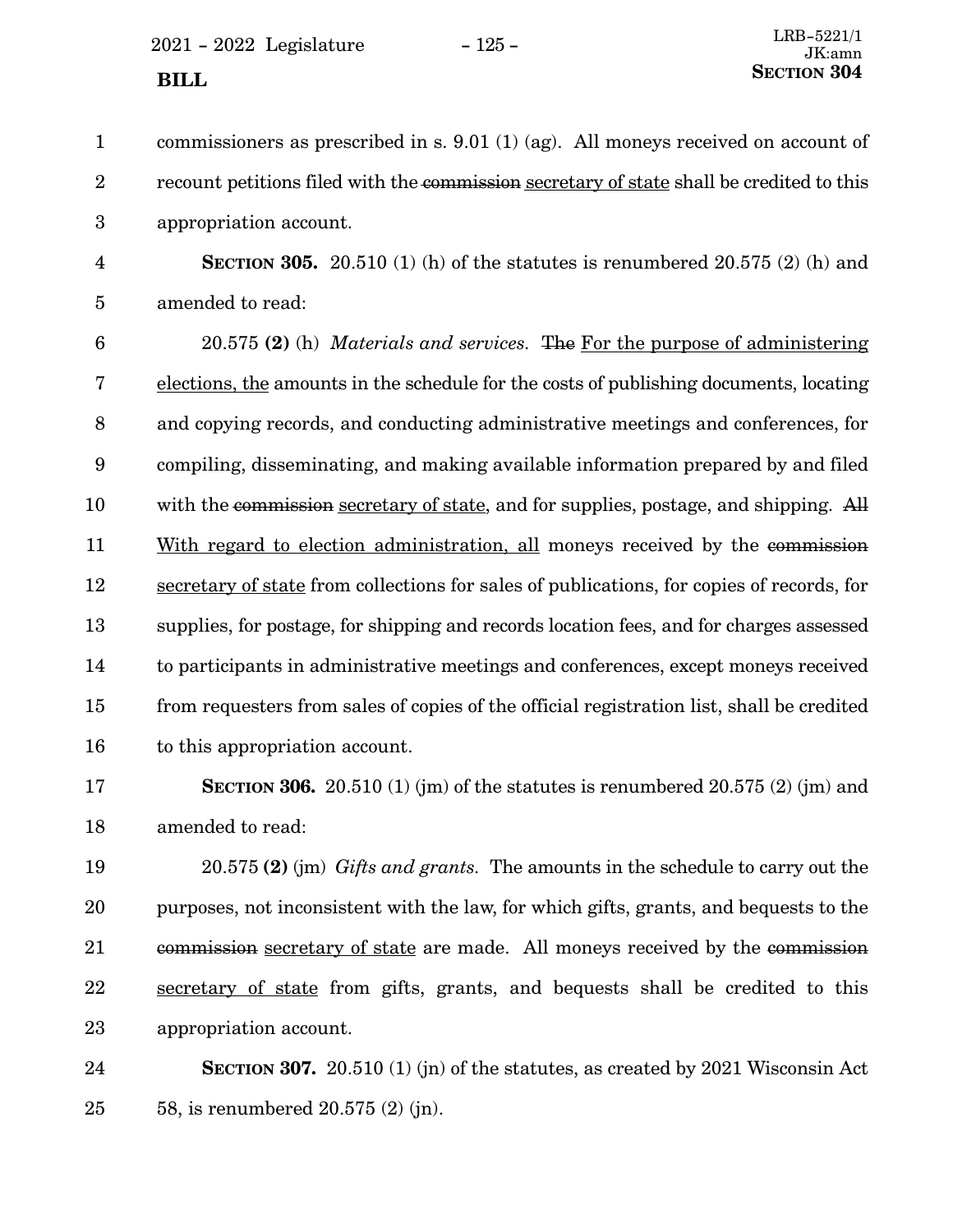commissioners as prescribed in s. 9.01 (1) (ag). All moneys received on account of recount petitions filed with the ~~commission~~ secretary of state shall be credited to this appropriation account.

**SECTION 305.** 20.510 (1) (h) of the statutes is renumbered 20.575 (2) (h) and amended to read:

20.575 **(2)** (h) *Materials and services.* ~~The~~ For the purpose of administering elections, the amounts in the schedule for the costs of publishing documents, locating and copying records, and conducting administrative meetings and conferences, for compiling, disseminating, and making available information prepared by and filed with the ~~commission~~ secretary of state, and for supplies, postage, and shipping. ~~All~~ With regard to election administration, all moneys received by the ~~commission~~ secretary of state from collections for sales of publications, for copies of records, for supplies, for postage, for shipping and records location fees, and for charges assessed to participants in administrative meetings and conferences, except moneys received from requesters from sales of copies of the official registration list, shall be credited to this appropriation account.

**SECTION 306.** 20.510 (1) (jm) of the statutes is renumbered 20.575 (2) (jm) and amended to read:

20.575 **(2)** (jm) *Gifts and grants.* The amounts in the schedule to carry out the purposes, not inconsistent with the law, for which gifts, grants, and bequests to the ~~commission~~ secretary of state are made. All moneys received by the ~~commission~~ secretary of state from gifts, grants, and bequests shall be credited to this appropriation account.

**SECTION 307.** 20.510 (1) (jn) of the statutes, as created by 2021 Wisconsin Act 58, is renumbered 20.575 (2) (jn).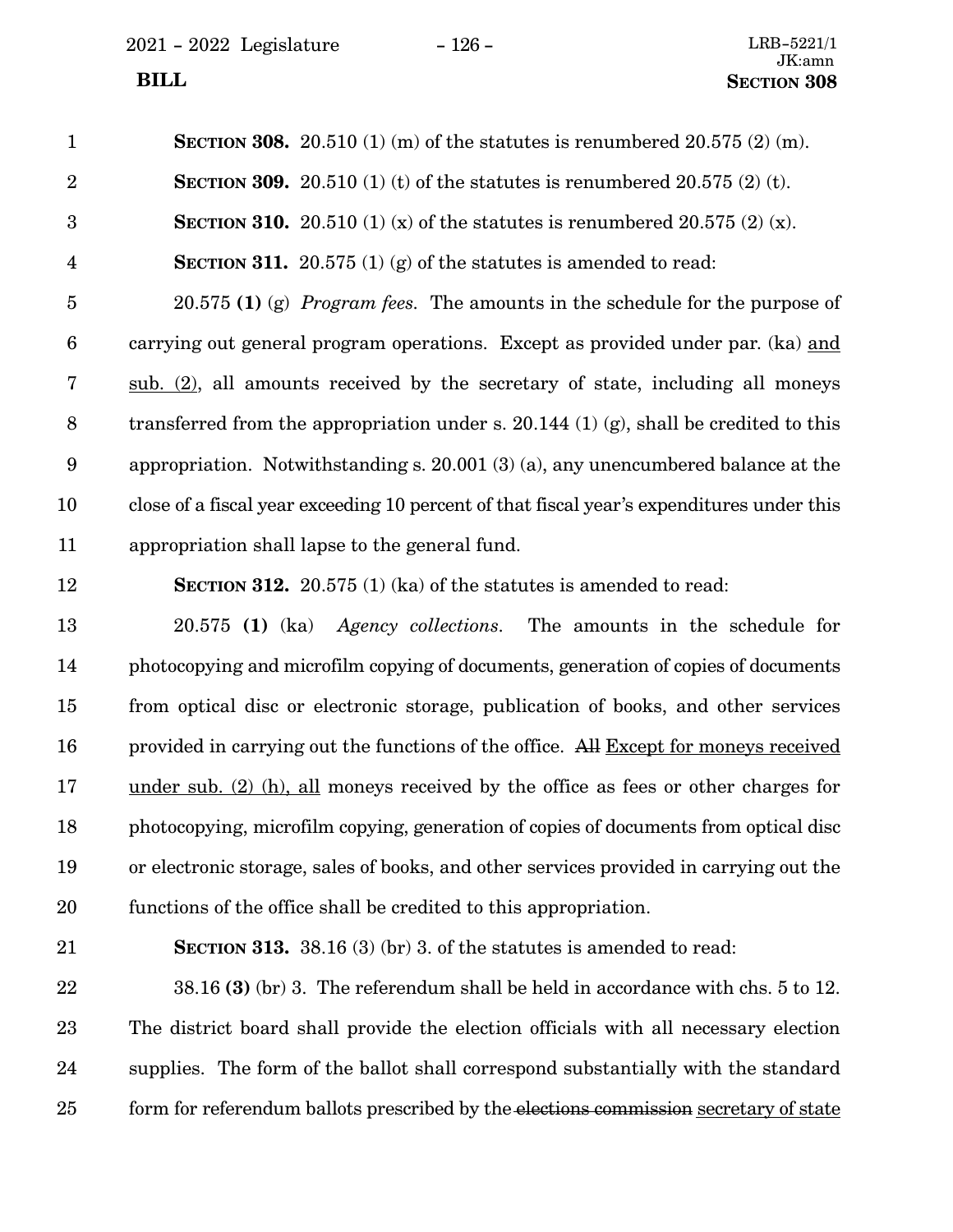**SECTION 308.** 20.510 (1) (m) of the statutes is renumbered 20.575 (2) (m).

**SECTION 309.** 20.510 (1) (t) of the statutes is renumbered 20.575 (2) (t).

**SECTION 310.** 20.510 (1) (x) of the statutes is renumbered 20.575 (2) (x).

**SECTION 311.** 20.575 (1) (g) of the statutes is amended to read:

20.575 **(1)** (g) *Program fees.* The amounts in the schedule for the purpose of carrying out general program operations. Except as provided under par. (ka) and sub. (2), all amounts received by the secretary of state, including all moneys transferred from the appropriation under s. 20.144 (1) (g), shall be credited to this appropriation. Notwithstanding s. 20.001 (3) (a), any unencumbered balance at the close of a fiscal year exceeding 10 percent of that fiscal year's expenditures under this appropriation shall lapse to the general fund.

**SECTION 312.** 20.575 (1) (ka) of the statutes is amended to read:

20.575 **(1)** (ka) *Agency collections.* The amounts in the schedule for photocopying and microfilm copying of documents, generation of copies of documents from optical disc or electronic storage, publication of books, and other services provided in carrying out the functions of the office. ~~All~~ Except for moneys received under sub. (2) (h), all moneys received by the office as fees or other charges for photocopying, microfilm copying, generation of copies of documents from optical disc or electronic storage, sales of books, and other services provided in carrying out the functions of the office shall be credited to this appropriation.

**SECTION 313.** 38.16 (3) (br) 3. of the statutes is amended to read:

38.16 **(3)** (br) 3. The referendum shall be held in accordance with chs. 5 to 12. The district board shall provide the election officials with all necessary election supplies. The form of the ballot shall correspond substantially with the standard form for referendum ballots prescribed by the ~~elections commission~~ secretary of state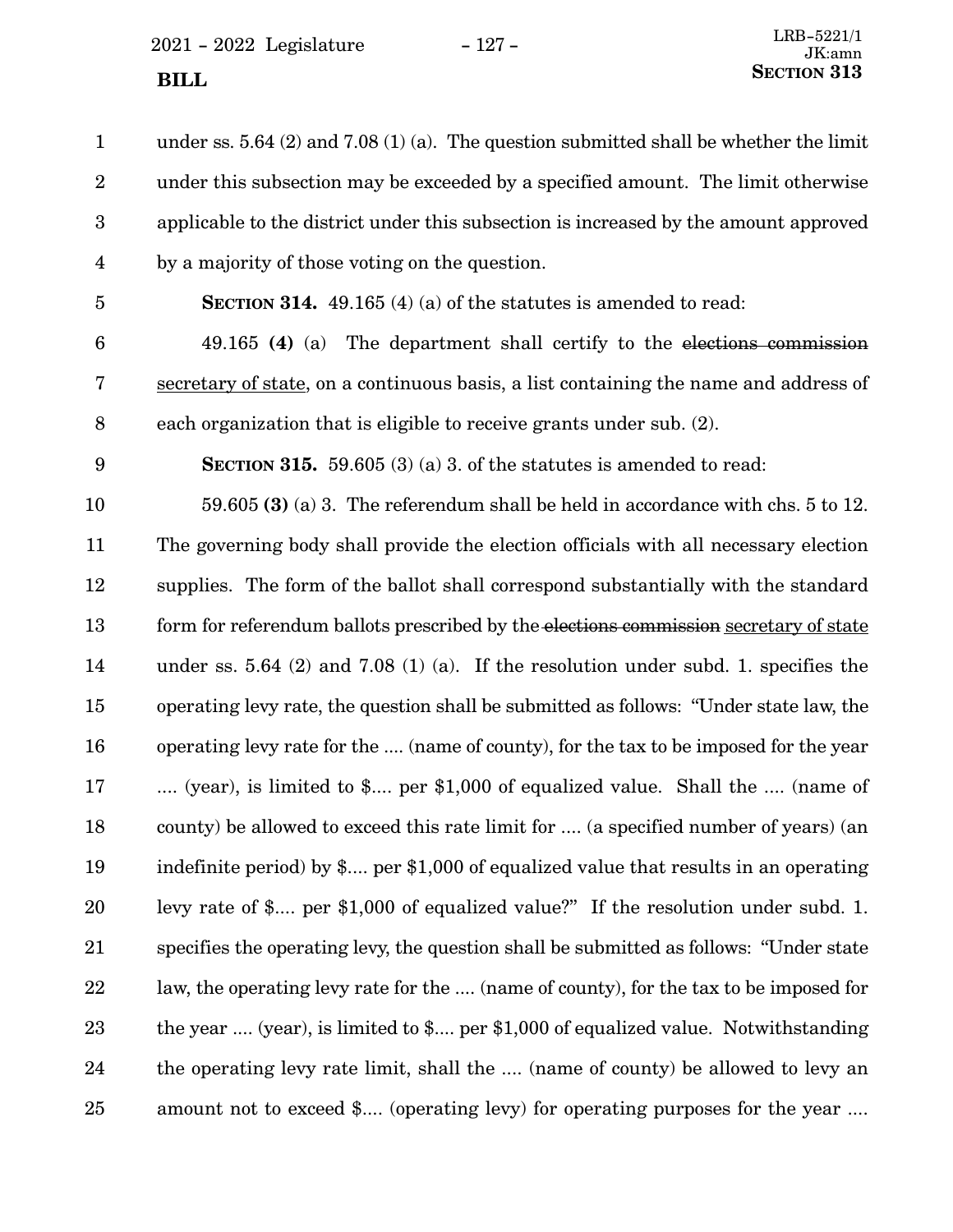under ss. 5.64 (2) and 7.08 (1) (a). The question submitted shall be whether the limit under this subsection may be exceeded by a specified amount. The limit otherwise applicable to the district under this subsection is increased by the amount approved by a majority of those voting on the question.

**SECTION 314.** 49.165 (4) (a) of the statutes is amended to read:

49.165 **(4)** (a) The department shall certify to the ~~elections commission~~ secretary of state, on a continuous basis, a list containing the name and address of each organization that is eligible to receive grants under sub. (2).

**SECTION 315.** 59.605 (3) (a) 3. of the statutes is amended to read:

59.605 **(3)** (a) 3. The referendum shall be held in accordance with chs. 5 to 12. The governing body shall provide the election officials with all necessary election supplies. The form of the ballot shall correspond substantially with the standard form for referendum ballots prescribed by the ~~elections commission~~ secretary of state under ss. 5.64 (2) and 7.08 (1) (a). If the resolution under subd. 1. specifies the operating levy rate, the question shall be submitted as follows: "Under state law, the operating levy rate for the .... (name of county), for the tax to be imposed for the year .... (year), is limited to $.... per $1,000 of equalized value. Shall the .... (name of county) be allowed to exceed this rate limit for .... (a specified number of years) (an indefinite period) by $.... per $1,000 of equalized value that results in an operating levy rate of $.... per $1,000 of equalized value?" If the resolution under subd. 1. specifies the operating levy, the question shall be submitted as follows: "Under state law, the operating levy rate for the .... (name of county), for the tax to be imposed for the year .... (year), is limited to $.... per $1,000 of equalized value. Notwithstanding the operating levy rate limit, shall the .... (name of county) be allowed to levy an amount not to exceed $.... (operating levy) for operating purposes for the year ....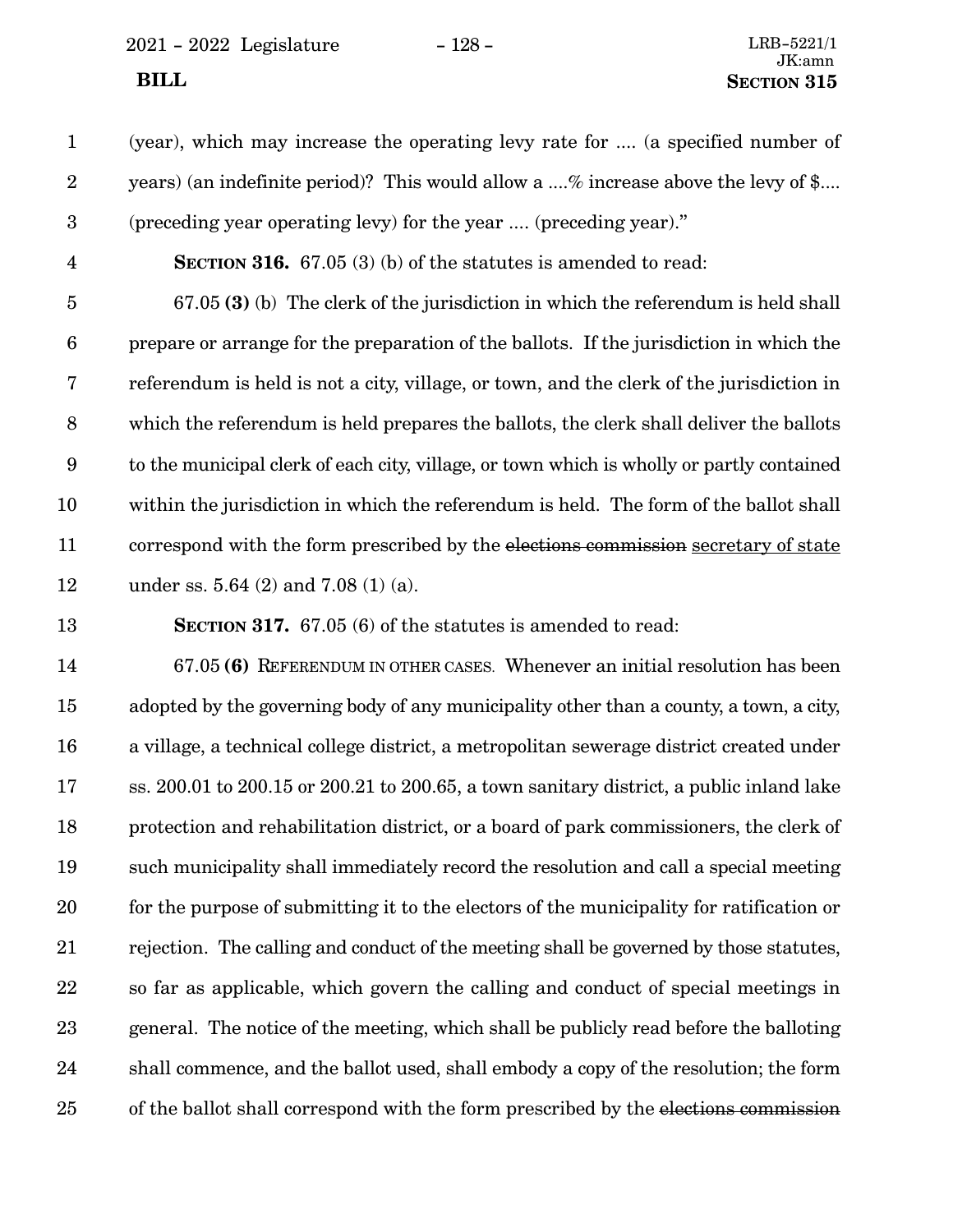(year), which may increase the operating levy rate for .... (a specified number of years) (an indefinite period)? This would allow a ....% increase above the levy of $.... (preceding year operating levy) for the year .... (preceding year)."

**SECTION 316.** 67.05 (3) (b) of the statutes is amended to read:

67.05 **(3)** (b) The clerk of the jurisdiction in which the referendum is held shall prepare or arrange for the preparation of the ballots. If the jurisdiction in which the referendum is held is not a city, village, or town, and the clerk of the jurisdiction in which the referendum is held prepares the ballots, the clerk shall deliver the ballots to the municipal clerk of each city, village, or town which is wholly or partly contained within the jurisdiction in which the referendum is held. The form of the ballot shall correspond with the form prescribed by the ~~elections commission~~ <u>secretary of state</u> under ss. 5.64 (2) and 7.08 (1) (a).

**SECTION 317.** 67.05 (6) of the statutes is amended to read:

67.05 **(6)** REFERENDUM IN OTHER CASES. Whenever an initial resolution has been adopted by the governing body of any municipality other than a county, a town, a city, a village, a technical college district, a metropolitan sewerage district created under ss. 200.01 to 200.15 or 200.21 to 200.65, a town sanitary district, a public inland lake protection and rehabilitation district, or a board of park commissioners, the clerk of such municipality shall immediately record the resolution and call a special meeting for the purpose of submitting it to the electors of the municipality for ratification or rejection. The calling and conduct of the meeting shall be governed by those statutes, so far as applicable, which govern the calling and conduct of special meetings in general. The notice of the meeting, which shall be publicly read before the balloting shall commence, and the ballot used, shall embody a copy of the resolution; the form of the ballot shall correspond with the form prescribed by the ~~elections commission~~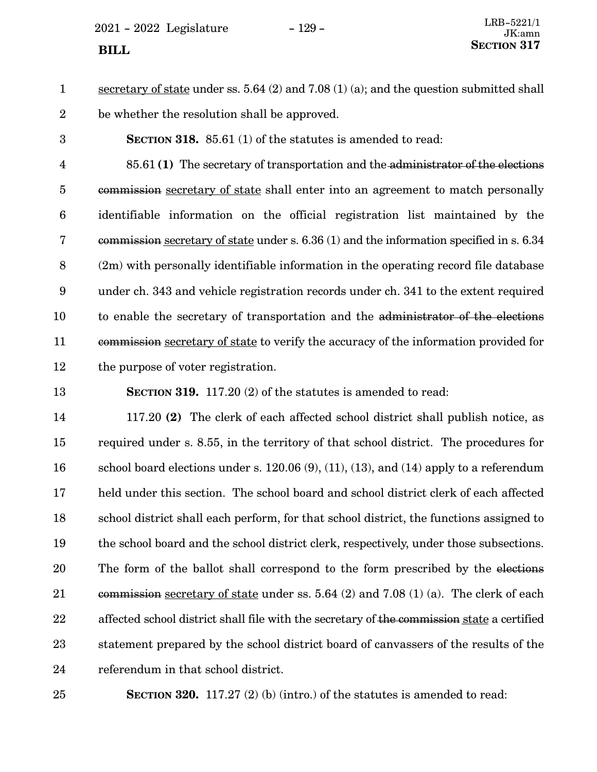secretary of state under ss. 5.64 (2) and 7.08 (1) (a); and the question submitted shall be whether the resolution shall be approved.

**SECTION 318.** 85.61 (1) of the statutes is amended to read:

85.61 **(1)** The secretary of transportation and the ~~administrator of the elections commission~~ secretary of state shall enter into an agreement to match personally identifiable information on the official registration list maintained by the ~~commission~~ secretary of state under s. 6.36 (1) and the information specified in s. 6.34 (2m) with personally identifiable information in the operating record file database under ch. 343 and vehicle registration records under ch. 341 to the extent required to enable the secretary of transportation and the ~~administrator of the elections commission~~ secretary of state to verify the accuracy of the information provided for the purpose of voter registration.

**SECTION 319.** 117.20 (2) of the statutes is amended to read:

117.20 **(2)** The clerk of each affected school district shall publish notice, as required under s. 8.55, in the territory of that school district. The procedures for school board elections under s. 120.06 (9), (11), (13), and (14) apply to a referendum held under this section. The school board and school district clerk of each affected school district shall each perform, for that school district, the functions assigned to the school board and the school district clerk, respectively, under those subsections. The form of the ballot shall correspond to the form prescribed by the ~~elections commission~~ secretary of state under ss. 5.64 (2) and 7.08 (1) (a). The clerk of each affected school district shall file with the secretary of ~~the commission~~ state a certified statement prepared by the school district board of canvassers of the results of the referendum in that school district.

**SECTION 320.** 117.27 (2) (b) (intro.) of the statutes is amended to read: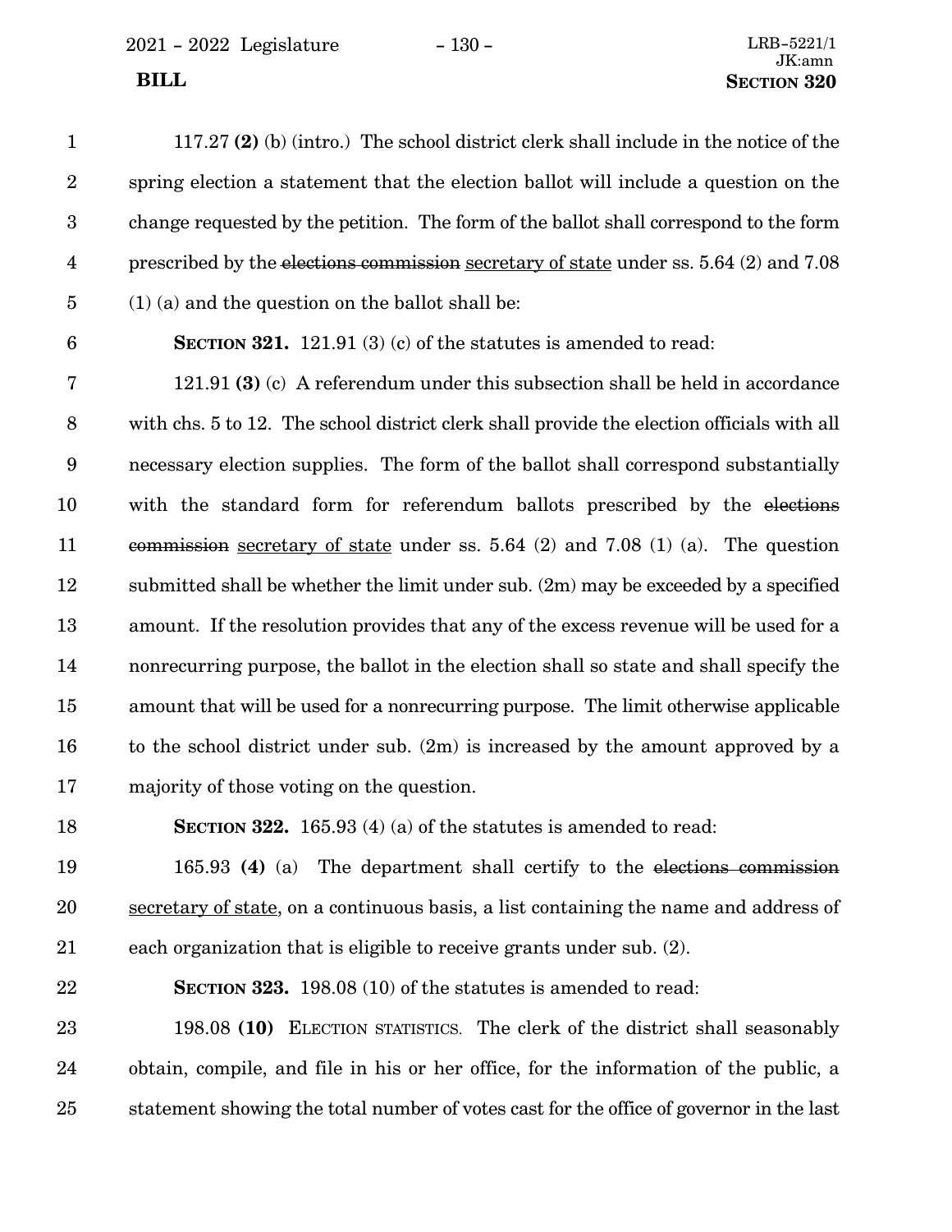117.27 **(2)** (b) (intro.) The school district clerk shall include in the notice of the spring election a statement that the election ballot will include a question on the change requested by the petition. The form of the ballot shall correspond to the form prescribed by the ~~elections commission~~ secretary of state under ss. 5.64 (2) and 7.08 (1) (a) and the question on the ballot shall be:

**SECTION 321.** 121.91 (3) (c) of the statutes is amended to read:

121.91 **(3)** (c) A referendum under this subsection shall be held in accordance with chs. 5 to 12. The school district clerk shall provide the election officials with all necessary election supplies. The form of the ballot shall correspond substantially with the standard form for referendum ballots prescribed by the ~~elections commission~~ secretary of state under ss. 5.64 (2) and 7.08 (1) (a). The question submitted shall be whether the limit under sub. (2m) may be exceeded by a specified amount. If the resolution provides that any of the excess revenue will be used for a nonrecurring purpose, the ballot in the election shall so state and shall specify the amount that will be used for a nonrecurring purpose. The limit otherwise applicable to the school district under sub. (2m) is increased by the amount approved by a majority of those voting on the question.

**SECTION 322.** 165.93 (4) (a) of the statutes is amended to read:

165.93 **(4)** (a) The department shall certify to the ~~elections commission~~ secretary of state, on a continuous basis, a list containing the name and address of each organization that is eligible to receive grants under sub. (2).

**SECTION 323.** 198.08 (10) of the statutes is amended to read:

198.08 **(10)** ELECTION STATISTICS. The clerk of the district shall seasonably obtain, compile, and file in his or her office, for the information of the public, a statement showing the total number of votes cast for the office of governor in the last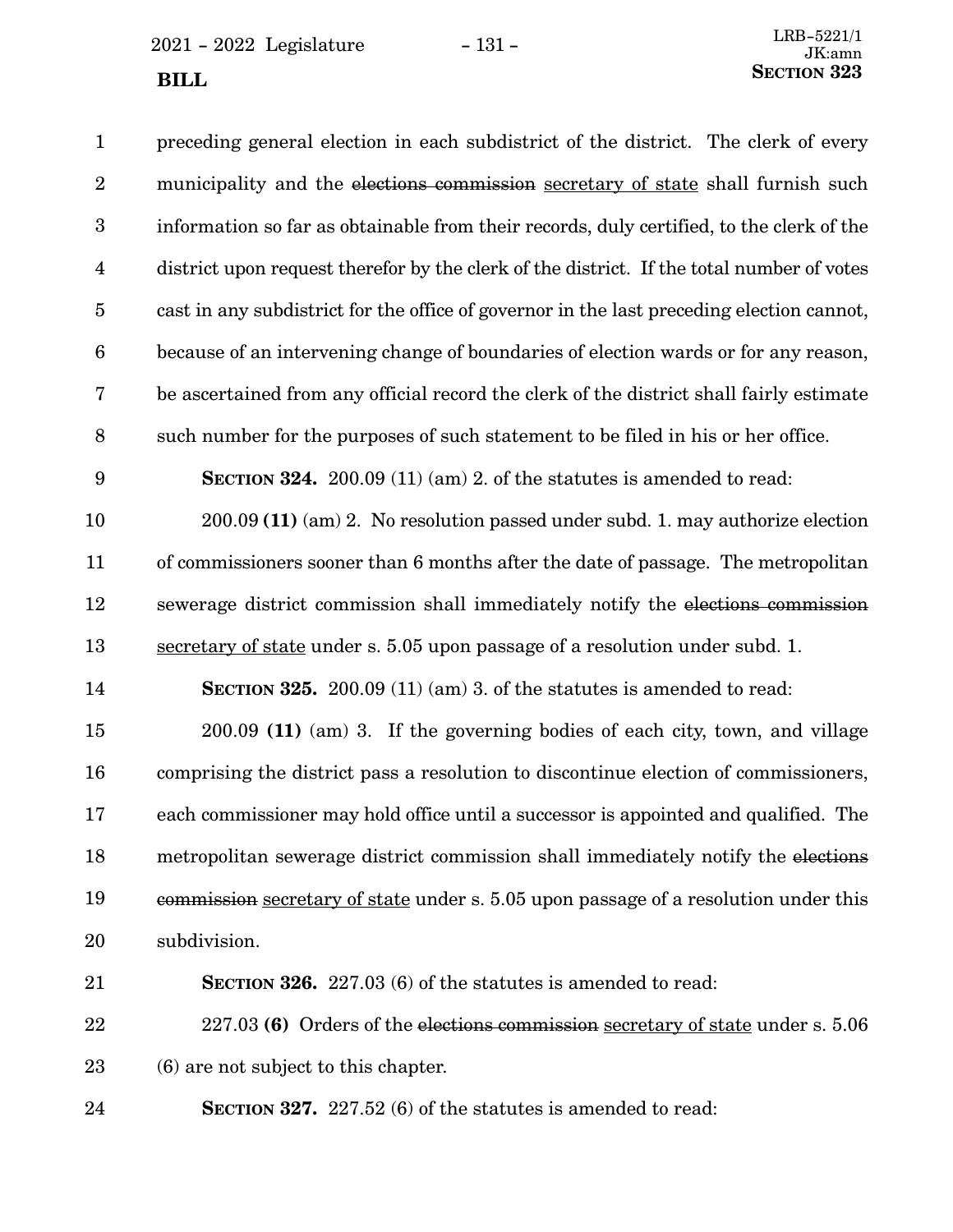preceding general election in each subdistrict of the district. The clerk of every municipality and the ~~elections commission~~ <u>secretary of state</u> shall furnish such information so far as obtainable from their records, duly certified, to the clerk of the district upon request therefor by the clerk of the district. If the total number of votes cast in any subdistrict for the office of governor in the last preceding election cannot, because of an intervening change of boundaries of election wards or for any reason, be ascertained from any official record the clerk of the district shall fairly estimate such number for the purposes of such statement to be filed in his or her office.

**SECTION 324.** 200.09 (11) (am) 2. of the statutes is amended to read:

200.09 **(11)** (am) 2. No resolution passed under subd. 1. may authorize election of commissioners sooner than 6 months after the date of passage. The metropolitan sewerage district commission shall immediately notify the ~~elections commission~~ <u>secretary of state</u> under s. 5.05 upon passage of a resolution under subd. 1.

**SECTION 325.** 200.09 (11) (am) 3. of the statutes is amended to read:

200.09 **(11)** (am) 3. If the governing bodies of each city, town, and village comprising the district pass a resolution to discontinue election of commissioners, each commissioner may hold office until a successor is appointed and qualified. The metropolitan sewerage district commission shall immediately notify the ~~elections commission~~ <u>secretary of state</u> under s. 5.05 upon passage of a resolution under this subdivision.

**SECTION 326.** 227.03 (6) of the statutes is amended to read:

227.03 **(6)** Orders of the ~~elections commission~~ <u>secretary of state</u> under s. 5.06 (6) are not subject to this chapter.

**SECTION 327.** 227.52 (6) of the statutes is amended to read: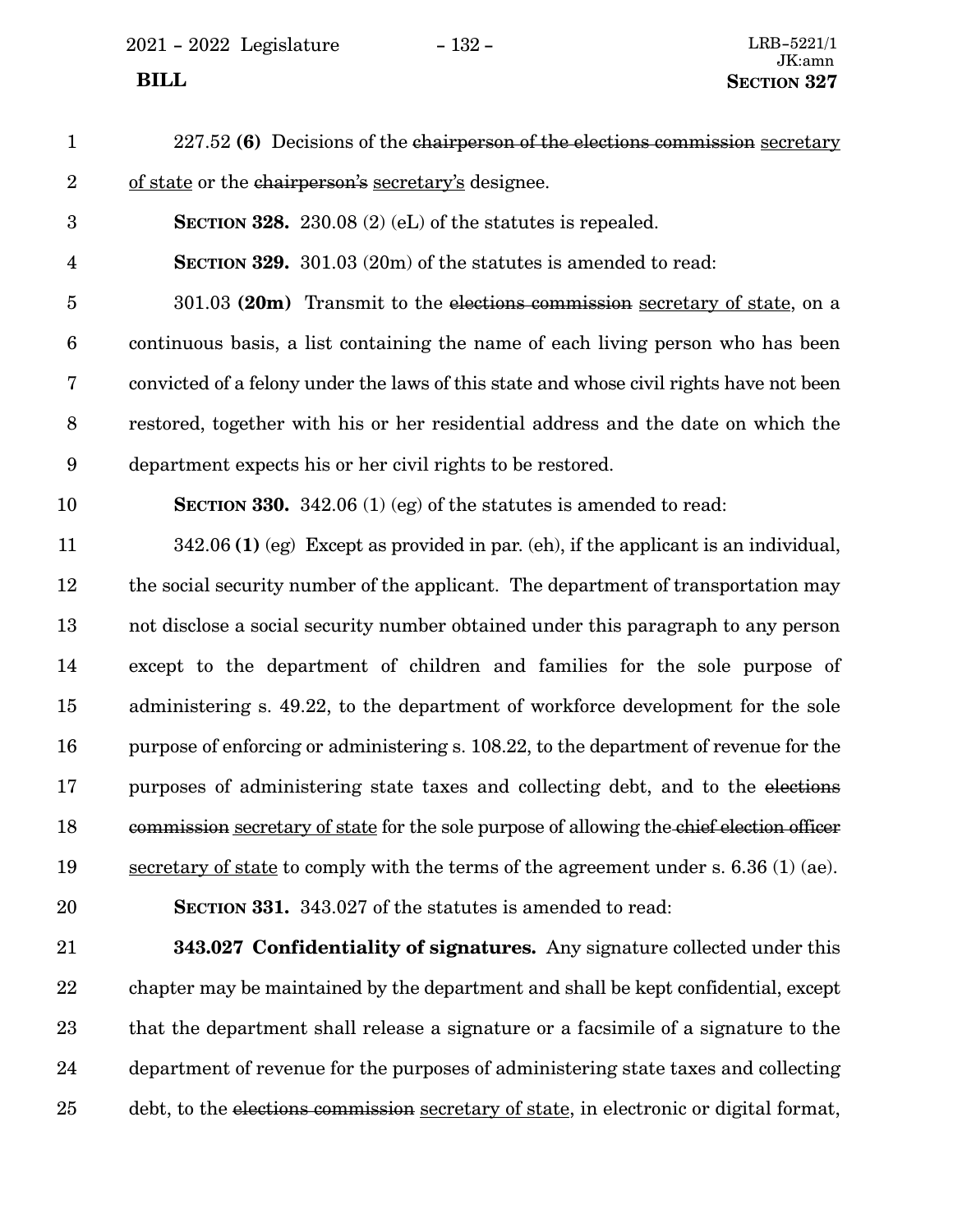227.52 **(6)** Decisions of the ~~chairperson of the elections commission~~ <u>secretary of state</u> or the ~~chairperson's~~ <u>secretary's</u> designee.

**SECTION 328.** 230.08 (2) (eL) of the statutes is repealed.

**SECTION 329.** 301.03 (20m) of the statutes is amended to read:

301.03 **(20m)** Transmit to the ~~elections commission~~ <u>secretary of state</u>, on a continuous basis, a list containing the name of each living person who has been convicted of a felony under the laws of this state and whose civil rights have not been restored, together with his or her residential address and the date on which the department expects his or her civil rights to be restored.

**SECTION 330.** 342.06 (1) (eg) of the statutes is amended to read:

342.06 **(1)** (eg) Except as provided in par. (eh), if the applicant is an individual, the social security number of the applicant. The department of transportation may not disclose a social security number obtained under this paragraph to any person except to the department of children and families for the sole purpose of administering s. 49.22, to the department of workforce development for the sole purpose of enforcing or administering s. 108.22, to the department of revenue for the purposes of administering state taxes and collecting debt, and to the ~~elections commission~~ <u>secretary of state</u> for the sole purpose of allowing the ~~chief election officer~~ <u>secretary of state</u> to comply with the terms of the agreement under s. 6.36 (1) (ae).

**SECTION 331.** 343.027 of the statutes is amended to read:

**343.027 Confidentiality of signatures.** Any signature collected under this chapter may be maintained by the department and shall be kept confidential, except that the department shall release a signature or a facsimile of a signature to the department of revenue for the purposes of administering state taxes and collecting debt, to the ~~elections commission~~ <u>secretary of state</u>, in electronic or digital format,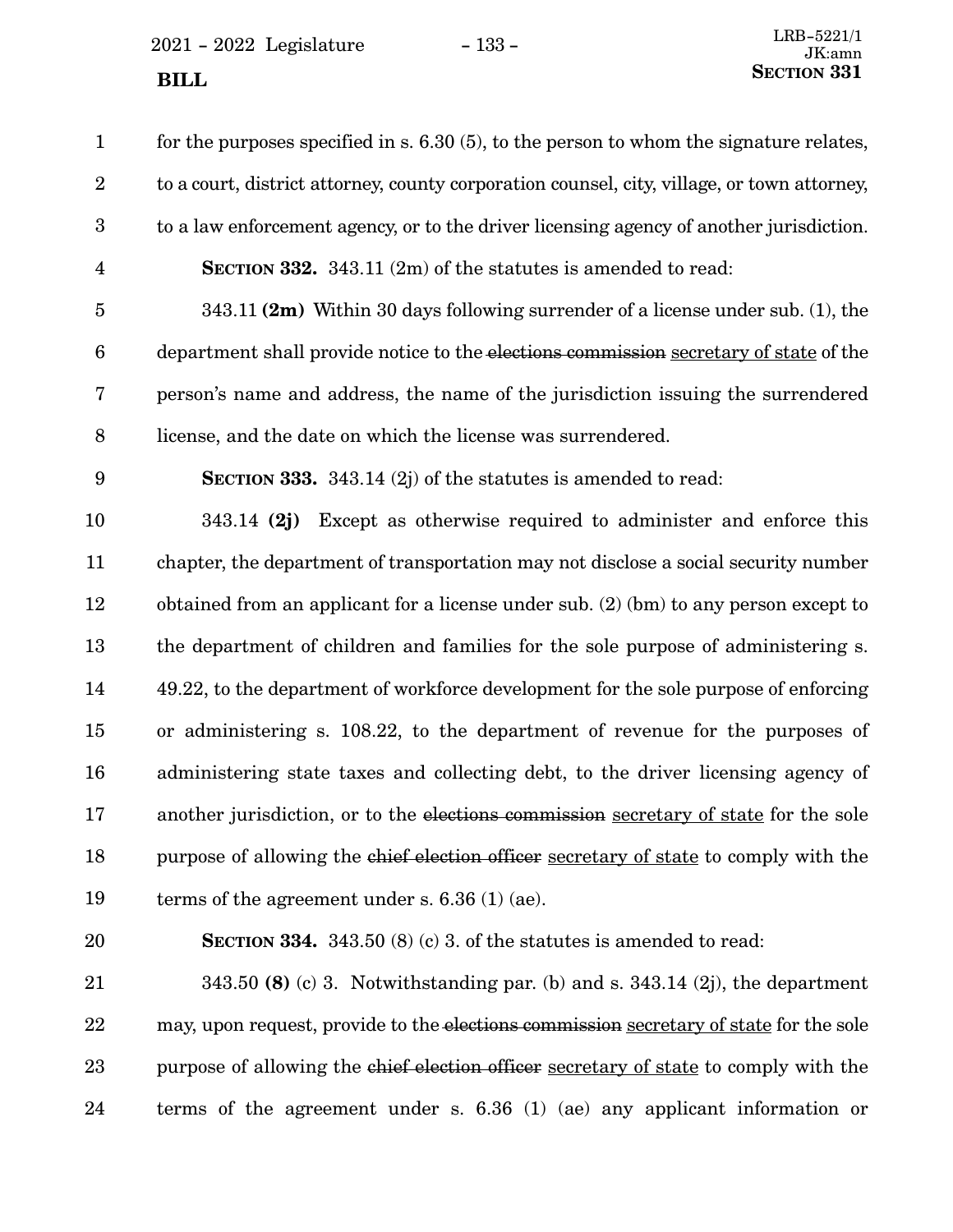for the purposes specified in s. 6.30 (5), to the person to whom the signature relates, to a court, district attorney, county corporation counsel, city, village, or town attorney, to a law enforcement agency, or to the driver licensing agency of another jurisdiction.

**SECTION 332.** 343.11 (2m) of the statutes is amended to read:

343.11 **(2m)** Within 30 days following surrender of a license under sub. (1), the department shall provide notice to the ~~elections commission~~ secretary of state of the person's name and address, the name of the jurisdiction issuing the surrendered license, and the date on which the license was surrendered.

**SECTION 333.** 343.14 (2j) of the statutes is amended to read:

343.14 **(2j)** Except as otherwise required to administer and enforce this chapter, the department of transportation may not disclose a social security number obtained from an applicant for a license under sub. (2) (bm) to any person except to the department of children and families for the sole purpose of administering s. 49.22, to the department of workforce development for the sole purpose of enforcing or administering s. 108.22, to the department of revenue for the purposes of administering state taxes and collecting debt, to the driver licensing agency of another jurisdiction, or to the ~~elections commission~~ secretary of state for the sole purpose of allowing the ~~chief election officer~~ secretary of state to comply with the terms of the agreement under s. 6.36 (1) (ae).

**SECTION 334.** 343.50 (8) (c) 3. of the statutes is amended to read:

343.50 **(8)** (c) 3. Notwithstanding par. (b) and s. 343.14 (2j), the department may, upon request, provide to the ~~elections commission~~ secretary of state for the sole purpose of allowing the ~~chief election officer~~ secretary of state to comply with the terms of the agreement under s. 6.36 (1) (ae) any applicant information or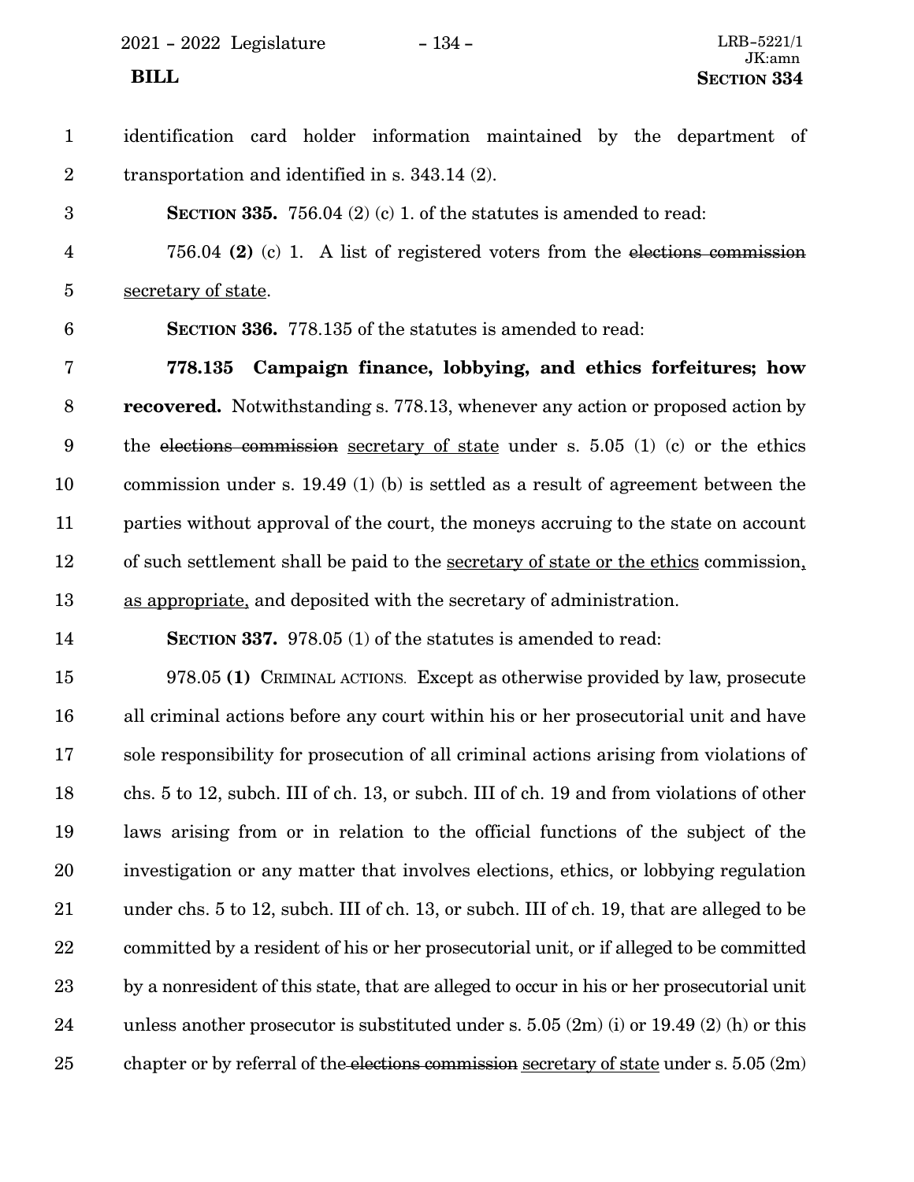identification card holder information maintained by the department of transportation and identified in s. 343.14 (2).

**SECTION 335.** 756.04 (2) (c) 1. of the statutes is amended to read:

756.04 **(2)** (c) 1. A list of registered voters from the ~~elections commission~~ secretary of state.

**SECTION 336.** 778.135 of the statutes is amended to read:

**778.135 Campaign finance, lobbying, and ethics forfeitures; how recovered.** Notwithstanding s. 778.13, whenever any action or proposed action by the ~~elections commission~~ secretary of state under s. 5.05 (1) (c) or the ethics commission under s. 19.49 (1) (b) is settled as a result of agreement between the parties without approval of the court, the moneys accruing to the state on account of such settlement shall be paid to the secretary of state or the ethics commission, as appropriate, and deposited with the secretary of administration.

**SECTION 337.** 978.05 (1) of the statutes is amended to read:

978.05 **(1)** CRIMINAL ACTIONS. Except as otherwise provided by law, prosecute all criminal actions before any court within his or her prosecutorial unit and have sole responsibility for prosecution of all criminal actions arising from violations of chs. 5 to 12, subch. III of ch. 13, or subch. III of ch. 19 and from violations of other laws arising from or in relation to the official functions of the subject of the investigation or any matter that involves elections, ethics, or lobbying regulation under chs. 5 to 12, subch. III of ch. 13, or subch. III of ch. 19, that are alleged to be committed by a resident of his or her prosecutorial unit, or if alleged to be committed by a nonresident of this state, that are alleged to occur in his or her prosecutorial unit unless another prosecutor is substituted under s. 5.05 (2m) (i) or 19.49 (2) (h) or this chapter or by referral of the ~~elections commission~~ secretary of state under s. 5.05 (2m)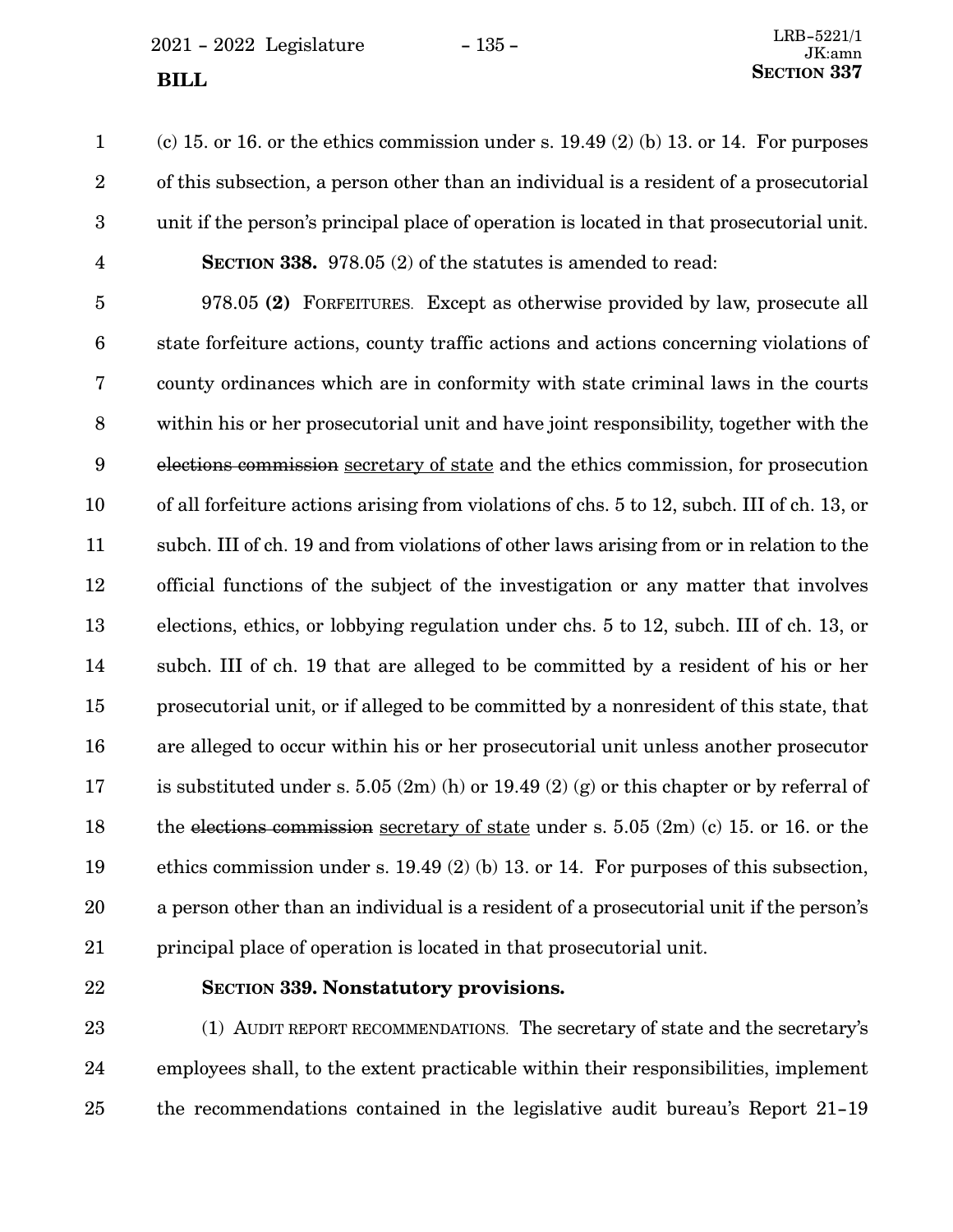(c) 15. or 16. or the ethics commission under s. 19.49 (2) (b) 13. or 14. For purposes of this subsection, a person other than an individual is a resident of a prosecutorial unit if the person's principal place of operation is located in that prosecutorial unit.

**SECTION 338.** 978.05 (2) of the statutes is amended to read:

978.05 **(2)** FORFEITURES. Except as otherwise provided by law, prosecute all state forfeiture actions, county traffic actions and actions concerning violations of county ordinances which are in conformity with state criminal laws in the courts within his or her prosecutorial unit and have joint responsibility, together with the ~~elections commission~~ secretary of state and the ethics commission, for prosecution of all forfeiture actions arising from violations of chs. 5 to 12, subch. III of ch. 13, or subch. III of ch. 19 and from violations of other laws arising from or in relation to the official functions of the subject of the investigation or any matter that involves elections, ethics, or lobbying regulation under chs. 5 to 12, subch. III of ch. 13, or subch. III of ch. 19 that are alleged to be committed by a resident of his or her prosecutorial unit, or if alleged to be committed by a nonresident of this state, that are alleged to occur within his or her prosecutorial unit unless another prosecutor is substituted under s. 5.05 (2m) (h) or 19.49 (2) (g) or this chapter or by referral of the ~~elections commission~~ secretary of state under s. 5.05 (2m) (c) 15. or 16. or the ethics commission under s. 19.49 (2) (b) 13. or 14. For purposes of this subsection, a person other than an individual is a resident of a prosecutorial unit if the person's principal place of operation is located in that prosecutorial unit.

**SECTION 339. Nonstatutory provisions.**

(1) AUDIT REPORT RECOMMENDATIONS. The secretary of state and the secretary's employees shall, to the extent practicable within their responsibilities, implement the recommendations contained in the legislative audit bureau's Report 21-19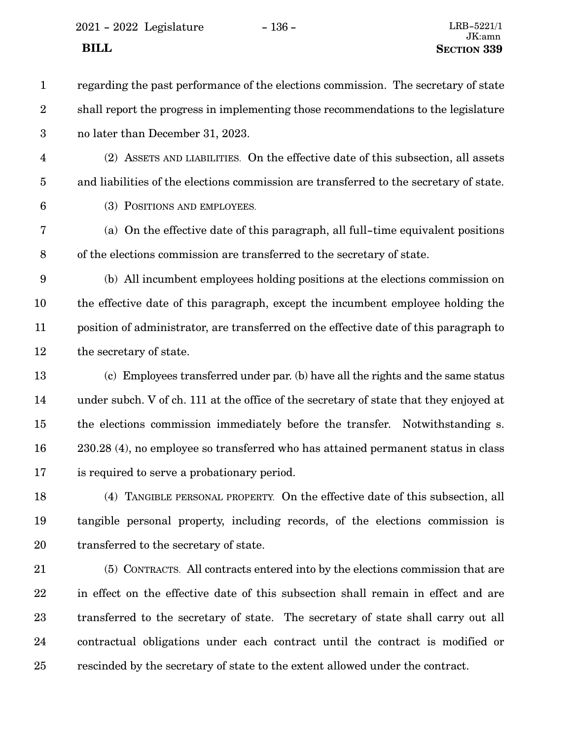regarding the past performance of the elections commission. The secretary of state shall report the progress in implementing those recommendations to the legislature no later than December 31, 2023.

(2) ASSETS AND LIABILITIES. On the effective date of this subsection, all assets and liabilities of the elections commission are transferred to the secretary of state.

(3) POSITIONS AND EMPLOYEES.

(a) On the effective date of this paragraph, all full-time equivalent positions of the elections commission are transferred to the secretary of state.

(b) All incumbent employees holding positions at the elections commission on the effective date of this paragraph, except the incumbent employee holding the position of administrator, are transferred on the effective date of this paragraph to the secretary of state.

(c) Employees transferred under par. (b) have all the rights and the same status under subch. V of ch. 111 at the office of the secretary of state that they enjoyed at the elections commission immediately before the transfer. Notwithstanding s. 230.28 (4), no employee so transferred who has attained permanent status in class is required to serve a probationary period.

(4) TANGIBLE PERSONAL PROPERTY. On the effective date of this subsection, all tangible personal property, including records, of the elections commission is transferred to the secretary of state.

(5) CONTRACTS. All contracts entered into by the elections commission that are in effect on the effective date of this subsection shall remain in effect and are transferred to the secretary of state. The secretary of state shall carry out all contractual obligations under each contract until the contract is modified or rescinded by the secretary of state to the extent allowed under the contract.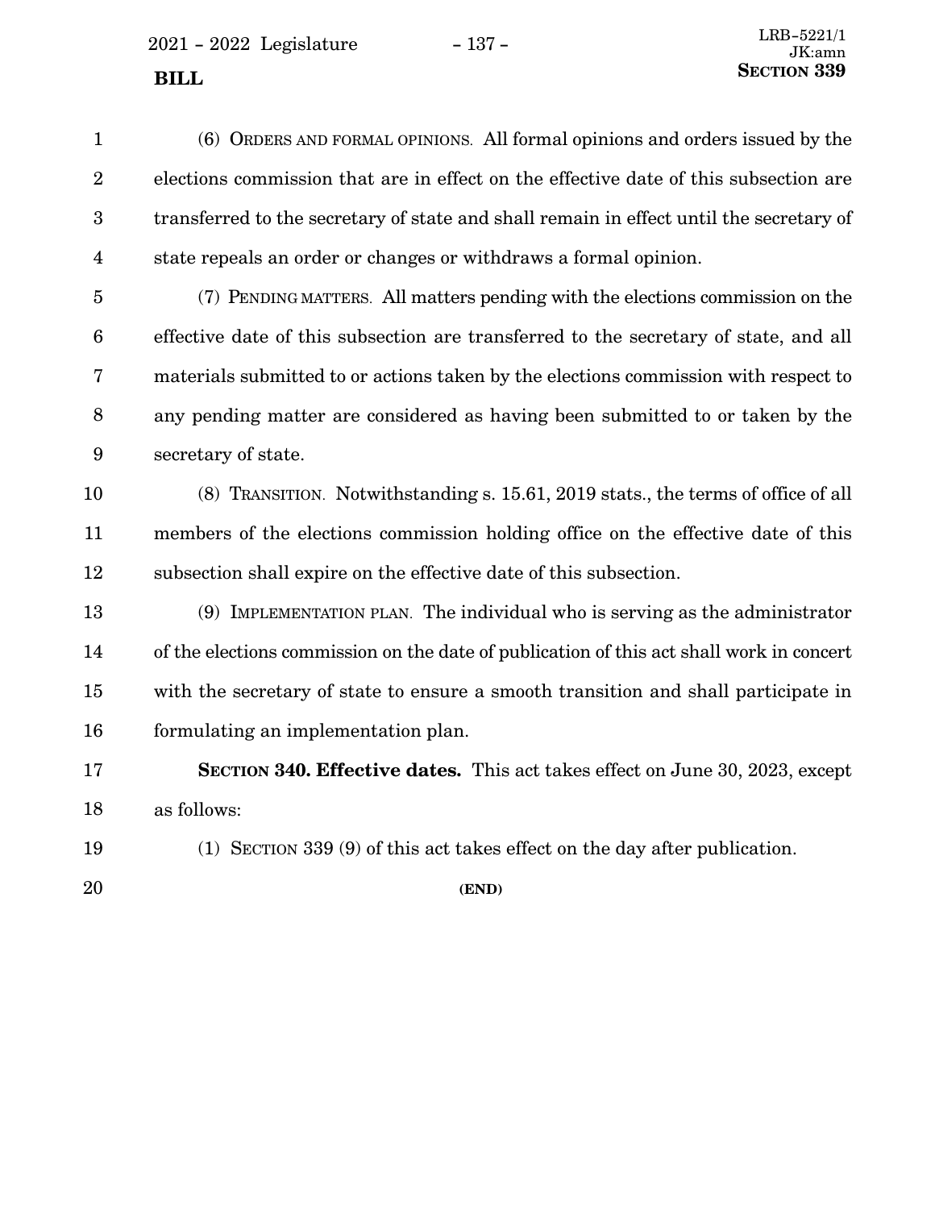(6) ORDERS AND FORMAL OPINIONS. All formal opinions and orders issued by the elections commission that are in effect on the effective date of this subsection are transferred to the secretary of state and shall remain in effect until the secretary of state repeals an order or changes or withdraws a formal opinion.

(7) PENDING MATTERS. All matters pending with the elections commission on the effective date of this subsection are transferred to the secretary of state, and all materials submitted to or actions taken by the elections commission with respect to any pending matter are considered as having been submitted to or taken by the secretary of state.

(8) TRANSITION. Notwithstanding s. 15.61, 2019 stats., the terms of office of all members of the elections commission holding office on the effective date of this subsection shall expire on the effective date of this subsection.

(9) IMPLEMENTATION PLAN. The individual who is serving as the administrator of the elections commission on the date of publication of this act shall work in concert with the secretary of state to ensure a smooth transition and shall participate in formulating an implementation plan.

**SECTION 340. Effective dates.** This act takes effect on June 30, 2023, except as follows:

(1) SECTION 339 (9) of this act takes effect on the day after publication.

**(END)**